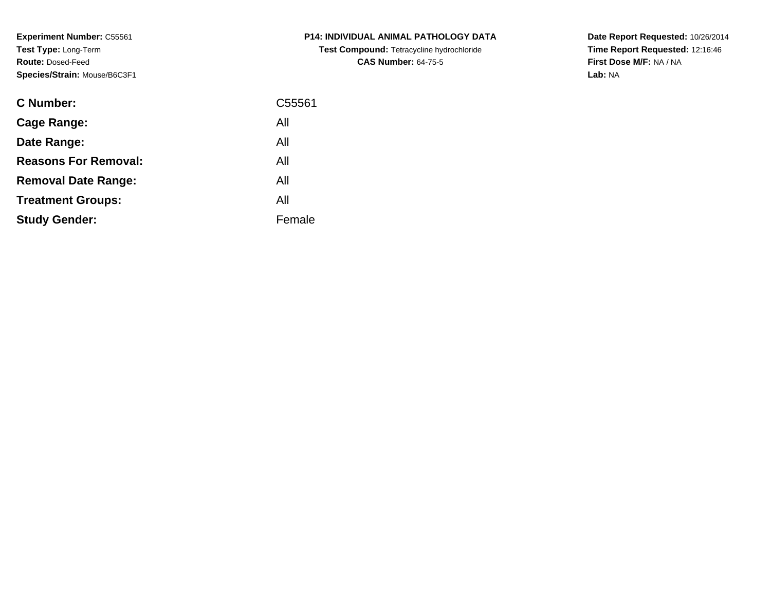**Experiment Number:** C55561
**Test Type:** Long-Term
**Route:** Dosed-Feed
**Species/Strain:** Mouse/B6C3F1

**P14: INDIVIDUAL ANIMAL PATHOLOGY DATA**
**Test Compound:** Tetracycline hydrochloride
**CAS Number:** 64-75-5

**Date Report Requested:** 10/26/2014
**Time Report Requested:** 12:16:46
**First Dose M/F:** NA / NA
**Lab:** NA

| | |
|---|---|
| **C Number:** | C55561 |
| **Cage Range:** | All |
| **Date Range:** | All |
| **Reasons For Removal:** | All |
| **Removal Date Range:** | All |
| **Treatment Groups:** | All |
| **Study Gender:** | Female |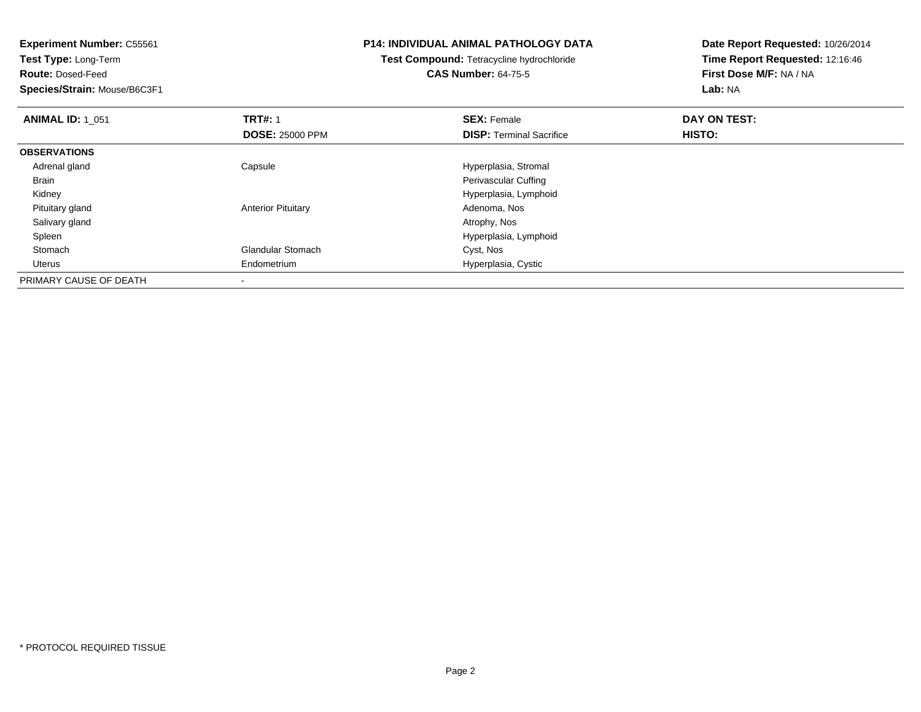**Experiment Number:** C55561
**Test Type:** Long-Term
**Route:** Dosed-Feed
**Species/Strain:** Mouse/B6C3F1

**P14: INDIVIDUAL ANIMAL PATHOLOGY DATA**
**Test Compound:** Tetracycline hydrochloride
**CAS Number:** 64-75-5

**Date Report Requested:** 10/26/2014
**Time Report Requested:** 12:16:46
**First Dose M/F:** NA / NA
**Lab:** NA

| **ANIMAL ID:** 1_051 | **TRT#:** 1<br>**DOSE:** 25000 PPM | **SEX:** Female<br>**DISP:** Terminal Sacrifice | **DAY ON TEST:**<br>**HISTO:** |
|---|---|---|---|
| **OBSERVATIONS** | | | |
| Adrenal gland | Capsule | Hyperplasia, Stromal | |
| Brain | | Perivascular Cuffing | |
| Kidney | | Hyperplasia, Lymphoid | |
| Pituitary gland | Anterior Pituitary | Adenoma, Nos | |
| Salivary gland | | Atrophy, Nos | |
| Spleen | | Hyperplasia, Lymphoid | |
| Stomach | Glandular Stomach | Cyst, Nos | |
| Uterus | Endometrium | Hyperplasia, Cystic | |
| PRIMARY CAUSE OF DEATH | - | | |

* PROTOCOL REQUIRED TISSUE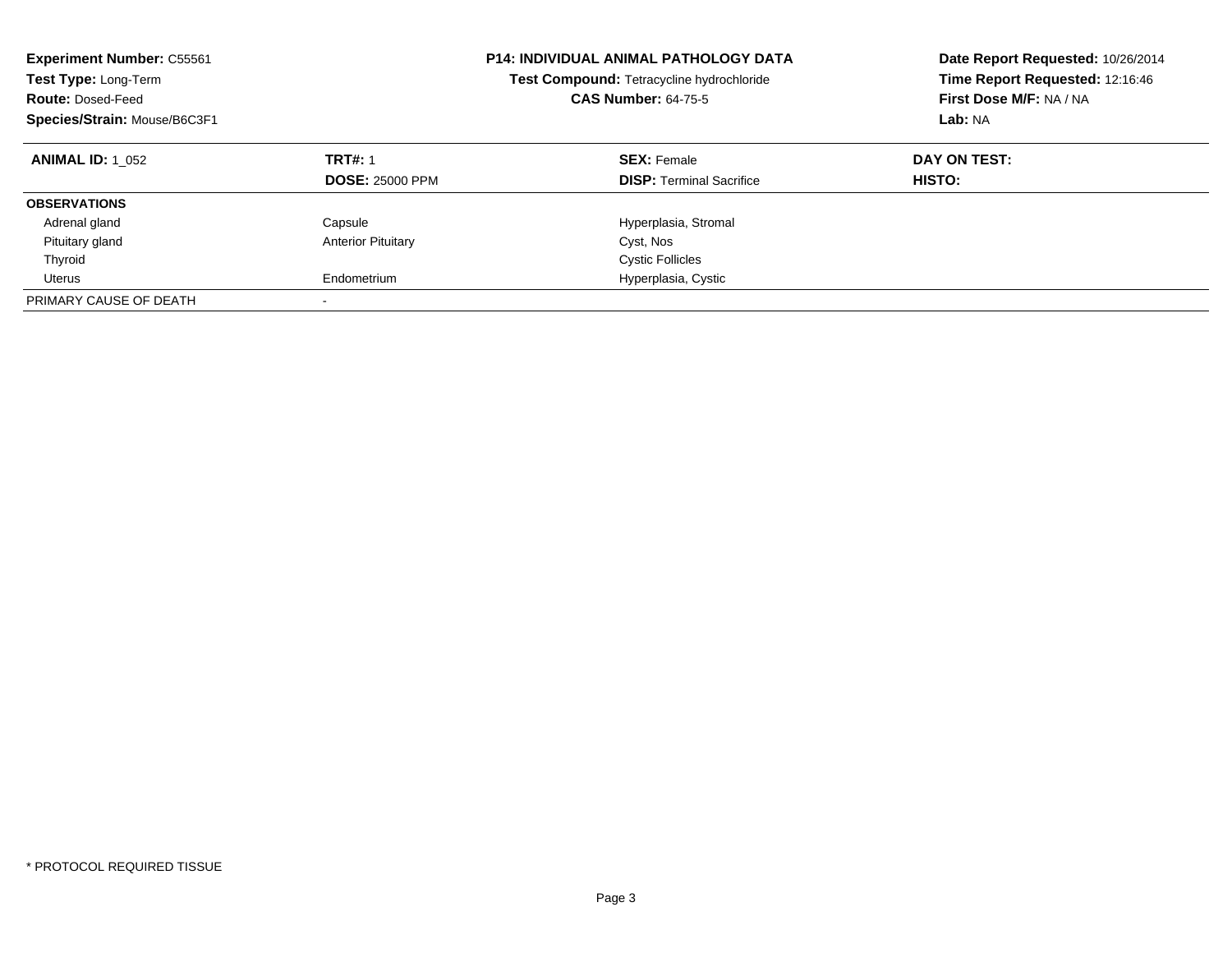**Experiment Number:** C55561
**Test Type:** Long-Term
**Route:** Dosed-Feed
**Species/Strain:** Mouse/B6C3F1

**P14: INDIVIDUAL ANIMAL PATHOLOGY DATA**
**Test Compound:** Tetracycline hydrochloride
**CAS Number:** 64-75-5

**Date Report Requested:** 10/26/2014
**Time Report Requested:** 12:16:46
**First Dose M/F:** NA / NA
**Lab:** NA

| **ANIMAL ID:** 1_052 | **TRT#:** 1 | **SEX:** Female | **DAY ON TEST:** |
|---|---|---|---|
| | **DOSE:** 25000 PPM | **DISP:** Terminal Sacrifice | **HISTO:** |
| **OBSERVATIONS** | | | |
| Adrenal gland | Capsule | Hyperplasia, Stromal | |
| Pituitary gland | Anterior Pituitary | Cyst, Nos | |
| Thyroid | | Cystic Follicles | |
| Uterus | Endometrium | Hyperplasia, Cystic | |
| PRIMARY CAUSE OF DEATH | - | | |

* PROTOCOL REQUIRED TISSUE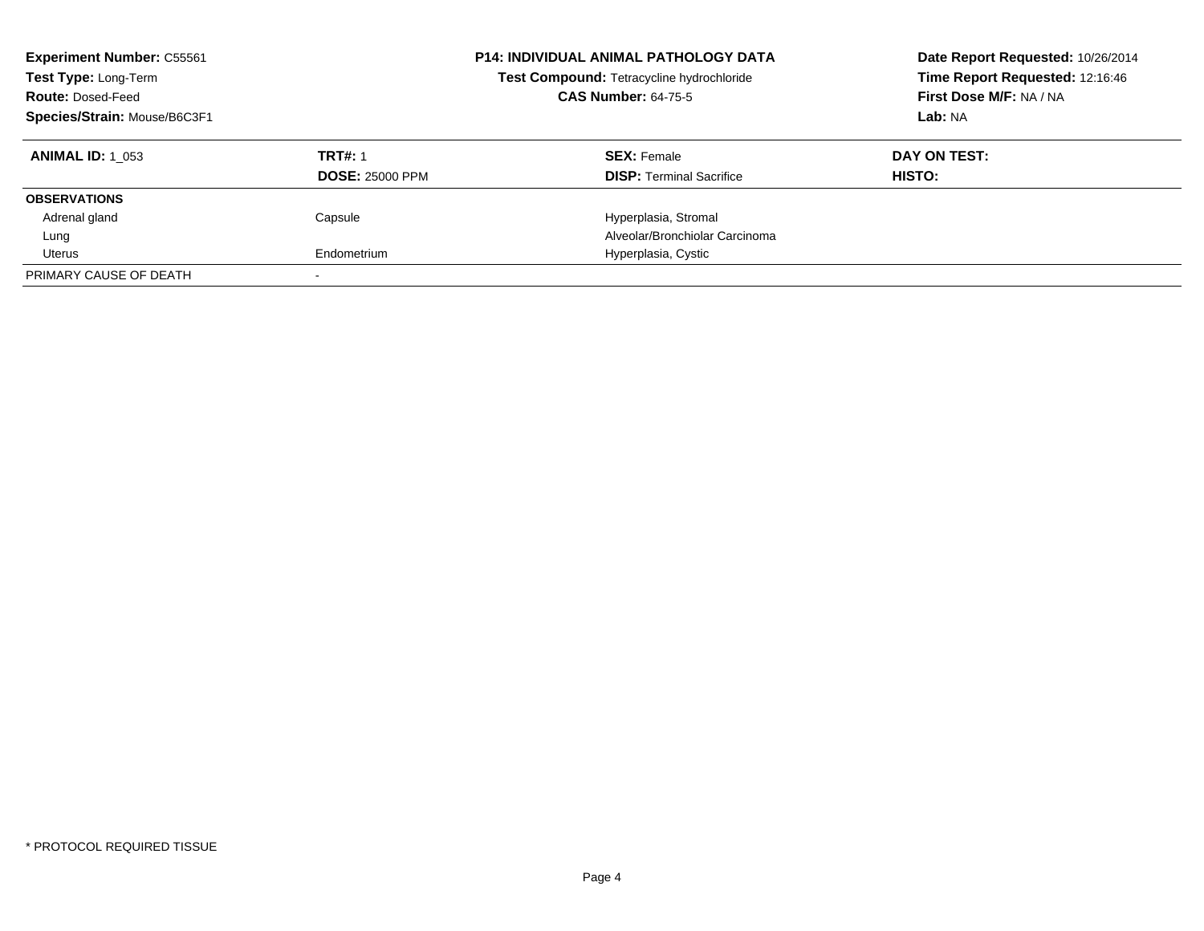**Experiment Number:** C55561
**Test Type:** Long-Term
**Route:** Dosed-Feed
**Species/Strain:** Mouse/B6C3F1

**P14: INDIVIDUAL ANIMAL PATHOLOGY DATA**
**Test Compound:** Tetracycline hydrochloride
**CAS Number:** 64-75-5

**Date Report Requested:** 10/26/2014
**Time Report Requested:** 12:16:46
**First Dose M/F:** NA / NA
**Lab:** NA

| **ANIMAL ID:** 1_053 | **TRT#:** 1 | **SEX:** Female | **DAY ON TEST:** |
|---|---|---|---|
| | **DOSE:** 25000 PPM | **DISP:** Terminal Sacrifice | **HISTO:** |
| **OBSERVATIONS** | | | |
| Adrenal gland | Capsule | Hyperplasia, Stromal | |
| Lung | | Alveolar/Bronchiolar Carcinoma | |
| Uterus | Endometrium | Hyperplasia, Cystic | |
| PRIMARY CAUSE OF DEATH | - | | |

* PROTOCOL REQUIRED TISSUE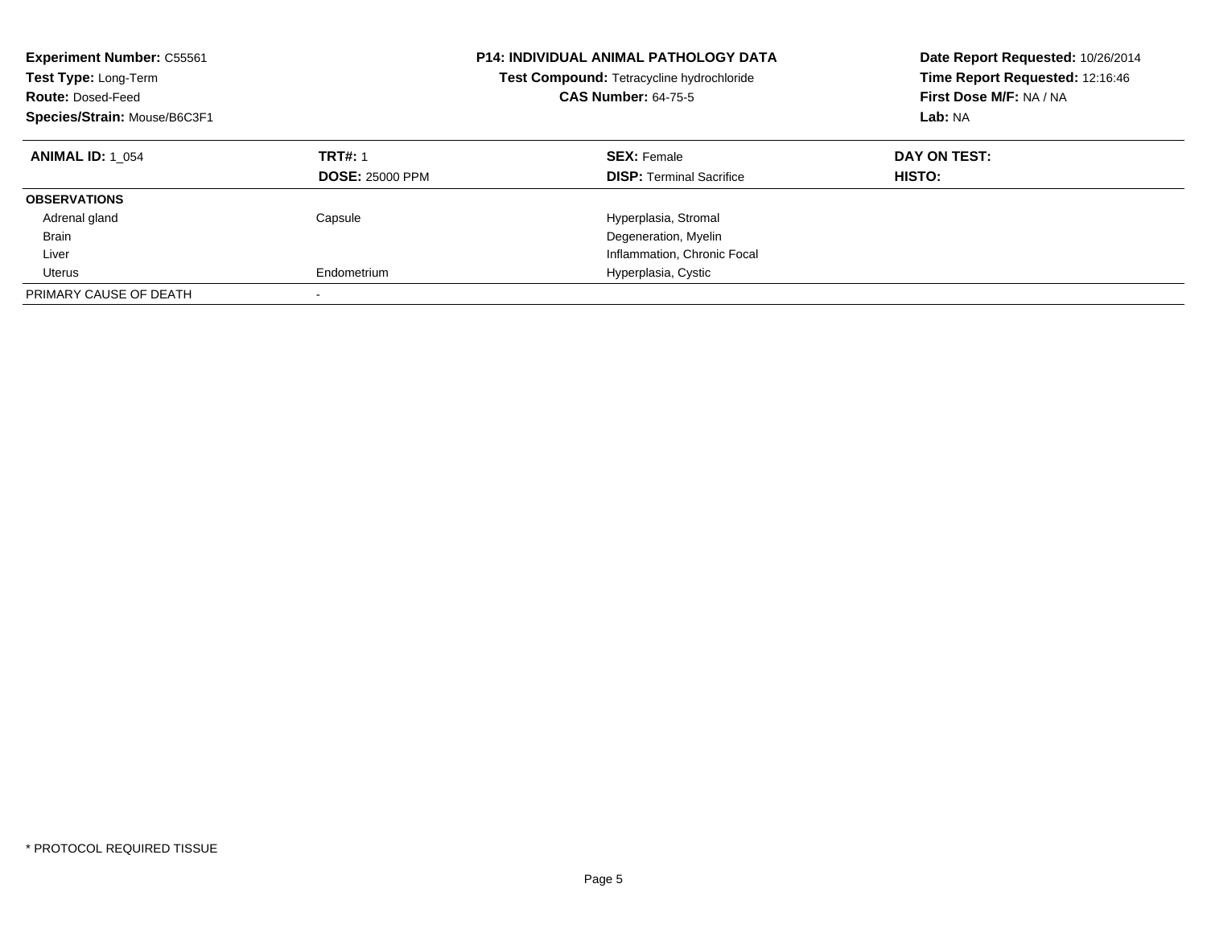**Experiment Number:** C55561
**Test Type:** Long-Term
**Route:** Dosed-Feed
**Species/Strain:** Mouse/B6C3F1

**P14: INDIVIDUAL ANIMAL PATHOLOGY DATA**
**Test Compound:** Tetracycline hydrochloride
**CAS Number:** 64-75-5

**Date Report Requested:** 10/26/2014
**Time Report Requested:** 12:16:46
**First Dose M/F:** NA / NA
**Lab:** NA

| **ANIMAL ID:** 1_054 | **TRT#:** 1 | **SEX:** Female | **DAY ON TEST:** |
|---|---|---|---|
| | **DOSE:** 25000 PPM | **DISP:** Terminal Sacrifice | **HISTO:** |
| **OBSERVATIONS** | | | |
| Adrenal gland | Capsule | Hyperplasia, Stromal | |
| Brain | | Degeneration, Myelin | |
| Liver | | Inflammation, Chronic Focal | |
| Uterus | Endometrium | Hyperplasia, Cystic | |
| PRIMARY CAUSE OF DEATH | - | | |

* PROTOCOL REQUIRED TISSUE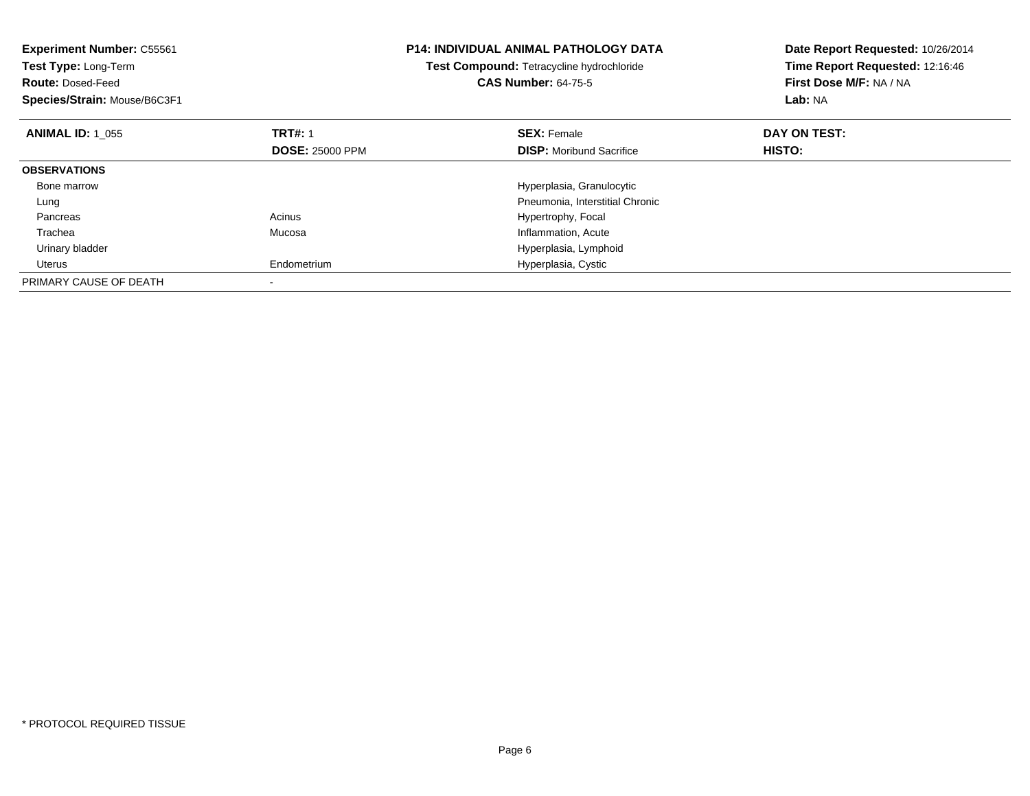**Experiment Number:** C55561
**Test Type:** Long-Term
**Route:** Dosed-Feed
**Species/Strain:** Mouse/B6C3F1

**P14: INDIVIDUAL ANIMAL PATHOLOGY DATA**
**Test Compound:** Tetracycline hydrochloride
**CAS Number:** 64-75-5

**Date Report Requested:** 10/26/2014
**Time Report Requested:** 12:16:46
**First Dose M/F:** NA / NA
**Lab:** NA

| **ANIMAL ID:** 1_055 | **TRT#:** 1 | **SEX:** Female | **DAY ON TEST:** |
|---|---|---|---|
| | **DOSE:** 25000 PPM | **DISP:** Moribund Sacrifice | **HISTO:** |
| **OBSERVATIONS** | | | |
| Bone marrow | | Hyperplasia, Granulocytic | |
| Lung | | Pneumonia, Interstitial Chronic | |
| Pancreas | Acinus | Hypertrophy, Focal | |
| Trachea | Mucosa | Inflammation, Acute | |
| Urinary bladder | | Hyperplasia, Lymphoid | |
| Uterus | Endometrium | Hyperplasia, Cystic | |
| PRIMARY CAUSE OF DEATH | - | | |

* PROTOCOL REQUIRED TISSUE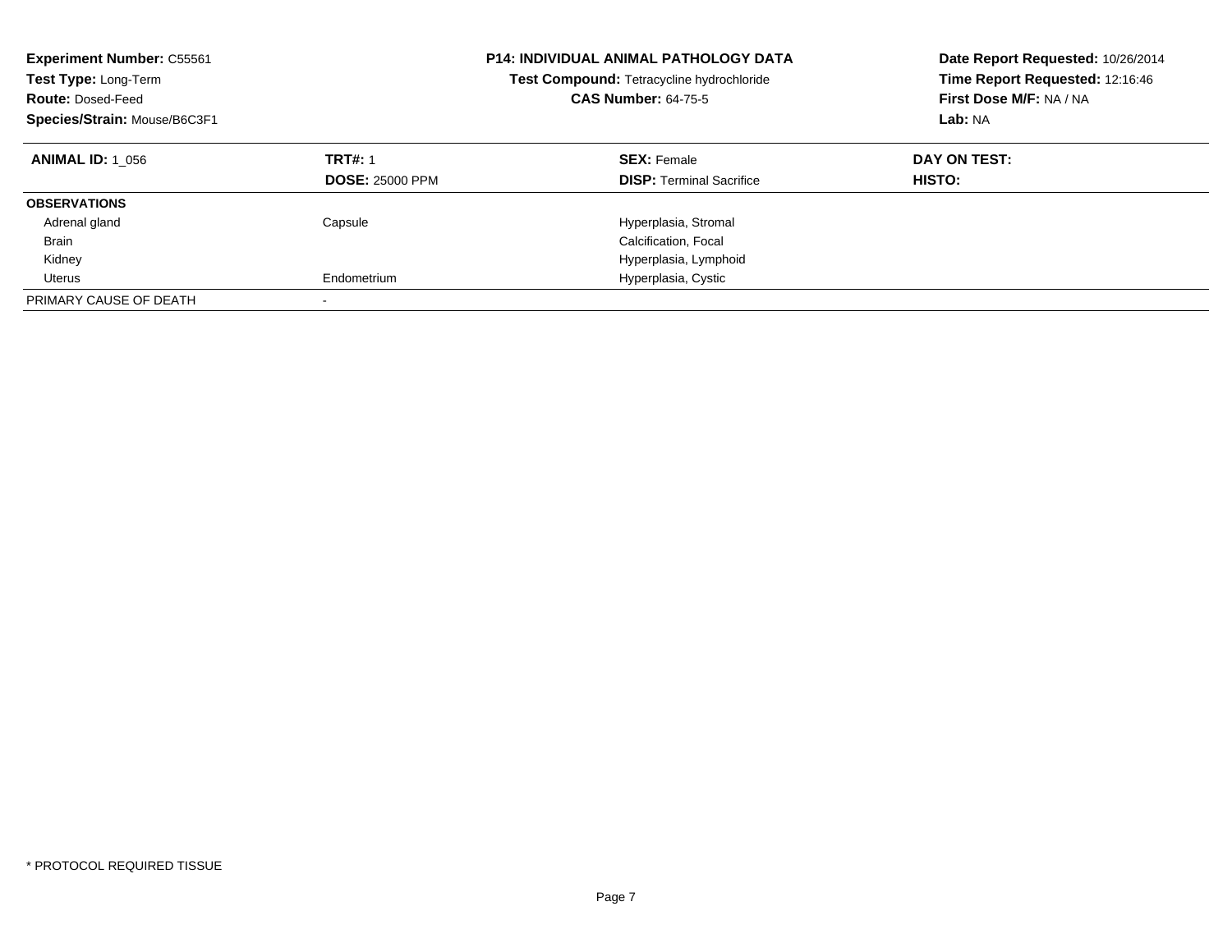**Experiment Number:** C55561
**Test Type:** Long-Term
**Route:** Dosed-Feed
**Species/Strain:** Mouse/B6C3F1

**P14: INDIVIDUAL ANIMAL PATHOLOGY DATA**
**Test Compound:** Tetracycline hydrochloride
**CAS Number:** 64-75-5

**Date Report Requested:** 10/26/2014
**Time Report Requested:** 12:16:46
**First Dose M/F:** NA / NA
**Lab:** NA

| **ANIMAL ID:** 1_056 | **TRT#:** 1<br>**DOSE:** 25000 PPM | **SEX:** Female<br>**DISP:** Terminal Sacrifice | **DAY ON TEST:**<br>**HISTO:** |
|---|---|---|---|
| **OBSERVATIONS** | | | |
| Adrenal gland | Capsule | Hyperplasia, Stromal | |
| Brain | | Calcification, Focal | |
| Kidney | | Hyperplasia, Lymphoid | |
| Uterus | Endometrium | Hyperplasia, Cystic | |
| PRIMARY CAUSE OF DEATH | - | | |

\* PROTOCOL REQUIRED TISSUE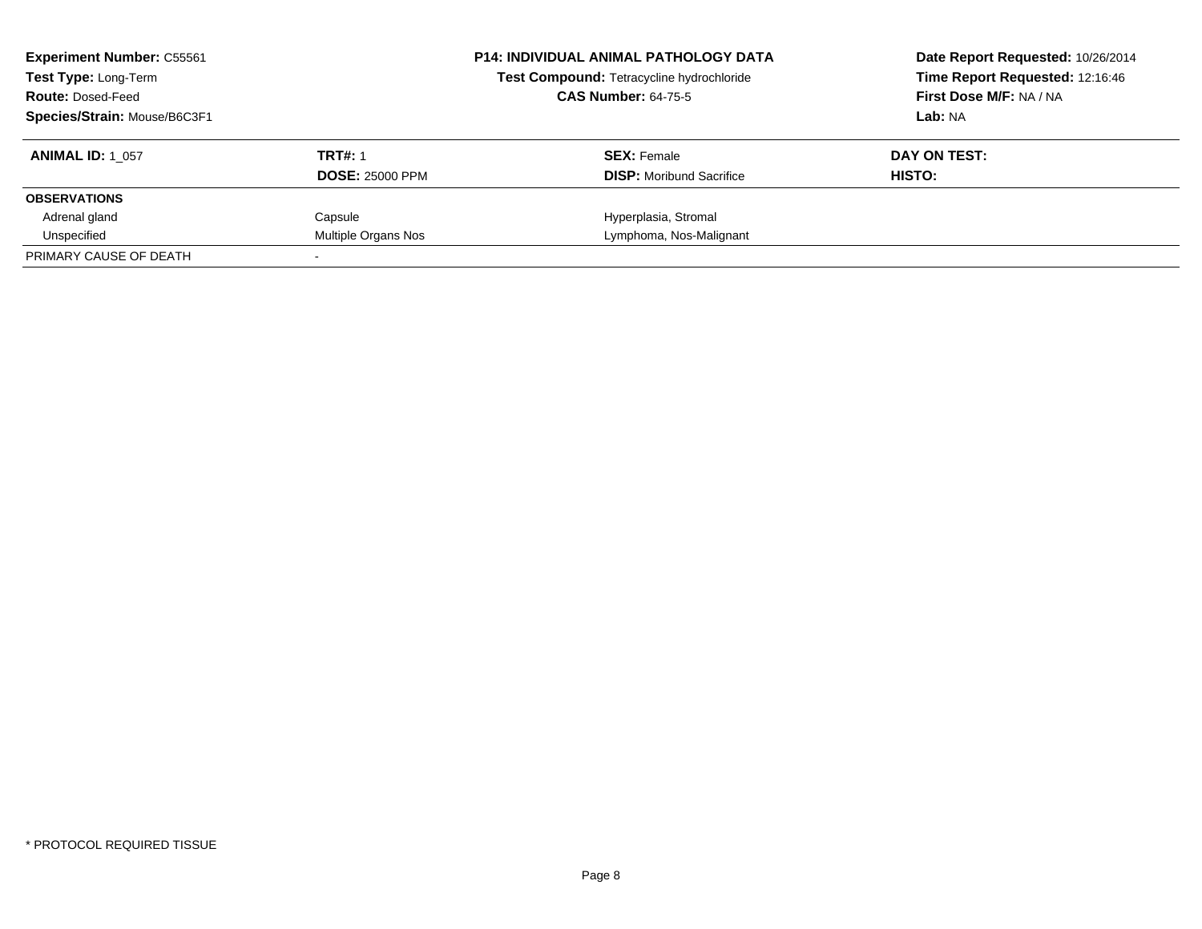**Experiment Number:** C55561
**Test Type:** Long-Term
**Route:** Dosed-Feed
**Species/Strain:** Mouse/B6C3F1

**P14: INDIVIDUAL ANIMAL PATHOLOGY DATA**
**Test Compound:** Tetracycline hydrochloride
**CAS Number:** 64-75-5

**Date Report Requested:** 10/26/2014
**Time Report Requested:** 12:16:46
**First Dose M/F:** NA / NA
**Lab:** NA

| **ANIMAL ID:** 1_057 | **TRT#:** 1 | **SEX:** Female | **DAY ON TEST:** |
|---|---|---|---|
| | **DOSE:** 25000 PPM | **DISP:** Moribund Sacrifice | **HISTO:** |
| **OBSERVATIONS** | | | |
| Adrenal gland | Capsule | Hyperplasia, Stromal | |
| Unspecified | Multiple Organs Nos | Lymphoma, Nos-Malignant | |
| PRIMARY CAUSE OF DEATH | - | | |

* PROTOCOL REQUIRED TISSUE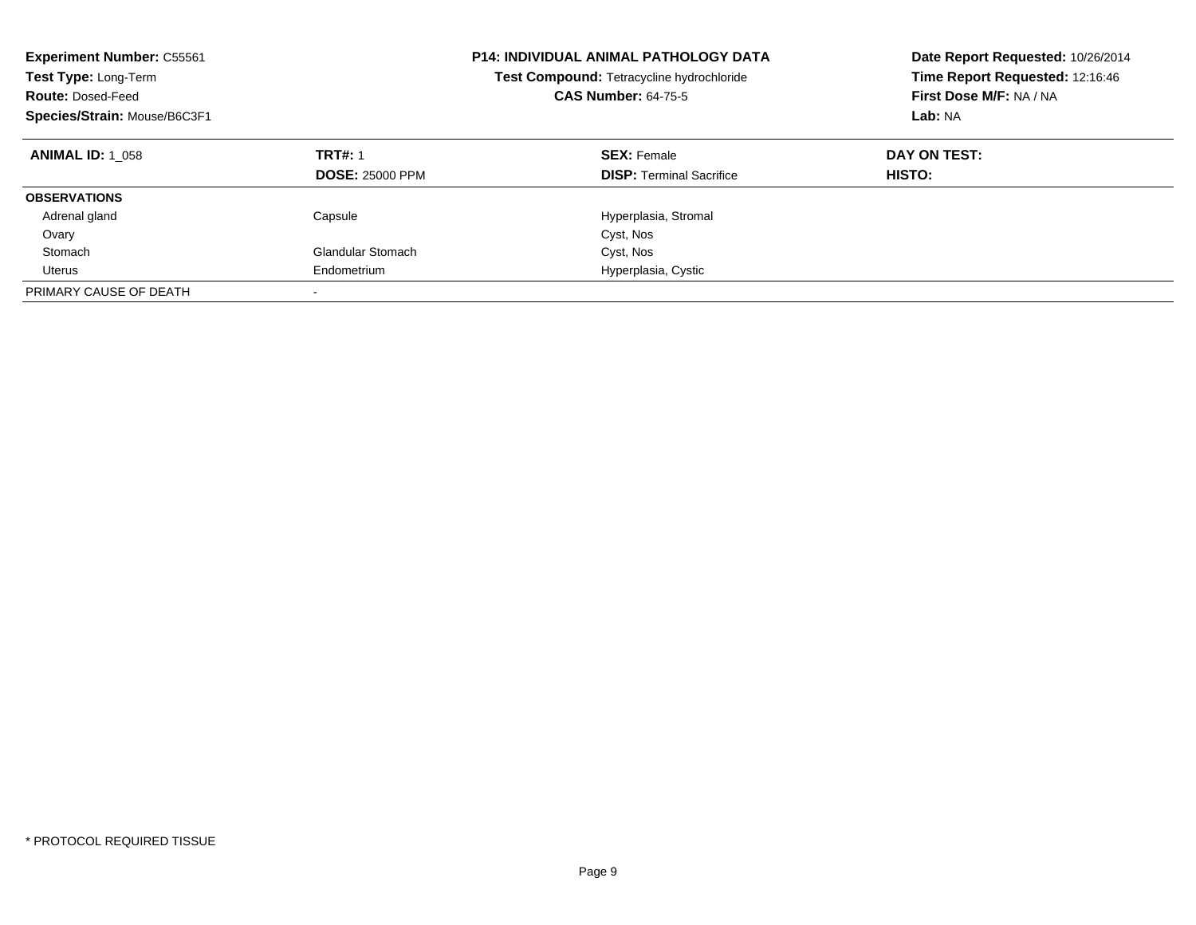**Experiment Number:** C55561
**Test Type:** Long-Term
**Route:** Dosed-Feed
**Species/Strain:** Mouse/B6C3F1

**P14: INDIVIDUAL ANIMAL PATHOLOGY DATA**
**Test Compound:** Tetracycline hydrochloride
**CAS Number:** 64-75-5

**Date Report Requested:** 10/26/2014
**Time Report Requested:** 12:16:46
**First Dose M/F:** NA / NA
**Lab:** NA

| **ANIMAL ID:** 1_058 | **TRT#:** 1 | **SEX:** Female | **DAY ON TEST:** |
|---|---|---|---|
| | **DOSE:** 25000 PPM | **DISP:** Terminal Sacrifice | **HISTO:** |
| **OBSERVATIONS** | | | |
| Adrenal gland | Capsule | Hyperplasia, Stromal | |
| Ovary | | Cyst, Nos | |
| Stomach | Glandular Stomach | Cyst, Nos | |
| Uterus | Endometrium | Hyperplasia, Cystic | |
| PRIMARY CAUSE OF DEATH | - | | |

* PROTOCOL REQUIRED TISSUE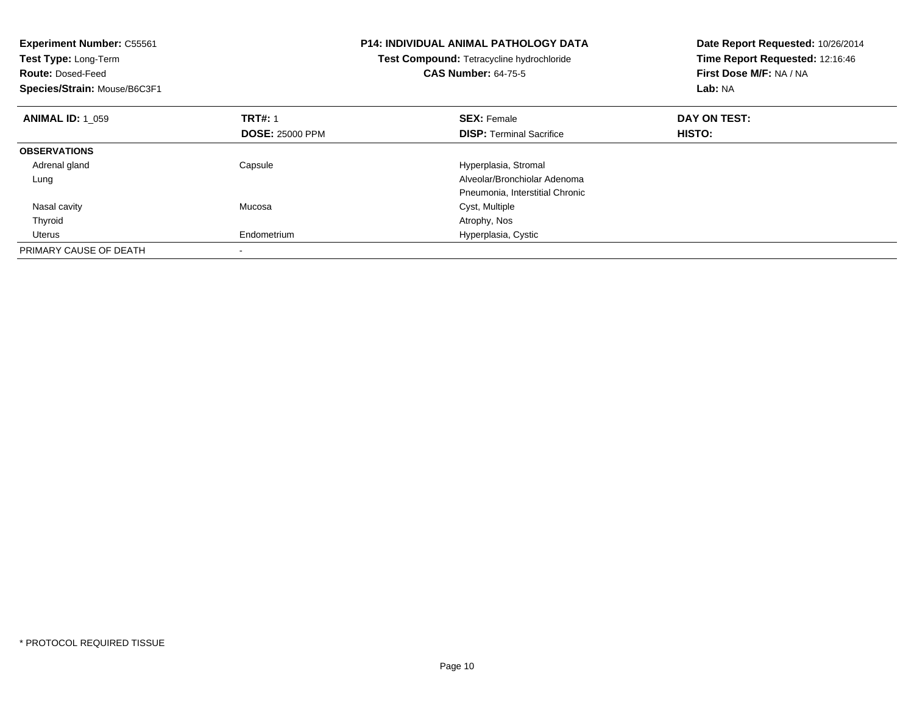**Experiment Number:** C55561
**Test Type:** Long-Term
**Route:** Dosed-Feed
**Species/Strain:** Mouse/B6C3F1

**P14: INDIVIDUAL ANIMAL PATHOLOGY DATA**
**Test Compound:** Tetracycline hydrochloride
**CAS Number:** 64-75-5

**Date Report Requested:** 10/26/2014
**Time Report Requested:** 12:16:46
**First Dose M/F:** NA / NA
**Lab:** NA

| **ANIMAL ID:** 1_059 | **TRT#:** 1 | **SEX:** Female | **DAY ON TEST:** |
|---|---|---|---|
| | **DOSE:** 25000 PPM | **DISP:** Terminal Sacrifice | **HISTO:** |
| **OBSERVATIONS** | | | |
| Adrenal gland | Capsule | Hyperplasia, Stromal | |
| Lung | | Alveolar/Bronchiolar Adenoma | |
| | | Pneumonia, Interstitial Chronic | |
| Nasal cavity | Mucosa | Cyst, Multiple | |
| Thyroid | | Atrophy, Nos | |
| Uterus | Endometrium | Hyperplasia, Cystic | |
| PRIMARY CAUSE OF DEATH | - | | |

* PROTOCOL REQUIRED TISSUE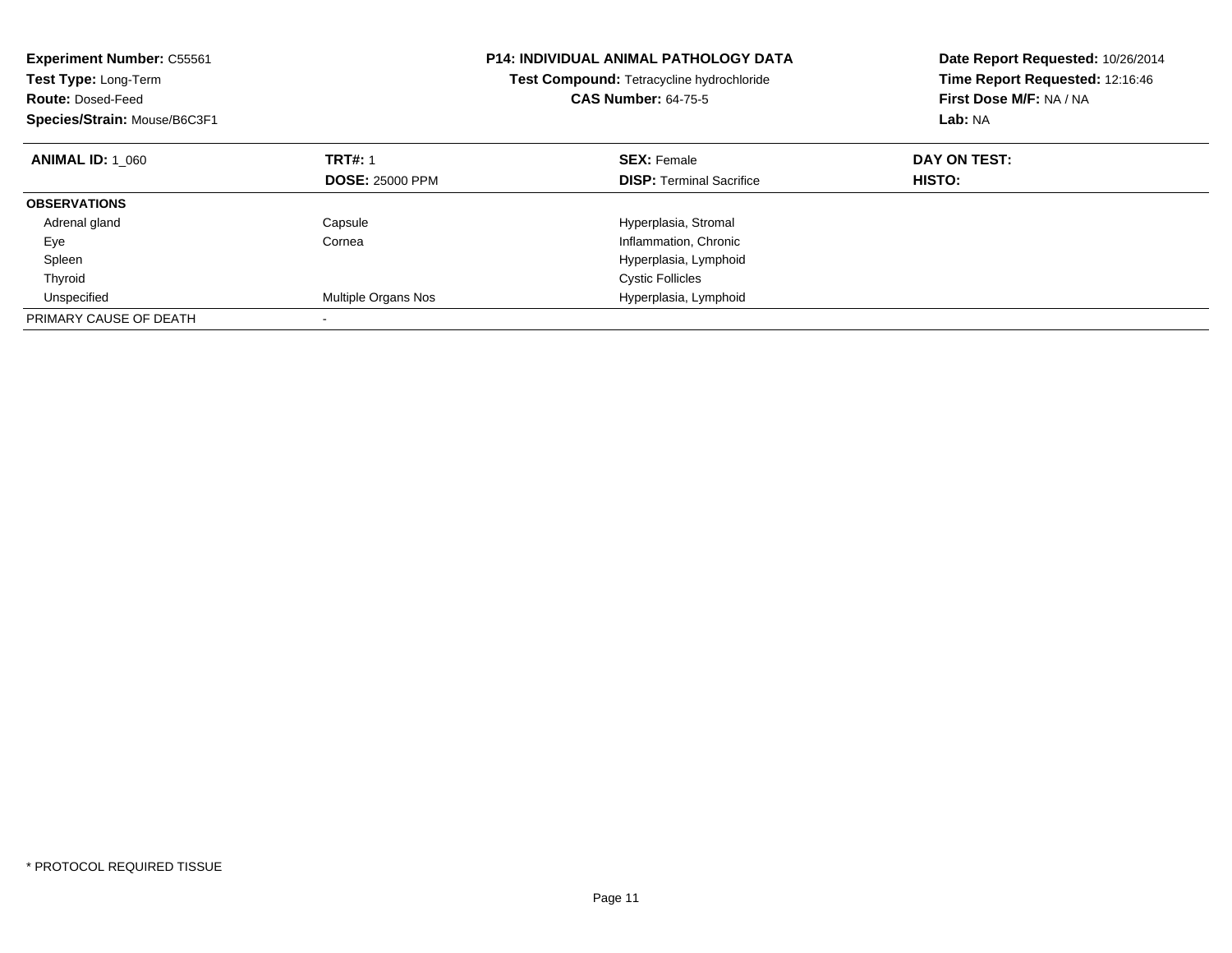**Experiment Number:** C55561
**Test Type:** Long-Term
**Route:** Dosed-Feed
**Species/Strain:** Mouse/B6C3F1

**P14: INDIVIDUAL ANIMAL PATHOLOGY DATA**
**Test Compound:** Tetracycline hydrochloride
**CAS Number:** 64-75-5

**Date Report Requested:** 10/26/2014
**Time Report Requested:** 12:16:46
**First Dose M/F:** NA / NA
**Lab:** NA

| **ANIMAL ID:** 1_060 | **TRT#:** 1 | **SEX:** Female | **DAY ON TEST:** |
|---|---|---|---|
| | **DOSE:** 25000 PPM | **DISP:** Terminal Sacrifice | **HISTO:** |
| **OBSERVATIONS** | | | |
| Adrenal gland | Capsule | Hyperplasia, Stromal | |
| Eye | Cornea | Inflammation, Chronic | |
| Spleen | | Hyperplasia, Lymphoid | |
| Thyroid | | Cystic Follicles | |
| Unspecified | Multiple Organs Nos | Hyperplasia, Lymphoid | |
| PRIMARY CAUSE OF DEATH | - | | |

* PROTOCOL REQUIRED TISSUE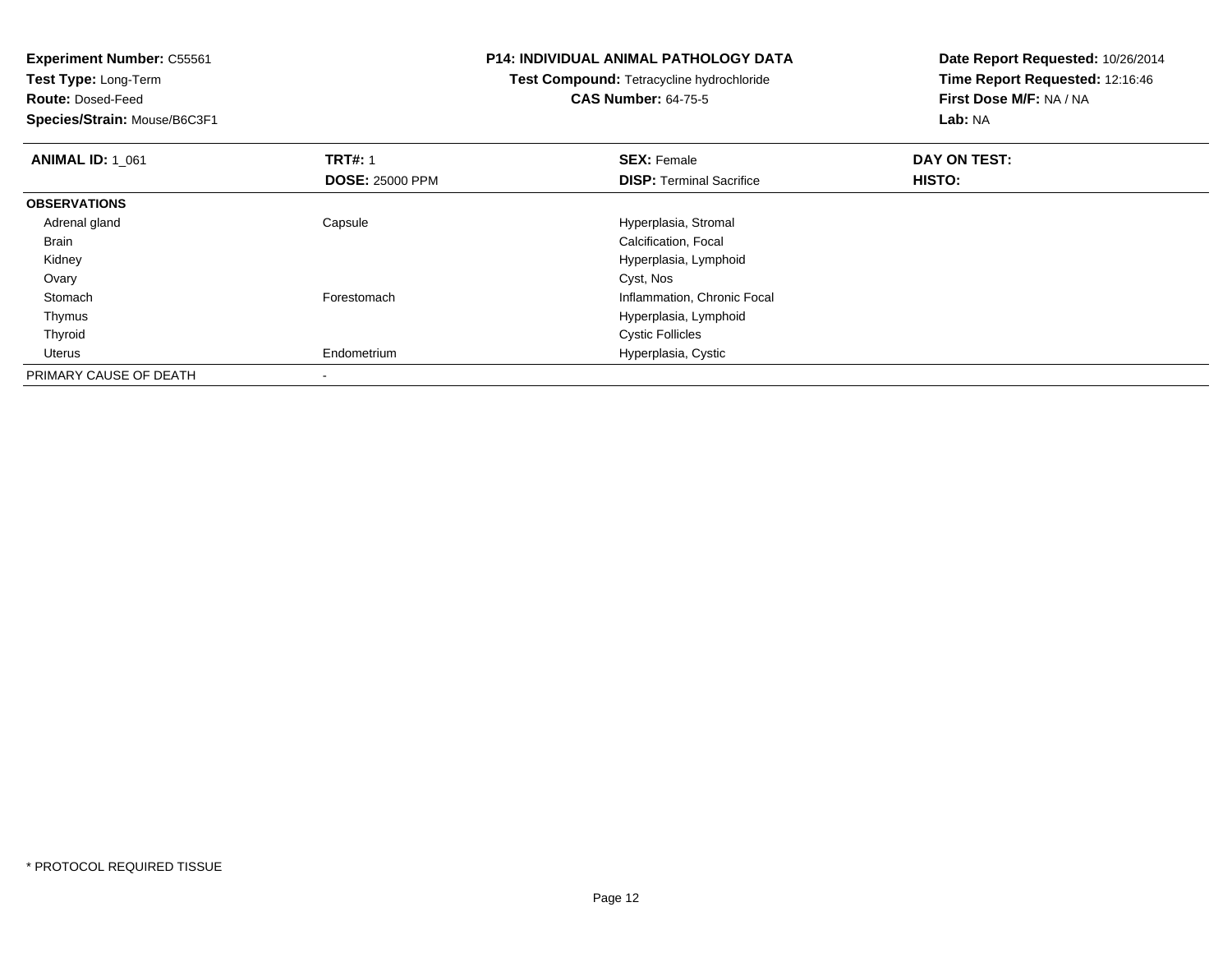**Experiment Number:** C55561
**Test Type:** Long-Term
**Route:** Dosed-Feed
**Species/Strain:** Mouse/B6C3F1

**P14: INDIVIDUAL ANIMAL PATHOLOGY DATA**
**Test Compound:** Tetracycline hydrochloride
**CAS Number:** 64-75-5

**Date Report Requested:** 10/26/2014
**Time Report Requested:** 12:16:46
**First Dose M/F:** NA / NA
**Lab:** NA

| **ANIMAL ID:** 1_061 | **TRT#:** 1 | **SEX:** Female | **DAY ON TEST:** |
|---|---|---|---|
| | **DOSE:** 25000 PPM | **DISP:** Terminal Sacrifice | **HISTO:** |
| **OBSERVATIONS** | | | |
| Adrenal gland | Capsule | Hyperplasia, Stromal | |
| Brain | | Calcification, Focal | |
| Kidney | | Hyperplasia, Lymphoid | |
| Ovary | | Cyst, Nos | |
| Stomach | Forestomach | Inflammation, Chronic Focal | |
| Thymus | | Hyperplasia, Lymphoid | |
| Thyroid | | Cystic Follicles | |
| Uterus | Endometrium | Hyperplasia, Cystic | |
| PRIMARY CAUSE OF DEATH | - | | |

* PROTOCOL REQUIRED TISSUE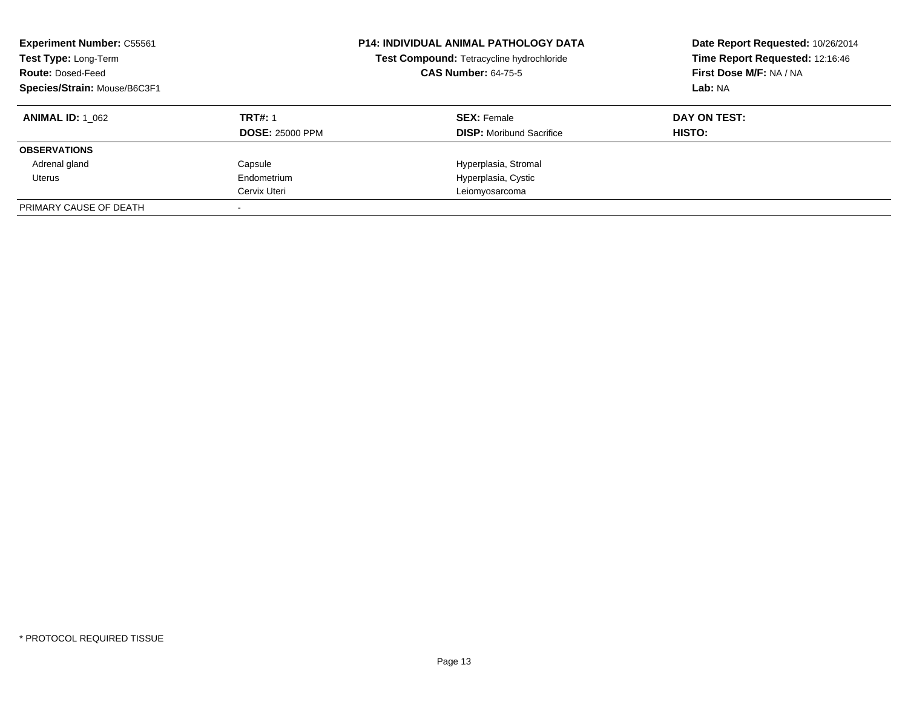**Experiment Number:** C55561
**Test Type:** Long-Term
**Route:** Dosed-Feed
**Species/Strain:** Mouse/B6C3F1

**P14: INDIVIDUAL ANIMAL PATHOLOGY DATA**
**Test Compound:** Tetracycline hydrochloride
**CAS Number:** 64-75-5

**Date Report Requested:** 10/26/2014
**Time Report Requested:** 12:16:46
**First Dose M/F:** NA / NA
**Lab:** NA

| **ANIMAL ID:** 1_062 | **TRT#:** 1 | **SEX:** Female | **DAY ON TEST:** |
|---|---|---|---|
| | **DOSE:** 25000 PPM | **DISP:** Moribund Sacrifice | **HISTO:** |
| **OBSERVATIONS** | | | |
| Adrenal gland | Capsule | Hyperplasia, Stromal | |
| Uterus | Endometrium | Hyperplasia, Cystic | |
| | Cervix Uteri | Leiomyosarcoma | |
| PRIMARY CAUSE OF DEATH | - | | |

* PROTOCOL REQUIRED TISSUE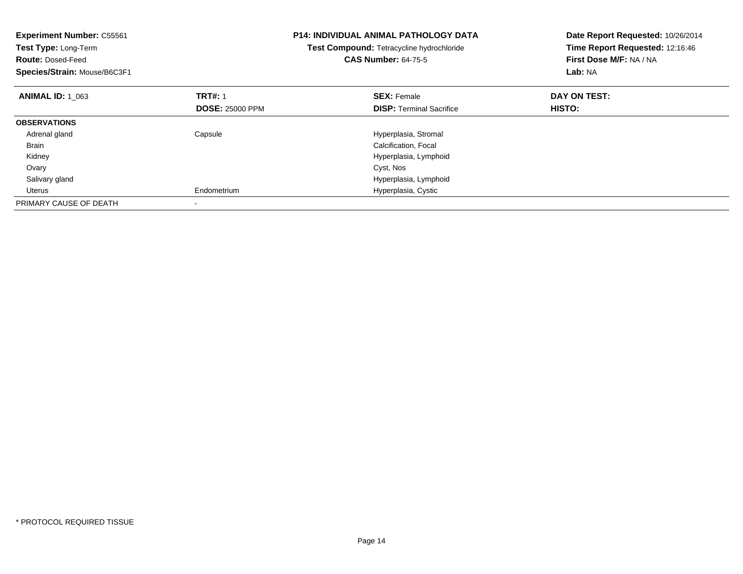**Experiment Number:** C55561
**Test Type:** Long-Term
**Route:** Dosed-Feed
**Species/Strain:** Mouse/B6C3F1

**P14: INDIVIDUAL ANIMAL PATHOLOGY DATA**
**Test Compound:** Tetracycline hydrochloride
**CAS Number:** 64-75-5

**Date Report Requested:** 10/26/2014
**Time Report Requested:** 12:16:46
**First Dose M/F:** NA / NA
**Lab:** NA

| **ANIMAL ID:** 1_063 | **TRT#:** 1 | **SEX:** Female | **DAY ON TEST:** |
|---|---|---|---|
| | **DOSE:** 25000 PPM | **DISP:** Terminal Sacrifice | **HISTO:** |
| **OBSERVATIONS** | | | |
| Adrenal gland | Capsule | Hyperplasia, Stromal | |
| Brain | | Calcification, Focal | |
| Kidney | | Hyperplasia, Lymphoid | |
| Ovary | | Cyst, Nos | |
| Salivary gland | | Hyperplasia, Lymphoid | |
| Uterus | Endometrium | Hyperplasia, Cystic | |
| PRIMARY CAUSE OF DEATH | - | | |

* PROTOCOL REQUIRED TISSUE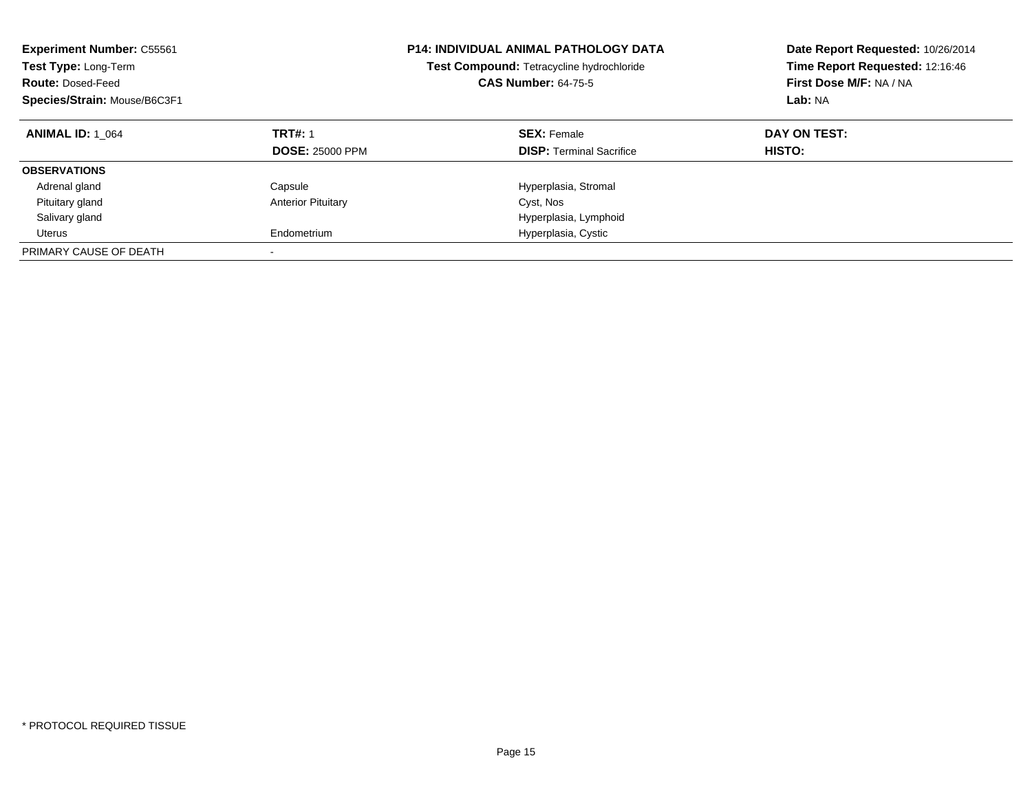**Experiment Number:** C55561
**Test Type:** Long-Term
**Route:** Dosed-Feed
**Species/Strain:** Mouse/B6C3F1

**P14: INDIVIDUAL ANIMAL PATHOLOGY DATA**
**Test Compound:** Tetracycline hydrochloride
**CAS Number:** 64-75-5

**Date Report Requested:** 10/26/2014
**Time Report Requested:** 12:16:46
**First Dose M/F:** NA / NA
**Lab:** NA

| **ANIMAL ID:** 1_064 | **TRT#:** 1 | **SEX:** Female | **DAY ON TEST:** |
|---|---|---|---|
| | **DOSE:** 25000 PPM | **DISP:** Terminal Sacrifice | **HISTO:** |
| **OBSERVATIONS** | | | |
| Adrenal gland | Capsule | Hyperplasia, Stromal | |
| Pituitary gland | Anterior Pituitary | Cyst, Nos | |
| Salivary gland | | Hyperplasia, Lymphoid | |
| Uterus | Endometrium | Hyperplasia, Cystic | |
| PRIMARY CAUSE OF DEATH | - | | |

* PROTOCOL REQUIRED TISSUE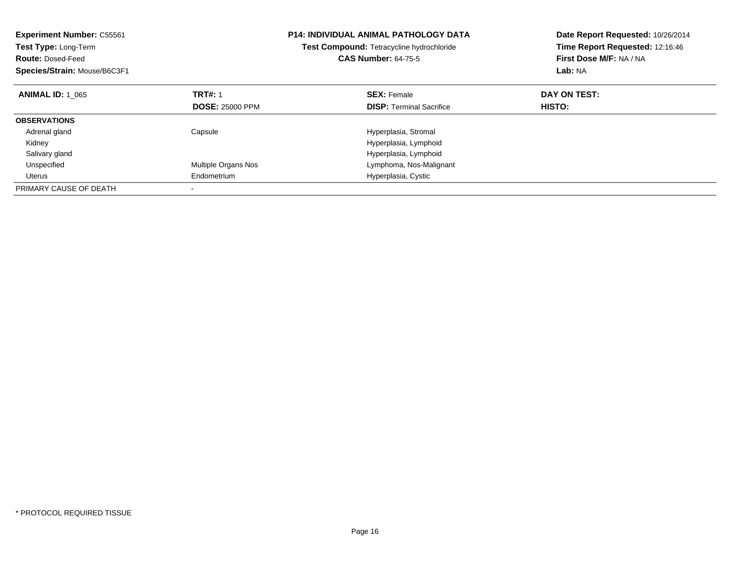**Experiment Number:** C55561
**Test Type:** Long-Term
**Route:** Dosed-Feed
**Species/Strain:** Mouse/B6C3F1

**P14: INDIVIDUAL ANIMAL PATHOLOGY DATA**
**Test Compound:** Tetracycline hydrochloride
**CAS Number:** 64-75-5

**Date Report Requested:** 10/26/2014
**Time Report Requested:** 12:16:46
**First Dose M/F:** NA / NA
**Lab:** NA

| **ANIMAL ID:** 1_065 | **TRT#:** 1 | **SEX:** Female | **DAY ON TEST:** |
|---|---|---|---|
| | **DOSE:** 25000 PPM | **DISP:** Terminal Sacrifice | **HISTO:** |
| **OBSERVATIONS** | | | |
| Adrenal gland | Capsule | Hyperplasia, Stromal | |
| Kidney | | Hyperplasia, Lymphoid | |
| Salivary gland | | Hyperplasia, Lymphoid | |
| Unspecified | Multiple Organs Nos | Lymphoma, Nos-Malignant | |
| Uterus | Endometrium | Hyperplasia, Cystic | |
| PRIMARY CAUSE OF DEATH | - | | |

* PROTOCOL REQUIRED TISSUE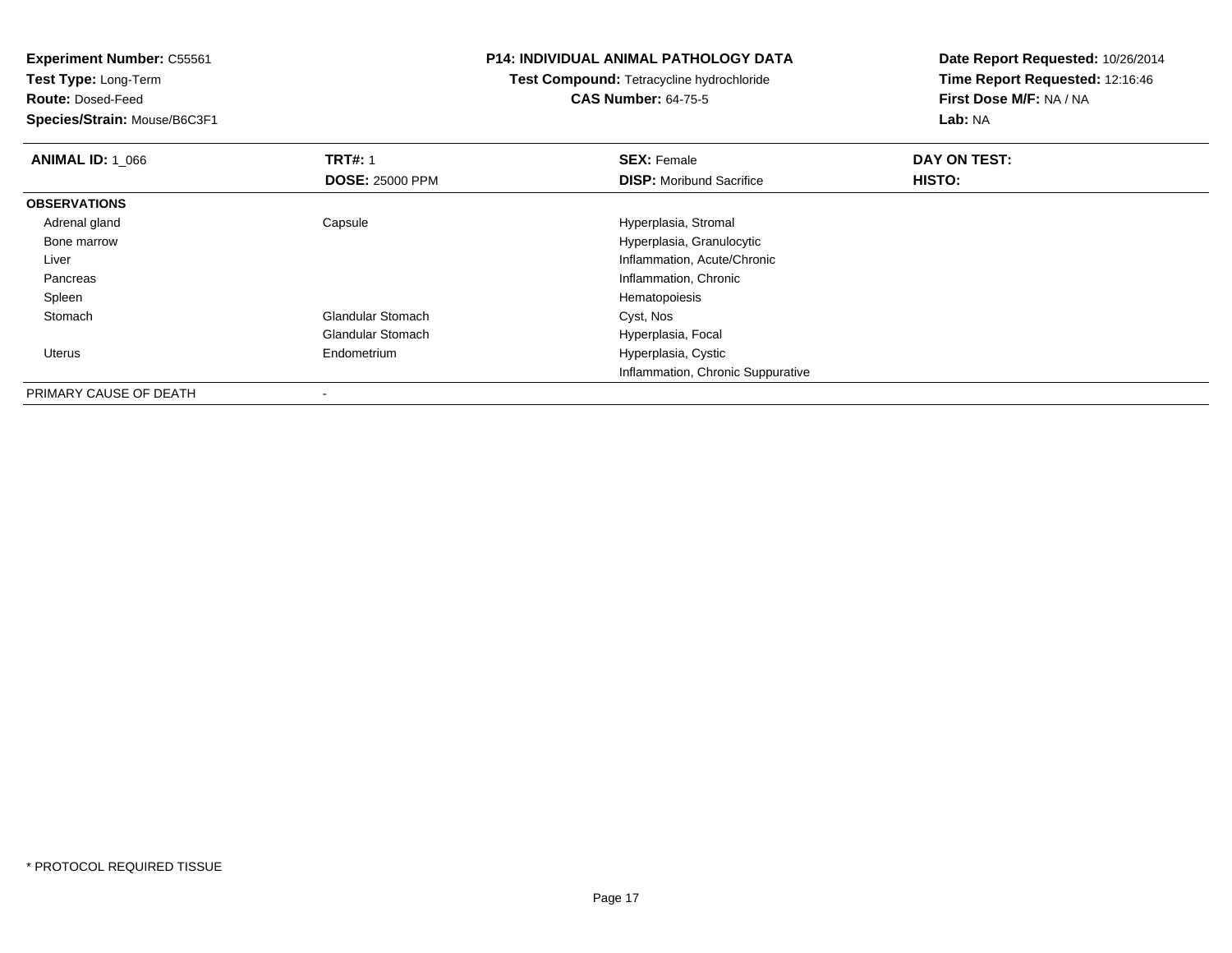**Experiment Number:** C55561
**Test Type:** Long-Term
**Route:** Dosed-Feed
**Species/Strain:** Mouse/B6C3F1

**P14: INDIVIDUAL ANIMAL PATHOLOGY DATA**
**Test Compound:** Tetracycline hydrochloride
**CAS Number:** 64-75-5

**Date Report Requested:** 10/26/2014
**Time Report Requested:** 12:16:46
**First Dose M/F:** NA / NA
**Lab:** NA

| **ANIMAL ID:** 1_066 | **TRT#:** 1 | **SEX:** Female | **DAY ON TEST:** |
|---|---|---|---|
| | **DOSE:** 25000 PPM | **DISP:** Moribund Sacrifice | **HISTO:** |
| **OBSERVATIONS** | | | |
| Adrenal gland | Capsule | Hyperplasia, Stromal | |
| Bone marrow | | Hyperplasia, Granulocytic | |
| Liver | | Inflammation, Acute/Chronic | |
| Pancreas | | Inflammation, Chronic | |
| Spleen | | Hematopoiesis | |
| Stomach | Glandular Stomach | Cyst, Nos | |
| | Glandular Stomach | Hyperplasia, Focal | |
| Uterus | Endometrium | Hyperplasia, Cystic | |
| | | Inflammation, Chronic Suppurative | |
| PRIMARY CAUSE OF DEATH | - | | |

\* PROTOCOL REQUIRED TISSUE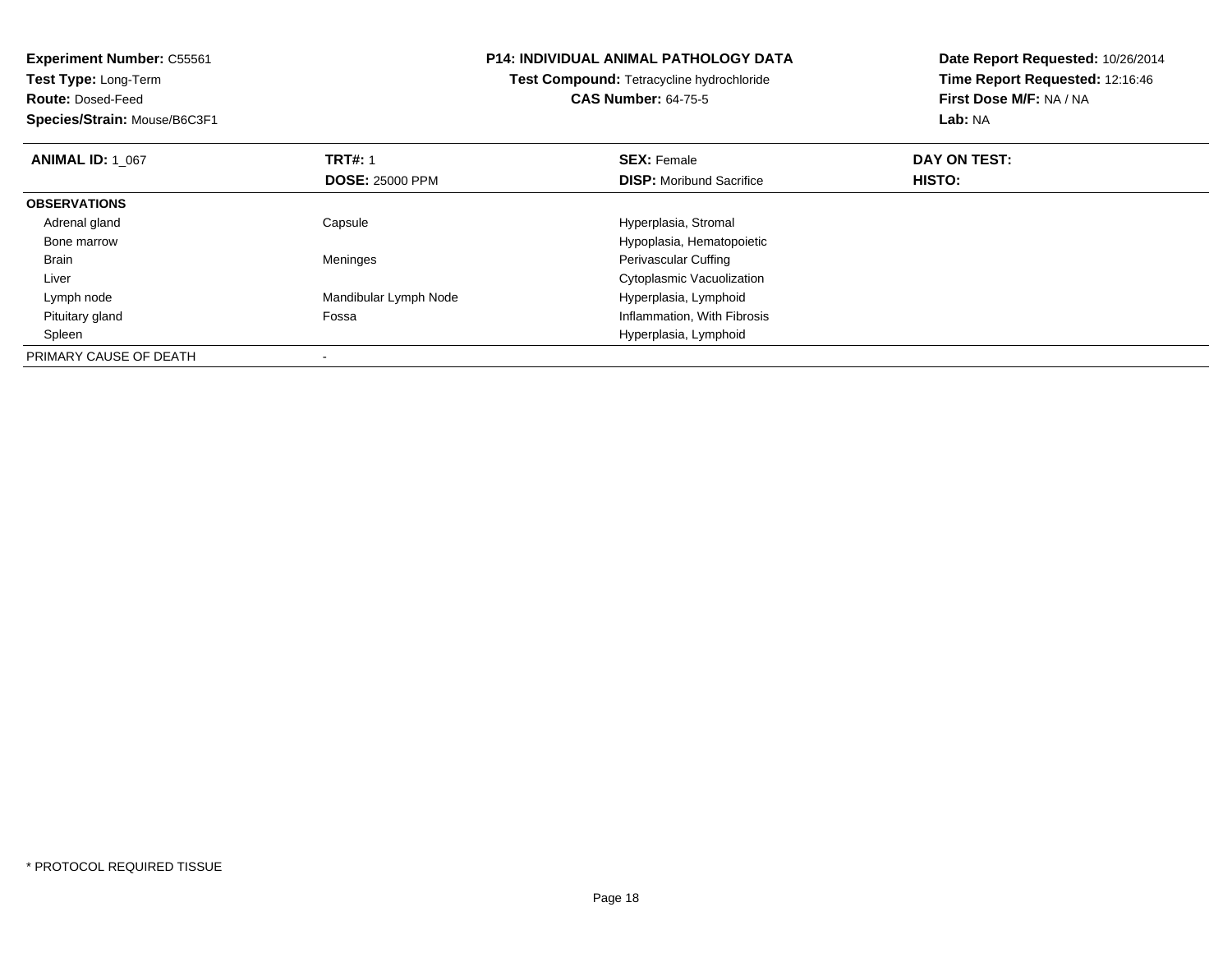**Experiment Number:** C55561
**Test Type:** Long-Term
**Route:** Dosed-Feed
**Species/Strain:** Mouse/B6C3F1

**P14: INDIVIDUAL ANIMAL PATHOLOGY DATA**
**Test Compound:** Tetracycline hydrochloride
**CAS Number:** 64-75-5

**Date Report Requested:** 10/26/2014
**Time Report Requested:** 12:16:46
**First Dose M/F:** NA / NA
**Lab:** NA

| **ANIMAL ID:** 1_067 | **TRT#:** 1 | **SEX:** Female | **DAY ON TEST:** |
|---|---|---|---|
| | **DOSE:** 25000 PPM | **DISP:** Moribund Sacrifice | **HISTO:** |
| **OBSERVATIONS** | | | |
| Adrenal gland | Capsule | Hyperplasia, Stromal | |
| Bone marrow | | Hypoplasia, Hematopoietic | |
| Brain | Meninges | Perivascular Cuffing | |
| Liver | | Cytoplasmic Vacuolization | |
| Lymph node | Mandibular Lymph Node | Hyperplasia, Lymphoid | |
| Pituitary gland | Fossa | Inflammation, With Fibrosis | |
| Spleen | | Hyperplasia, Lymphoid | |
| PRIMARY CAUSE OF DEATH | - | | |

* PROTOCOL REQUIRED TISSUE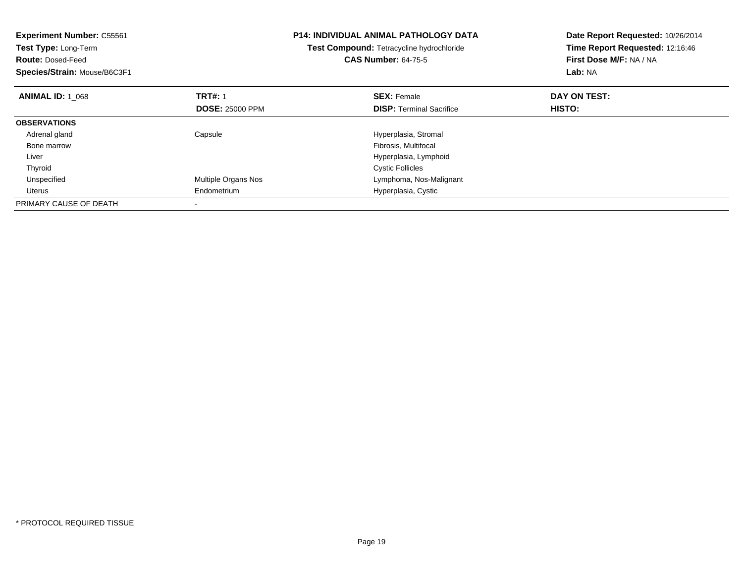**Experiment Number:** C55561
**Test Type:** Long-Term
**Route:** Dosed-Feed
**Species/Strain:** Mouse/B6C3F1

**P14: INDIVIDUAL ANIMAL PATHOLOGY DATA**
**Test Compound:** Tetracycline hydrochloride
**CAS Number:** 64-75-5

**Date Report Requested:** 10/26/2014
**Time Report Requested:** 12:16:46
**First Dose M/F:** NA / NA
**Lab:** NA

| **ANIMAL ID:** 1_068 | **TRT#:** 1<br>**DOSE:** 25000 PPM | **SEX:** Female<br>**DISP:** Terminal Sacrifice | **DAY ON TEST:**<br>**HISTO:** |
|---|---|---|---|
| **OBSERVATIONS** | | | |
| Adrenal gland | Capsule | Hyperplasia, Stromal | |
| Bone marrow | | Fibrosis, Multifocal | |
| Liver | | Hyperplasia, Lymphoid | |
| Thyroid | | Cystic Follicles | |
| Unspecified | Multiple Organs Nos | Lymphoma, Nos-Malignant | |
| Uterus | Endometrium | Hyperplasia, Cystic | |
| PRIMARY CAUSE OF DEATH | - | | |

* PROTOCOL REQUIRED TISSUE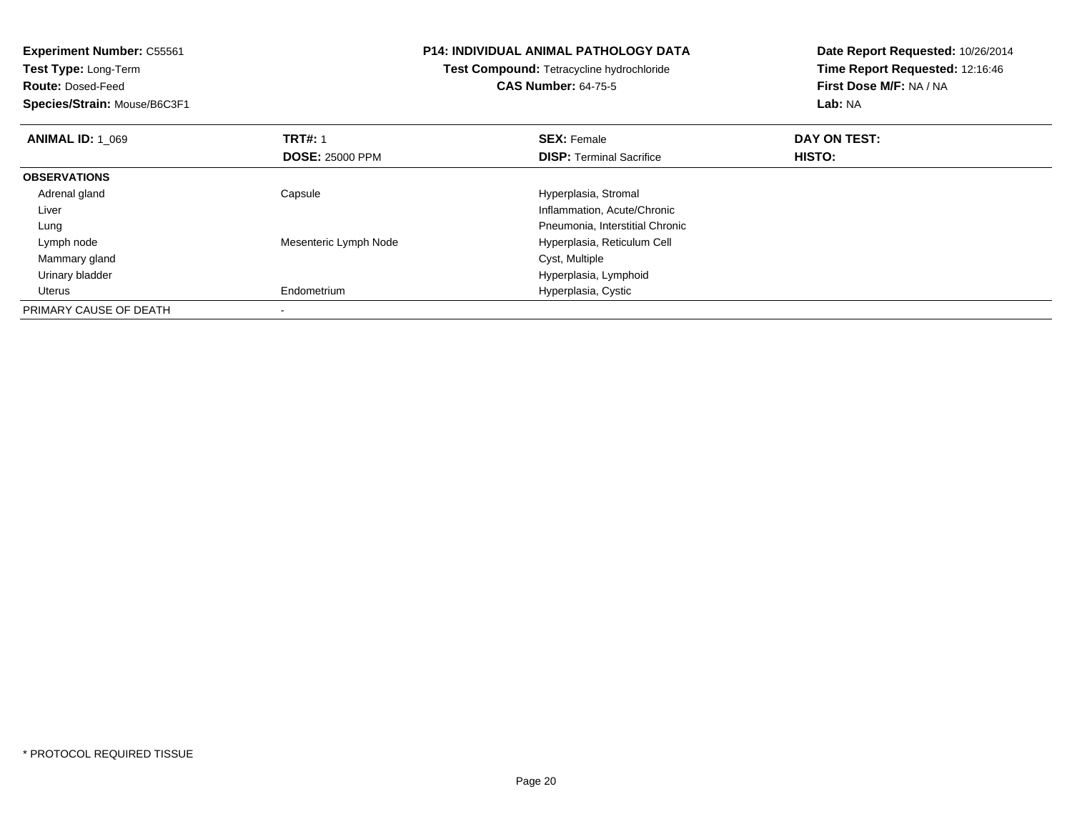**Experiment Number:** C55561
**Test Type:** Long-Term
**Route:** Dosed-Feed
**Species/Strain:** Mouse/B6C3F1

**P14: INDIVIDUAL ANIMAL PATHOLOGY DATA**
**Test Compound:** Tetracycline hydrochloride
**CAS Number:** 64-75-5

**Date Report Requested:** 10/26/2014
**Time Report Requested:** 12:16:46
**First Dose M/F:** NA / NA
**Lab:** NA

| **ANIMAL ID:** 1_069 | **TRT#:** 1 | **SEX:** Female | **DAY ON TEST:** |
|---|---|---|---|
| | **DOSE:** 25000 PPM | **DISP:** Terminal Sacrifice | **HISTO:** |
| **OBSERVATIONS** | | | |
| Adrenal gland | Capsule | Hyperplasia, Stromal | |
| Liver | | Inflammation, Acute/Chronic | |
| Lung | | Pneumonia, Interstitial Chronic | |
| Lymph node | Mesenteric Lymph Node | Hyperplasia, Reticulum Cell | |
| Mammary gland | | Cyst, Multiple | |
| Urinary bladder | | Hyperplasia, Lymphoid | |
| Uterus | Endometrium | Hyperplasia, Cystic | |
| PRIMARY CAUSE OF DEATH | - | | |

* PROTOCOL REQUIRED TISSUE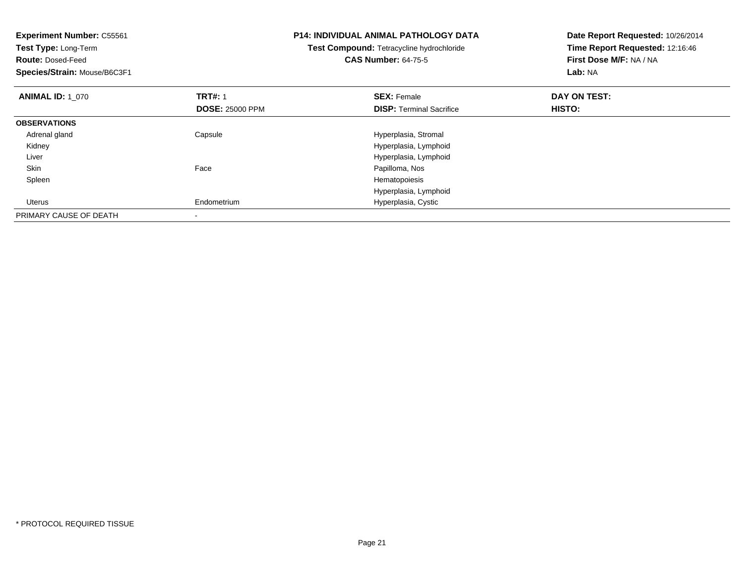**Experiment Number:** C55561
**Test Type:** Long-Term
**Route:** Dosed-Feed
**Species/Strain:** Mouse/B6C3F1

## P14: INDIVIDUAL ANIMAL PATHOLOGY DATA

**Test Compound:** Tetracycline hydrochloride
**CAS Number:** 64-75-5

**Date Report Requested:** 10/26/2014
**Time Report Requested:** 12:16:46
**First Dose M/F:** NA / NA
**Lab:** NA

| **ANIMAL ID:** 1_070 | **TRT#:** 1 | **SEX:** Female | **DAY ON TEST:** |
|---|---|---|---|
| | **DOSE:** 25000 PPM | **DISP:** Terminal Sacrifice | **HISTO:** |
| **OBSERVATIONS** | | | |
| Adrenal gland | Capsule | Hyperplasia, Stromal | |
| Kidney | | Hyperplasia, Lymphoid | |
| Liver | | Hyperplasia, Lymphoid | |
| Skin | Face | Papilloma, Nos | |
| Spleen | | Hematopoiesis | |
| | | Hyperplasia, Lymphoid | |
| Uterus | Endometrium | Hyperplasia, Cystic | |
| PRIMARY CAUSE OF DEATH | - | | |

* PROTOCOL REQUIRED TISSUE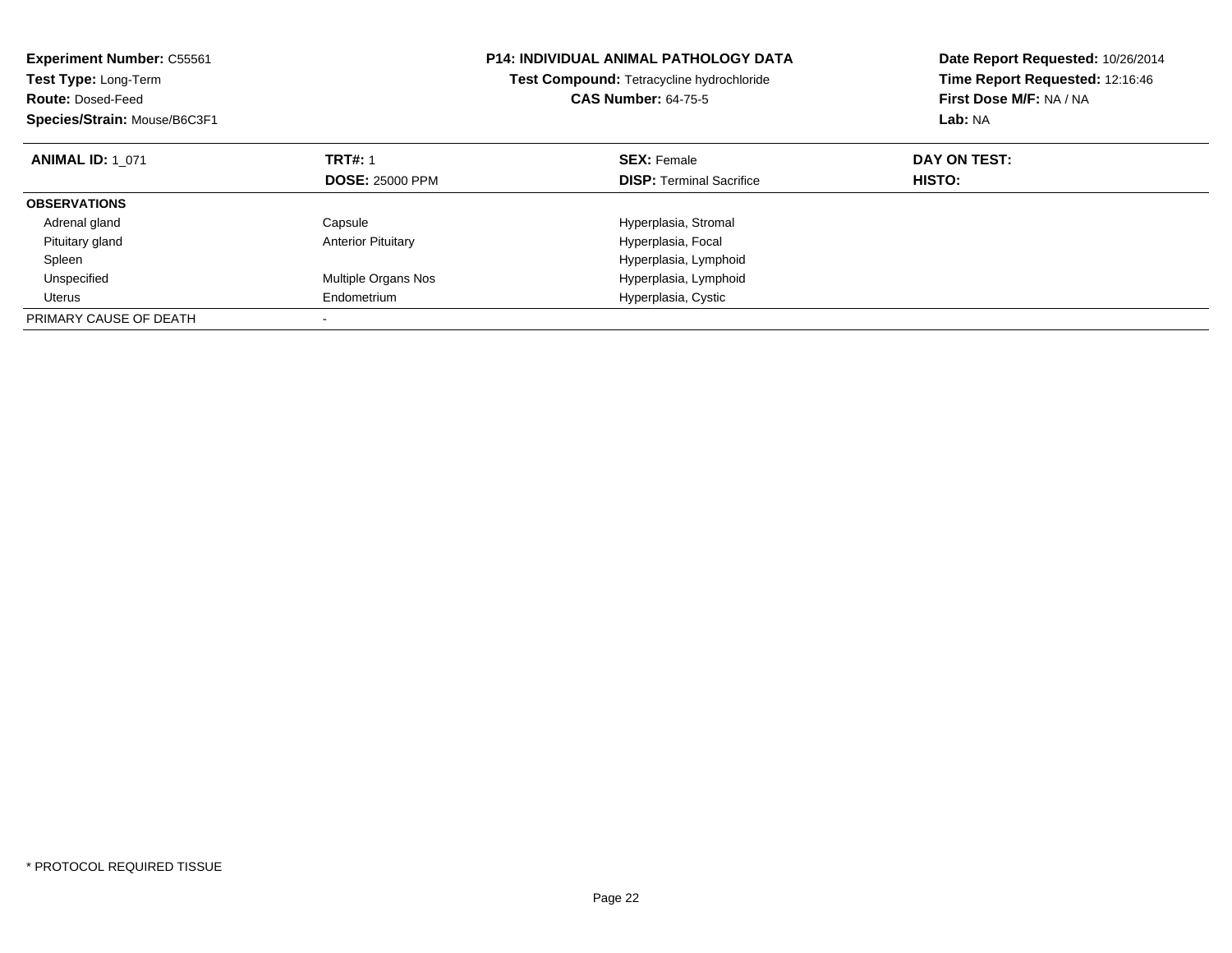**Experiment Number:** C55561
**Test Type:** Long-Term
**Route:** Dosed-Feed
**Species/Strain:** Mouse/B6C3F1

**P14: INDIVIDUAL ANIMAL PATHOLOGY DATA**
**Test Compound:** Tetracycline hydrochloride
**CAS Number:** 64-75-5

**Date Report Requested:** 10/26/2014
**Time Report Requested:** 12:16:46
**First Dose M/F:** NA / NA
**Lab:** NA

| **ANIMAL ID:** 1_071 | **TRT#:** 1 | **SEX:** Female | **DAY ON TEST:** |
|---|---|---|---|
| | **DOSE:** 25000 PPM | **DISP:** Terminal Sacrifice | **HISTO:** |
| **OBSERVATIONS** | | | |
| Adrenal gland | Capsule | Hyperplasia, Stromal | |
| Pituitary gland | Anterior Pituitary | Hyperplasia, Focal | |
| Spleen | | Hyperplasia, Lymphoid | |
| Unspecified | Multiple Organs Nos | Hyperplasia, Lymphoid | |
| Uterus | Endometrium | Hyperplasia, Cystic | |
| PRIMARY CAUSE OF DEATH | - | | |

* PROTOCOL REQUIRED TISSUE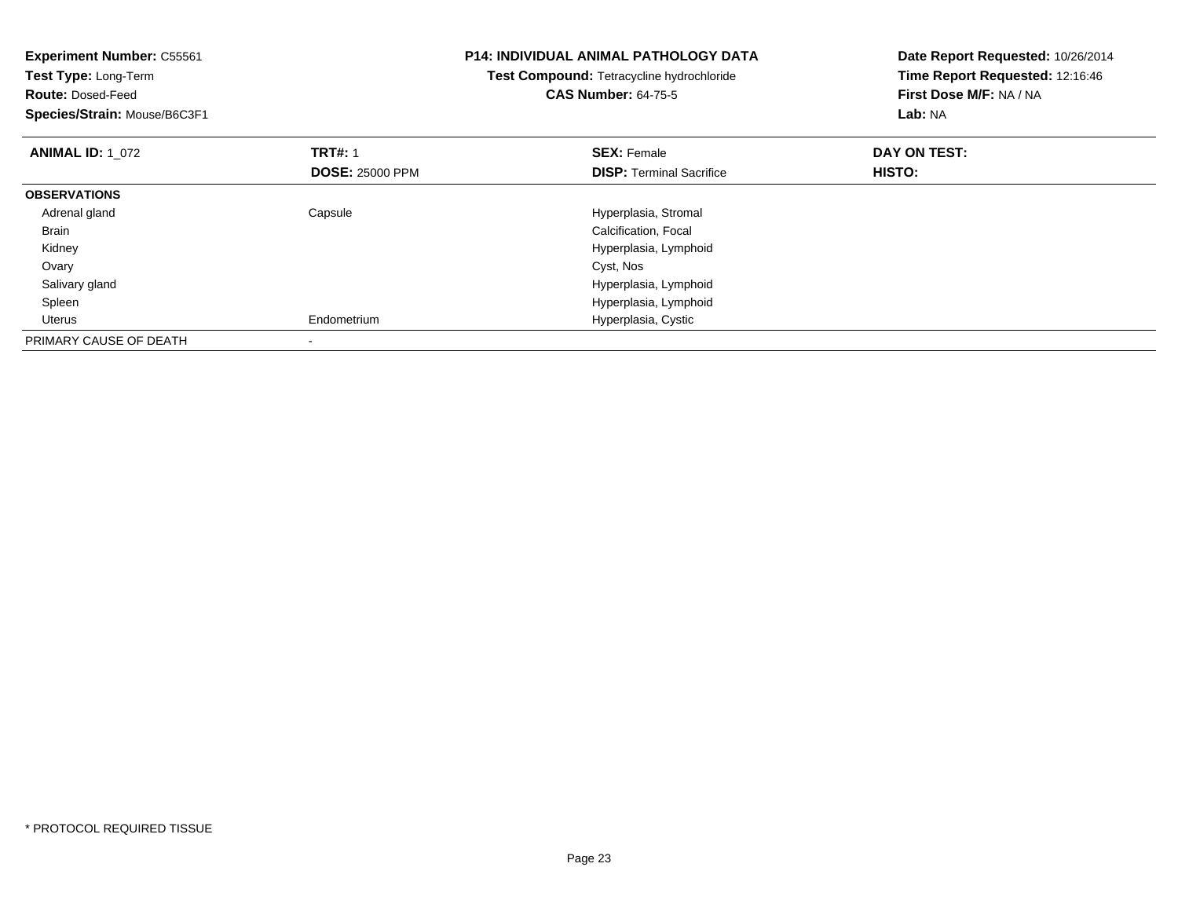**Experiment Number:** C55561
**Test Type:** Long-Term
**Route:** Dosed-Feed
**Species/Strain:** Mouse/B6C3F1

**P14: INDIVIDUAL ANIMAL PATHOLOGY DATA**
**Test Compound:** Tetracycline hydrochloride
**CAS Number:** 64-75-5

**Date Report Requested:** 10/26/2014
**Time Report Requested:** 12:16:46
**First Dose M/F:** NA / NA
**Lab:** NA

| **ANIMAL ID:** 1_072 | **TRT#:** 1 | **SEX:** Female | **DAY ON TEST:** |
|---|---|---|---|
| | **DOSE:** 25000 PPM | **DISP:** Terminal Sacrifice | **HISTO:** |
| **OBSERVATIONS** | | | |
| Adrenal gland | Capsule | Hyperplasia, Stromal | |
| Brain | | Calcification, Focal | |
| Kidney | | Hyperplasia, Lymphoid | |
| Ovary | | Cyst, Nos | |
| Salivary gland | | Hyperplasia, Lymphoid | |
| Spleen | | Hyperplasia, Lymphoid | |
| Uterus | Endometrium | Hyperplasia, Cystic | |
| PRIMARY CAUSE OF DEATH | - | | |

* PROTOCOL REQUIRED TISSUE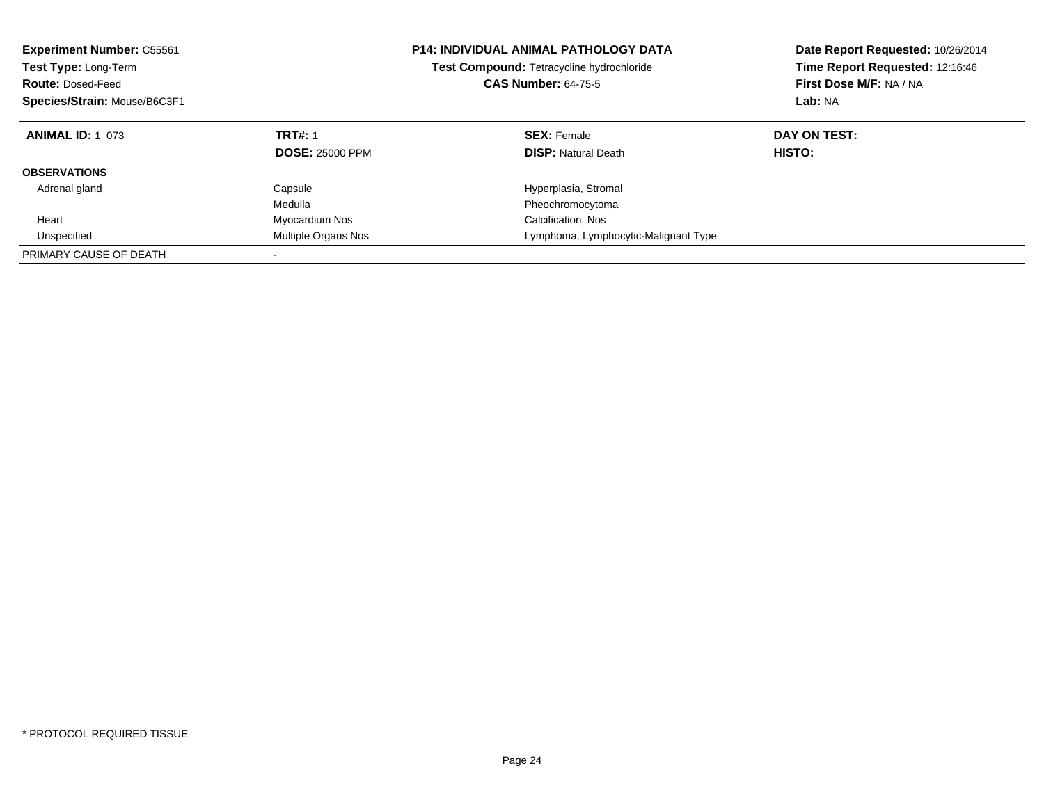**Experiment Number:** C55561
**Test Type:** Long-Term
**Route:** Dosed-Feed
**Species/Strain:** Mouse/B6C3F1

**P14: INDIVIDUAL ANIMAL PATHOLOGY DATA**
**Test Compound:** Tetracycline hydrochloride
**CAS Number:** 64-75-5

**Date Report Requested:** 10/26/2014
**Time Report Requested:** 12:16:46
**First Dose M/F:** NA / NA
**Lab:** NA

| **ANIMAL ID:** 1_073 | **TRT#:** 1 | **SEX:** Female | **DAY ON TEST:** |
|---|---|---|---|
| | **DOSE:** 25000 PPM | **DISP:** Natural Death | **HISTO:** |
| **OBSERVATIONS** | | | |
| Adrenal gland | Capsule | Hyperplasia, Stromal | |
| | Medulla | Pheochromocytoma | |
| Heart | Myocardium Nos | Calcification, Nos | |
| Unspecified | Multiple Organs Nos | Lymphoma, Lymphocytic-Malignant Type | |
| PRIMARY CAUSE OF DEATH | - | | |

* PROTOCOL REQUIRED TISSUE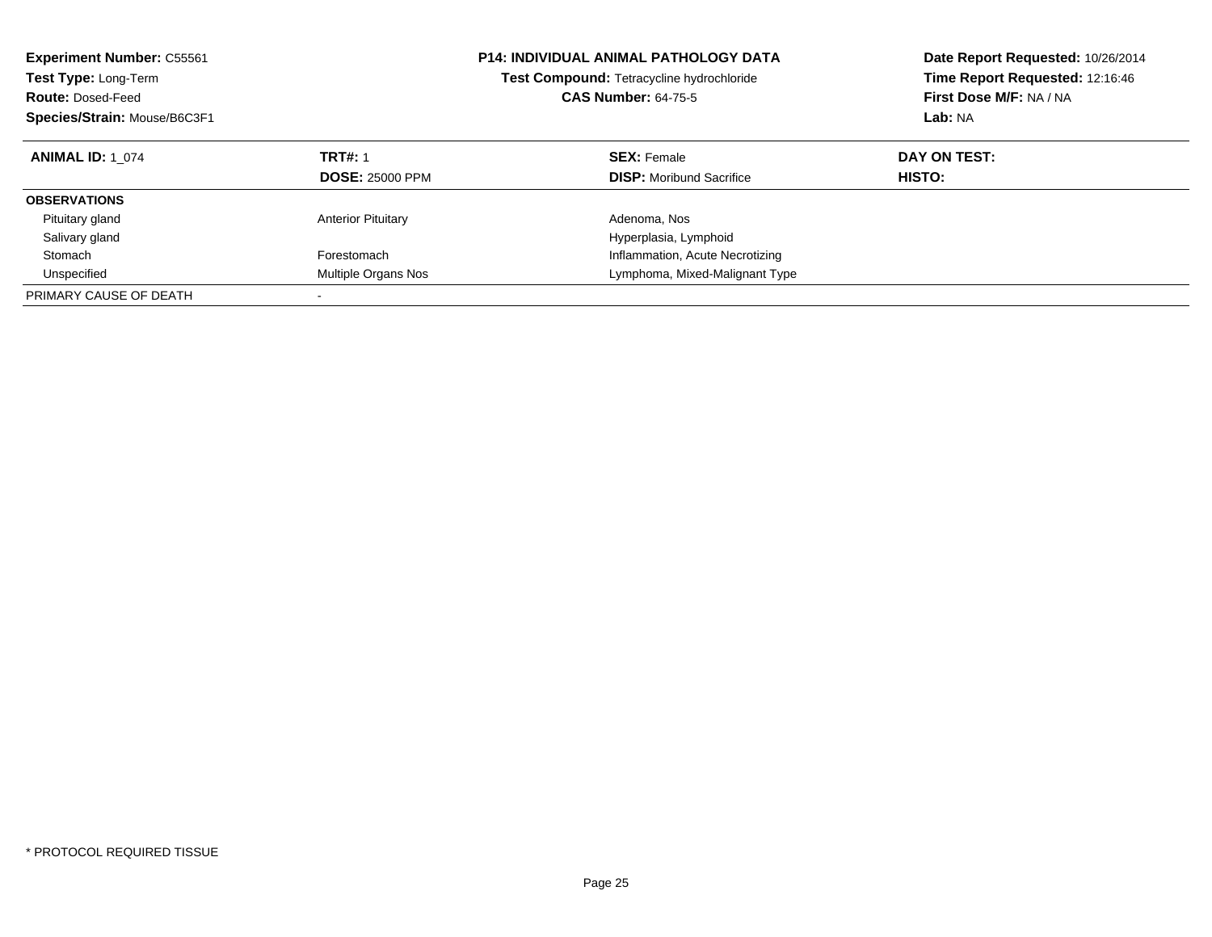**Experiment Number:** C55561
**Test Type:** Long-Term
**Route:** Dosed-Feed
**Species/Strain:** Mouse/B6C3F1

**P14: INDIVIDUAL ANIMAL PATHOLOGY DATA**
**Test Compound:** Tetracycline hydrochloride
**CAS Number:** 64-75-5

**Date Report Requested:** 10/26/2014
**Time Report Requested:** 12:16:46
**First Dose M/F:** NA / NA
**Lab:** NA

| **ANIMAL ID:** 1_074 | **TRT#:** 1<br>**DOSE:** 25000 PPM | **SEX:** Female<br>**DISP:** Moribund Sacrifice | **DAY ON TEST:**<br>**HISTO:** |
|---|---|---|---|
| **OBSERVATIONS** | | | |
| Pituitary gland | Anterior Pituitary | Adenoma, Nos | |
| Salivary gland | | Hyperplasia, Lymphoid | |
| Stomach | Forestomach | Inflammation, Acute Necrotizing | |
| Unspecified | Multiple Organs Nos | Lymphoma, Mixed-Malignant Type | |
| PRIMARY CAUSE OF DEATH | - | | |

* PROTOCOL REQUIRED TISSUE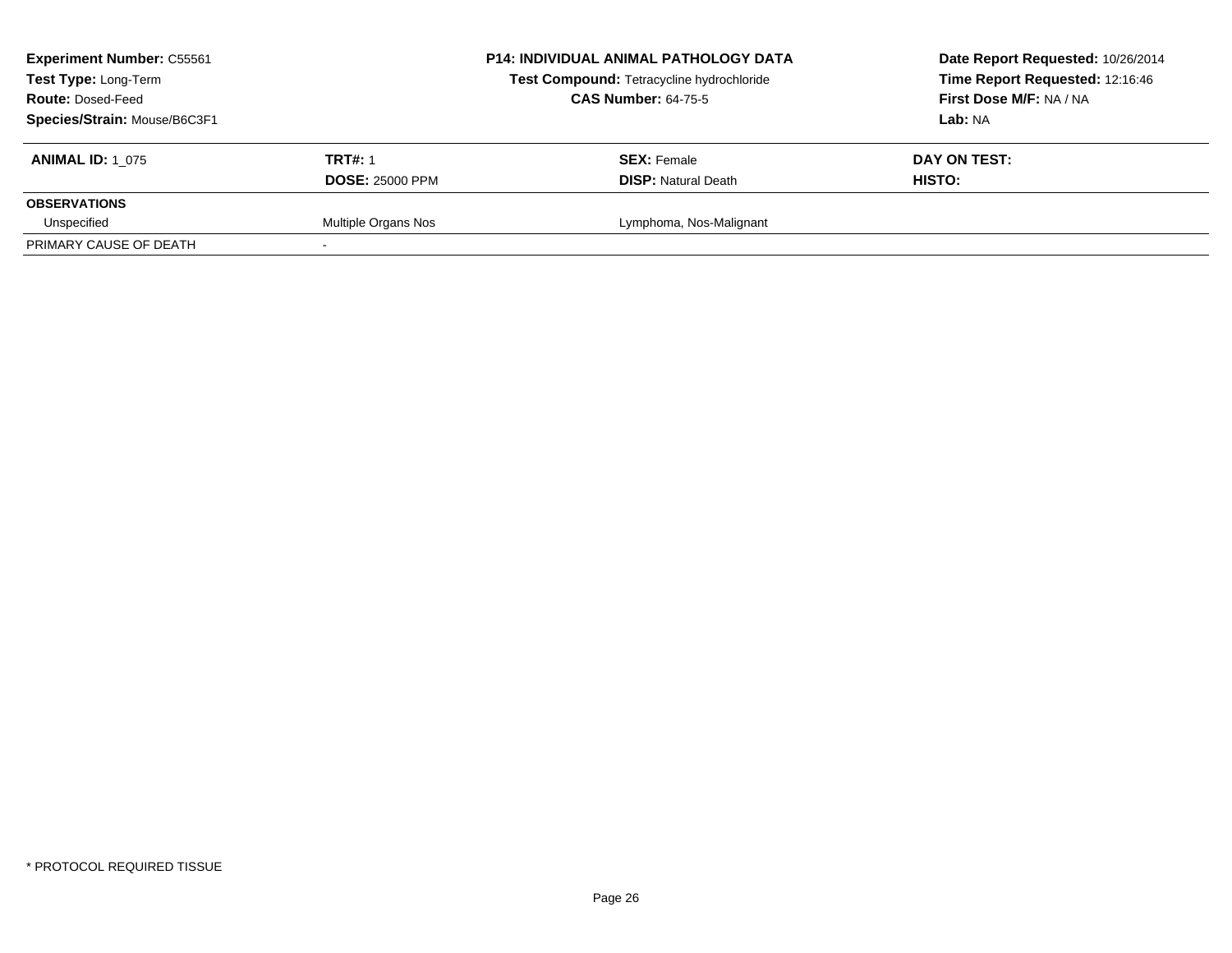| **Experiment Number:** C55561 | **P14: INDIVIDUAL ANIMAL PATHOLOGY DATA** | **Date Report Requested:** 10/26/2014 |
|---|---|---|
| **Test Type:** Long-Term | **Test Compound:** Tetracycline hydrochloride | **Time Report Requested:** 12:16:46 |
| **Route:** Dosed-Feed | **CAS Number:** 64-75-5 | **First Dose M/F:** NA / NA |
| **Species/Strain:** Mouse/B6C3F1 | | **Lab:** NA |

| **ANIMAL ID:** 1_075 | **TRT#:** 1 | **SEX:** Female | **DAY ON TEST:** |
|---|---|---|---|
| | **DOSE:** 25000 PPM | **DISP:** Natural Death | **HISTO:** |
| **OBSERVATIONS** | | | |
| Unspecified | Multiple Organs Nos | Lymphoma, Nos-Malignant | |
| PRIMARY CAUSE OF DEATH | - | | |

* PROTOCOL REQUIRED TISSUE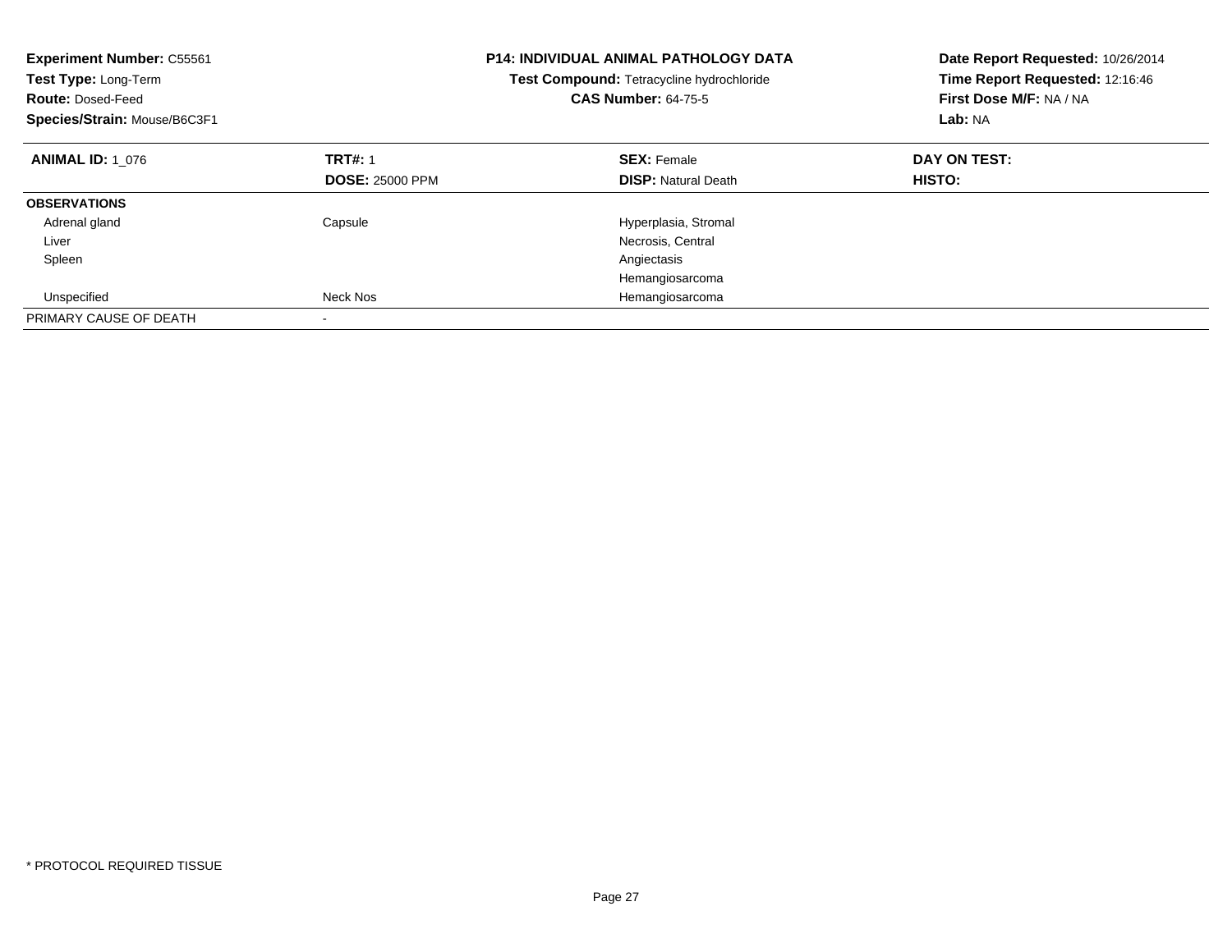**Experiment Number:** C55561
**Test Type:** Long-Term
**Route:** Dosed-Feed
**Species/Strain:** Mouse/B6C3F1

**P14: INDIVIDUAL ANIMAL PATHOLOGY DATA**
**Test Compound:** Tetracycline hydrochloride
**CAS Number:** 64-75-5

**Date Report Requested:** 10/26/2014
**Time Report Requested:** 12:16:46
**First Dose M/F:** NA / NA
**Lab:** NA

| **ANIMAL ID:** 1_076 | **TRT#:** 1 | **SEX:** Female | **DAY ON TEST:** |
|---|---|---|---|
| | **DOSE:** 25000 PPM | **DISP:** Natural Death | **HISTO:** |
| **OBSERVATIONS** | | | |
| Adrenal gland | Capsule | Hyperplasia, Stromal | |
| Liver | | Necrosis, Central | |
| Spleen | | Angiectasis | |
| | | Hemangiosarcoma | |
| Unspecified | Neck Nos | Hemangiosarcoma | |
| PRIMARY CAUSE OF DEATH | - | | |

\* PROTOCOL REQUIRED TISSUE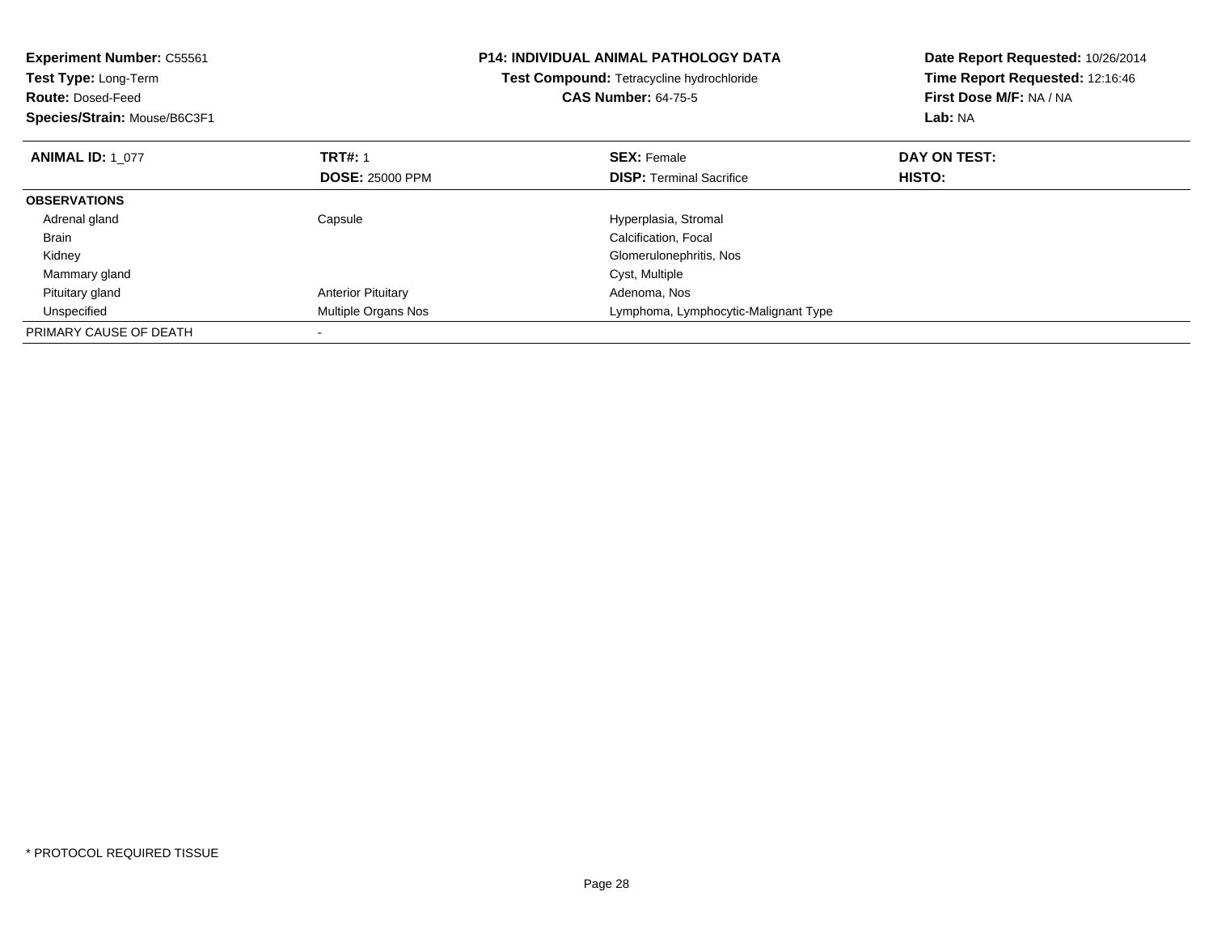**Experiment Number:** C55561
**Test Type:** Long-Term
**Route:** Dosed-Feed
**Species/Strain:** Mouse/B6C3F1

**P14: INDIVIDUAL ANIMAL PATHOLOGY DATA**
**Test Compound:** Tetracycline hydrochloride
**CAS Number:** 64-75-5

**Date Report Requested:** 10/26/2014
**Time Report Requested:** 12:16:46
**First Dose M/F:** NA / NA
**Lab:** NA

| **ANIMAL ID:** 1_077 | **TRT#:** 1 | **SEX:** Female | **DAY ON TEST:** |
|---|---|---|---|
| | **DOSE:** 25000 PPM | **DISP:** Terminal Sacrifice | **HISTO:** |
| **OBSERVATIONS** | | | |
| Adrenal gland | Capsule | Hyperplasia, Stromal | |
| Brain | | Calcification, Focal | |
| Kidney | | Glomerulonephritis, Nos | |
| Mammary gland | | Cyst, Multiple | |
| Pituitary gland | Anterior Pituitary | Adenoma, Nos | |
| Unspecified | Multiple Organs Nos | Lymphoma, Lymphocytic-Malignant Type | |
| PRIMARY CAUSE OF DEATH | - | | |

* PROTOCOL REQUIRED TISSUE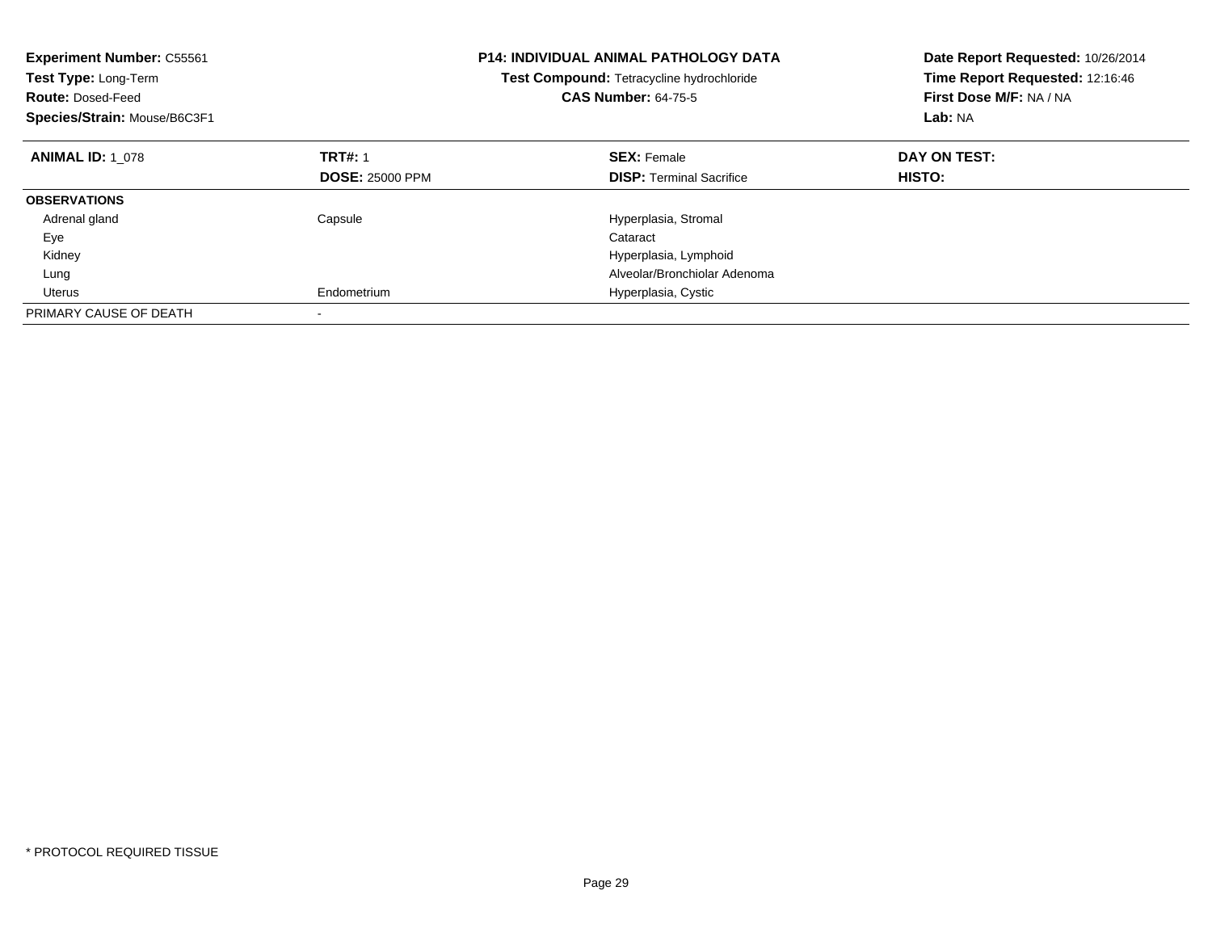**Experiment Number:** C55561
**Test Type:** Long-Term
**Route:** Dosed-Feed
**Species/Strain:** Mouse/B6C3F1

**P14: INDIVIDUAL ANIMAL PATHOLOGY DATA**
**Test Compound:** Tetracycline hydrochloride
**CAS Number:** 64-75-5

**Date Report Requested:** 10/26/2014
**Time Report Requested:** 12:16:46
**First Dose M/F:** NA / NA
**Lab:** NA

| **ANIMAL ID:** 1_078 | **TRT#:** 1<br>**DOSE:** 25000 PPM | **SEX:** Female<br>**DISP:** Terminal Sacrifice | **DAY ON TEST:**<br>**HISTO:** |
|---|---|---|---|
| **OBSERVATIONS** | | | |
| Adrenal gland | Capsule | Hyperplasia, Stromal | |
| Eye | | Cataract | |
| Kidney | | Hyperplasia, Lymphoid | |
| Lung | | Alveolar/Bronchiolar Adenoma | |
| Uterus | Endometrium | Hyperplasia, Cystic | |
| PRIMARY CAUSE OF DEATH | - | | |

* PROTOCOL REQUIRED TISSUE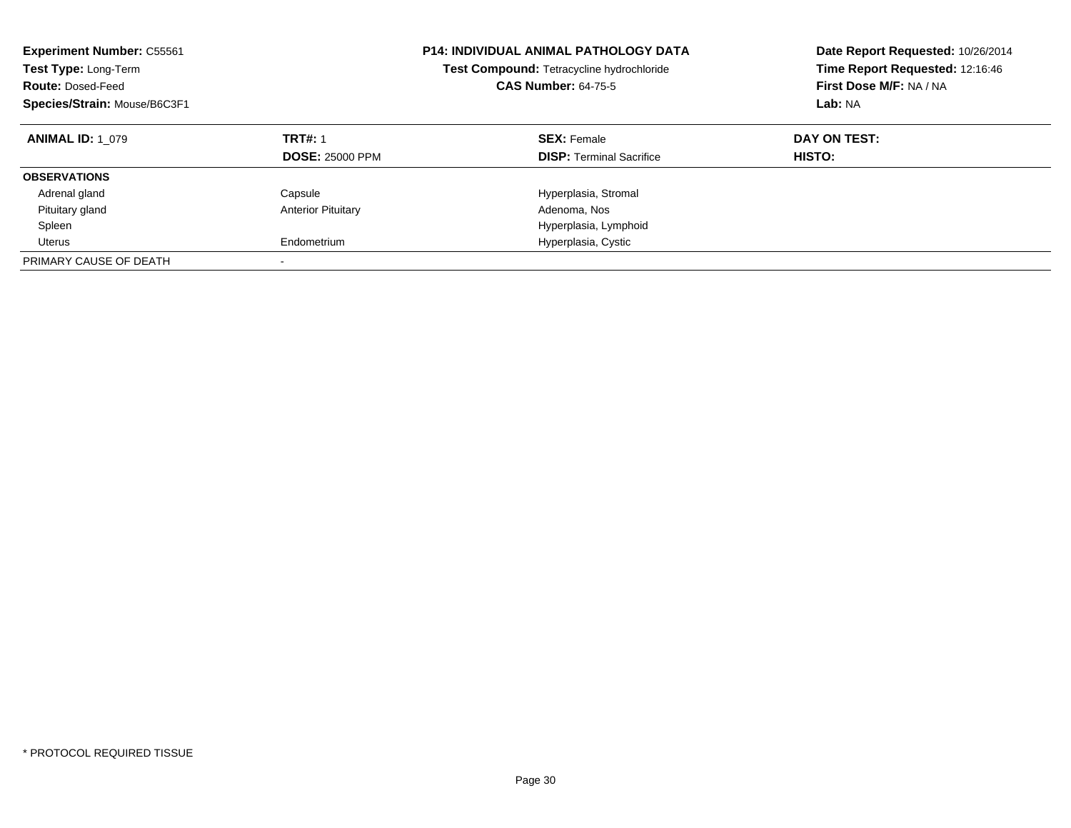**Experiment Number:** C55561
**Test Type:** Long-Term
**Route:** Dosed-Feed
**Species/Strain:** Mouse/B6C3F1

**P14: INDIVIDUAL ANIMAL PATHOLOGY DATA**
**Test Compound:** Tetracycline hydrochloride
**CAS Number:** 64-75-5

**Date Report Requested:** 10/26/2014
**Time Report Requested:** 12:16:46
**First Dose M/F:** NA / NA
**Lab:** NA

| **ANIMAL ID:** 1_079 | **TRT#:** 1 | **SEX:** Female | **DAY ON TEST:** |
|---|---|---|---|
| | **DOSE:** 25000 PPM | **DISP:** Terminal Sacrifice | **HISTO:** |
| **OBSERVATIONS** | | | |
| Adrenal gland | Capsule | Hyperplasia, Stromal | |
| Pituitary gland | Anterior Pituitary | Adenoma, Nos | |
| Spleen | | Hyperplasia, Lymphoid | |
| Uterus | Endometrium | Hyperplasia, Cystic | |
| PRIMARY CAUSE OF DEATH | - | | |

* PROTOCOL REQUIRED TISSUE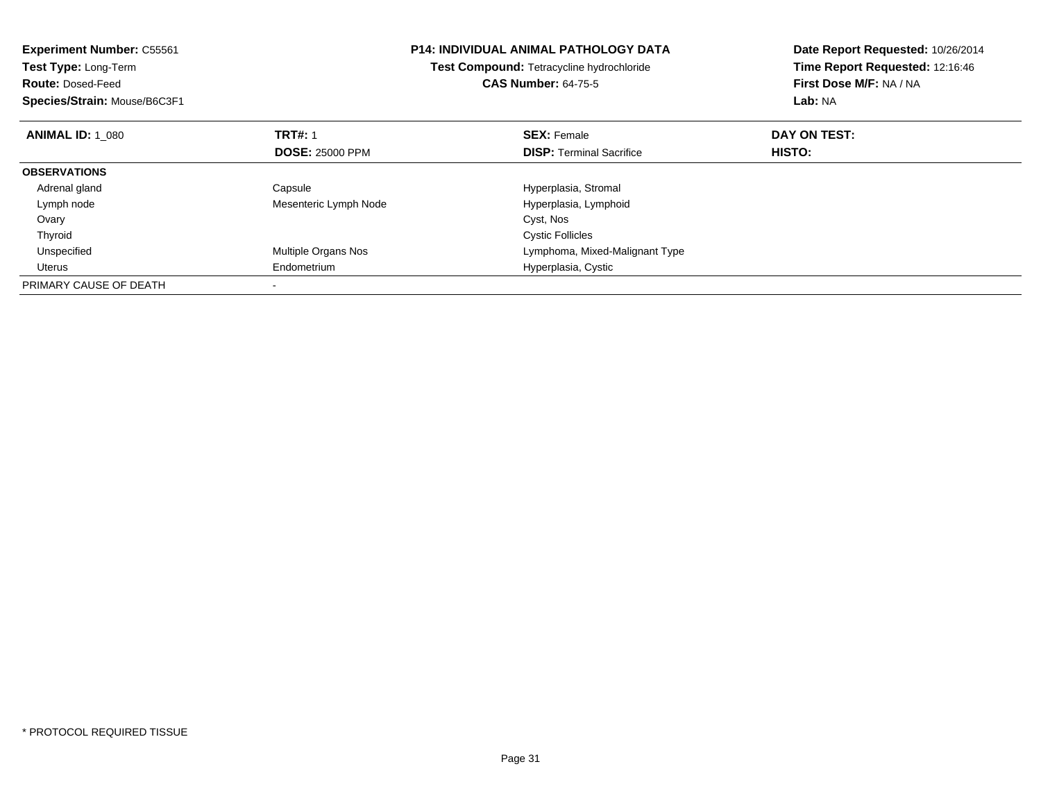**Experiment Number:** C55561
**Test Type:** Long-Term
**Route:** Dosed-Feed
**Species/Strain:** Mouse/B6C3F1

# P14: INDIVIDUAL ANIMAL PATHOLOGY DATA

**Test Compound:** Tetracycline hydrochloride
**CAS Number:** 64-75-5

**Date Report Requested:** 10/26/2014
**Time Report Requested:** 12:16:46
**First Dose M/F:** NA / NA
**Lab:** NA

| **ANIMAL ID:** 1_080 | **TRT#:** 1 | **SEX:** Female | **DAY ON TEST:** |
|---|---|---|---|
| | **DOSE:** 25000 PPM | **DISP:** Terminal Sacrifice | **HISTO:** |
| **OBSERVATIONS** | | | |
| Adrenal gland | Capsule | Hyperplasia, Stromal | |
| Lymph node | Mesenteric Lymph Node | Hyperplasia, Lymphoid | |
| Ovary | | Cyst, Nos | |
| Thyroid | | Cystic Follicles | |
| Unspecified | Multiple Organs Nos | Lymphoma, Mixed-Malignant Type | |
| Uterus | Endometrium | Hyperplasia, Cystic | |
| PRIMARY CAUSE OF DEATH | - | | |

* PROTOCOL REQUIRED TISSUE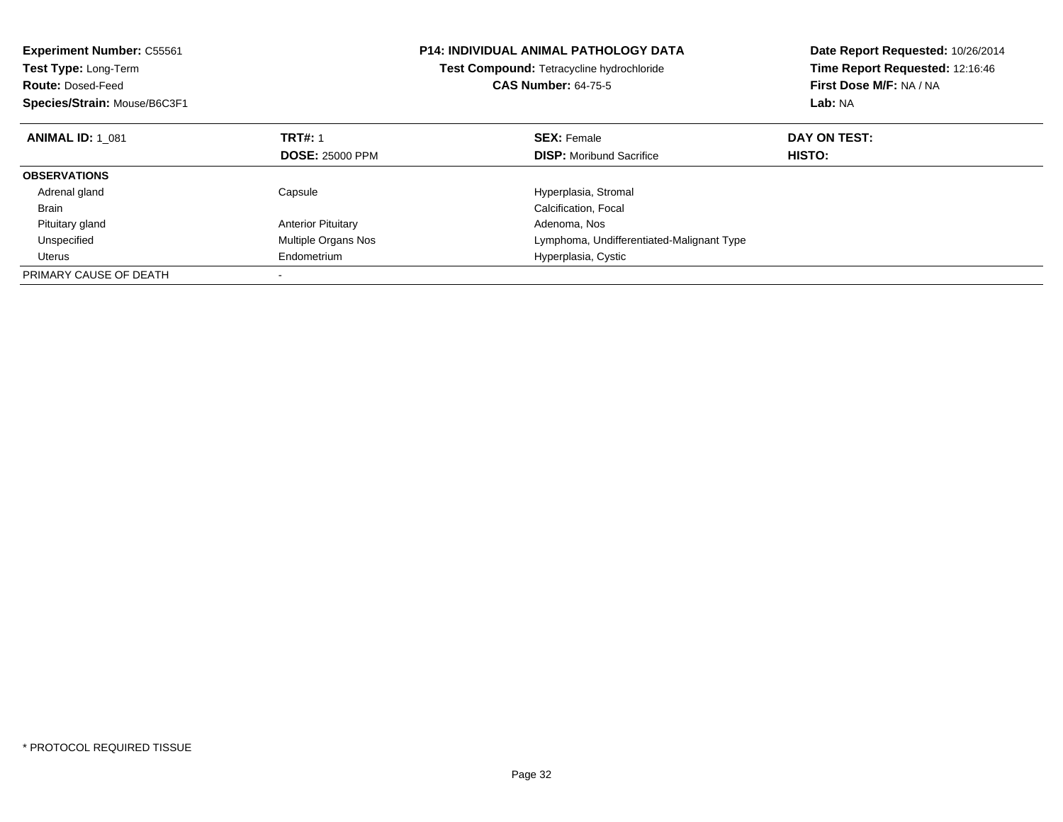**Experiment Number:** C55561
**Test Type:** Long-Term
**Route:** Dosed-Feed
**Species/Strain:** Mouse/B6C3F1

**P14: INDIVIDUAL ANIMAL PATHOLOGY DATA**
**Test Compound:** Tetracycline hydrochloride
**CAS Number:** 64-75-5

**Date Report Requested:** 10/26/2014
**Time Report Requested:** 12:16:46
**First Dose M/F:** NA / NA
**Lab:** NA

| **ANIMAL ID:** 1_081 | **TRT#:** 1 | **SEX:** Female | **DAY ON TEST:** |
|---|---|---|---|
| | **DOSE:** 25000 PPM | **DISP:** Moribund Sacrifice | **HISTO:** |
| **OBSERVATIONS** | | | |
| Adrenal gland | Capsule | Hyperplasia, Stromal | |
| Brain | | Calcification, Focal | |
| Pituitary gland | Anterior Pituitary | Adenoma, Nos | |
| Unspecified | Multiple Organs Nos | Lymphoma, Undifferentiated-Malignant Type | |
| Uterus | Endometrium | Hyperplasia, Cystic | |
| PRIMARY CAUSE OF DEATH | - | | |

* PROTOCOL REQUIRED TISSUE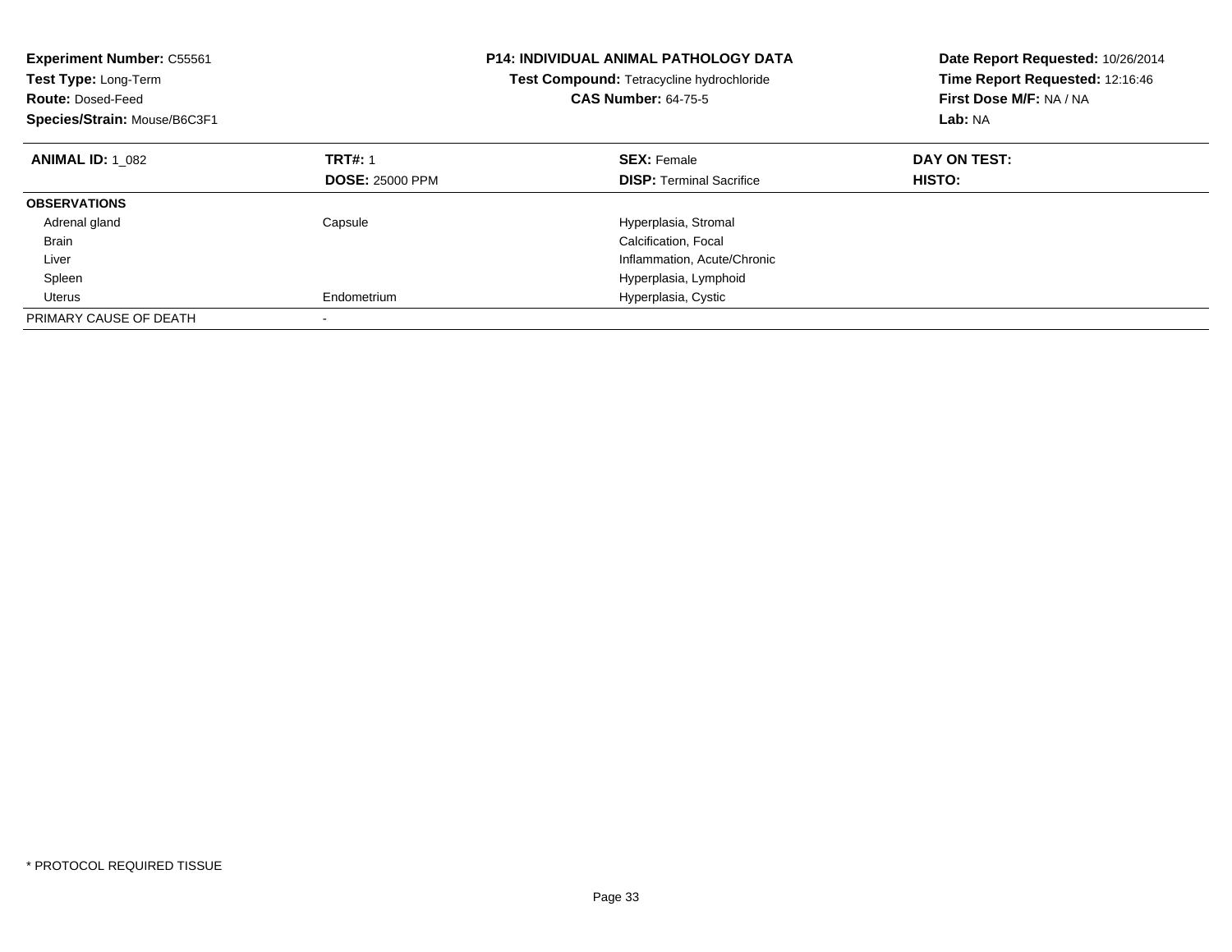**Experiment Number:** C55561
**Test Type:** Long-Term
**Route:** Dosed-Feed
**Species/Strain:** Mouse/B6C3F1

**P14: INDIVIDUAL ANIMAL PATHOLOGY DATA**
**Test Compound:** Tetracycline hydrochloride
**CAS Number:** 64-75-5

**Date Report Requested:** 10/26/2014
**Time Report Requested:** 12:16:46
**First Dose M/F:** NA / NA
**Lab:** NA

| **ANIMAL ID:** 1_082 | **TRT#:** 1 | **SEX:** Female | **DAY ON TEST:** |
|---|---|---|---|
| | **DOSE:** 25000 PPM | **DISP:** Terminal Sacrifice | **HISTO:** |
| **OBSERVATIONS** | | | |
| Adrenal gland | Capsule | Hyperplasia, Stromal | |
| Brain | | Calcification, Focal | |
| Liver | | Inflammation, Acute/Chronic | |
| Spleen | | Hyperplasia, Lymphoid | |
| Uterus | Endometrium | Hyperplasia, Cystic | |
| PRIMARY CAUSE OF DEATH | - | | |

* PROTOCOL REQUIRED TISSUE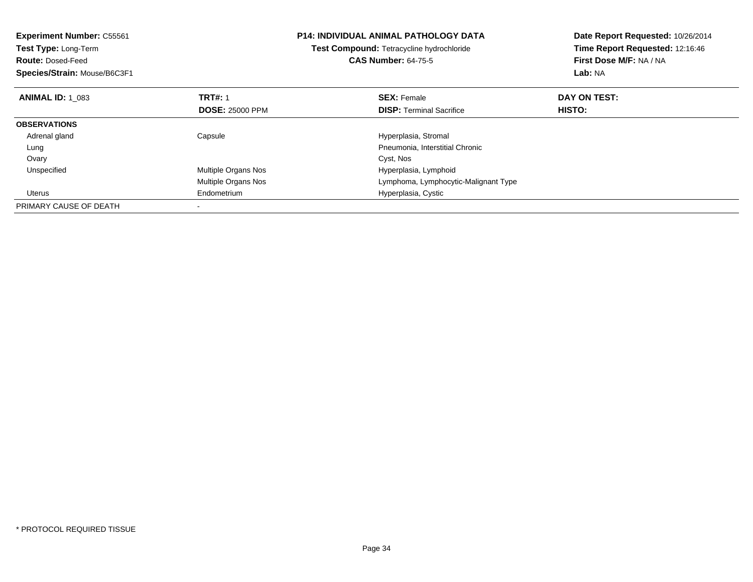**Experiment Number:** C55561
**Test Type:** Long-Term
**Route:** Dosed-Feed
**Species/Strain:** Mouse/B6C3F1

**P14: INDIVIDUAL ANIMAL PATHOLOGY DATA**
**Test Compound:** Tetracycline hydrochloride
**CAS Number:** 64-75-5

**Date Report Requested:** 10/26/2014
**Time Report Requested:** 12:16:46
**First Dose M/F:** NA / NA
**Lab:** NA

| **ANIMAL ID:** 1_083 | **TRT#:** 1 | **SEX:** Female | **DAY ON TEST:** |
|---|---|---|---|
| | **DOSE:** 25000 PPM | **DISP:** Terminal Sacrifice | **HISTO:** |
| **OBSERVATIONS** | | | |
| Adrenal gland | Capsule | Hyperplasia, Stromal | |
| Lung | | Pneumonia, Interstitial Chronic | |
| Ovary | | Cyst, Nos | |
| Unspecified | Multiple Organs Nos | Hyperplasia, Lymphoid | |
| | Multiple Organs Nos | Lymphoma, Lymphocytic-Malignant Type | |
| Uterus | Endometrium | Hyperplasia, Cystic | |
| PRIMARY CAUSE OF DEATH | - | | |

* PROTOCOL REQUIRED TISSUE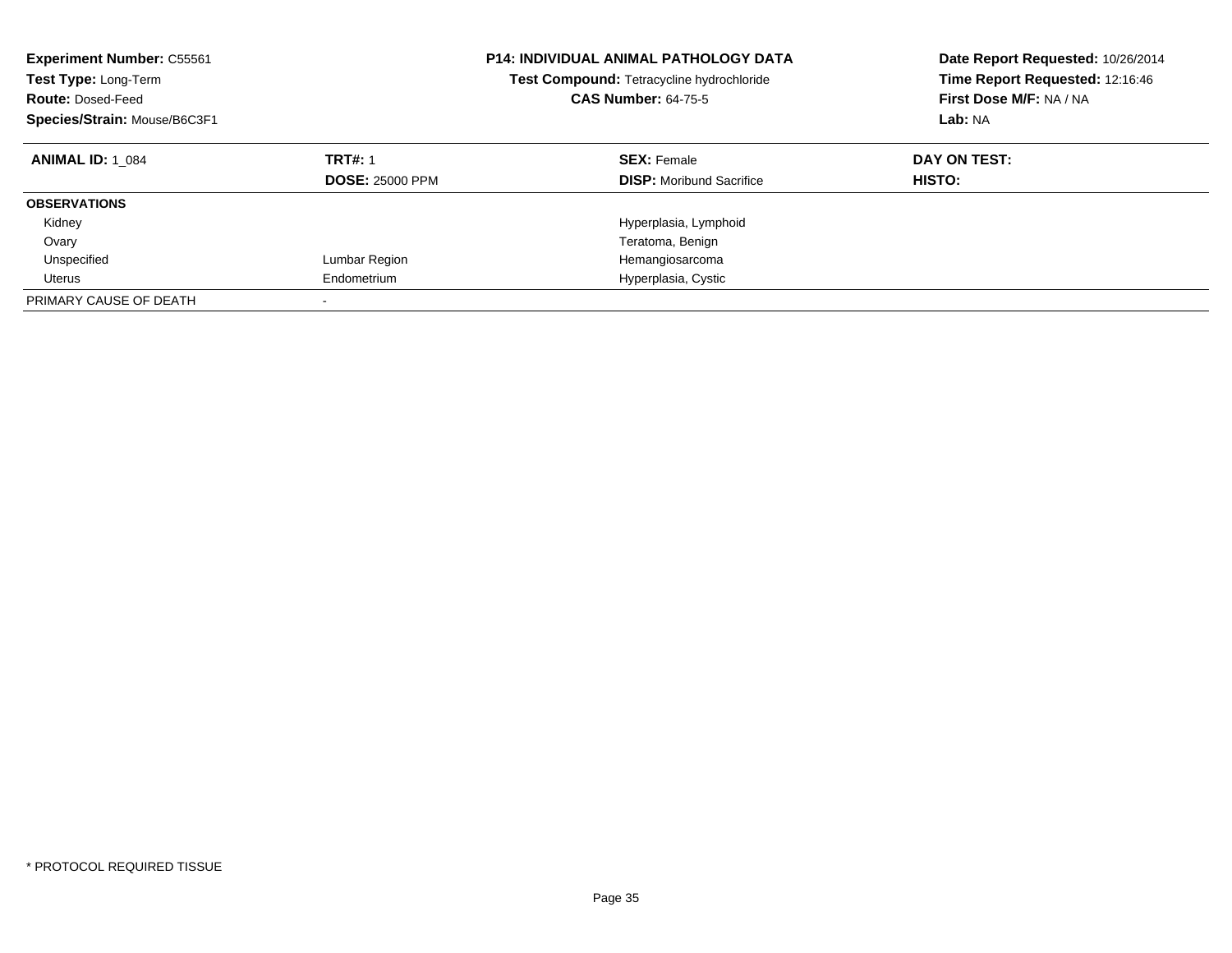**Experiment Number:** C55561
**Test Type:** Long-Term
**Route:** Dosed-Feed
**Species/Strain:** Mouse/B6C3F1

**P14: INDIVIDUAL ANIMAL PATHOLOGY DATA**
**Test Compound:** Tetracycline hydrochloride
**CAS Number:** 64-75-5

**Date Report Requested:** 10/26/2014
**Time Report Requested:** 12:16:46
**First Dose M/F:** NA / NA
**Lab:** NA

| **ANIMAL ID:** 1_084 | **TRT#:** 1 | **SEX:** Female | **DAY ON TEST:** |
|---|---|---|---|
| | **DOSE:** 25000 PPM | **DISP:** Moribund Sacrifice | **HISTO:** |
| **OBSERVATIONS** | | | |
| Kidney | | Hyperplasia, Lymphoid | |
| Ovary | | Teratoma, Benign | |
| Unspecified | Lumbar Region | Hemangiosarcoma | |
| Uterus | Endometrium | Hyperplasia, Cystic | |
| PRIMARY CAUSE OF DEATH | - | | |

\* PROTOCOL REQUIRED TISSUE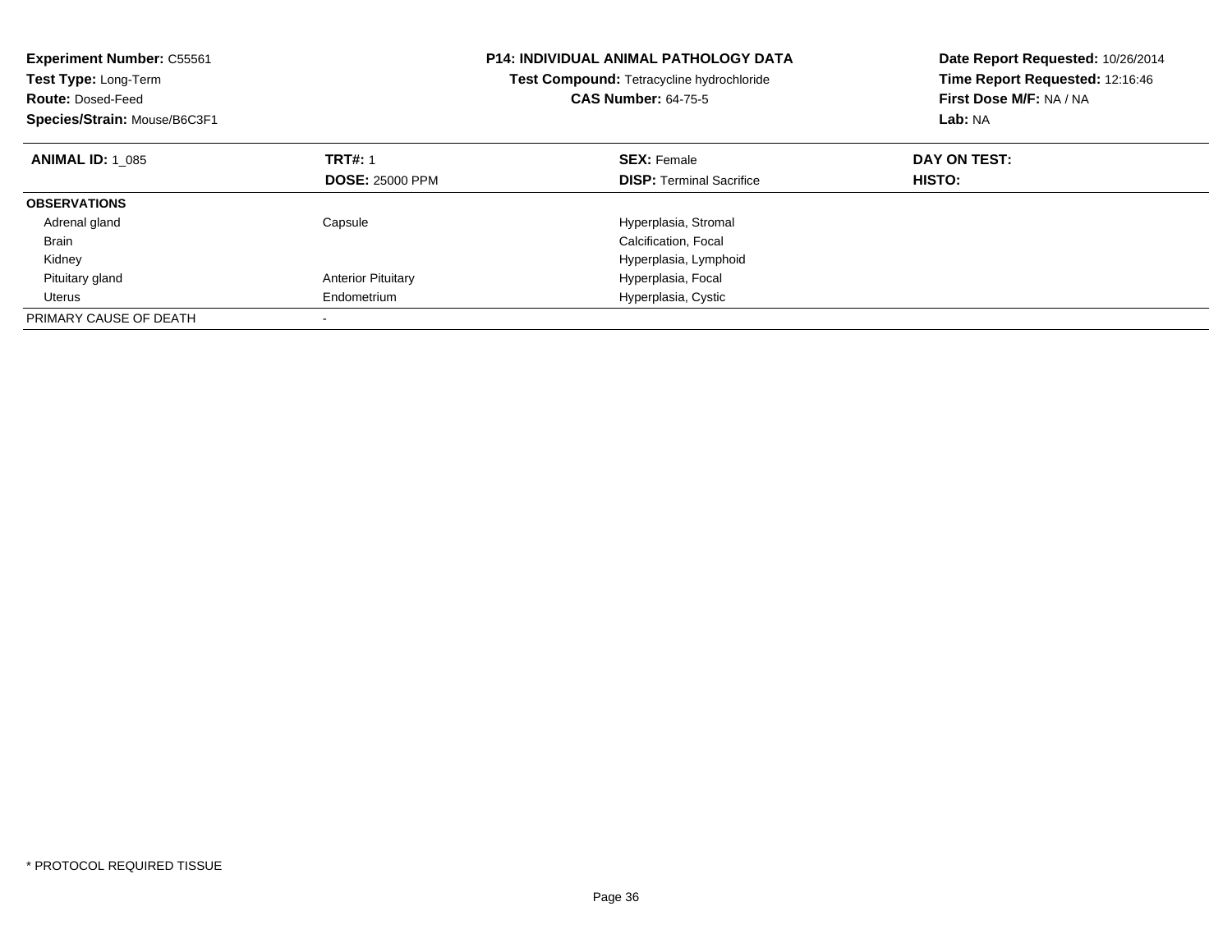**Experiment Number:** C55561
**Test Type:** Long-Term
**Route:** Dosed-Feed
**Species/Strain:** Mouse/B6C3F1

**P14: INDIVIDUAL ANIMAL PATHOLOGY DATA**
**Test Compound:** Tetracycline hydrochloride
**CAS Number:** 64-75-5

**Date Report Requested:** 10/26/2014
**Time Report Requested:** 12:16:46
**First Dose M/F:** NA / NA
**Lab:** NA

| **ANIMAL ID:** 1_085 | **TRT#:** 1 | **SEX:** Female | **DAY ON TEST:** |
|---|---|---|---|
| | **DOSE:** 25000 PPM | **DISP:** Terminal Sacrifice | **HISTO:** |
| **OBSERVATIONS** | | | |
| Adrenal gland | Capsule | Hyperplasia, Stromal | |
| Brain | | Calcification, Focal | |
| Kidney | | Hyperplasia, Lymphoid | |
| Pituitary gland | Anterior Pituitary | Hyperplasia, Focal | |
| Uterus | Endometrium | Hyperplasia, Cystic | |
| PRIMARY CAUSE OF DEATH | - | | |

* PROTOCOL REQUIRED TISSUE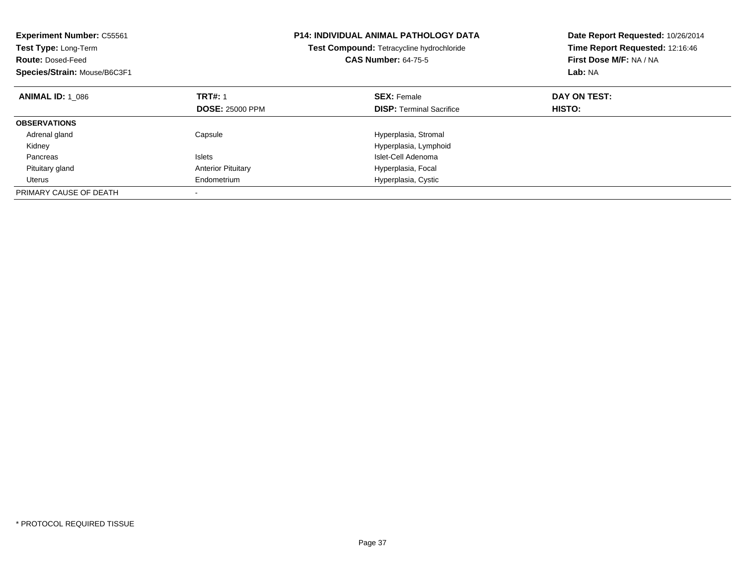**Experiment Number:** C55561
**Test Type:** Long-Term
**Route:** Dosed-Feed
**Species/Strain:** Mouse/B6C3F1

**P14: INDIVIDUAL ANIMAL PATHOLOGY DATA**
**Test Compound:** Tetracycline hydrochloride
**CAS Number:** 64-75-5

**Date Report Requested:** 10/26/2014
**Time Report Requested:** 12:16:46
**First Dose M/F:** NA / NA
**Lab:** NA

| **ANIMAL ID:** 1_086 | **TRT#:** 1 | **SEX:** Female | **DAY ON TEST:** |
|---|---|---|---|
| | **DOSE:** 25000 PPM | **DISP:** Terminal Sacrifice | **HISTO:** |
| **OBSERVATIONS** | | | |
| Adrenal gland | Capsule | Hyperplasia, Stromal | |
| Kidney | | Hyperplasia, Lymphoid | |
| Pancreas | Islets | Islet-Cell Adenoma | |
| Pituitary gland | Anterior Pituitary | Hyperplasia, Focal | |
| Uterus | Endometrium | Hyperplasia, Cystic | |
| PRIMARY CAUSE OF DEATH | - | | |

* PROTOCOL REQUIRED TISSUE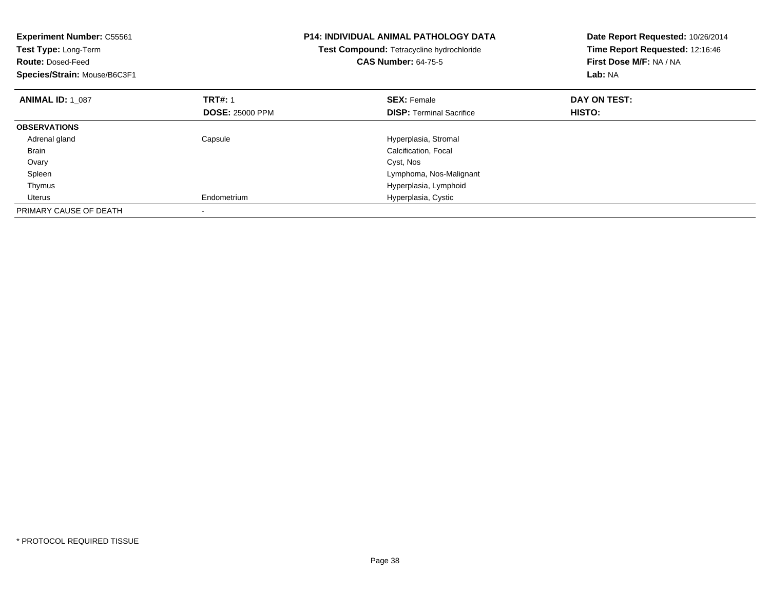**Experiment Number:** C55561
**Test Type:** Long-Term
**Route:** Dosed-Feed
**Species/Strain:** Mouse/B6C3F1

**P14: INDIVIDUAL ANIMAL PATHOLOGY DATA**
**Test Compound:** Tetracycline hydrochloride
**CAS Number:** 64-75-5

**Date Report Requested:** 10/26/2014
**Time Report Requested:** 12:16:46
**First Dose M/F:** NA / NA
**Lab:** NA

| **ANIMAL ID:** 1_087 | **TRT#:** 1 | **SEX:** Female | **DAY ON TEST:** |
|---|---|---|---|
| | **DOSE:** 25000 PPM | **DISP:** Terminal Sacrifice | **HISTO:** |
| **OBSERVATIONS** | | | |
| Adrenal gland | Capsule | Hyperplasia, Stromal | |
| Brain | | Calcification, Focal | |
| Ovary | | Cyst, Nos | |
| Spleen | | Lymphoma, Nos-Malignant | |
| Thymus | | Hyperplasia, Lymphoid | |
| Uterus | Endometrium | Hyperplasia, Cystic | |
| PRIMARY CAUSE OF DEATH | - | | |

* PROTOCOL REQUIRED TISSUE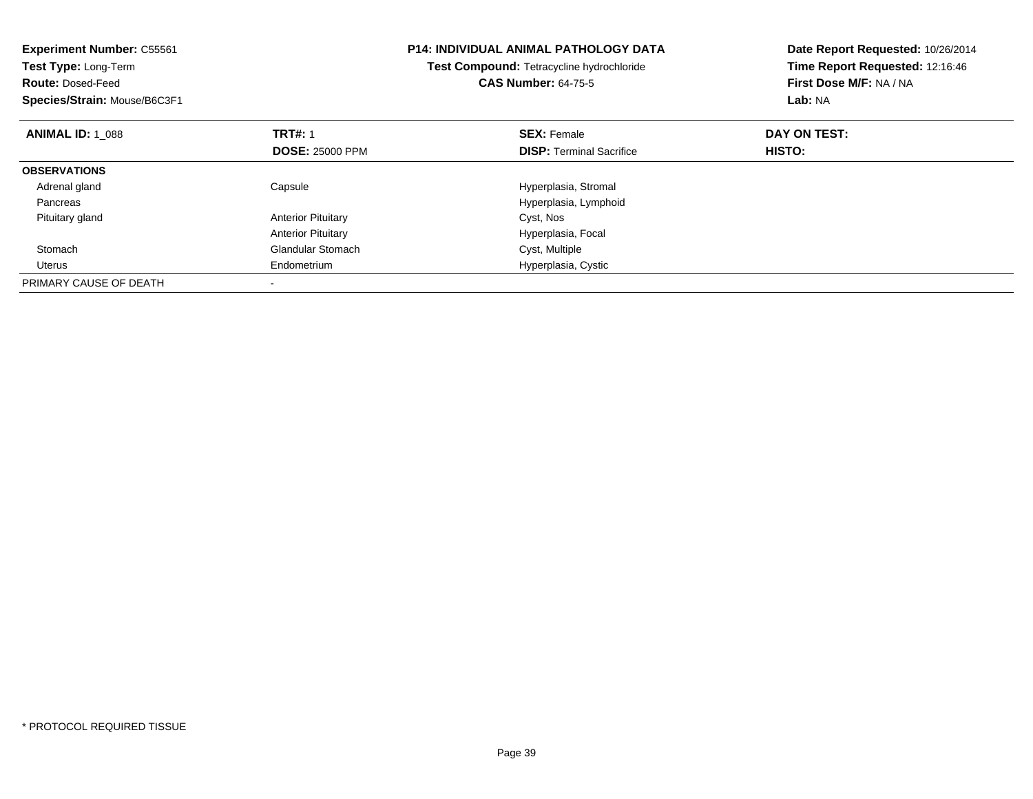**Experiment Number:** C55561
**Test Type:** Long-Term
**Route:** Dosed-Feed
**Species/Strain:** Mouse/B6C3F1

**P14: INDIVIDUAL ANIMAL PATHOLOGY DATA**
**Test Compound:** Tetracycline hydrochloride
**CAS Number:** 64-75-5

**Date Report Requested:** 10/26/2014
**Time Report Requested:** 12:16:46
**First Dose M/F:** NA / NA
**Lab:** NA

| **ANIMAL ID:** 1_088 | **TRT#:** 1 | **SEX:** Female | **DAY ON TEST:** |
|---|---|---|---|
| | **DOSE:** 25000 PPM | **DISP:** Terminal Sacrifice | **HISTO:** |
| **OBSERVATIONS** | | | |
| Adrenal gland | Capsule | Hyperplasia, Stromal | |
| Pancreas | | Hyperplasia, Lymphoid | |
| Pituitary gland | Anterior Pituitary | Cyst, Nos | |
| | Anterior Pituitary | Hyperplasia, Focal | |
| Stomach | Glandular Stomach | Cyst, Multiple | |
| Uterus | Endometrium | Hyperplasia, Cystic | |
| PRIMARY CAUSE OF DEATH | - | | |

* PROTOCOL REQUIRED TISSUE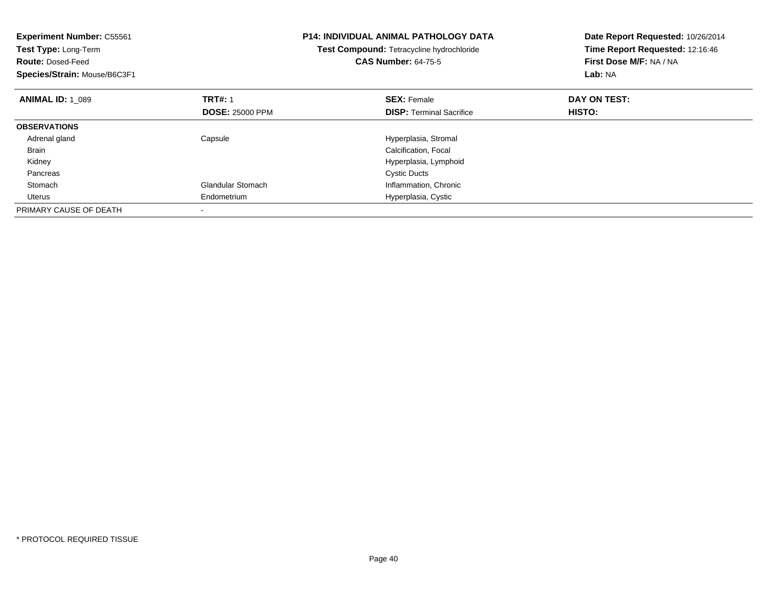**Experiment Number:** C55561
**Test Type:** Long-Term
**Route:** Dosed-Feed
**Species/Strain:** Mouse/B6C3F1

**P14: INDIVIDUAL ANIMAL PATHOLOGY DATA**
**Test Compound:** Tetracycline hydrochloride
**CAS Number:** 64-75-5

**Date Report Requested:** 10/26/2014
**Time Report Requested:** 12:16:46
**First Dose M/F:** NA / NA
**Lab:** NA

| **ANIMAL ID:** 1_089 | **TRT#:** 1<br>**DOSE:** 25000 PPM | **SEX:** Female<br>**DISP:** Terminal Sacrifice | **DAY ON TEST:**<br>**HISTO:** |
|---|---|---|---|
| **OBSERVATIONS** | | | |
| Adrenal gland | Capsule | Hyperplasia, Stromal | |
| Brain | | Calcification, Focal | |
| Kidney | | Hyperplasia, Lymphoid | |
| Pancreas | | Cystic Ducts | |
| Stomach | Glandular Stomach | Inflammation, Chronic | |
| Uterus | Endometrium | Hyperplasia, Cystic | |
| PRIMARY CAUSE OF DEATH | - | | |

* PROTOCOL REQUIRED TISSUE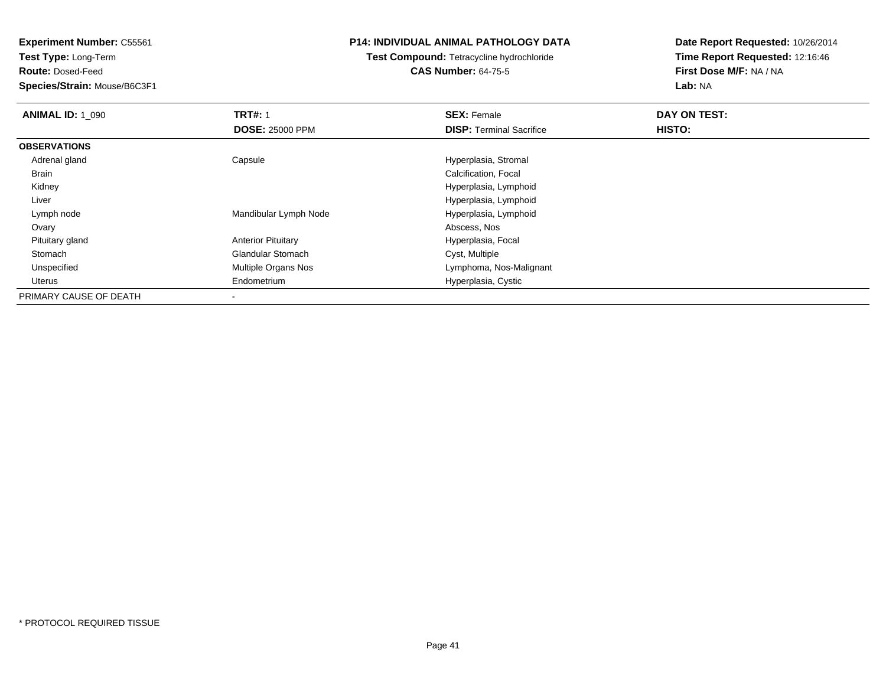**Experiment Number:** C55561
**Test Type:** Long-Term
**Route:** Dosed-Feed
**Species/Strain:** Mouse/B6C3F1

**P14: INDIVIDUAL ANIMAL PATHOLOGY DATA**
**Test Compound:** Tetracycline hydrochloride
**CAS Number:** 64-75-5

**Date Report Requested:** 10/26/2014
**Time Report Requested:** 12:16:46
**First Dose M/F:** NA / NA
**Lab:** NA

| **ANIMAL ID:** 1_090 | **TRT#:** 1 | **SEX:** Female | **DAY ON TEST:** |
|---|---|---|---|
| | **DOSE:** 25000 PPM | **DISP:** Terminal Sacrifice | **HISTO:** |
| **OBSERVATIONS** | | | |
| Adrenal gland | Capsule | Hyperplasia, Stromal | |
| Brain | | Calcification, Focal | |
| Kidney | | Hyperplasia, Lymphoid | |
| Liver | | Hyperplasia, Lymphoid | |
| Lymph node | Mandibular Lymph Node | Hyperplasia, Lymphoid | |
| Ovary | | Abscess, Nos | |
| Pituitary gland | Anterior Pituitary | Hyperplasia, Focal | |
| Stomach | Glandular Stomach | Cyst, Multiple | |
| Unspecified | Multiple Organs Nos | Lymphoma, Nos-Malignant | |
| Uterus | Endometrium | Hyperplasia, Cystic | |
| PRIMARY CAUSE OF DEATH | - | | |

* PROTOCOL REQUIRED TISSUE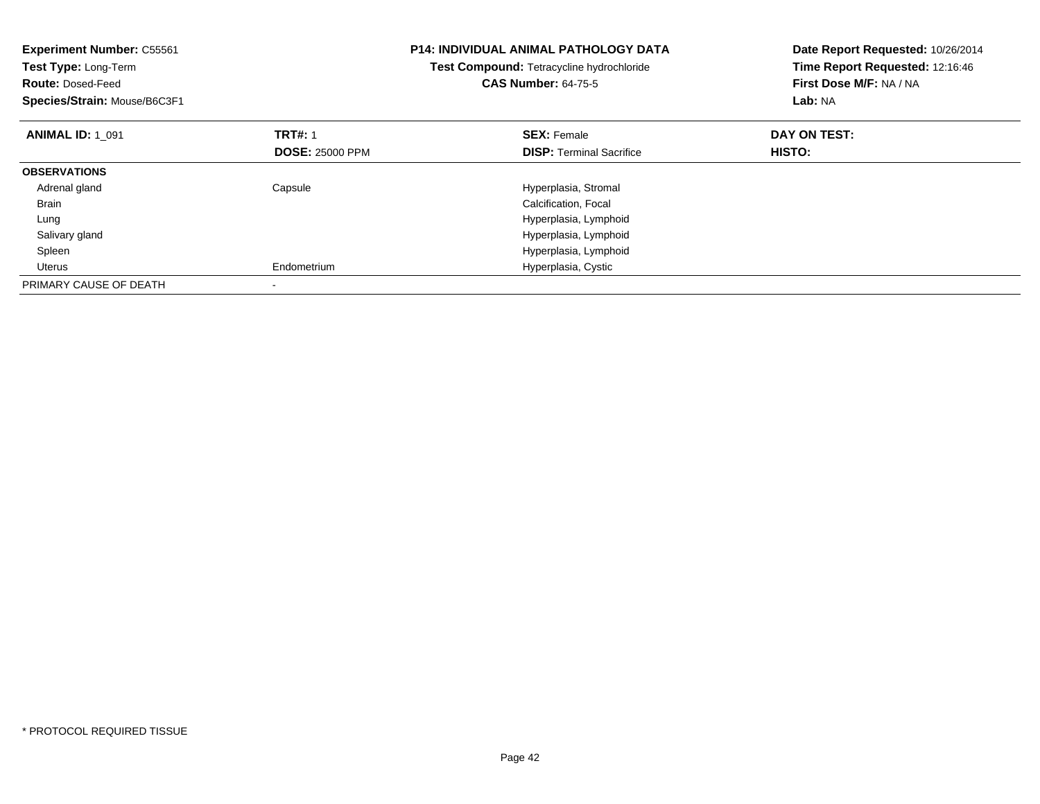**Experiment Number:** C55561
**Test Type:** Long-Term
**Route:** Dosed-Feed
**Species/Strain:** Mouse/B6C3F1

**P14: INDIVIDUAL ANIMAL PATHOLOGY DATA**
**Test Compound:** Tetracycline hydrochloride
**CAS Number:** 64-75-5

**Date Report Requested:** 10/26/2014
**Time Report Requested:** 12:16:46
**First Dose M/F:** NA / NA
**Lab:** NA

| **ANIMAL ID:** 1_091 | **TRT#:** 1 | **SEX:** Female | **DAY ON TEST:** |
|---|---|---|---|
| | **DOSE:** 25000 PPM | **DISP:** Terminal Sacrifice | **HISTO:** |
| **OBSERVATIONS** | | | |
| Adrenal gland | Capsule | Hyperplasia, Stromal | |
| Brain | | Calcification, Focal | |
| Lung | | Hyperplasia, Lymphoid | |
| Salivary gland | | Hyperplasia, Lymphoid | |
| Spleen | | Hyperplasia, Lymphoid | |
| Uterus | Endometrium | Hyperplasia, Cystic | |
| PRIMARY CAUSE OF DEATH | - | | |

* PROTOCOL REQUIRED TISSUE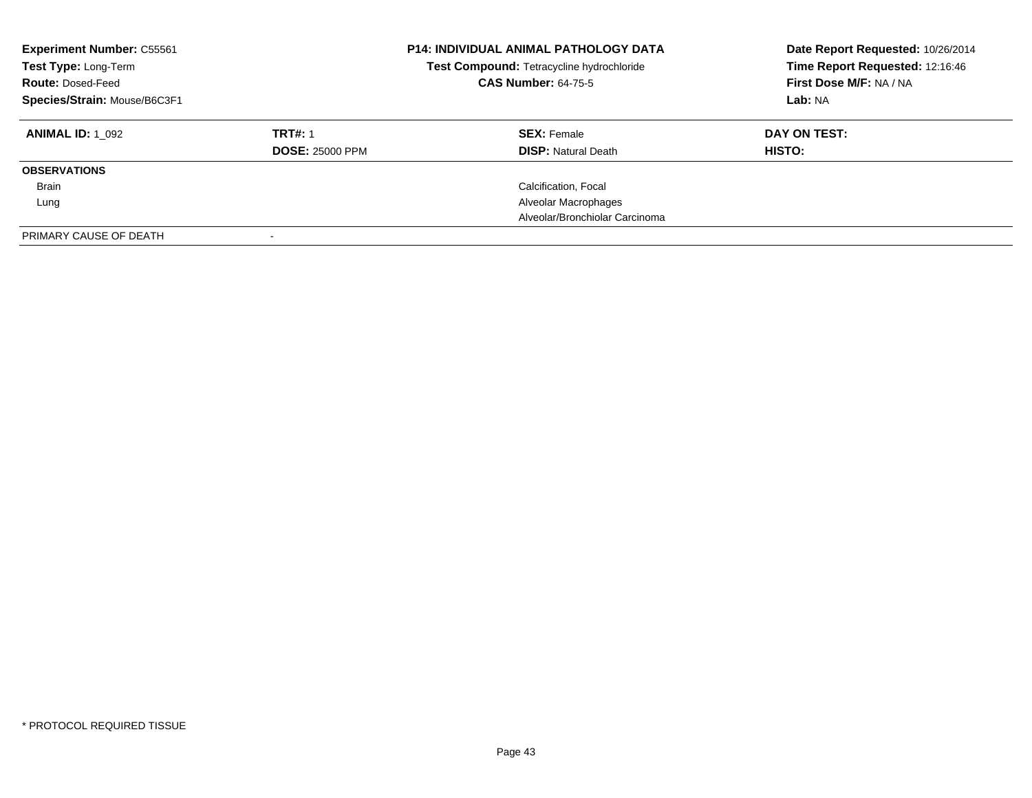**Experiment Number:** C55561
**Test Type:** Long-Term
**Route:** Dosed-Feed
**Species/Strain:** Mouse/B6C3F1

**P14: INDIVIDUAL ANIMAL PATHOLOGY DATA**
**Test Compound:** Tetracycline hydrochloride
**CAS Number:** 64-75-5

**Date Report Requested:** 10/26/2014
**Time Report Requested:** 12:16:46
**First Dose M/F:** NA / NA
**Lab:** NA

| **ANIMAL ID:** 1_092 | **TRT#:** 1 | **SEX:** Female | **DAY ON TEST:** |
|---|---|---|---|
| | **DOSE:** 25000 PPM | **DISP:** Natural Death | **HISTO:** |
| **OBSERVATIONS** | | | |
| Brain | | Calcification, Focal | |
| Lung | | Alveolar Macrophages | |
| | | Alveolar/Bronchiolar Carcinoma | |
| PRIMARY CAUSE OF DEATH | - | | |

* PROTOCOL REQUIRED TISSUE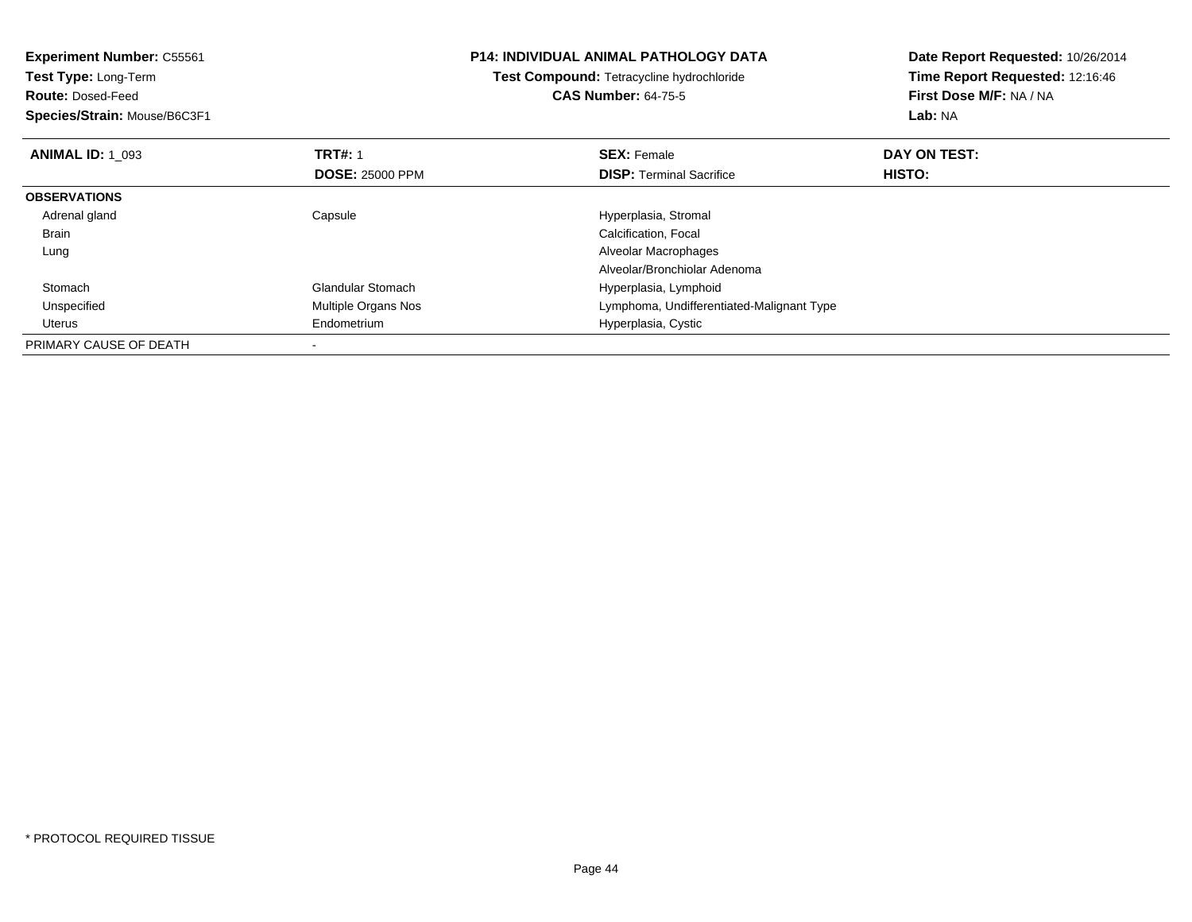**Experiment Number:** C55561
**Test Type:** Long-Term
**Route:** Dosed-Feed
**Species/Strain:** Mouse/B6C3F1

**P14: INDIVIDUAL ANIMAL PATHOLOGY DATA**
**Test Compound:** Tetracycline hydrochloride
**CAS Number:** 64-75-5

**Date Report Requested:** 10/26/2014
**Time Report Requested:** 12:16:46
**First Dose M/F:** NA / NA
**Lab:** NA

| **ANIMAL ID:** 1_093 | **TRT#:** 1 | **SEX:** Female | **DAY ON TEST:** |
|---|---|---|---|
| | **DOSE:** 25000 PPM | **DISP:** Terminal Sacrifice | **HISTO:** |
| **OBSERVATIONS** | | | |
| Adrenal gland | Capsule | Hyperplasia, Stromal | |
| Brain | | Calcification, Focal | |
| Lung | | Alveolar Macrophages | |
| | | Alveolar/Bronchiolar Adenoma | |
| Stomach | Glandular Stomach | Hyperplasia, Lymphoid | |
| Unspecified | Multiple Organs Nos | Lymphoma, Undifferentiated-Malignant Type | |
| Uterus | Endometrium | Hyperplasia, Cystic | |
| PRIMARY CAUSE OF DEATH | - | | |

* PROTOCOL REQUIRED TISSUE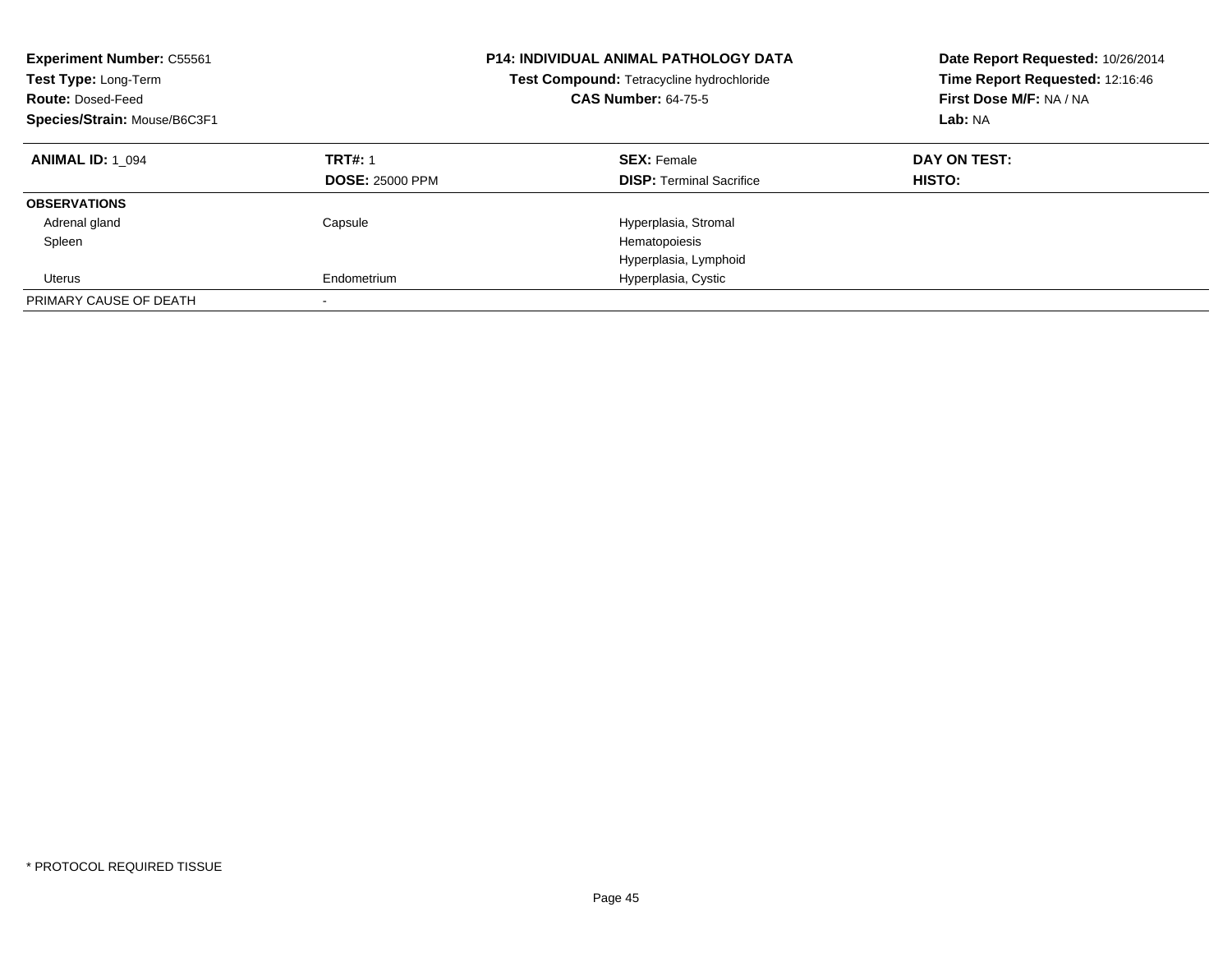**Experiment Number:** C55561
**Test Type:** Long-Term
**Route:** Dosed-Feed
**Species/Strain:** Mouse/B6C3F1

**P14: INDIVIDUAL ANIMAL PATHOLOGY DATA**
**Test Compound:** Tetracycline hydrochloride
**CAS Number:** 64-75-5

**Date Report Requested:** 10/26/2014
**Time Report Requested:** 12:16:46
**First Dose M/F:** NA / NA
**Lab:** NA

| **ANIMAL ID:** 1_094 | **TRT#:** 1 | **SEX:** Female | **DAY ON TEST:** |
|---|---|---|---|
| | **DOSE:** 25000 PPM | **DISP:** Terminal Sacrifice | **HISTO:** |
| **OBSERVATIONS** | | | |
| Adrenal gland | Capsule | Hyperplasia, Stromal | |
| Spleen | | Hematopoiesis | |
| | | Hyperplasia, Lymphoid | |
| Uterus | Endometrium | Hyperplasia, Cystic | |
| PRIMARY CAUSE OF DEATH | - | | |

* PROTOCOL REQUIRED TISSUE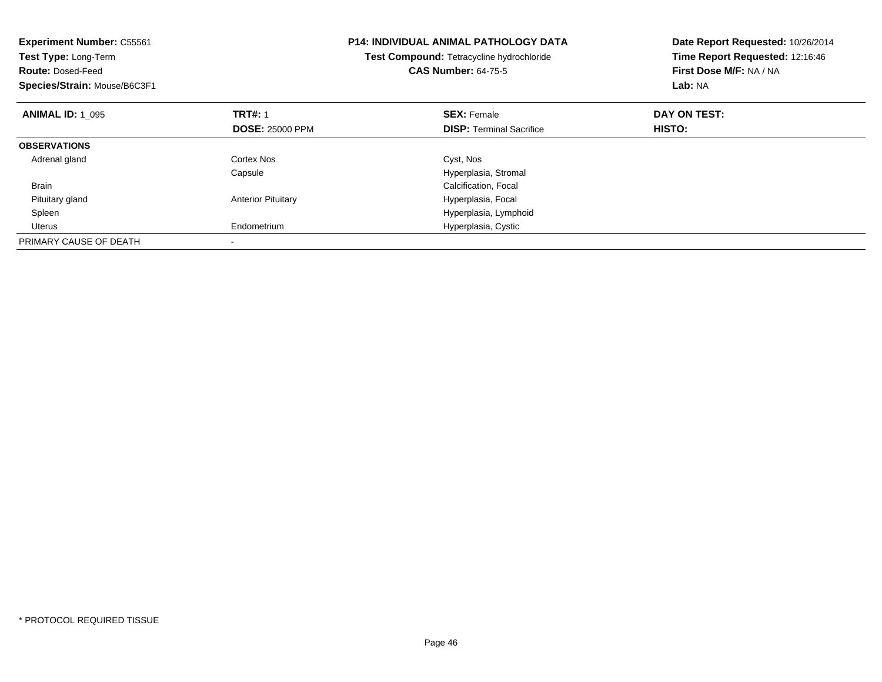**Experiment Number:** C55561
**Test Type:** Long-Term
**Route:** Dosed-Feed
**Species/Strain:** Mouse/B6C3F1

**P14: INDIVIDUAL ANIMAL PATHOLOGY DATA**
**Test Compound:** Tetracycline hydrochloride
**CAS Number:** 64-75-5

**Date Report Requested:** 10/26/2014
**Time Report Requested:** 12:16:46
**First Dose M/F:** NA / NA
**Lab:** NA

| **ANIMAL ID:** 1_095 | **TRT#:** 1 | **SEX:** Female | **DAY ON TEST:** |
|---|---|---|---|
| | **DOSE:** 25000 PPM | **DISP:** Terminal Sacrifice | **HISTO:** |
| **OBSERVATIONS** | | | |
| Adrenal gland | Cortex Nos | Cyst, Nos | |
| | Capsule | Hyperplasia, Stromal | |
| Brain | | Calcification, Focal | |
| Pituitary gland | Anterior Pituitary | Hyperplasia, Focal | |
| Spleen | | Hyperplasia, Lymphoid | |
| Uterus | Endometrium | Hyperplasia, Cystic | |
| PRIMARY CAUSE OF DEATH | - | | |

* PROTOCOL REQUIRED TISSUE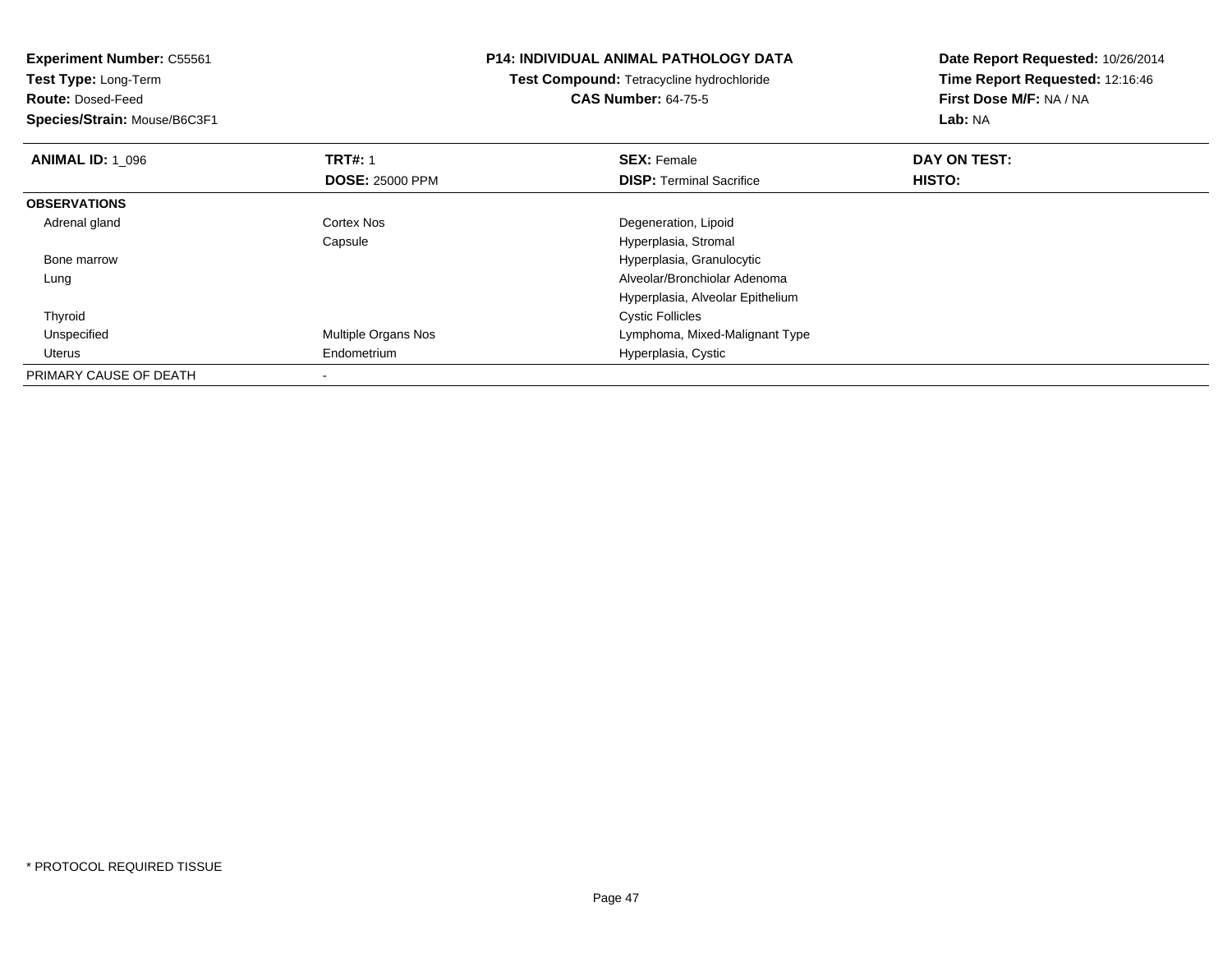**Experiment Number:** C55561
**Test Type:** Long-Term
**Route:** Dosed-Feed
**Species/Strain:** Mouse/B6C3F1

**P14: INDIVIDUAL ANIMAL PATHOLOGY DATA**
**Test Compound:** Tetracycline hydrochloride
**CAS Number:** 64-75-5

**Date Report Requested:** 10/26/2014
**Time Report Requested:** 12:16:46
**First Dose M/F:** NA / NA
**Lab:** NA

| **ANIMAL ID:** 1_096 | **TRT#:** 1 | **SEX:** Female | **DAY ON TEST:** |
|---|---|---|---|
| | **DOSE:** 25000 PPM | **DISP:** Terminal Sacrifice | **HISTO:** |
| **OBSERVATIONS** | | | |
| Adrenal gland | Cortex Nos | Degeneration, Lipoid | |
| | Capsule | Hyperplasia, Stromal | |
| Bone marrow | | Hyperplasia, Granulocytic | |
| Lung | | Alveolar/Bronchiolar Adenoma | |
| | | Hyperplasia, Alveolar Epithelium | |
| Thyroid | | Cystic Follicles | |
| Unspecified | Multiple Organs Nos | Lymphoma, Mixed-Malignant Type | |
| Uterus | Endometrium | Hyperplasia, Cystic | |
| PRIMARY CAUSE OF DEATH | - | | |

* PROTOCOL REQUIRED TISSUE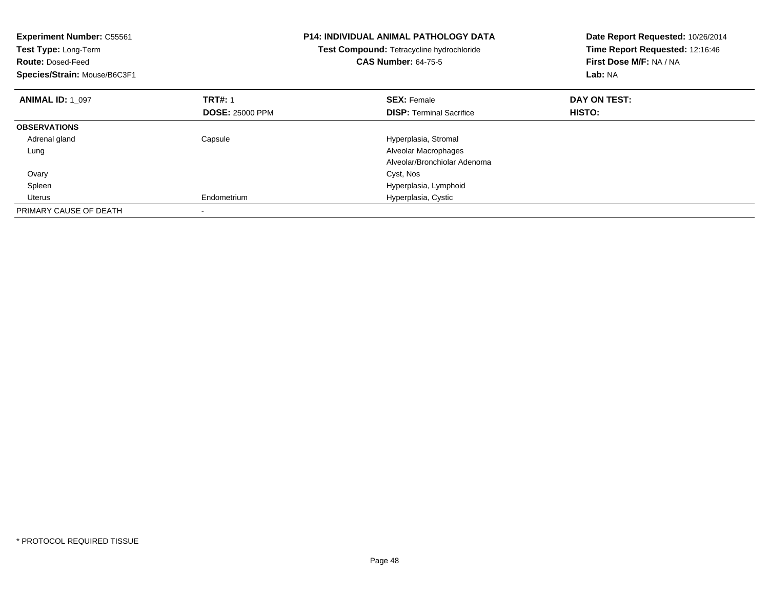**Experiment Number:** C55561
**Test Type:** Long-Term
**Route:** Dosed-Feed
**Species/Strain:** Mouse/B6C3F1

**P14: INDIVIDUAL ANIMAL PATHOLOGY DATA**
**Test Compound:** Tetracycline hydrochloride
**CAS Number:** 64-75-5

**Date Report Requested:** 10/26/2014
**Time Report Requested:** 12:16:46
**First Dose M/F:** NA / NA
**Lab:** NA

| **ANIMAL ID:** 1_097 | **TRT#:** 1 | **SEX:** Female | **DAY ON TEST:** |
|---|---|---|---|
| | **DOSE:** 25000 PPM | **DISP:** Terminal Sacrifice | **HISTO:** |
| **OBSERVATIONS** | | | |
| Adrenal gland | Capsule | Hyperplasia, Stromal | |
| Lung | | Alveolar Macrophages | |
| | | Alveolar/Bronchiolar Adenoma | |
| Ovary | | Cyst, Nos | |
| Spleen | | Hyperplasia, Lymphoid | |
| Uterus | Endometrium | Hyperplasia, Cystic | |
| PRIMARY CAUSE OF DEATH | - | | |

* PROTOCOL REQUIRED TISSUE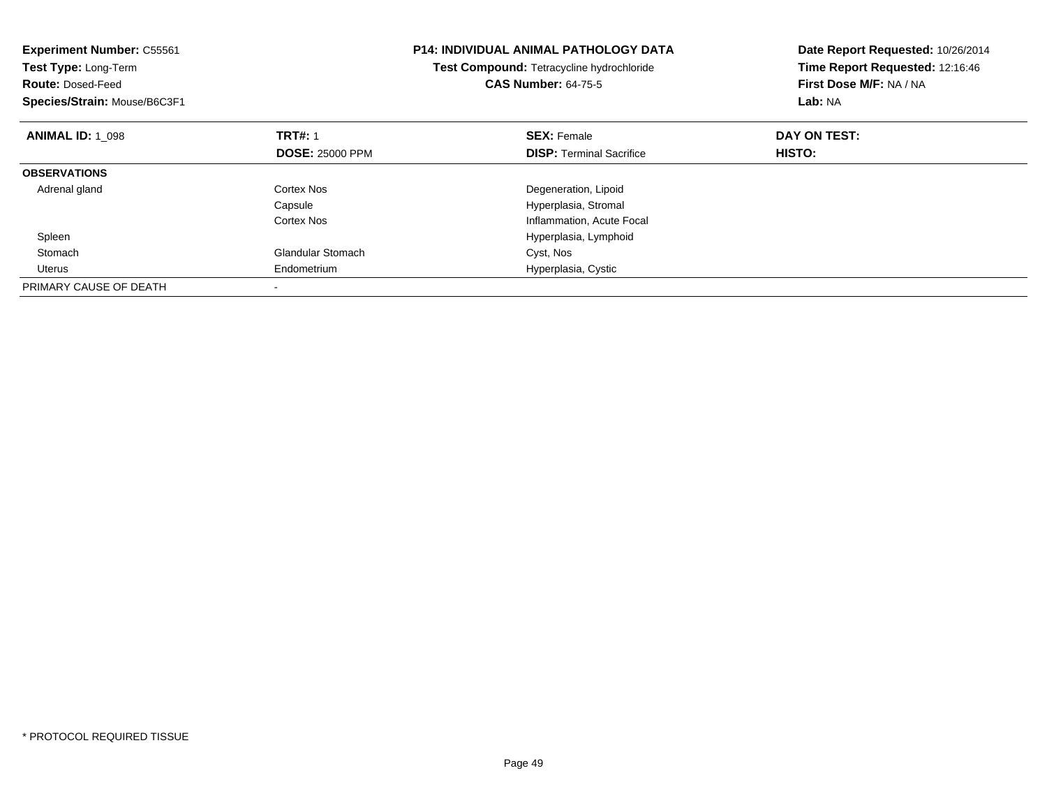**Experiment Number:** C55561
**Test Type:** Long-Term
**Route:** Dosed-Feed
**Species/Strain:** Mouse/B6C3F1

**P14: INDIVIDUAL ANIMAL PATHOLOGY DATA**
**Test Compound:** Tetracycline hydrochloride
**CAS Number:** 64-75-5

**Date Report Requested:** 10/26/2014
**Time Report Requested:** 12:16:46
**First Dose M/F:** NA / NA
**Lab:** NA

| **ANIMAL ID:** 1_098 | **TRT#:** 1 | **SEX:** Female | **DAY ON TEST:** |
|---|---|---|---|
| | **DOSE:** 25000 PPM | **DISP:** Terminal Sacrifice | **HISTO:** |
| **OBSERVATIONS** | | | |
| Adrenal gland | Cortex Nos | Degeneration, Lipoid | |
| | Capsule | Hyperplasia, Stromal | |
| | Cortex Nos | Inflammation, Acute Focal | |
| Spleen | | Hyperplasia, Lymphoid | |
| Stomach | Glandular Stomach | Cyst, Nos | |
| Uterus | Endometrium | Hyperplasia, Cystic | |
| PRIMARY CAUSE OF DEATH | - | | |

* PROTOCOL REQUIRED TISSUE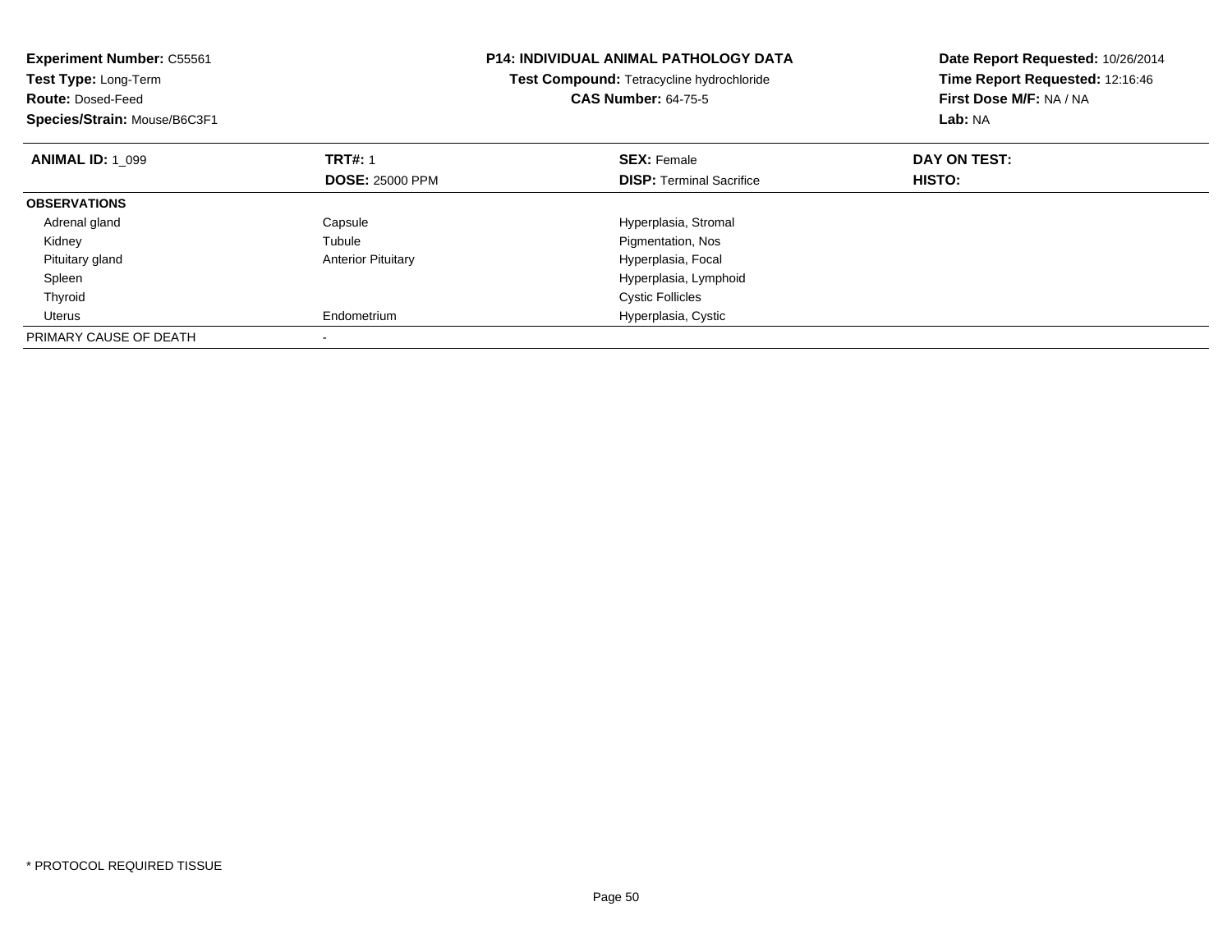**Experiment Number:** C55561
**Test Type:** Long-Term
**Route:** Dosed-Feed
**Species/Strain:** Mouse/B6C3F1

**P14: INDIVIDUAL ANIMAL PATHOLOGY DATA**
**Test Compound:** Tetracycline hydrochloride
**CAS Number:** 64-75-5

**Date Report Requested:** 10/26/2014
**Time Report Requested:** 12:16:46
**First Dose M/F:** NA / NA
**Lab:** NA

| **ANIMAL ID:** 1_099 | **TRT#:** 1 | **SEX:** Female | **DAY ON TEST:** |
|---|---|---|---|
| | **DOSE:** 25000 PPM | **DISP:** Terminal Sacrifice | **HISTO:** |
| **OBSERVATIONS** | | | |
| Adrenal gland | Capsule | Hyperplasia, Stromal | |
| Kidney | Tubule | Pigmentation, Nos | |
| Pituitary gland | Anterior Pituitary | Hyperplasia, Focal | |
| Spleen | | Hyperplasia, Lymphoid | |
| Thyroid | | Cystic Follicles | |
| Uterus | Endometrium | Hyperplasia, Cystic | |
| PRIMARY CAUSE OF DEATH | - | | |

* PROTOCOL REQUIRED TISSUE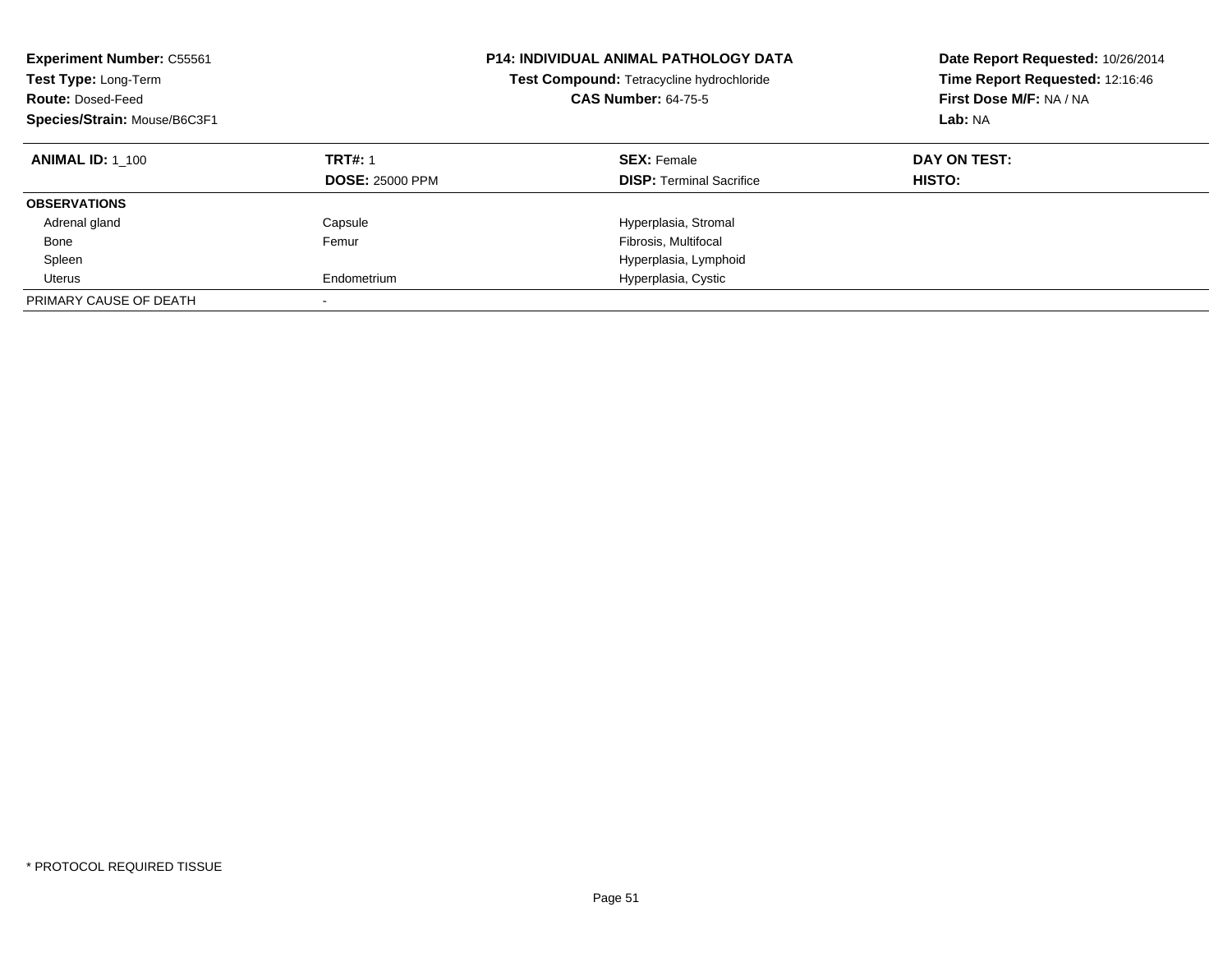**Experiment Number:** C55561
**Test Type:** Long-Term
**Route:** Dosed-Feed
**Species/Strain:** Mouse/B6C3F1

**P14: INDIVIDUAL ANIMAL PATHOLOGY DATA**
**Test Compound:** Tetracycline hydrochloride
**CAS Number:** 64-75-5

**Date Report Requested:** 10/26/2014
**Time Report Requested:** 12:16:46
**First Dose M/F:** NA / NA
**Lab:** NA

| **ANIMAL ID:** 1_100 | **TRT#:** 1 | **SEX:** Female | **DAY ON TEST:** |
|---|---|---|---|
| | **DOSE:** 25000 PPM | **DISP:** Terminal Sacrifice | **HISTO:** |
| **OBSERVATIONS** | | | |
| Adrenal gland | Capsule | Hyperplasia, Stromal | |
| Bone | Femur | Fibrosis, Multifocal | |
| Spleen | | Hyperplasia, Lymphoid | |
| Uterus | Endometrium | Hyperplasia, Cystic | |
| PRIMARY CAUSE OF DEATH | - | | |

\* PROTOCOL REQUIRED TISSUE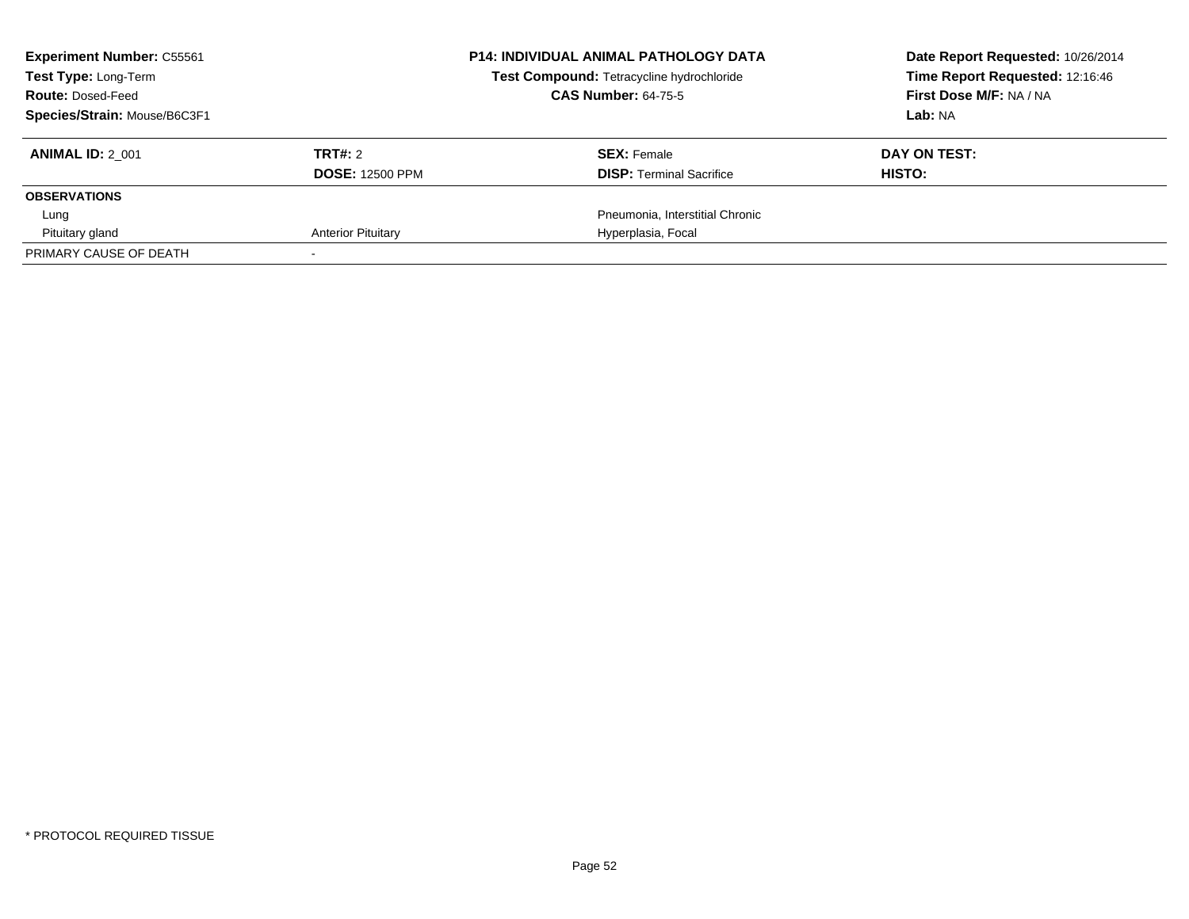**Experiment Number:** C55561
**Test Type:** Long-Term
**Route:** Dosed-Feed
**Species/Strain:** Mouse/B6C3F1

**P14: INDIVIDUAL ANIMAL PATHOLOGY DATA**
**Test Compound:** Tetracycline hydrochloride
**CAS Number:** 64-75-5

**Date Report Requested:** 10/26/2014
**Time Report Requested:** 12:16:46
**First Dose M/F:** NA / NA
**Lab:** NA

| **ANIMAL ID:** 2_001 | **TRT#:** 2 | **SEX:** Female | **DAY ON TEST:** |
|---|---|---|---|
| | **DOSE:** 12500 PPM | **DISP:** Terminal Sacrifice | **HISTO:** |
| **OBSERVATIONS** | | | |
| Lung | | Pneumonia, Interstitial Chronic | |
| Pituitary gland | Anterior Pituitary | Hyperplasia, Focal | |
| PRIMARY CAUSE OF DEATH | - | | |

* PROTOCOL REQUIRED TISSUE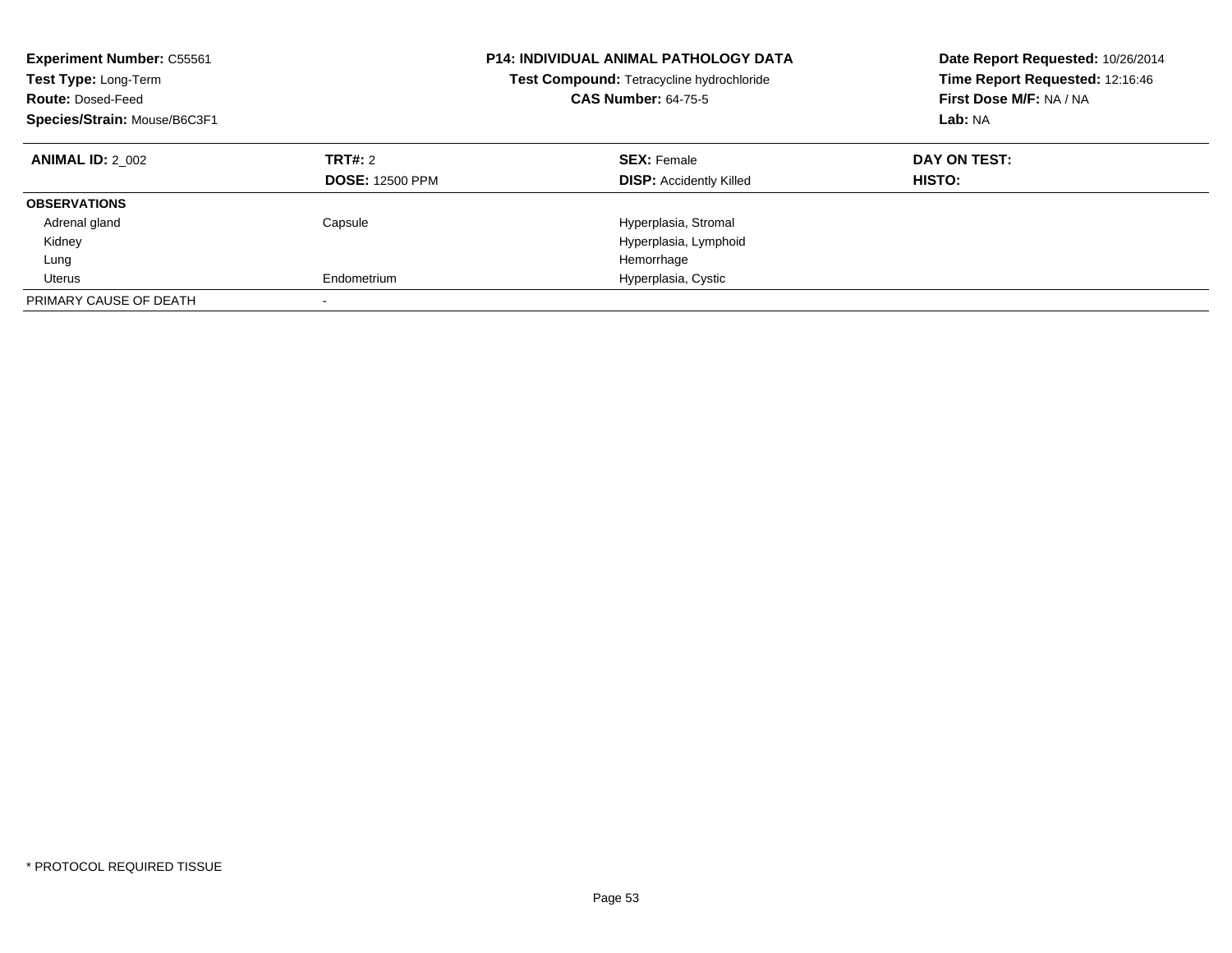**Experiment Number:** C55561
**Test Type:** Long-Term
**Route:** Dosed-Feed
**Species/Strain:** Mouse/B6C3F1

**P14: INDIVIDUAL ANIMAL PATHOLOGY DATA**
**Test Compound:** Tetracycline hydrochloride
**CAS Number:** 64-75-5

**Date Report Requested:** 10/26/2014
**Time Report Requested:** 12:16:46
**First Dose M/F:** NA / NA
**Lab:** NA

| **ANIMAL ID:** 2_002 | **TRT#:** 2 | **SEX:** Female | **DAY ON TEST:** |
|---|---|---|---|
| | **DOSE:** 12500 PPM | **DISP:** Accidently Killed | **HISTO:** |
| **OBSERVATIONS** | | | |
| Adrenal gland | Capsule | Hyperplasia, Stromal | |
| Kidney | | Hyperplasia, Lymphoid | |
| Lung | | Hemorrhage | |
| Uterus | Endometrium | Hyperplasia, Cystic | |
| PRIMARY CAUSE OF DEATH | - | | |

* PROTOCOL REQUIRED TISSUE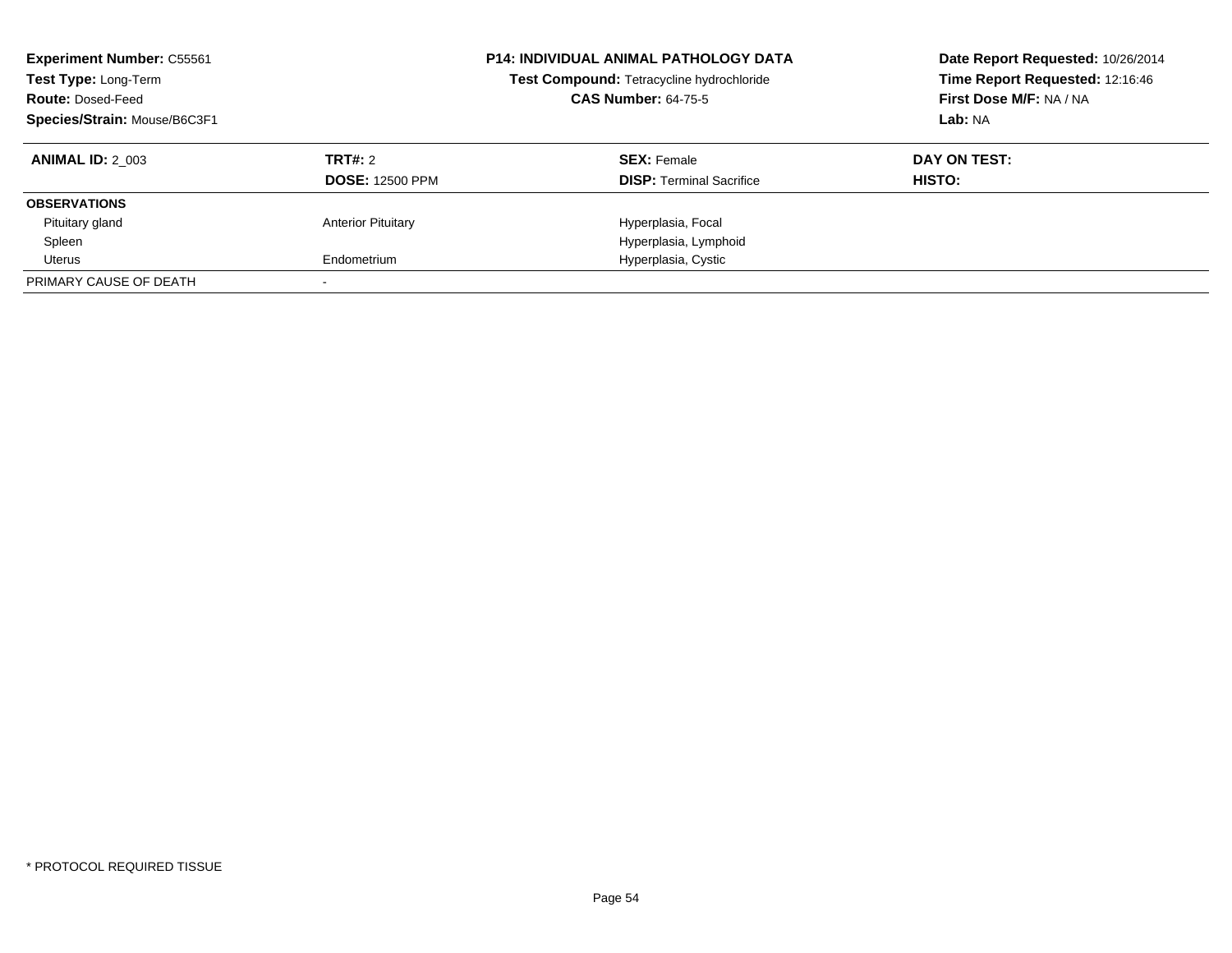**Experiment Number:** C55561
**Test Type:** Long-Term
**Route:** Dosed-Feed
**Species/Strain:** Mouse/B6C3F1

**P14: INDIVIDUAL ANIMAL PATHOLOGY DATA**
**Test Compound:** Tetracycline hydrochloride
**CAS Number:** 64-75-5

**Date Report Requested:** 10/26/2014
**Time Report Requested:** 12:16:46
**First Dose M/F:** NA / NA
**Lab:** NA

| **ANIMAL ID:** 2_003 | **TRT#:** 2 | **SEX:** Female | **DAY ON TEST:** |
|---|---|---|---|
| | **DOSE:** 12500 PPM | **DISP:** Terminal Sacrifice | **HISTO:** |
| **OBSERVATIONS** | | | |
| Pituitary gland | Anterior Pituitary | Hyperplasia, Focal | |
| Spleen | | Hyperplasia, Lymphoid | |
| Uterus | Endometrium | Hyperplasia, Cystic | |
| PRIMARY CAUSE OF DEATH | - | | |

* PROTOCOL REQUIRED TISSUE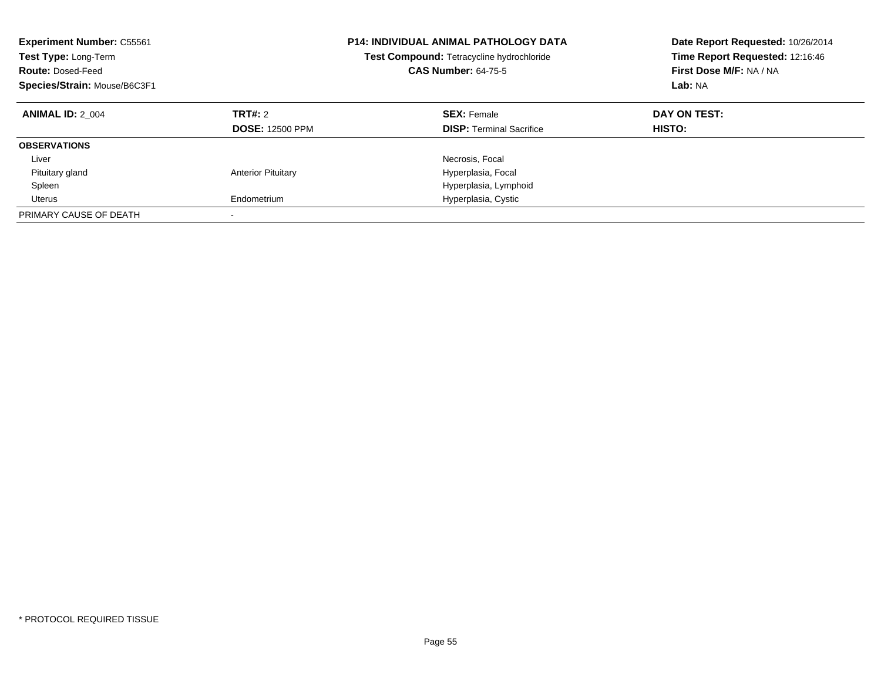**Experiment Number:** C55561
**Test Type:** Long-Term
**Route:** Dosed-Feed
**Species/Strain:** Mouse/B6C3F1

**P14: INDIVIDUAL ANIMAL PATHOLOGY DATA**
**Test Compound:** Tetracycline hydrochloride
**CAS Number:** 64-75-5

**Date Report Requested:** 10/26/2014
**Time Report Requested:** 12:16:46
**First Dose M/F:** NA / NA
**Lab:** NA

| **ANIMAL ID:** 2_004 | **TRT#:** 2 | **SEX:** Female | **DAY ON TEST:** |
|---|---|---|---|
| | **DOSE:** 12500 PPM | **DISP:** Terminal Sacrifice | **HISTO:** |
| **OBSERVATIONS** | | | |
| Liver | | Necrosis, Focal | |
| Pituitary gland | Anterior Pituitary | Hyperplasia, Focal | |
| Spleen | | Hyperplasia, Lymphoid | |
| Uterus | Endometrium | Hyperplasia, Cystic | |
| PRIMARY CAUSE OF DEATH | - | | |

* PROTOCOL REQUIRED TISSUE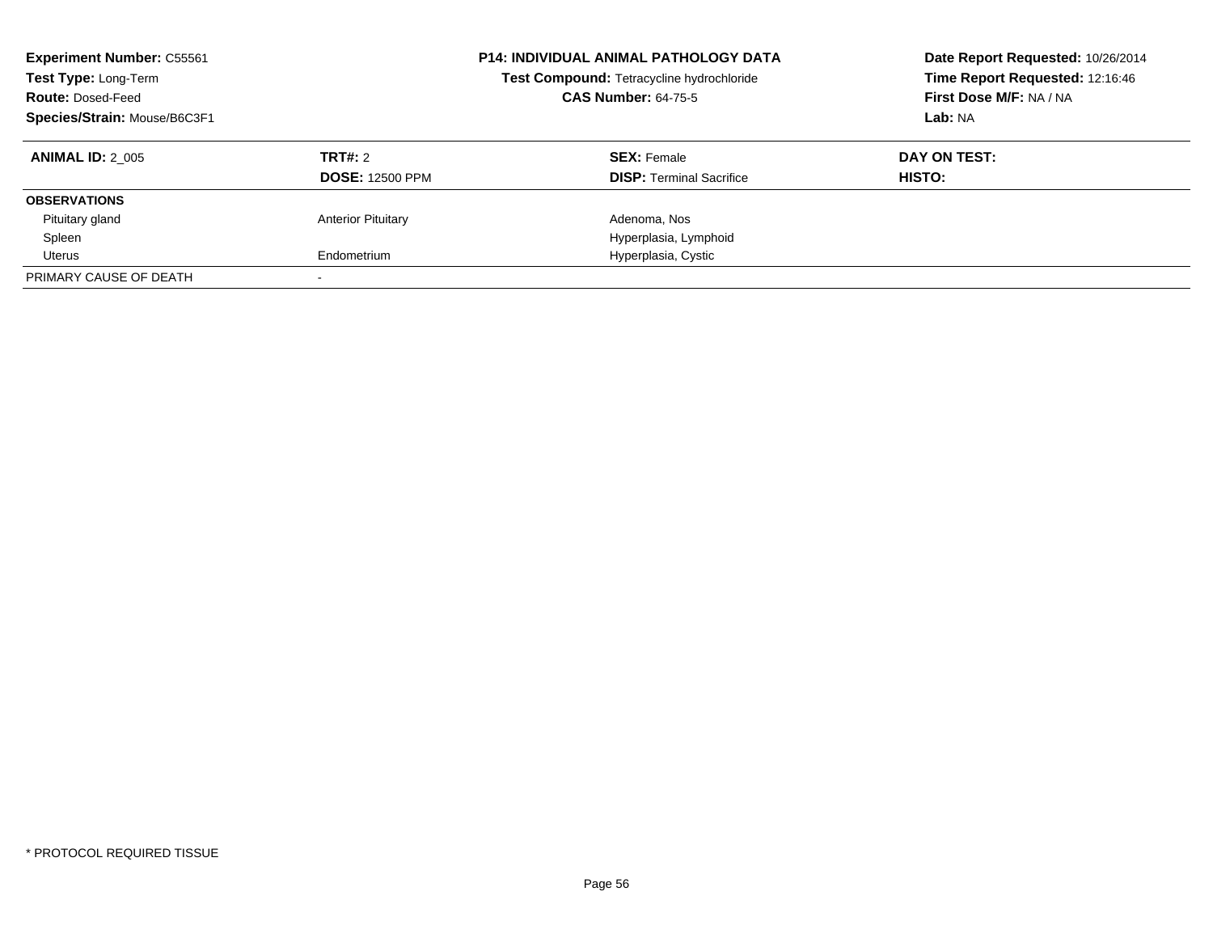**Experiment Number:** C55561
**Test Type:** Long-Term
**Route:** Dosed-Feed
**Species/Strain:** Mouse/B6C3F1

**P14: INDIVIDUAL ANIMAL PATHOLOGY DATA**
**Test Compound:** Tetracycline hydrochloride
**CAS Number:** 64-75-5

**Date Report Requested:** 10/26/2014
**Time Report Requested:** 12:16:46
**First Dose M/F:** NA / NA
**Lab:** NA

| **ANIMAL ID:** 2_005 | **TRT#:** 2 | **SEX:** Female | **DAY ON TEST:** |
|---|---|---|---|
| | **DOSE:** 12500 PPM | **DISP:** Terminal Sacrifice | **HISTO:** |
| **OBSERVATIONS** | | | |
| Pituitary gland | Anterior Pituitary | Adenoma, Nos | |
| Spleen | | Hyperplasia, Lymphoid | |
| Uterus | Endometrium | Hyperplasia, Cystic | |
| PRIMARY CAUSE OF DEATH | - | | |

\* PROTOCOL REQUIRED TISSUE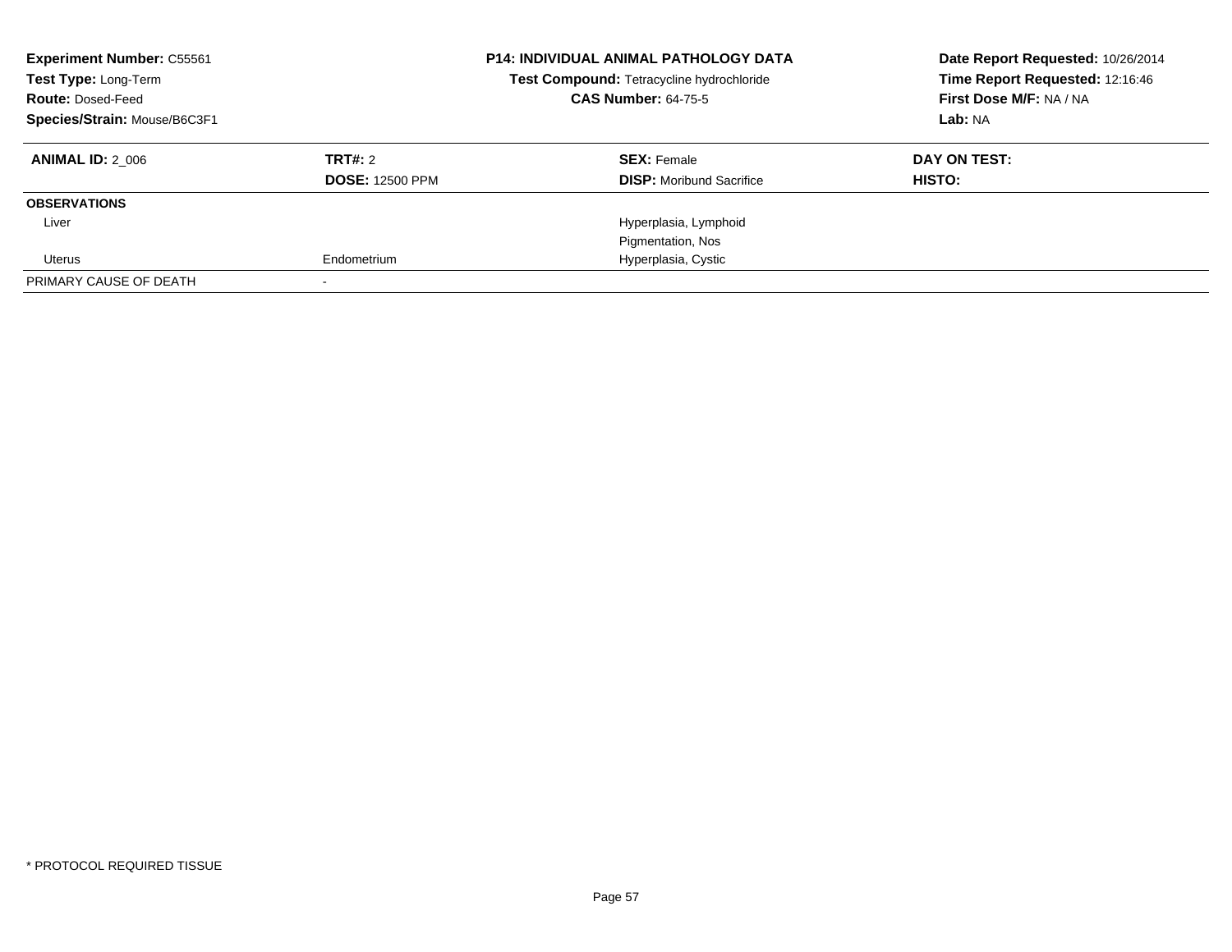**Experiment Number:** C55561
**Test Type:** Long-Term
**Route:** Dosed-Feed
**Species/Strain:** Mouse/B6C3F1

**P14: INDIVIDUAL ANIMAL PATHOLOGY DATA**
**Test Compound:** Tetracycline hydrochloride
**CAS Number:** 64-75-5

**Date Report Requested:** 10/26/2014
**Time Report Requested:** 12:16:46
**First Dose M/F:** NA / NA
**Lab:** NA

| **ANIMAL ID:** 2_006 | **TRT#:** 2 | **SEX:** Female | **DAY ON TEST:** |
|---|---|---|---|
| | **DOSE:** 12500 PPM | **DISP:** Moribund Sacrifice | **HISTO:** |
| **OBSERVATIONS** | | | |
| Liver | | Hyperplasia, Lymphoid | |
| | | Pigmentation, Nos | |
| Uterus | Endometrium | Hyperplasia, Cystic | |
| PRIMARY CAUSE OF DEATH | - | | |

* PROTOCOL REQUIRED TISSUE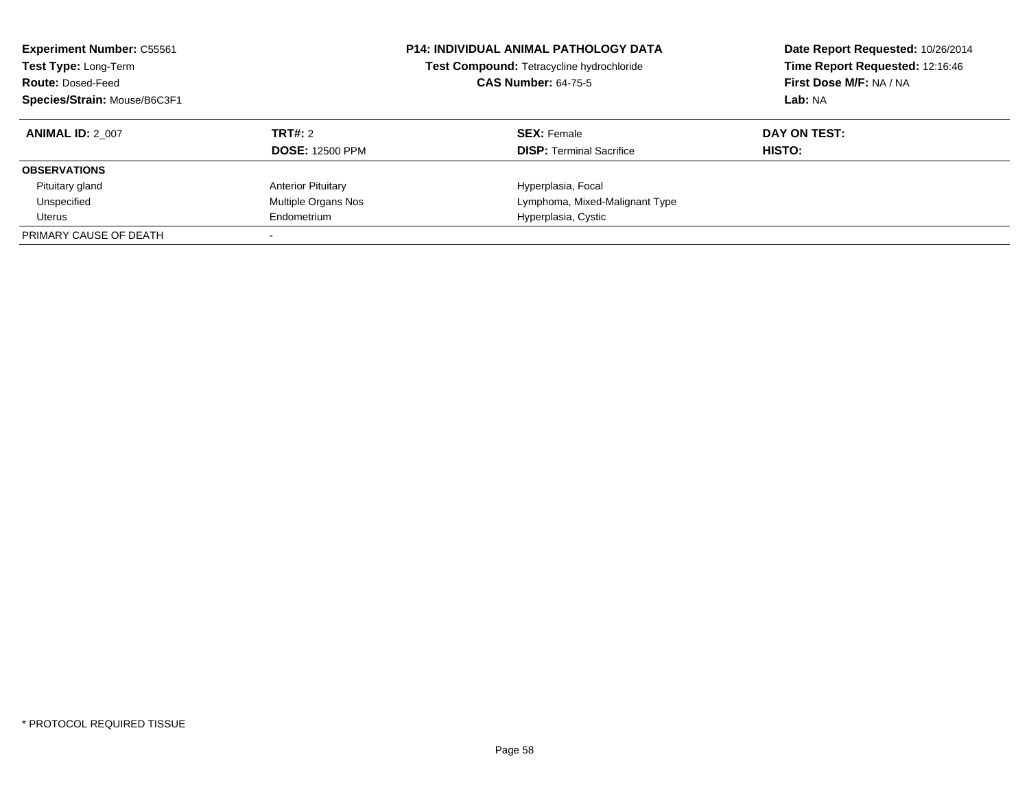**Experiment Number:** C55561
**Test Type:** Long-Term
**Route:** Dosed-Feed
**Species/Strain:** Mouse/B6C3F1

**P14: INDIVIDUAL ANIMAL PATHOLOGY DATA**
**Test Compound:** Tetracycline hydrochloride
**CAS Number:** 64-75-5

**Date Report Requested:** 10/26/2014
**Time Report Requested:** 12:16:46
**First Dose M/F:** NA / NA
**Lab:** NA

| **ANIMAL ID:** 2_007 | **TRT#:** 2 | **SEX:** Female | **DAY ON TEST:** |
|---|---|---|---|
| | **DOSE:** 12500 PPM | **DISP:** Terminal Sacrifice | **HISTO:** |
| **OBSERVATIONS** | | | |
| Pituitary gland | Anterior Pituitary | Hyperplasia, Focal | |
| Unspecified | Multiple Organs Nos | Lymphoma, Mixed-Malignant Type | |
| Uterus | Endometrium | Hyperplasia, Cystic | |
| PRIMARY CAUSE OF DEATH | - | | |

* PROTOCOL REQUIRED TISSUE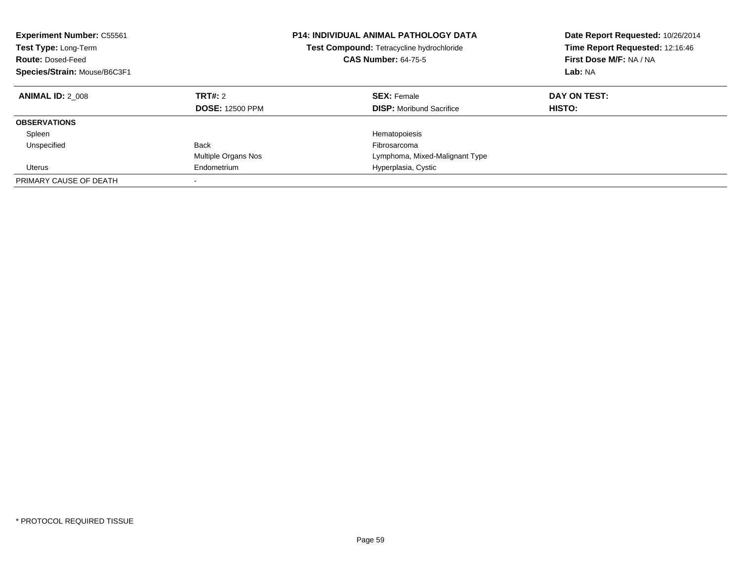**Experiment Number:** C55561
**Test Type:** Long-Term
**Route:** Dosed-Feed
**Species/Strain:** Mouse/B6C3F1

**P14: INDIVIDUAL ANIMAL PATHOLOGY DATA**
**Test Compound:** Tetracycline hydrochloride
**CAS Number:** 64-75-5

**Date Report Requested:** 10/26/2014
**Time Report Requested:** 12:16:46
**First Dose M/F:** NA / NA
**Lab:** NA

| **ANIMAL ID:** 2_008 | **TRT#:** 2 | **SEX:** Female | **DAY ON TEST:** |
|---|---|---|---|
| | **DOSE:** 12500 PPM | **DISP:** Moribund Sacrifice | **HISTO:** |
| **OBSERVATIONS** | | | |
| Spleen | | Hematopoiesis | |
| Unspecified | Back | Fibrosarcoma | |
| | Multiple Organs Nos | Lymphoma, Mixed-Malignant Type | |
| Uterus | Endometrium | Hyperplasia, Cystic | |
| PRIMARY CAUSE OF DEATH | - | | |

* PROTOCOL REQUIRED TISSUE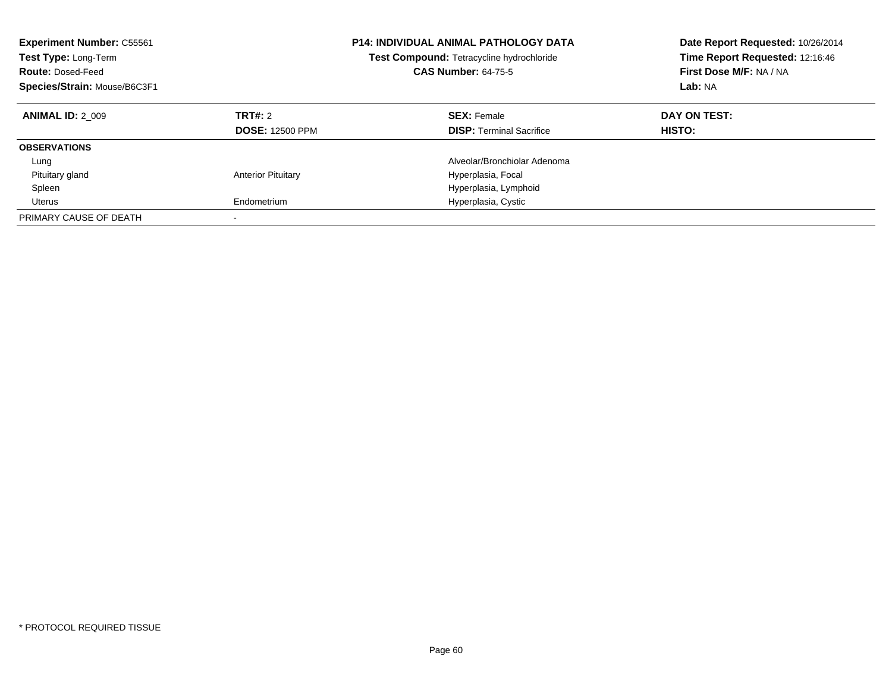**Experiment Number:** C55561
**Test Type:** Long-Term
**Route:** Dosed-Feed
**Species/Strain:** Mouse/B6C3F1

**P14: INDIVIDUAL ANIMAL PATHOLOGY DATA**
**Test Compound:** Tetracycline hydrochloride
**CAS Number:** 64-75-5

**Date Report Requested:** 10/26/2014
**Time Report Requested:** 12:16:46
**First Dose M/F:** NA / NA
**Lab:** NA

| **ANIMAL ID:** 2_009 | **TRT#:** 2 | **SEX:** Female | **DAY ON TEST:** |
|---|---|---|---|
| | **DOSE:** 12500 PPM | **DISP:** Terminal Sacrifice | **HISTO:** |
| **OBSERVATIONS** | | | |
| Lung | | Alveolar/Bronchiolar Adenoma | |
| Pituitary gland | Anterior Pituitary | Hyperplasia, Focal | |
| Spleen | | Hyperplasia, Lymphoid | |
| Uterus | Endometrium | Hyperplasia, Cystic | |
| PRIMARY CAUSE OF DEATH | - | | |

* PROTOCOL REQUIRED TISSUE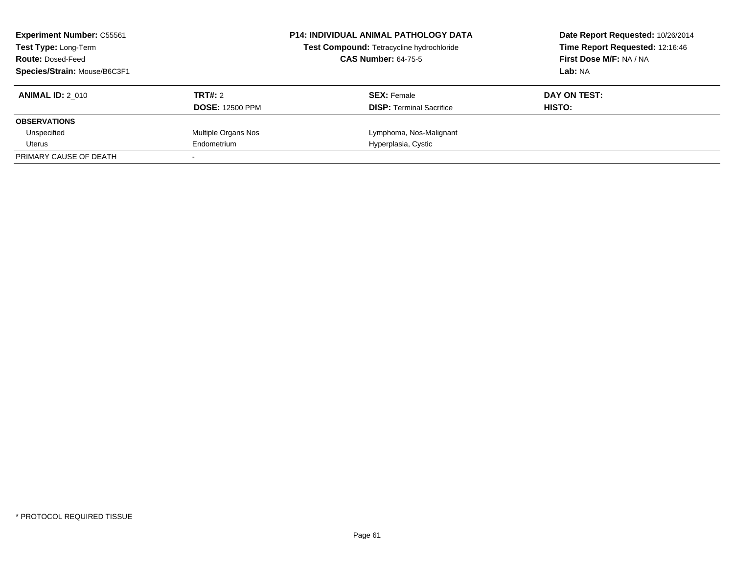**Experiment Number:** C55561
**Test Type:** Long-Term
**Route:** Dosed-Feed
**Species/Strain:** Mouse/B6C3F1

**P14: INDIVIDUAL ANIMAL PATHOLOGY DATA**
**Test Compound:** Tetracycline hydrochloride
**CAS Number:** 64-75-5

**Date Report Requested:** 10/26/2014
**Time Report Requested:** 12:16:46
**First Dose M/F:** NA / NA
**Lab:** NA

| **ANIMAL ID:** 2_010 | **TRT#:** 2 | **SEX:** Female | **DAY ON TEST:** |
|---|---|---|---|
| | **DOSE:** 12500 PPM | **DISP:** Terminal Sacrifice | **HISTO:** |
| **OBSERVATIONS** | | | |
| Unspecified | Multiple Organs Nos | Lymphoma, Nos-Malignant | |
| Uterus | Endometrium | Hyperplasia, Cystic | |
| PRIMARY CAUSE OF DEATH | - | | |

\* PROTOCOL REQUIRED TISSUE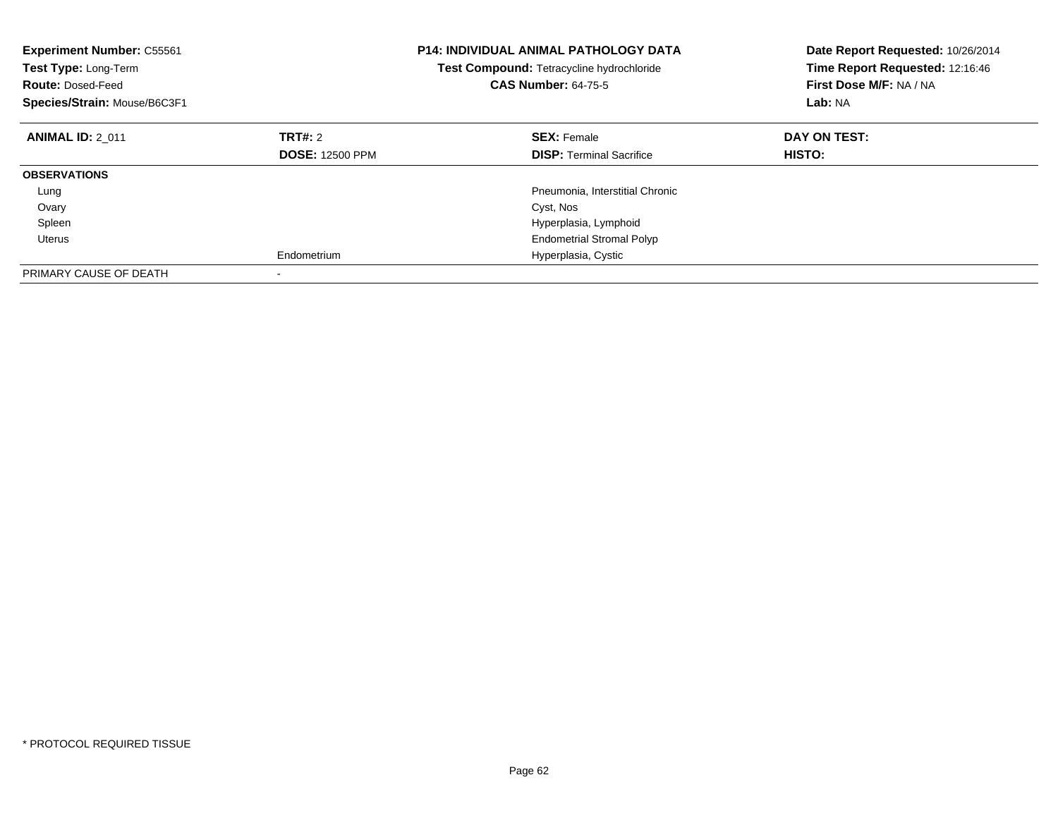**Experiment Number:** C55561
**Test Type:** Long-Term
**Route:** Dosed-Feed
**Species/Strain:** Mouse/B6C3F1

**P14: INDIVIDUAL ANIMAL PATHOLOGY DATA**
**Test Compound:** Tetracycline hydrochloride
**CAS Number:** 64-75-5

**Date Report Requested:** 10/26/2014
**Time Report Requested:** 12:16:46
**First Dose M/F:** NA / NA
**Lab:** NA

| **ANIMAL ID:** 2_011 | **TRT#:** 2 | **SEX:** Female | **DAY ON TEST:** |
|---|---|---|---|
| | **DOSE:** 12500 PPM | **DISP:** Terminal Sacrifice | **HISTO:** |
| **OBSERVATIONS** | | | |
| Lung | | Pneumonia, Interstitial Chronic | |
| Ovary | | Cyst, Nos | |
| Spleen | | Hyperplasia, Lymphoid | |
| Uterus | | Endometrial Stromal Polyp | |
| | Endometrium | Hyperplasia, Cystic | |
| PRIMARY CAUSE OF DEATH | - | | |

* PROTOCOL REQUIRED TISSUE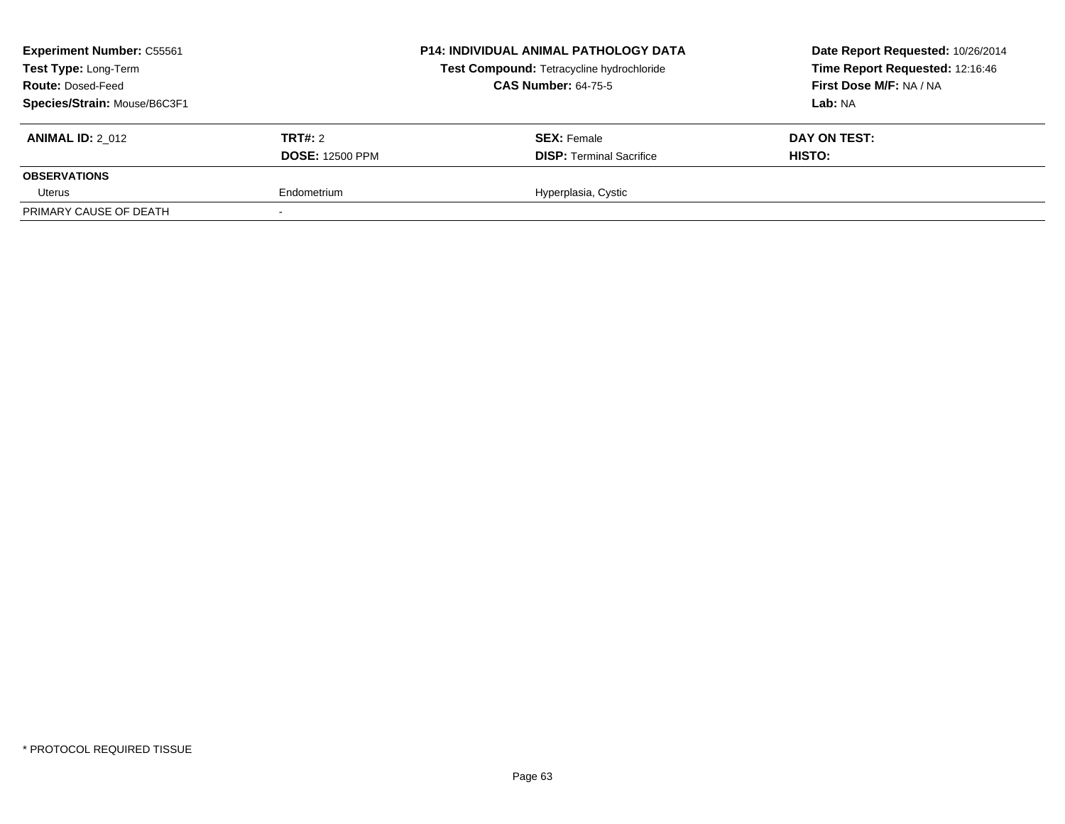**Experiment Number:** C55561
**Test Type:** Long-Term
**Route:** Dosed-Feed
**Species/Strain:** Mouse/B6C3F1

**P14: INDIVIDUAL ANIMAL PATHOLOGY DATA**
**Test Compound:** Tetracycline hydrochloride
**CAS Number:** 64-75-5

**Date Report Requested:** 10/26/2014
**Time Report Requested:** 12:16:46
**First Dose M/F:** NA / NA
**Lab:** NA

| **ANIMAL ID:** 2_012 | **TRT#:** 2 | **SEX:** Female | **DAY ON TEST:** |
|---|---|---|---|
| | **DOSE:** 12500 PPM | **DISP:** Terminal Sacrifice | **HISTO:** |
| **OBSERVATIONS** | | | |
| Uterus | Endometrium | Hyperplasia, Cystic | |
| PRIMARY CAUSE OF DEATH | - | | |

\* PROTOCOL REQUIRED TISSUE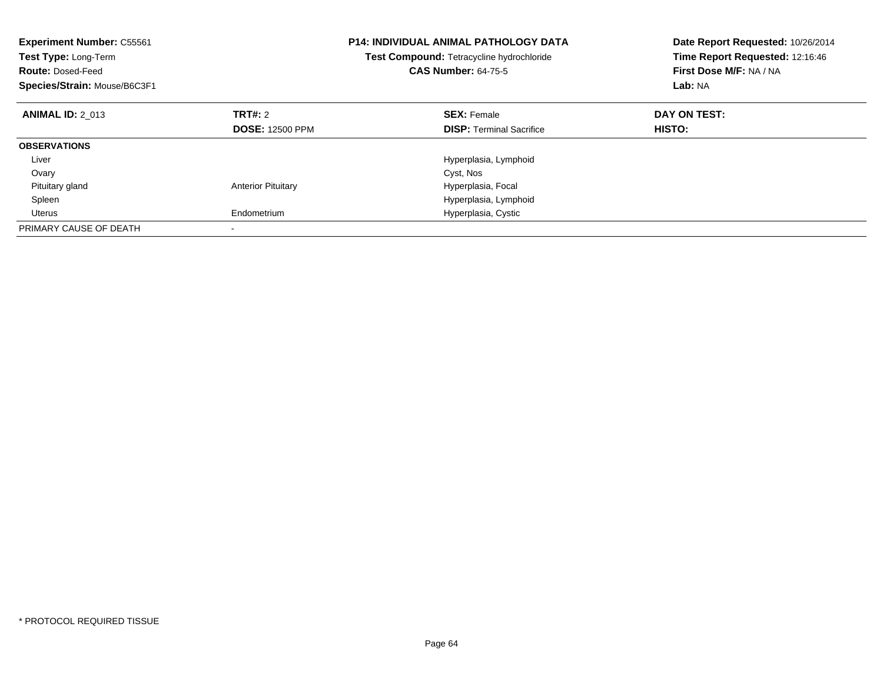**Experiment Number:** C55561
**Test Type:** Long-Term
**Route:** Dosed-Feed
**Species/Strain:** Mouse/B6C3F1

**P14: INDIVIDUAL ANIMAL PATHOLOGY DATA**
**Test Compound:** Tetracycline hydrochloride
**CAS Number:** 64-75-5

**Date Report Requested:** 10/26/2014
**Time Report Requested:** 12:16:46
**First Dose M/F:** NA / NA
**Lab:** NA

| **ANIMAL ID:** 2_013 | **TRT#:** 2 | **SEX:** Female | **DAY ON TEST:** |
|---|---|---|---|
| | **DOSE:** 12500 PPM | **DISP:** Terminal Sacrifice | **HISTO:** |
| **OBSERVATIONS** | | | |
| Liver | | Hyperplasia, Lymphoid | |
| Ovary | | Cyst, Nos | |
| Pituitary gland | Anterior Pituitary | Hyperplasia, Focal | |
| Spleen | | Hyperplasia, Lymphoid | |
| Uterus | Endometrium | Hyperplasia, Cystic | |
| PRIMARY CAUSE OF DEATH | - | | |

* PROTOCOL REQUIRED TISSUE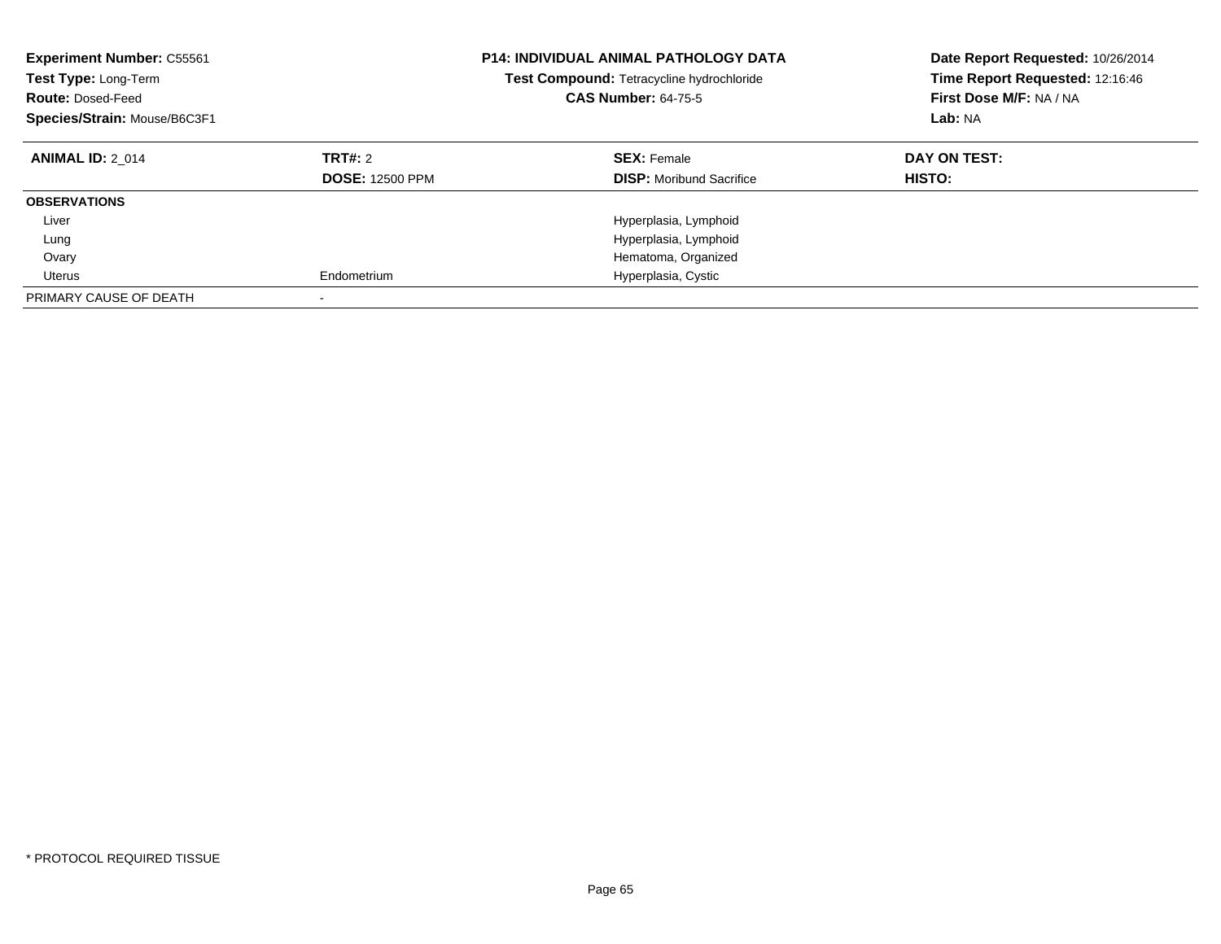**Experiment Number:** C55561
**Test Type:** Long-Term
**Route:** Dosed-Feed
**Species/Strain:** Mouse/B6C3F1

**P14: INDIVIDUAL ANIMAL PATHOLOGY DATA**
**Test Compound:** Tetracycline hydrochloride
**CAS Number:** 64-75-5

**Date Report Requested:** 10/26/2014
**Time Report Requested:** 12:16:46
**First Dose M/F:** NA / NA
**Lab:** NA

| **ANIMAL ID:** 2_014 | **TRT#:** 2 | **SEX:** Female | **DAY ON TEST:** |
|---|---|---|---|
| | **DOSE:** 12500 PPM | **DISP:** Moribund Sacrifice | **HISTO:** |
| **OBSERVATIONS** | | | |
| Liver | | Hyperplasia, Lymphoid | |
| Lung | | Hyperplasia, Lymphoid | |
| Ovary | | Hematoma, Organized | |
| Uterus | Endometrium | Hyperplasia, Cystic | |
| PRIMARY CAUSE OF DEATH | - | | |

* PROTOCOL REQUIRED TISSUE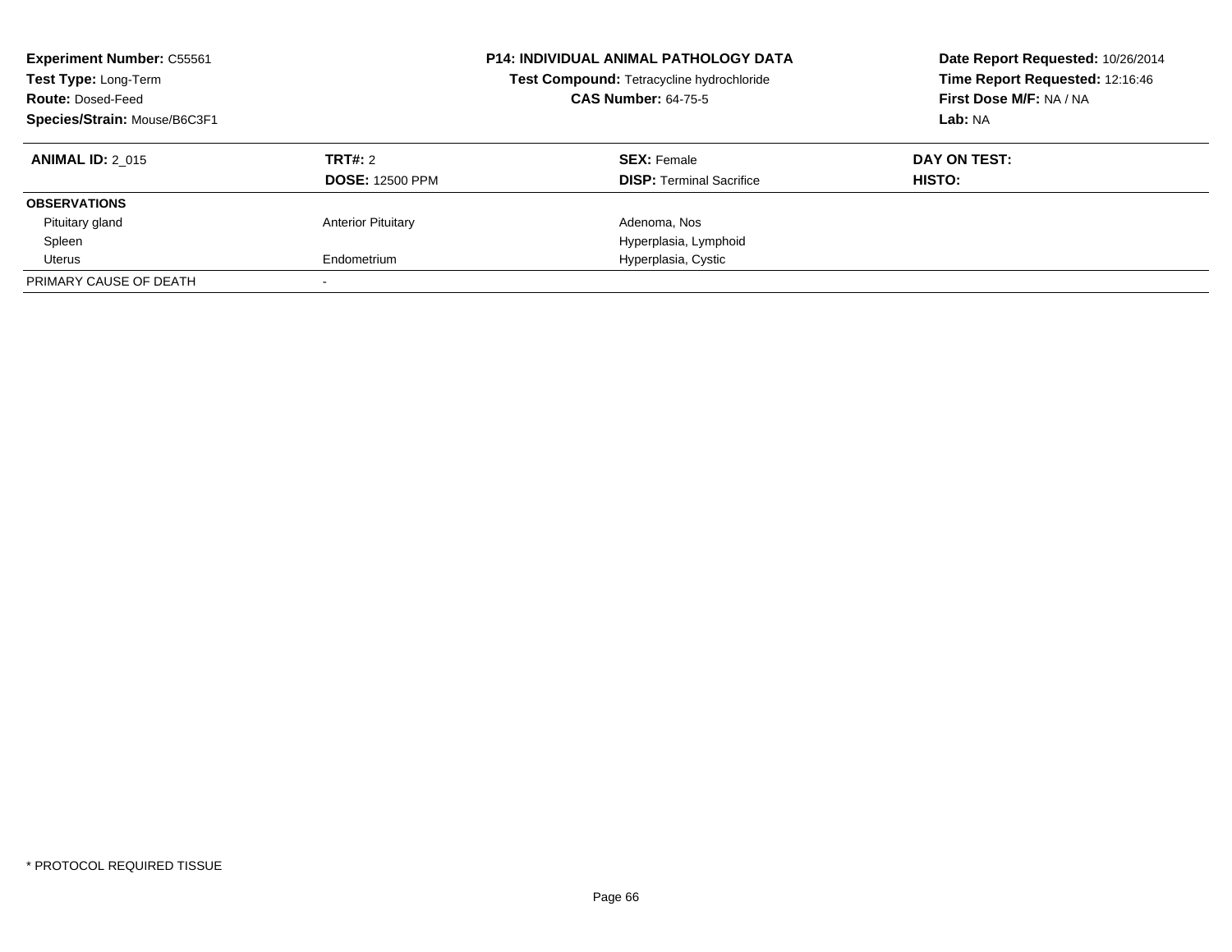**Experiment Number:** C55561
**Test Type:** Long-Term
**Route:** Dosed-Feed
**Species/Strain:** Mouse/B6C3F1

**P14: INDIVIDUAL ANIMAL PATHOLOGY DATA**
**Test Compound:** Tetracycline hydrochloride
**CAS Number:** 64-75-5

**Date Report Requested:** 10/26/2014
**Time Report Requested:** 12:16:46
**First Dose M/F:** NA / NA
**Lab:** NA

| **ANIMAL ID:** 2_015 | **TRT#:** 2 | **SEX:** Female | **DAY ON TEST:** |
|---|---|---|---|
| | **DOSE:** 12500 PPM | **DISP:** Terminal Sacrifice | **HISTO:** |
| **OBSERVATIONS** | | | |
| Pituitary gland | Anterior Pituitary | Adenoma, Nos | |
| Spleen | | Hyperplasia, Lymphoid | |
| Uterus | Endometrium | Hyperplasia, Cystic | |
| PRIMARY CAUSE OF DEATH | - | | |

* PROTOCOL REQUIRED TISSUE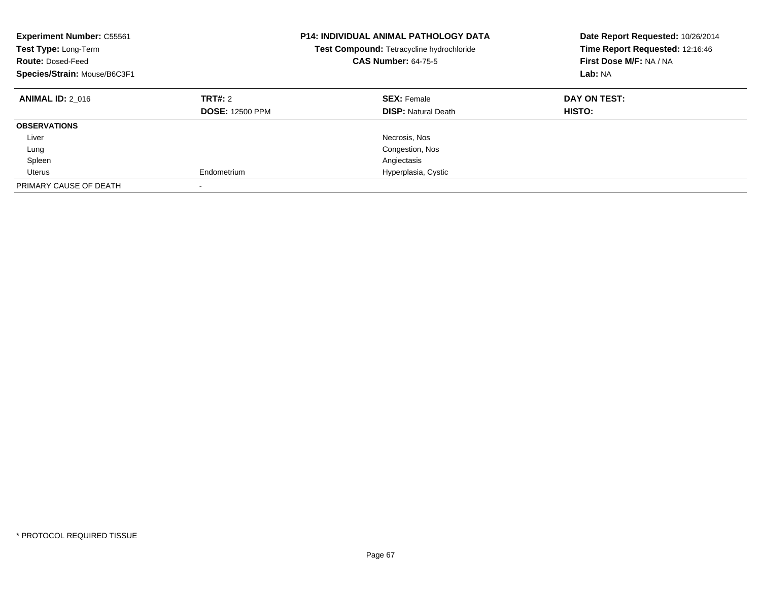**Experiment Number:** C55561
**Test Type:** Long-Term
**Route:** Dosed-Feed
**Species/Strain:** Mouse/B6C3F1

**P14: INDIVIDUAL ANIMAL PATHOLOGY DATA**
**Test Compound:** Tetracycline hydrochloride
**CAS Number:** 64-75-5

**Date Report Requested:** 10/26/2014
**Time Report Requested:** 12:16:46
**First Dose M/F:** NA / NA
**Lab:** NA

| **ANIMAL ID:** 2_016 | **TRT#:** 2 | **SEX:** Female | **DAY ON TEST:** |
|---|---|---|---|
| | **DOSE:** 12500 PPM | **DISP:** Natural Death | **HISTO:** |
| **OBSERVATIONS** | | | |
| Liver | | Necrosis, Nos | |
| Lung | | Congestion, Nos | |
| Spleen | | Angiectasis | |
| Uterus | Endometrium | Hyperplasia, Cystic | |
| PRIMARY CAUSE OF DEATH | - | | |

* PROTOCOL REQUIRED TISSUE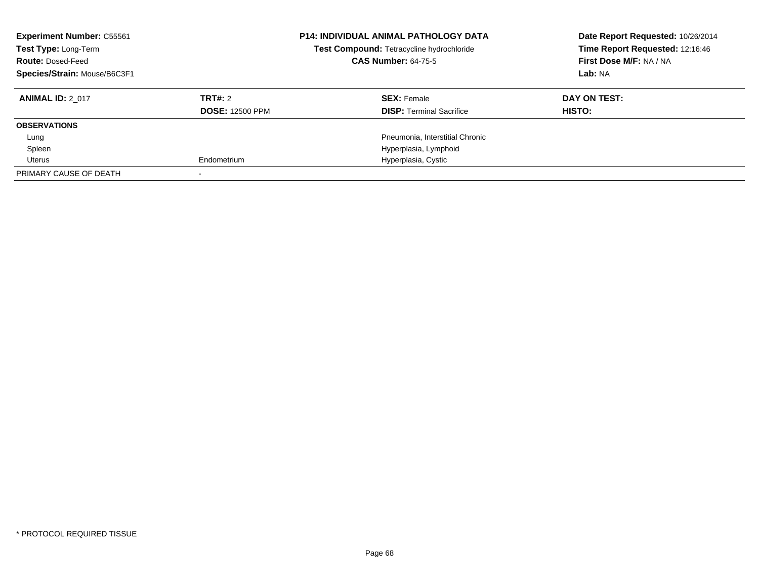**Experiment Number:** C55561
**Test Type:** Long-Term
**Route:** Dosed-Feed
**Species/Strain:** Mouse/B6C3F1

**P14: INDIVIDUAL ANIMAL PATHOLOGY DATA**
**Test Compound:** Tetracycline hydrochloride
**CAS Number:** 64-75-5

**Date Report Requested:** 10/26/2014
**Time Report Requested:** 12:16:46
**First Dose M/F:** NA / NA
**Lab:** NA

| **ANIMAL ID:** 2_017 | **TRT#:** 2 | **SEX:** Female | **DAY ON TEST:** |
|---|---|---|---|
| | **DOSE:** 12500 PPM | **DISP:** Terminal Sacrifice | **HISTO:** |
| **OBSERVATIONS** | | | |
| Lung | | Pneumonia, Interstitial Chronic | |
| Spleen | | Hyperplasia, Lymphoid | |
| Uterus | Endometrium | Hyperplasia, Cystic | |
| PRIMARY CAUSE OF DEATH | - | | |

* PROTOCOL REQUIRED TISSUE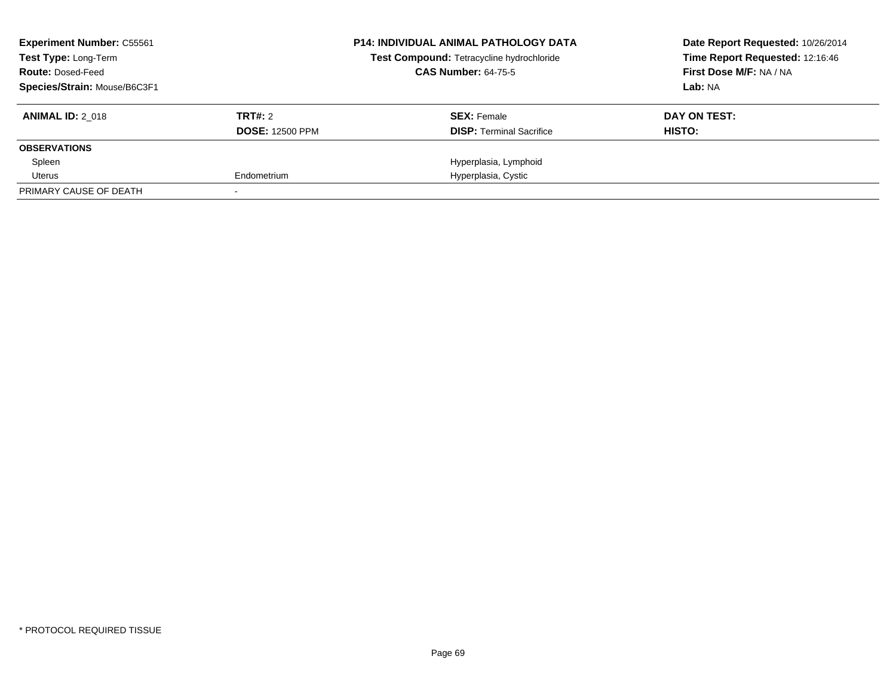**Experiment Number:** C55561
**Test Type:** Long-Term
**Route:** Dosed-Feed
**Species/Strain:** Mouse/B6C3F1

**P14: INDIVIDUAL ANIMAL PATHOLOGY DATA**
**Test Compound:** Tetracycline hydrochloride
**CAS Number:** 64-75-5

**Date Report Requested:** 10/26/2014
**Time Report Requested:** 12:16:46
**First Dose M/F:** NA / NA
**Lab:** NA

| **ANIMAL ID:** 2_018 | **TRT#:** 2 | **SEX:** Female | **DAY ON TEST:** |
|---|---|---|---|
| | **DOSE:** 12500 PPM | **DISP:** Terminal Sacrifice | **HISTO:** |
| **OBSERVATIONS** | | | |
| Spleen | | Hyperplasia, Lymphoid | |
| Uterus | Endometrium | Hyperplasia, Cystic | |
| PRIMARY CAUSE OF DEATH | - | | |

\* PROTOCOL REQUIRED TISSUE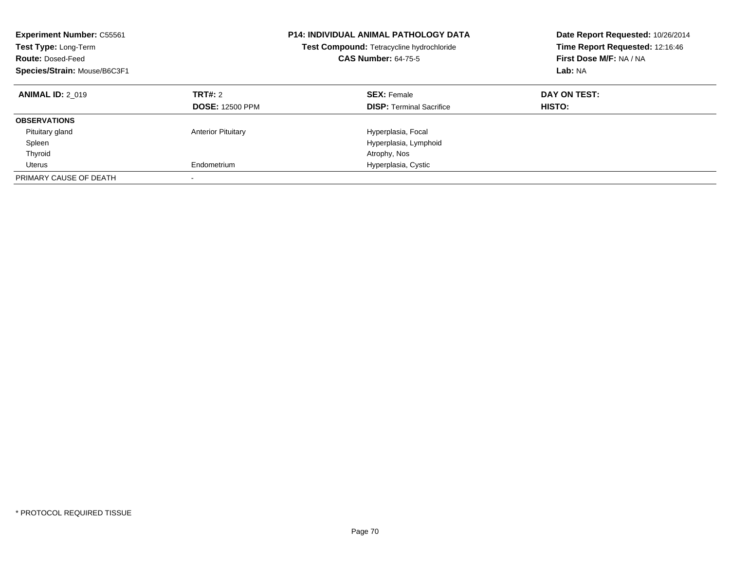**Experiment Number:** C55561
**Test Type:** Long-Term
**Route:** Dosed-Feed
**Species/Strain:** Mouse/B6C3F1

**P14: INDIVIDUAL ANIMAL PATHOLOGY DATA**
**Test Compound:** Tetracycline hydrochloride
**CAS Number:** 64-75-5

**Date Report Requested:** 10/26/2014
**Time Report Requested:** 12:16:46
**First Dose M/F:** NA / NA
**Lab:** NA

| **ANIMAL ID:** 2_019 | **TRT#:** 2 | **SEX:** Female | **DAY ON TEST:** |
|---|---|---|---|
| | **DOSE:** 12500 PPM | **DISP:** Terminal Sacrifice | **HISTO:** |
| **OBSERVATIONS** | | | |
| Pituitary gland | Anterior Pituitary | Hyperplasia, Focal | |
| Spleen | | Hyperplasia, Lymphoid | |
| Thyroid | | Atrophy, Nos | |
| Uterus | Endometrium | Hyperplasia, Cystic | |
| PRIMARY CAUSE OF DEATH | - | | |

* PROTOCOL REQUIRED TISSUE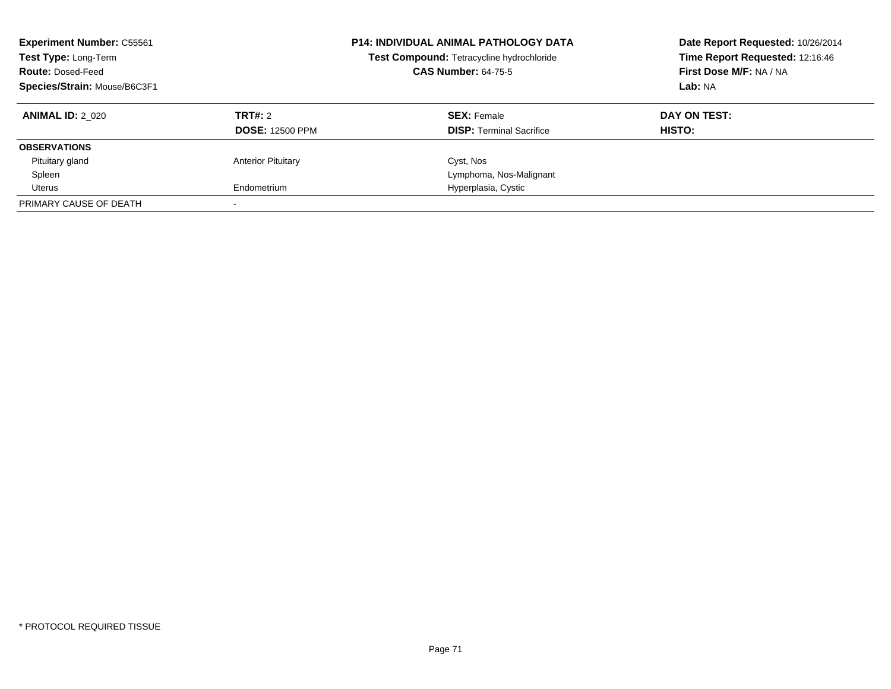**Experiment Number:** C55561
**Test Type:** Long-Term
**Route:** Dosed-Feed
**Species/Strain:** Mouse/B6C3F1

**P14: INDIVIDUAL ANIMAL PATHOLOGY DATA**
**Test Compound:** Tetracycline hydrochloride
**CAS Number:** 64-75-5

**Date Report Requested:** 10/26/2014
**Time Report Requested:** 12:16:46
**First Dose M/F:** NA / NA
**Lab:** NA

| **ANIMAL ID:** 2_020 | **TRT#:** 2 | **SEX:** Female | **DAY ON TEST:** |
|---|---|---|---|
| | **DOSE:** 12500 PPM | **DISP:** Terminal Sacrifice | **HISTO:** |
| **OBSERVATIONS** | | | |
| Pituitary gland | Anterior Pituitary | Cyst, Nos | |
| Spleen | | Lymphoma, Nos-Malignant | |
| Uterus | Endometrium | Hyperplasia, Cystic | |
| PRIMARY CAUSE OF DEATH | - | | |

* PROTOCOL REQUIRED TISSUE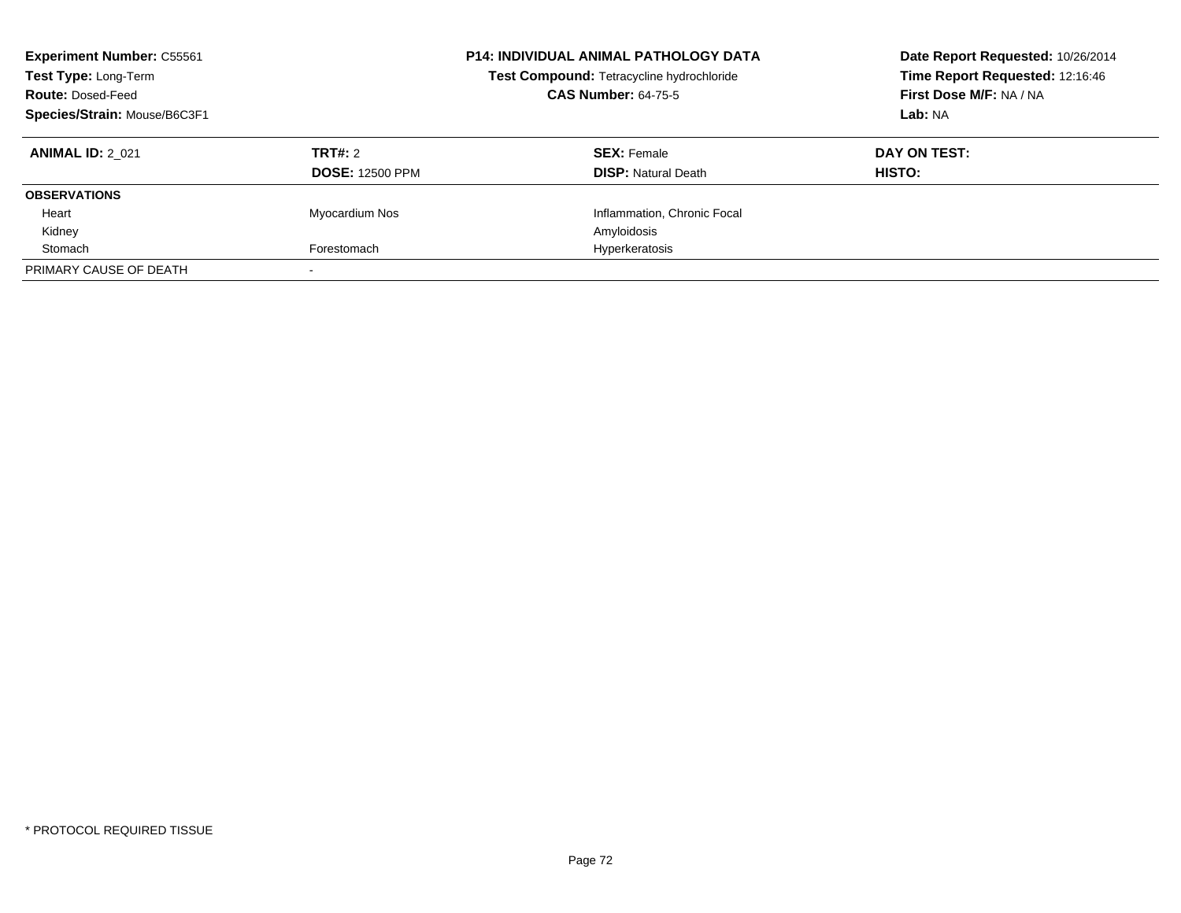**Experiment Number:** C55561
**Test Type:** Long-Term
**Route:** Dosed-Feed
**Species/Strain:** Mouse/B6C3F1

**P14: INDIVIDUAL ANIMAL PATHOLOGY DATA**
**Test Compound:** Tetracycline hydrochloride
**CAS Number:** 64-75-5

**Date Report Requested:** 10/26/2014
**Time Report Requested:** 12:16:46
**First Dose M/F:** NA / NA
**Lab:** NA

| **ANIMAL ID:** 2_021 | **TRT#:** 2 | **SEX:** Female | **DAY ON TEST:** |
|---|---|---|---|
| | **DOSE:** 12500 PPM | **DISP:** Natural Death | **HISTO:** |
| **OBSERVATIONS** | | | |
| Heart | Myocardium Nos | Inflammation, Chronic Focal | |
| Kidney | | Amyloidosis | |
| Stomach | Forestomach | Hyperkeratosis | |
| PRIMARY CAUSE OF DEATH | - | | |

\* PROTOCOL REQUIRED TISSUE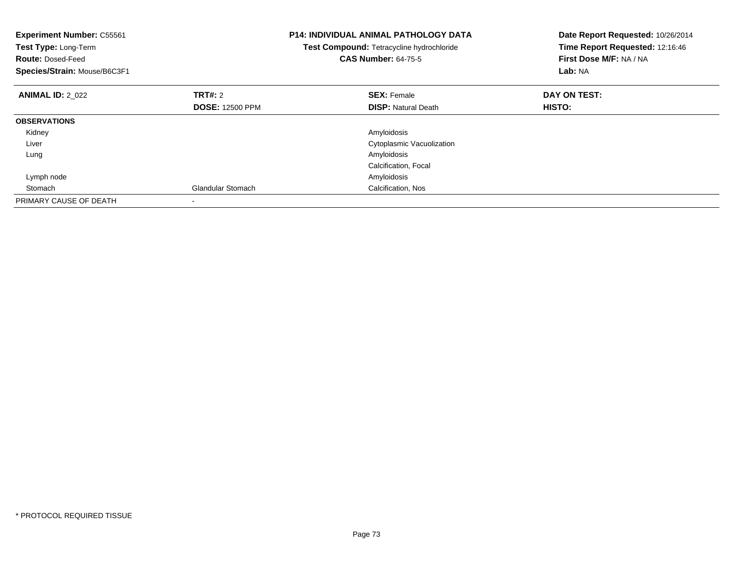**Experiment Number:** C55561
**Test Type:** Long-Term
**Route:** Dosed-Feed
**Species/Strain:** Mouse/B6C3F1

**P14: INDIVIDUAL ANIMAL PATHOLOGY DATA**
**Test Compound:** Tetracycline hydrochloride
**CAS Number:** 64-75-5

**Date Report Requested:** 10/26/2014
**Time Report Requested:** 12:16:46
**First Dose M/F:** NA / NA
**Lab:** NA

| **ANIMAL ID:** 2_022 | **TRT#:** 2 | **SEX:** Female | **DAY ON TEST:** |
|---|---|---|---|
| | **DOSE:** 12500 PPM | **DISP:** Natural Death | **HISTO:** |
| **OBSERVATIONS** | | | |
| Kidney | | Amyloidosis | |
| Liver | | Cytoplasmic Vacuolization | |
| Lung | | Amyloidosis | |
| | | Calcification, Focal | |
| Lymph node | | Amyloidosis | |
| Stomach | Glandular Stomach | Calcification, Nos | |
| PRIMARY CAUSE OF DEATH | - | | |

\* PROTOCOL REQUIRED TISSUE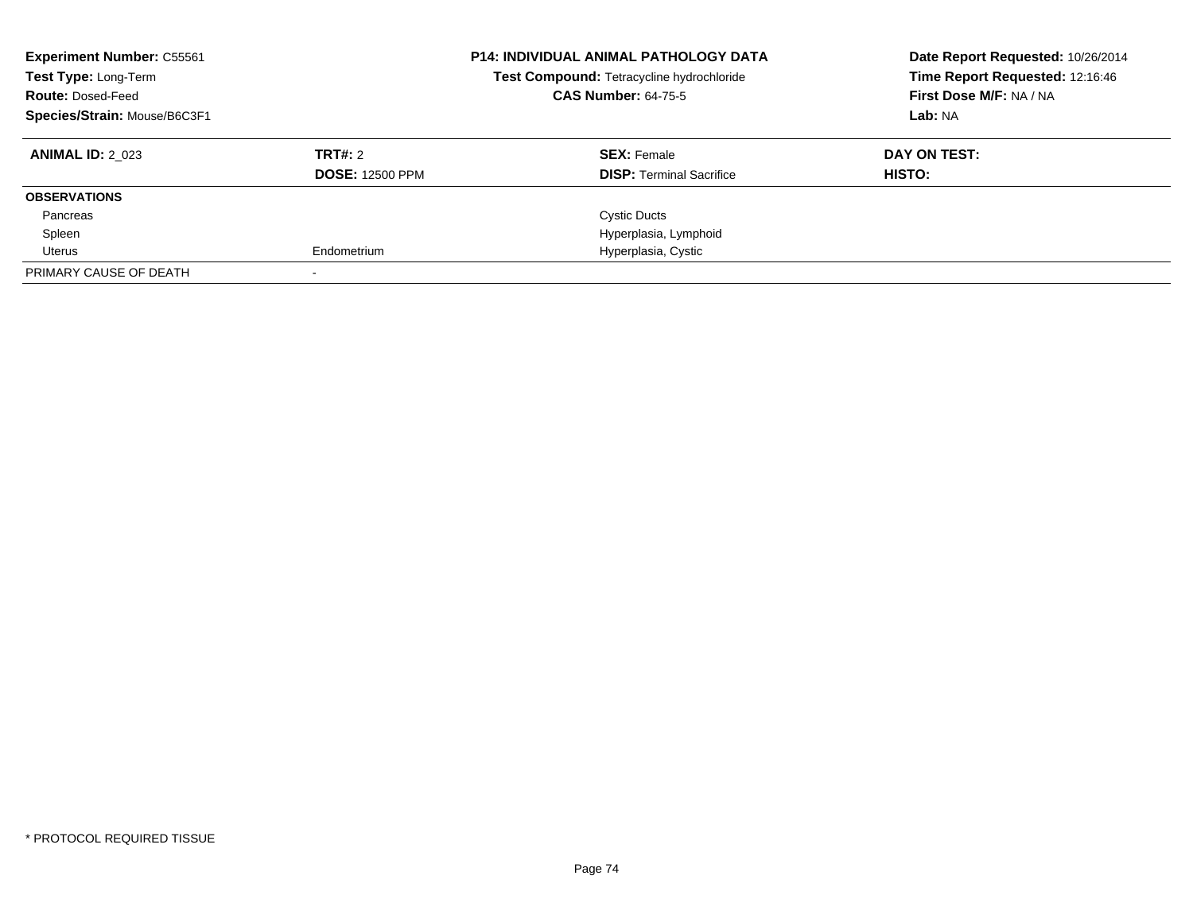**Experiment Number:** C55561
**Test Type:** Long-Term
**Route:** Dosed-Feed
**Species/Strain:** Mouse/B6C3F1

**P14: INDIVIDUAL ANIMAL PATHOLOGY DATA**
**Test Compound:** Tetracycline hydrochloride
**CAS Number:** 64-75-5

**Date Report Requested:** 10/26/2014
**Time Report Requested:** 12:16:46
**First Dose M/F:** NA / NA
**Lab:** NA

| **ANIMAL ID:** 2_023 | **TRT#:** 2 | **SEX:** Female | **DAY ON TEST:** |
|---|---|---|---|
| | **DOSE:** 12500 PPM | **DISP:** Terminal Sacrifice | **HISTO:** |
| **OBSERVATIONS** | | | |
| Pancreas | | Cystic Ducts | |
| Spleen | | Hyperplasia, Lymphoid | |
| Uterus | Endometrium | Hyperplasia, Cystic | |
| PRIMARY CAUSE OF DEATH | - | | |

* PROTOCOL REQUIRED TISSUE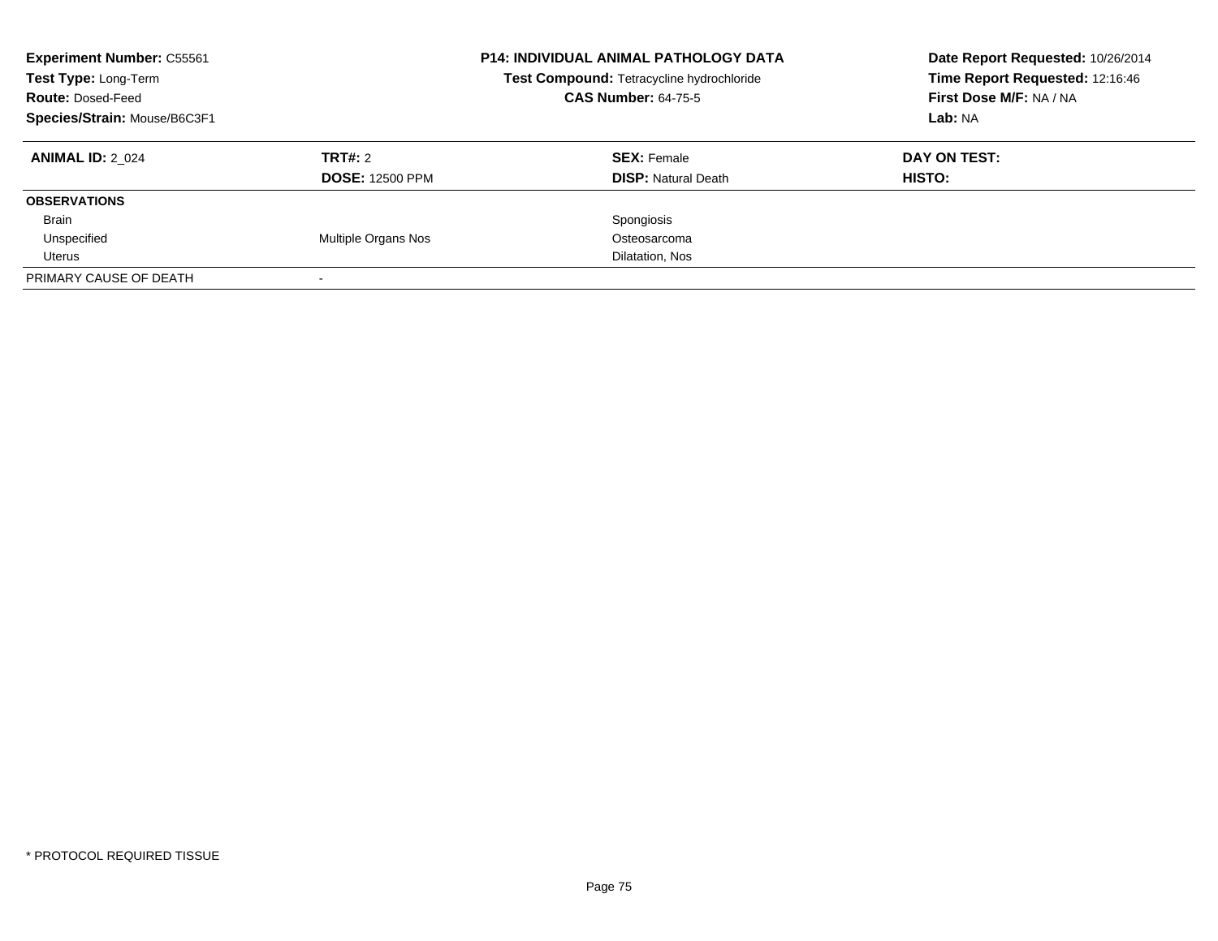**Experiment Number:** C55561
**Test Type:** Long-Term
**Route:** Dosed-Feed
**Species/Strain:** Mouse/B6C3F1

**P14: INDIVIDUAL ANIMAL PATHOLOGY DATA**
**Test Compound:** Tetracycline hydrochloride
**CAS Number:** 64-75-5

**Date Report Requested:** 10/26/2014
**Time Report Requested:** 12:16:46
**First Dose M/F:** NA / NA
**Lab:** NA

| **ANIMAL ID:** 2_024 | **TRT#:** 2 | **SEX:** Female | **DAY ON TEST:** |
|---|---|---|---|
| | **DOSE:** 12500 PPM | **DISP:** Natural Death | **HISTO:** |
| **OBSERVATIONS** | | | |
| Brain | | Spongiosis | |
| Unspecified | Multiple Organs Nos | Osteosarcoma | |
| Uterus | | Dilatation, Nos | |
| PRIMARY CAUSE OF DEATH | - | | |

* PROTOCOL REQUIRED TISSUE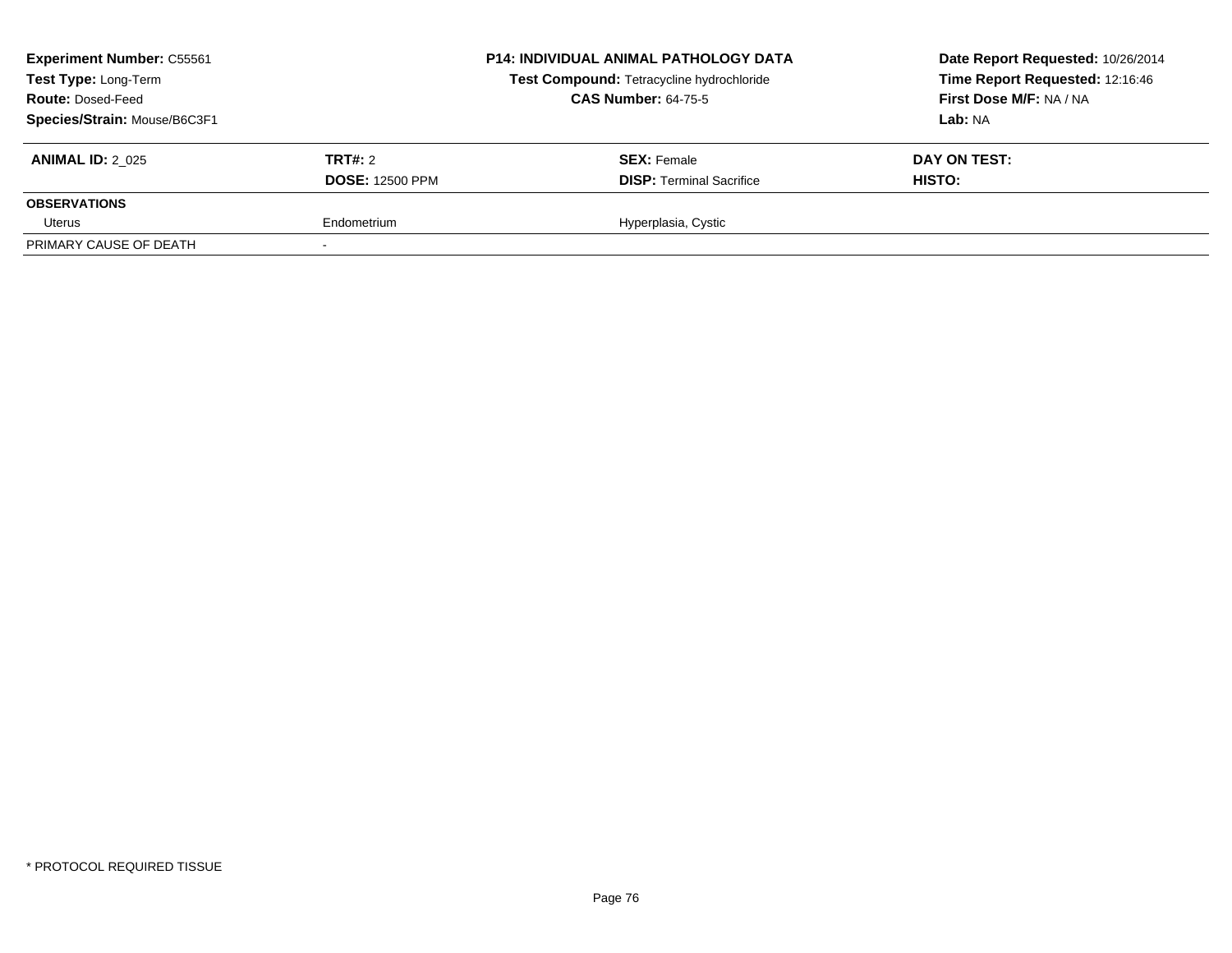**Experiment Number:** C55561
**Test Type:** Long-Term
**Route:** Dosed-Feed
**Species/Strain:** Mouse/B6C3F1

**P14: INDIVIDUAL ANIMAL PATHOLOGY DATA**
**Test Compound:** Tetracycline hydrochloride
**CAS Number:** 64-75-5

**Date Report Requested:** 10/26/2014
**Time Report Requested:** 12:16:46
**First Dose M/F:** NA / NA
**Lab:** NA

| **ANIMAL ID:** 2_025 | **TRT#:** 2 | **SEX:** Female | **DAY ON TEST:** |
|---|---|---|---|
| | **DOSE:** 12500 PPM | **DISP:** Terminal Sacrifice | **HISTO:** |
| **OBSERVATIONS** | | | |
| Uterus | Endometrium | Hyperplasia, Cystic | |
| PRIMARY CAUSE OF DEATH | - | | |

* PROTOCOL REQUIRED TISSUE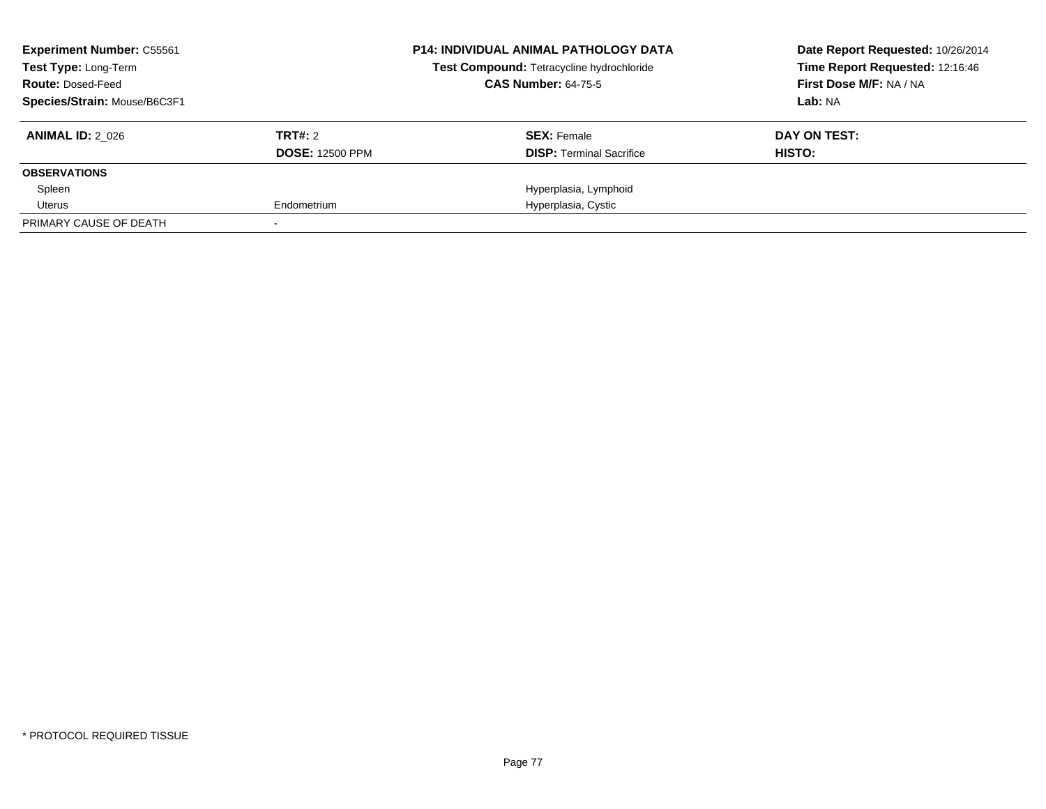**Experiment Number:** C55561
**Test Type:** Long-Term
**Route:** Dosed-Feed
**Species/Strain:** Mouse/B6C3F1

**P14: INDIVIDUAL ANIMAL PATHOLOGY DATA**
**Test Compound:** Tetracycline hydrochloride
**CAS Number:** 64-75-5

**Date Report Requested:** 10/26/2014
**Time Report Requested:** 12:16:46
**First Dose M/F:** NA / NA
**Lab:** NA

| **ANIMAL ID:** 2_026 | **TRT#:** 2 | **SEX:** Female | **DAY ON TEST:** |
|---|---|---|---|
| | **DOSE:** 12500 PPM | **DISP:** Terminal Sacrifice | **HISTO:** |
| **OBSERVATIONS** | | | |
| Spleen | | Hyperplasia, Lymphoid | |
| Uterus | Endometrium | Hyperplasia, Cystic | |
| PRIMARY CAUSE OF DEATH | - | | |

\* PROTOCOL REQUIRED TISSUE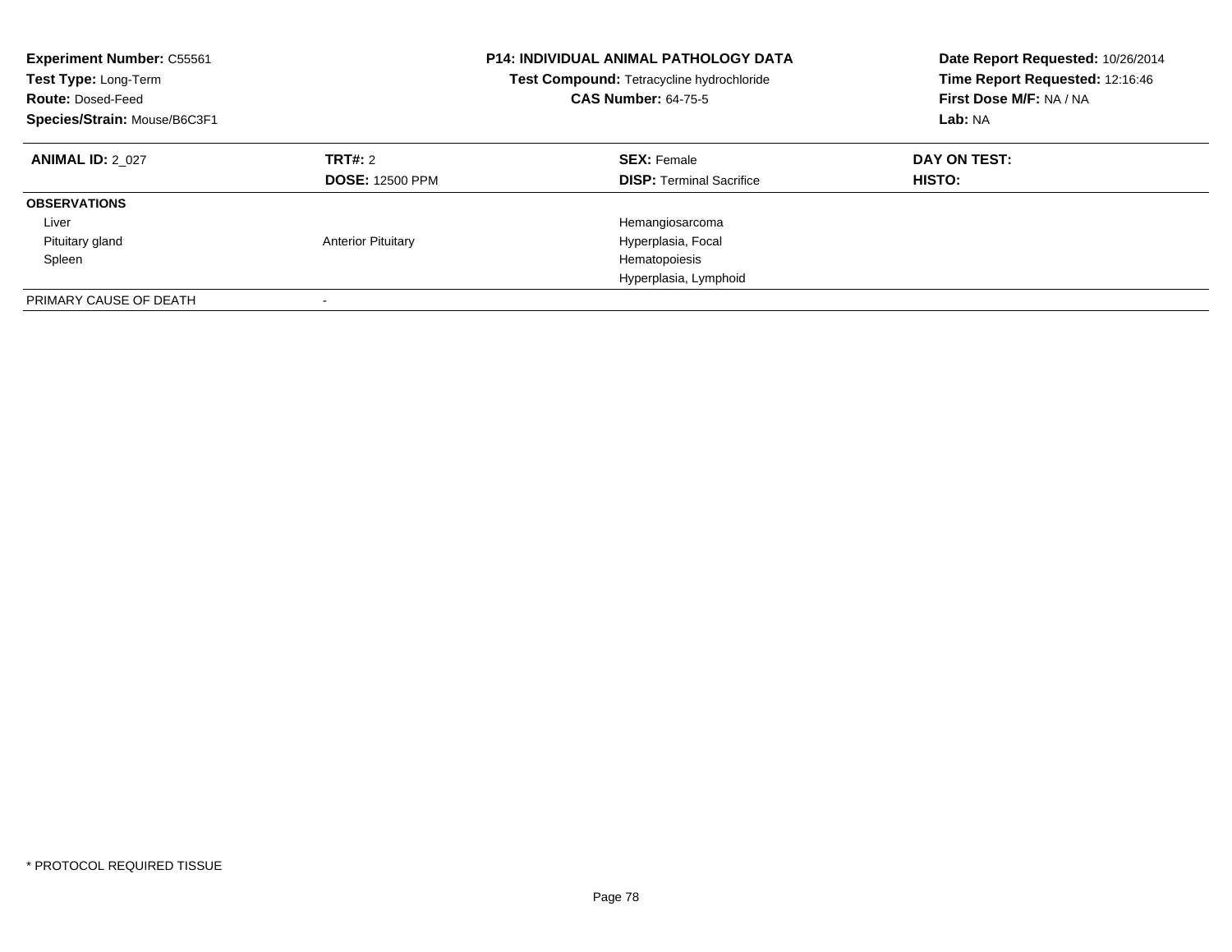**Experiment Number:** C55561
**Test Type:** Long-Term
**Route:** Dosed-Feed
**Species/Strain:** Mouse/B6C3F1

**P14: INDIVIDUAL ANIMAL PATHOLOGY DATA**
**Test Compound:** Tetracycline hydrochloride
**CAS Number:** 64-75-5

**Date Report Requested:** 10/26/2014
**Time Report Requested:** 12:16:46
**First Dose M/F:** NA / NA
**Lab:** NA

| **ANIMAL ID:** 2_027 | **TRT#:** 2 | **SEX:** Female | **DAY ON TEST:** |
|---|---|---|---|
| | **DOSE:** 12500 PPM | **DISP:** Terminal Sacrifice | **HISTO:** |
| **OBSERVATIONS** | | | |
| Liver | | Hemangiosarcoma | |
| Pituitary gland | Anterior Pituitary | Hyperplasia, Focal | |
| Spleen | | Hematopoiesis | |
| | | Hyperplasia, Lymphoid | |
| PRIMARY CAUSE OF DEATH | - | | |

* PROTOCOL REQUIRED TISSUE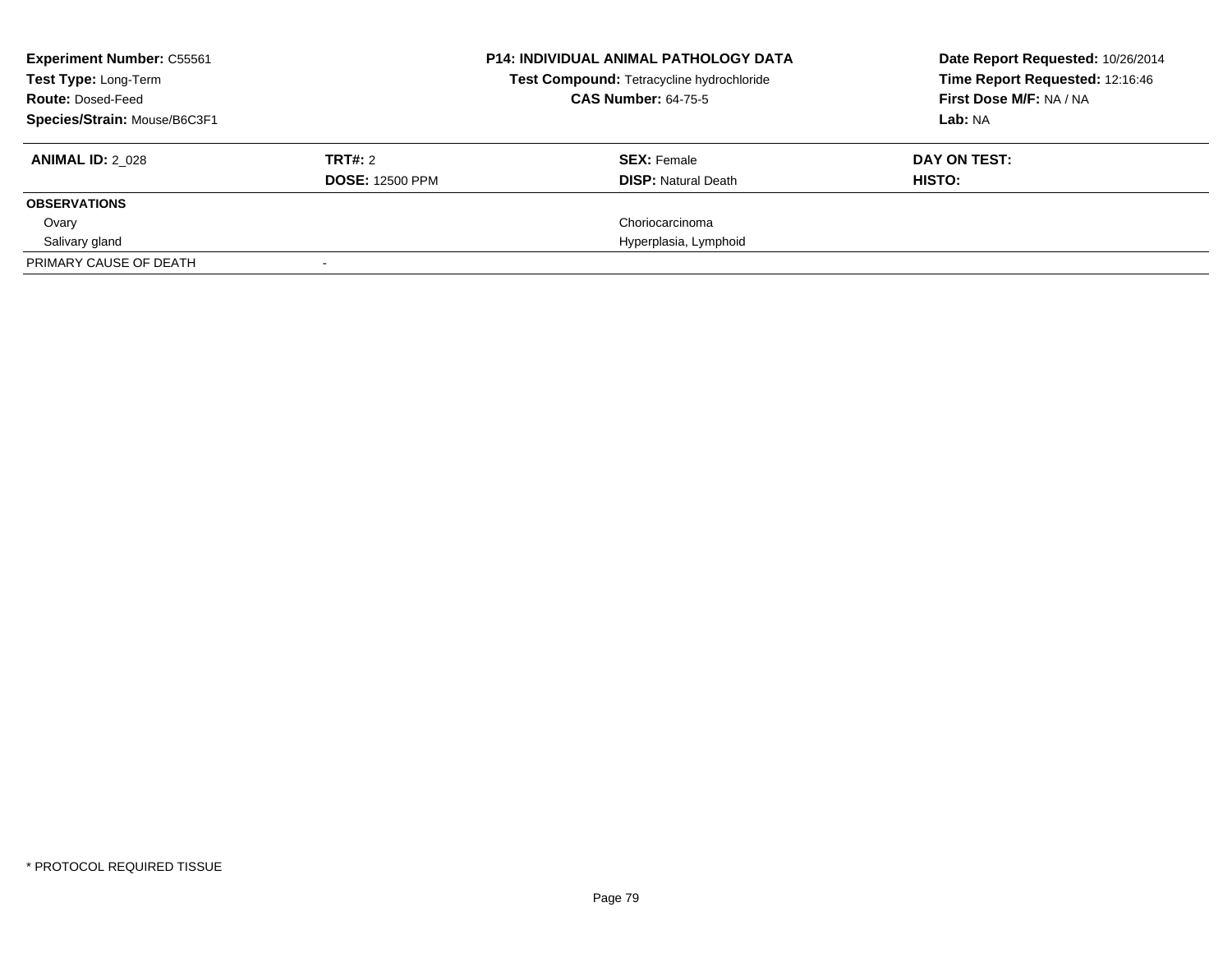**Experiment Number:** C55561
**Test Type:** Long-Term
**Route:** Dosed-Feed
**Species/Strain:** Mouse/B6C3F1

**P14: INDIVIDUAL ANIMAL PATHOLOGY DATA**
**Test Compound:** Tetracycline hydrochloride
**CAS Number:** 64-75-5

**Date Report Requested:** 10/26/2014
**Time Report Requested:** 12:16:46
**First Dose M/F:** NA / NA
**Lab:** NA

| **ANIMAL ID:** 2_028 | **TRT#:** 2 | **SEX:** Female | **DAY ON TEST:** |
|---|---|---|---|
| | **DOSE:** 12500 PPM | **DISP:** Natural Death | **HISTO:** |
| **OBSERVATIONS** | | | |
| Ovary | | Choriocarcinoma | |
| Salivary gland | | Hyperplasia, Lymphoid | |
| PRIMARY CAUSE OF DEATH | - | | |

* PROTOCOL REQUIRED TISSUE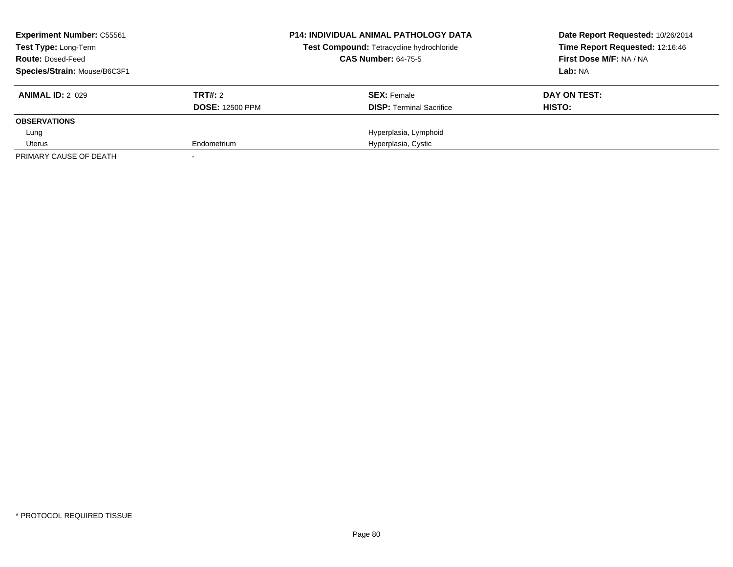**Experiment Number:** C55561
**Test Type:** Long-Term
**Route:** Dosed-Feed
**Species/Strain:** Mouse/B6C3F1

**P14: INDIVIDUAL ANIMAL PATHOLOGY DATA**
**Test Compound:** Tetracycline hydrochloride
**CAS Number:** 64-75-5

**Date Report Requested:** 10/26/2014
**Time Report Requested:** 12:16:46
**First Dose M/F:** NA / NA
**Lab:** NA

| **ANIMAL ID:** 2_029 | **TRT#:** 2 | **SEX:** Female | **DAY ON TEST:** |
|---|---|---|---|
| | **DOSE:** 12500 PPM | **DISP:** Terminal Sacrifice | **HISTO:** |
| **OBSERVATIONS** | | | |
| Lung | | Hyperplasia, Lymphoid | |
| Uterus | Endometrium | Hyperplasia, Cystic | |
| PRIMARY CAUSE OF DEATH | - | | |

* PROTOCOL REQUIRED TISSUE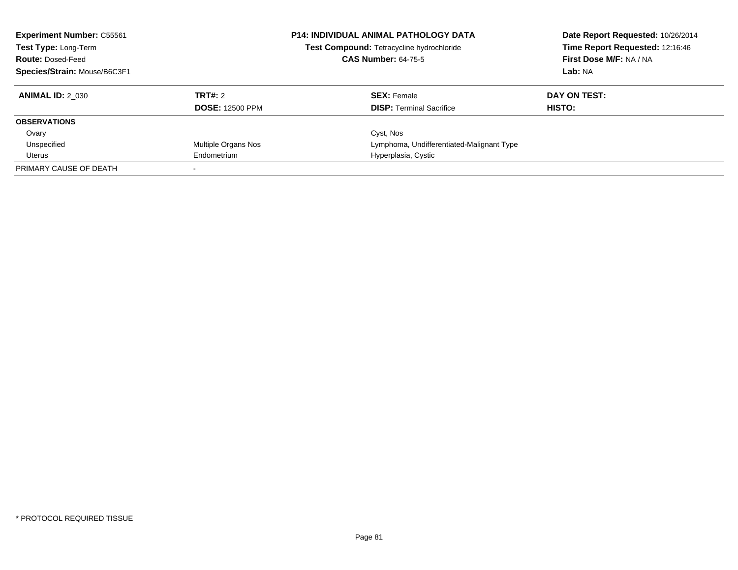**Experiment Number:** C55561
**Test Type:** Long-Term
**Route:** Dosed-Feed
**Species/Strain:** Mouse/B6C3F1

**P14: INDIVIDUAL ANIMAL PATHOLOGY DATA**
**Test Compound:** Tetracycline hydrochloride
**CAS Number:** 64-75-5

**Date Report Requested:** 10/26/2014
**Time Report Requested:** 12:16:46
**First Dose M/F:** NA / NA
**Lab:** NA

| **ANIMAL ID:** 2_030 | **TRT#:** 2 | **SEX:** Female | **DAY ON TEST:** |
|---|---|---|---|
| | **DOSE:** 12500 PPM | **DISP:** Terminal Sacrifice | **HISTO:** |
| **OBSERVATIONS** | | | |
| Ovary | | Cyst, Nos | |
| Unspecified | Multiple Organs Nos | Lymphoma, Undifferentiated-Malignant Type | |
| Uterus | Endometrium | Hyperplasia, Cystic | |
| PRIMARY CAUSE OF DEATH | - | | |

* PROTOCOL REQUIRED TISSUE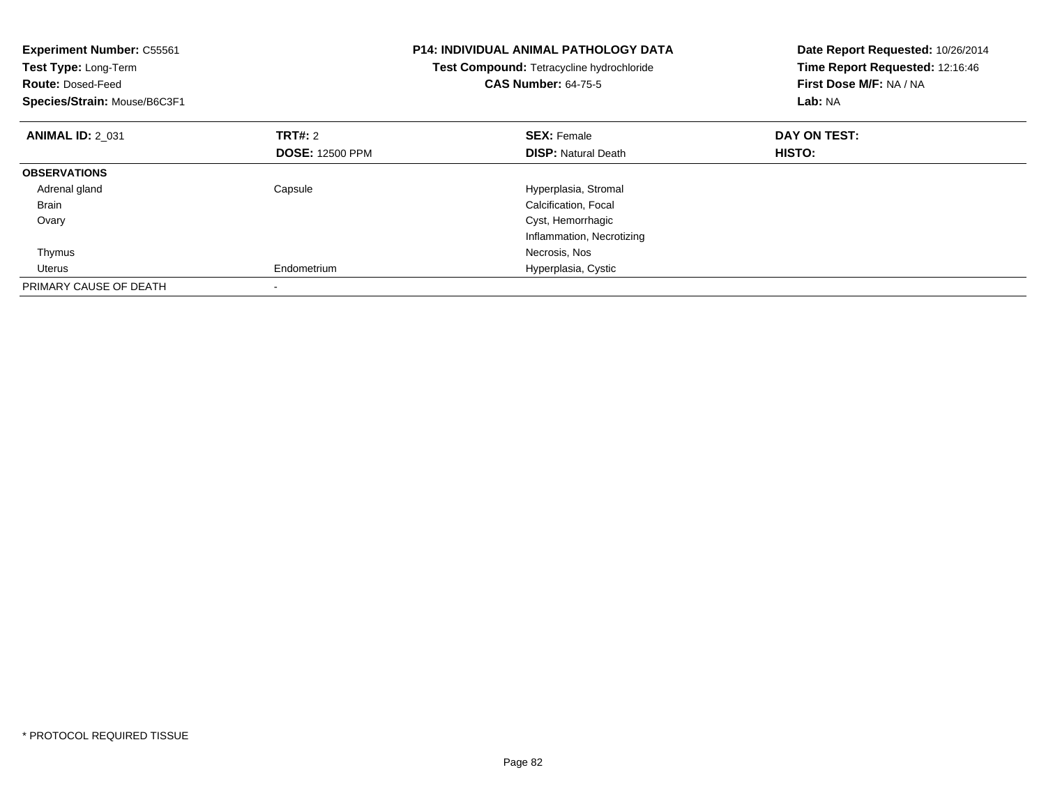**Experiment Number:** C55561
**Test Type:** Long-Term
**Route:** Dosed-Feed
**Species/Strain:** Mouse/B6C3F1

**P14: INDIVIDUAL ANIMAL PATHOLOGY DATA**
**Test Compound:** Tetracycline hydrochloride
**CAS Number:** 64-75-5

**Date Report Requested:** 10/26/2014
**Time Report Requested:** 12:16:46
**First Dose M/F:** NA / NA
**Lab:** NA

| **ANIMAL ID:** 2_031 | **TRT#:** 2 | **SEX:** Female | **DAY ON TEST:** |
|---|---|---|---|
| | **DOSE:** 12500 PPM | **DISP:** Natural Death | **HISTO:** |
| **OBSERVATIONS** | | | |
| Adrenal gland | Capsule | Hyperplasia, Stromal | |
| Brain | | Calcification, Focal | |
| Ovary | | Cyst, Hemorrhagic | |
| | | Inflammation, Necrotizing | |
| Thymus | | Necrosis, Nos | |
| Uterus | Endometrium | Hyperplasia, Cystic | |
| PRIMARY CAUSE OF DEATH | - | | |

* PROTOCOL REQUIRED TISSUE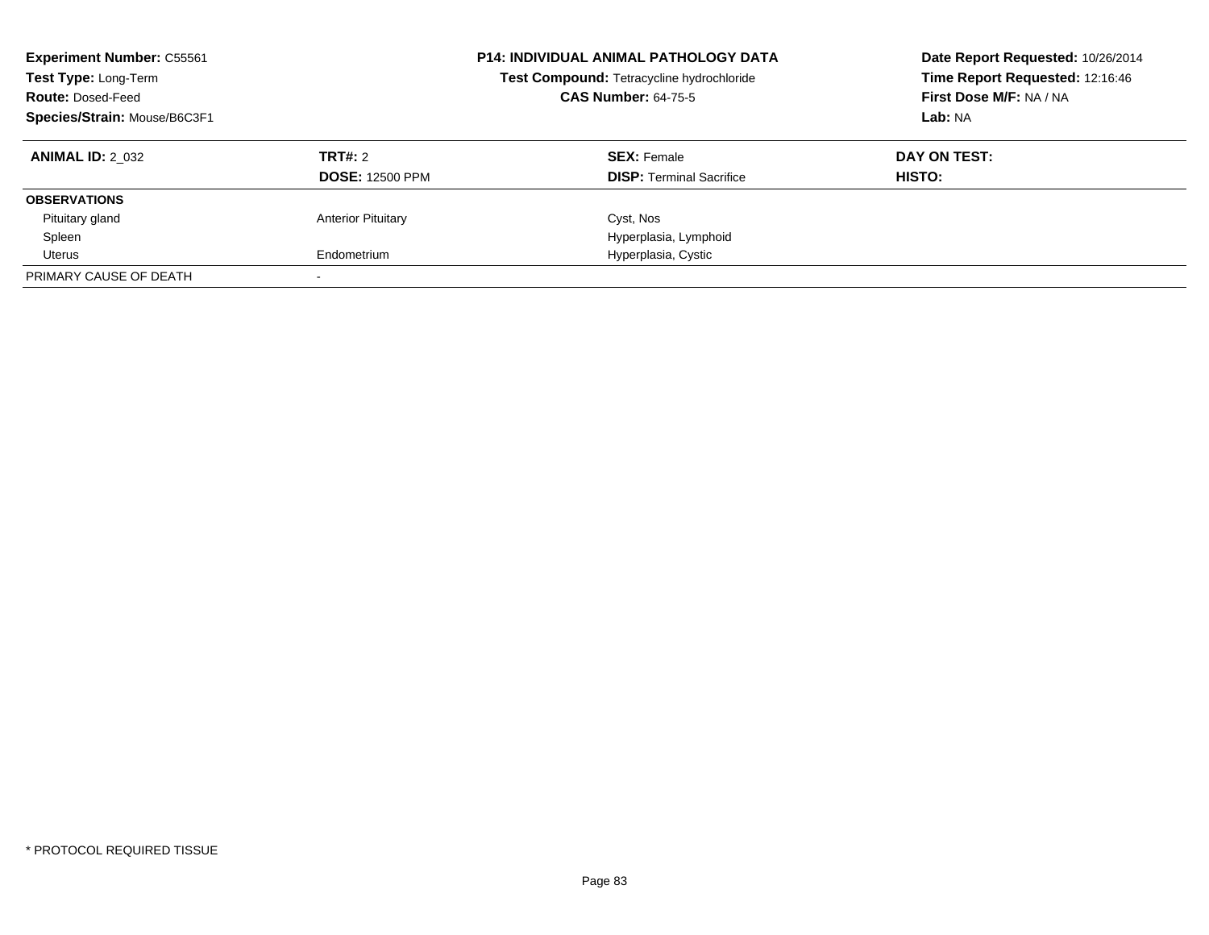**Experiment Number:** C55561
**Test Type:** Long-Term
**Route:** Dosed-Feed
**Species/Strain:** Mouse/B6C3F1

**P14: INDIVIDUAL ANIMAL PATHOLOGY DATA**
**Test Compound:** Tetracycline hydrochloride
**CAS Number:** 64-75-5

**Date Report Requested:** 10/26/2014
**Time Report Requested:** 12:16:46
**First Dose M/F:** NA / NA
**Lab:** NA

| **ANIMAL ID:** 2_032 | **TRT#:** 2 | **SEX:** Female | **DAY ON TEST:** |
|---|---|---|---|
| | **DOSE:** 12500 PPM | **DISP:** Terminal Sacrifice | **HISTO:** |
| **OBSERVATIONS** | | | |
| Pituitary gland | Anterior Pituitary | Cyst, Nos | |
| Spleen | | Hyperplasia, Lymphoid | |
| Uterus | Endometrium | Hyperplasia, Cystic | |
| PRIMARY CAUSE OF DEATH | - | | |

* PROTOCOL REQUIRED TISSUE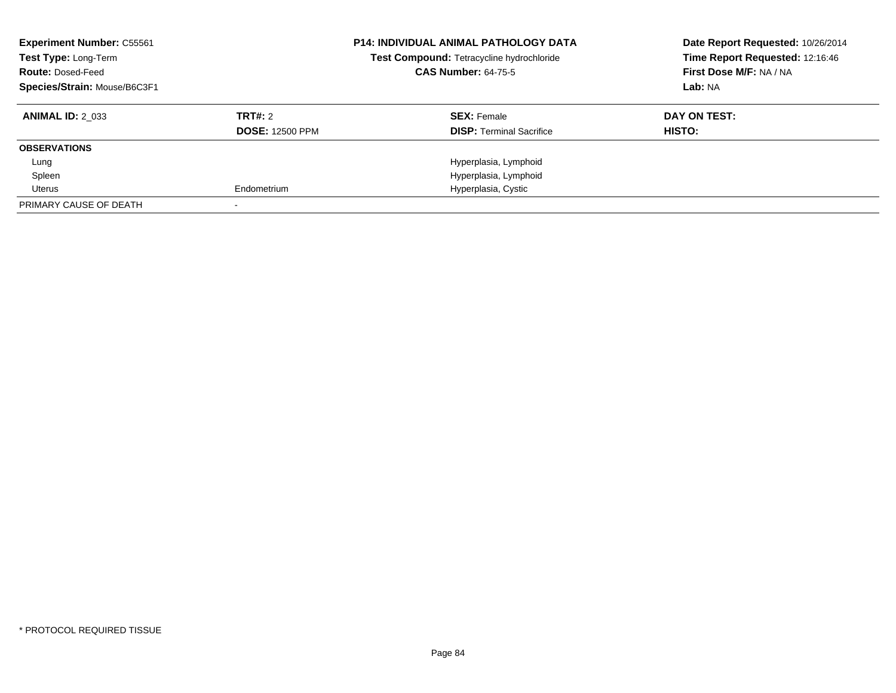**Experiment Number:** C55561
**Test Type:** Long-Term
**Route:** Dosed-Feed
**Species/Strain:** Mouse/B6C3F1

**P14: INDIVIDUAL ANIMAL PATHOLOGY DATA**
**Test Compound:** Tetracycline hydrochloride
**CAS Number:** 64-75-5

**Date Report Requested:** 10/26/2014
**Time Report Requested:** 12:16:46
**First Dose M/F:** NA / NA
**Lab:** NA

| **ANIMAL ID:** 2_033 | **TRT#:** 2 | **SEX:** Female | **DAY ON TEST:** |
|---|---|---|---|
| | **DOSE:** 12500 PPM | **DISP:** Terminal Sacrifice | **HISTO:** |
| **OBSERVATIONS** | | | |
| Lung | | Hyperplasia, Lymphoid | |
| Spleen | | Hyperplasia, Lymphoid | |
| Uterus | Endometrium | Hyperplasia, Cystic | |
| PRIMARY CAUSE OF DEATH | - | | |

\* PROTOCOL REQUIRED TISSUE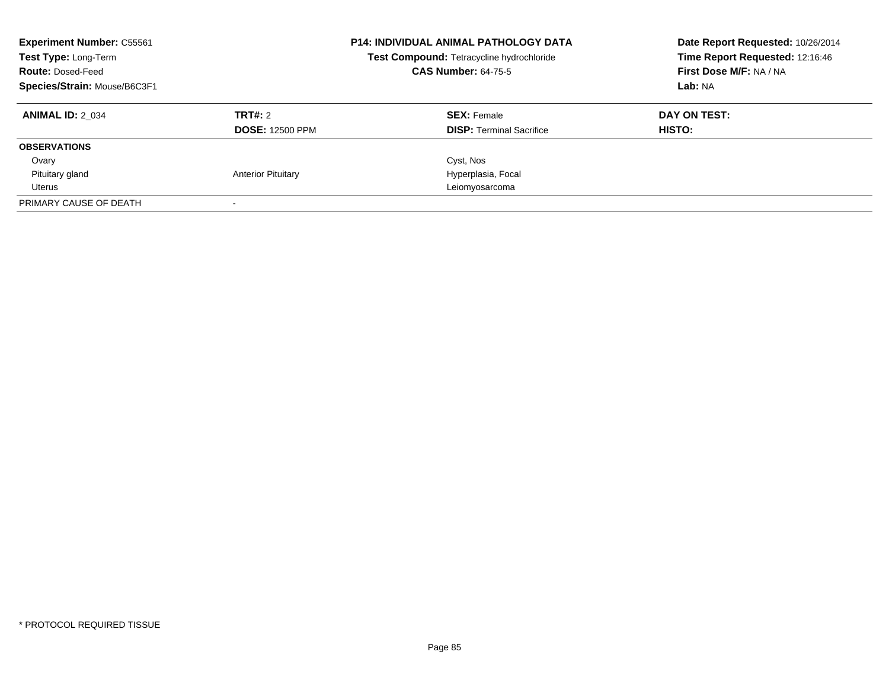**Experiment Number:** C55561
**Test Type:** Long-Term
**Route:** Dosed-Feed
**Species/Strain:** Mouse/B6C3F1

**P14: INDIVIDUAL ANIMAL PATHOLOGY DATA**
**Test Compound:** Tetracycline hydrochloride
**CAS Number:** 64-75-5

**Date Report Requested:** 10/26/2014
**Time Report Requested:** 12:16:46
**First Dose M/F:** NA / NA
**Lab:** NA

| **ANIMAL ID:** 2_034 | **TRT#:** 2 | **SEX:** Female | **DAY ON TEST:** |
|---|---|---|---|
| | **DOSE:** 12500 PPM | **DISP:** Terminal Sacrifice | **HISTO:** |
| **OBSERVATIONS** | | | |
| Ovary | | Cyst, Nos | |
| Pituitary gland | Anterior Pituitary | Hyperplasia, Focal | |
| Uterus | | Leiomyosarcoma | |
| PRIMARY CAUSE OF DEATH | - | | |

\* PROTOCOL REQUIRED TISSUE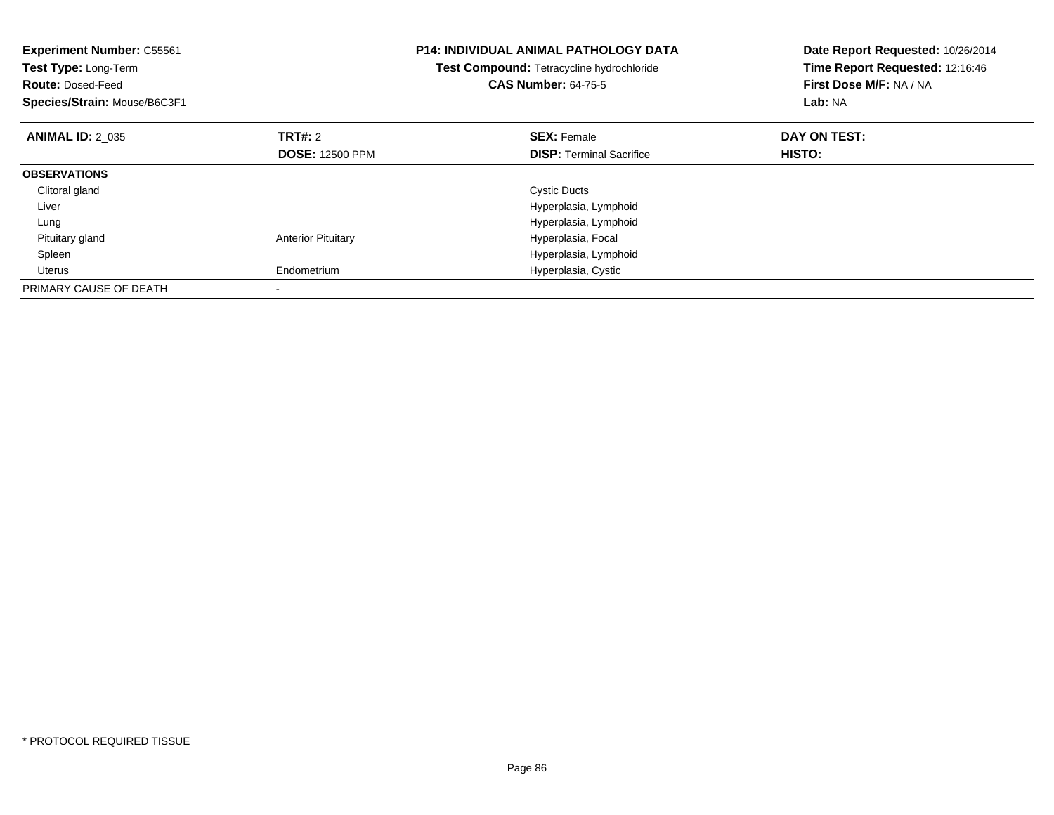**Experiment Number:** C55561
**Test Type:** Long-Term
**Route:** Dosed-Feed
**Species/Strain:** Mouse/B6C3F1

**P14: INDIVIDUAL ANIMAL PATHOLOGY DATA**
**Test Compound:** Tetracycline hydrochloride
**CAS Number:** 64-75-5

**Date Report Requested:** 10/26/2014
**Time Report Requested:** 12:16:46
**First Dose M/F:** NA / NA
**Lab:** NA

| **ANIMAL ID:** 2_035 | **TRT#:** 2 | **SEX:** Female | **DAY ON TEST:** |
|---|---|---|---|
| | **DOSE:** 12500 PPM | **DISP:** Terminal Sacrifice | **HISTO:** |
| **OBSERVATIONS** | | | |
| Clitoral gland | | Cystic Ducts | |
| Liver | | Hyperplasia, Lymphoid | |
| Lung | | Hyperplasia, Lymphoid | |
| Pituitary gland | Anterior Pituitary | Hyperplasia, Focal | |
| Spleen | | Hyperplasia, Lymphoid | |
| Uterus | Endometrium | Hyperplasia, Cystic | |
| PRIMARY CAUSE OF DEATH | - | | |

* PROTOCOL REQUIRED TISSUE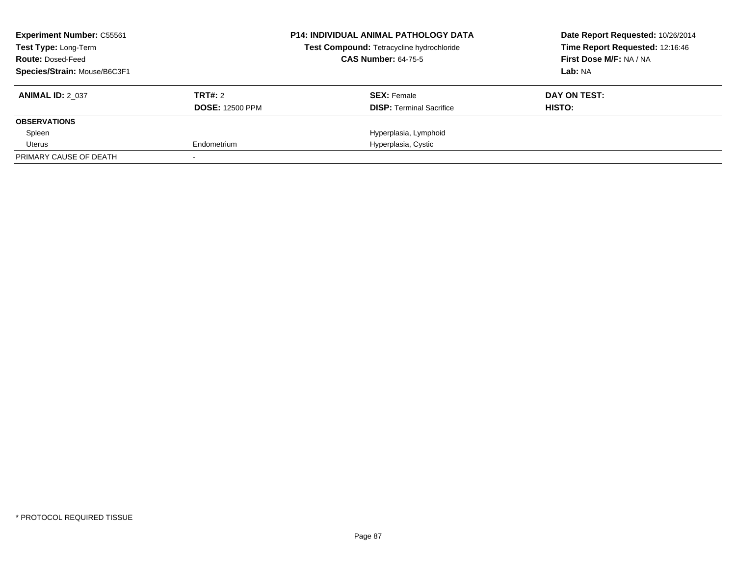**Experiment Number:** C55561
**Test Type:** Long-Term
**Route:** Dosed-Feed
**Species/Strain:** Mouse/B6C3F1

**P14: INDIVIDUAL ANIMAL PATHOLOGY DATA**
**Test Compound:** Tetracycline hydrochloride
**CAS Number:** 64-75-5

**Date Report Requested:** 10/26/2014
**Time Report Requested:** 12:16:46
**First Dose M/F:** NA / NA
**Lab:** NA

| **ANIMAL ID:** 2_037 | **TRT#:** 2 | **SEX:** Female | **DAY ON TEST:** |
|---|---|---|---|
| | **DOSE:** 12500 PPM | **DISP:** Terminal Sacrifice | **HISTO:** |
| **OBSERVATIONS** | | | |
| Spleen | | Hyperplasia, Lymphoid | |
| Uterus | Endometrium | Hyperplasia, Cystic | |
| PRIMARY CAUSE OF DEATH | - | | |

* PROTOCOL REQUIRED TISSUE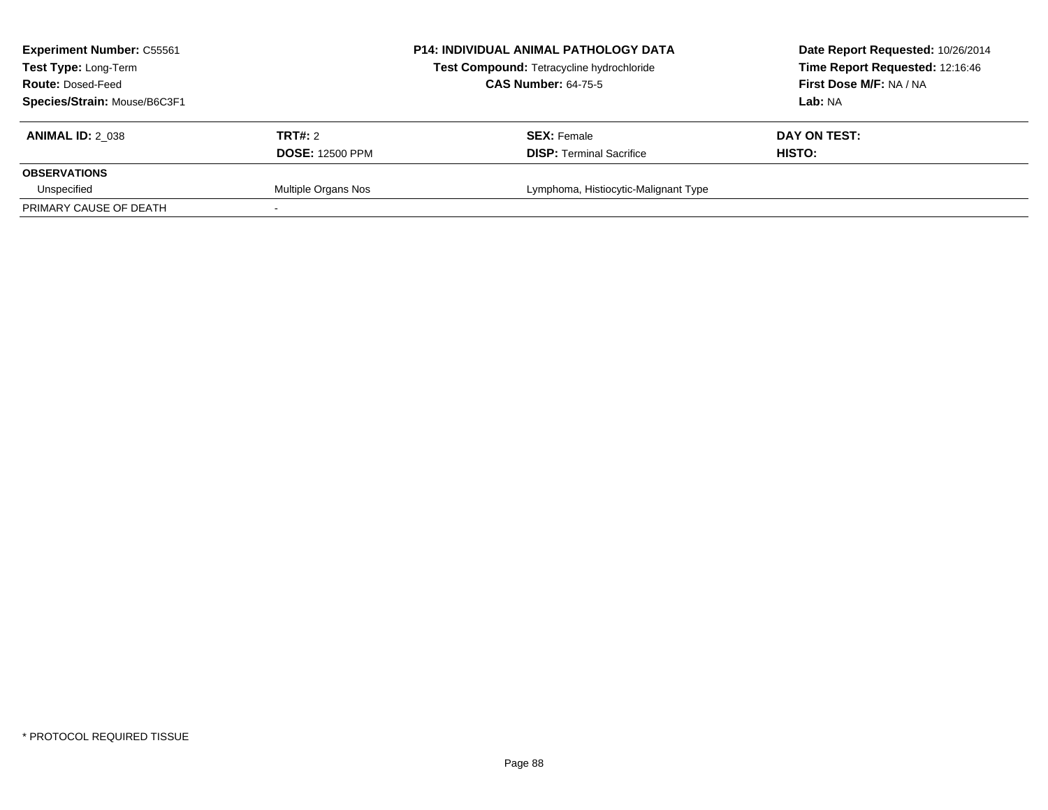| Experiment Number: C55561 | P14: INDIVIDUAL ANIMAL PATHOLOGY DATA | Date Report Requested: 10/26/2014 |
|---|---|---|
| Test Type: Long-Term | Test Compound: Tetracycline hydrochloride | Time Report Requested: 12:16:46 |
| Route: Dosed-Feed | CAS Number: 64-75-5 | First Dose M/F: NA / NA |
| Species/Strain: Mouse/B6C3F1 | | Lab: NA |

| ANIMAL ID: 2_038 | TRT#: 2 | SEX: Female | DAY ON TEST: |
|---|---|---|---|
| | DOSE: 12500 PPM | DISP: Terminal Sacrifice | HISTO: |
| **OBSERVATIONS** | | | |
| Unspecified | Multiple Organs Nos | Lymphoma, Histiocytic-Malignant Type | |
| PRIMARY CAUSE OF DEATH | - | | |

* PROTOCOL REQUIRED TISSUE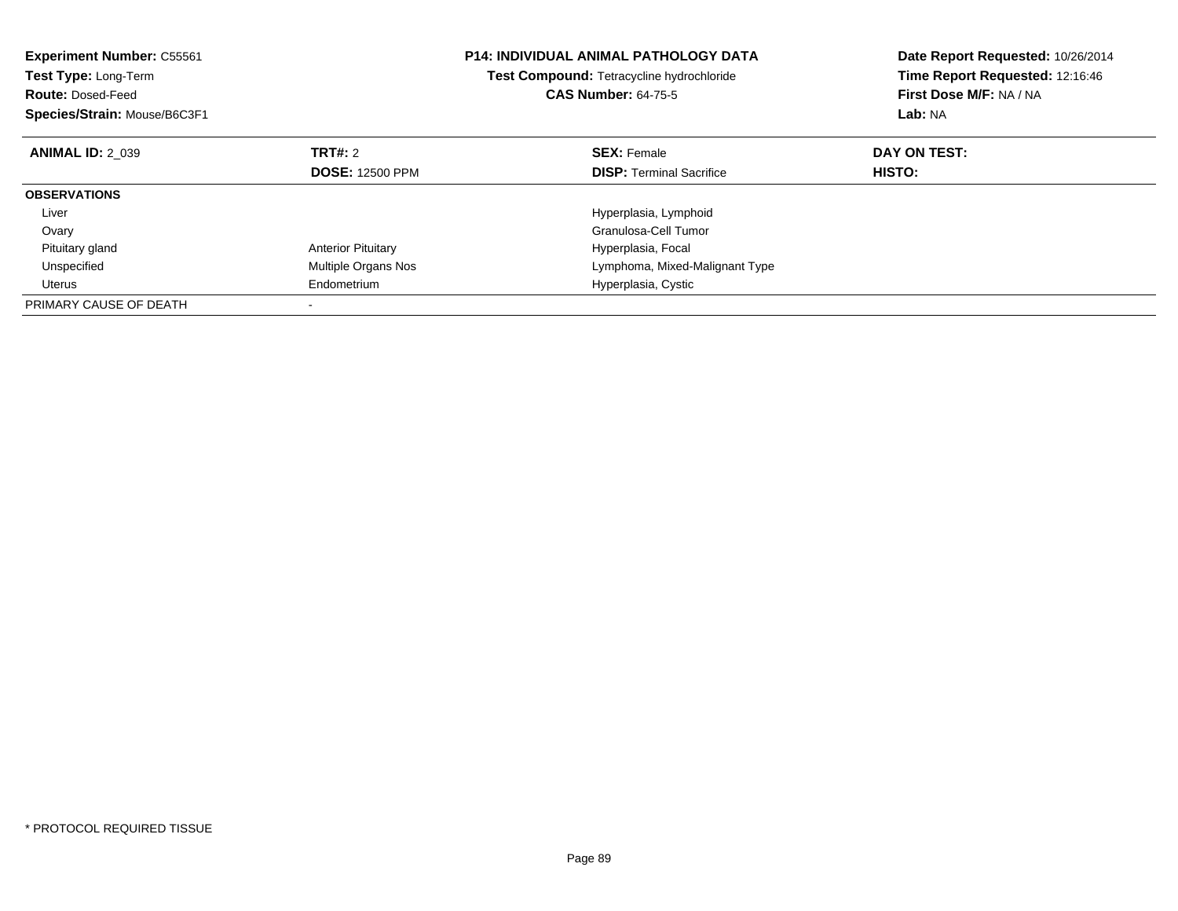**Experiment Number:** C55561
**Test Type:** Long-Term
**Route:** Dosed-Feed
**Species/Strain:** Mouse/B6C3F1

**P14: INDIVIDUAL ANIMAL PATHOLOGY DATA**
**Test Compound:** Tetracycline hydrochloride
**CAS Number:** 64-75-5

**Date Report Requested:** 10/26/2014
**Time Report Requested:** 12:16:46
**First Dose M/F:** NA / NA
**Lab:** NA

| **ANIMAL ID:** 2_039 | **TRT#:** 2 | **SEX:** Female | **DAY ON TEST:** |
|---|---|---|---|
| | **DOSE:** 12500 PPM | **DISP:** Terminal Sacrifice | **HISTO:** |
| **OBSERVATIONS** | | | |
| Liver | | Hyperplasia, Lymphoid | |
| Ovary | | Granulosa-Cell Tumor | |
| Pituitary gland | Anterior Pituitary | Hyperplasia, Focal | |
| Unspecified | Multiple Organs Nos | Lymphoma, Mixed-Malignant Type | |
| Uterus | Endometrium | Hyperplasia, Cystic | |
| PRIMARY CAUSE OF DEATH | - | | |

* PROTOCOL REQUIRED TISSUE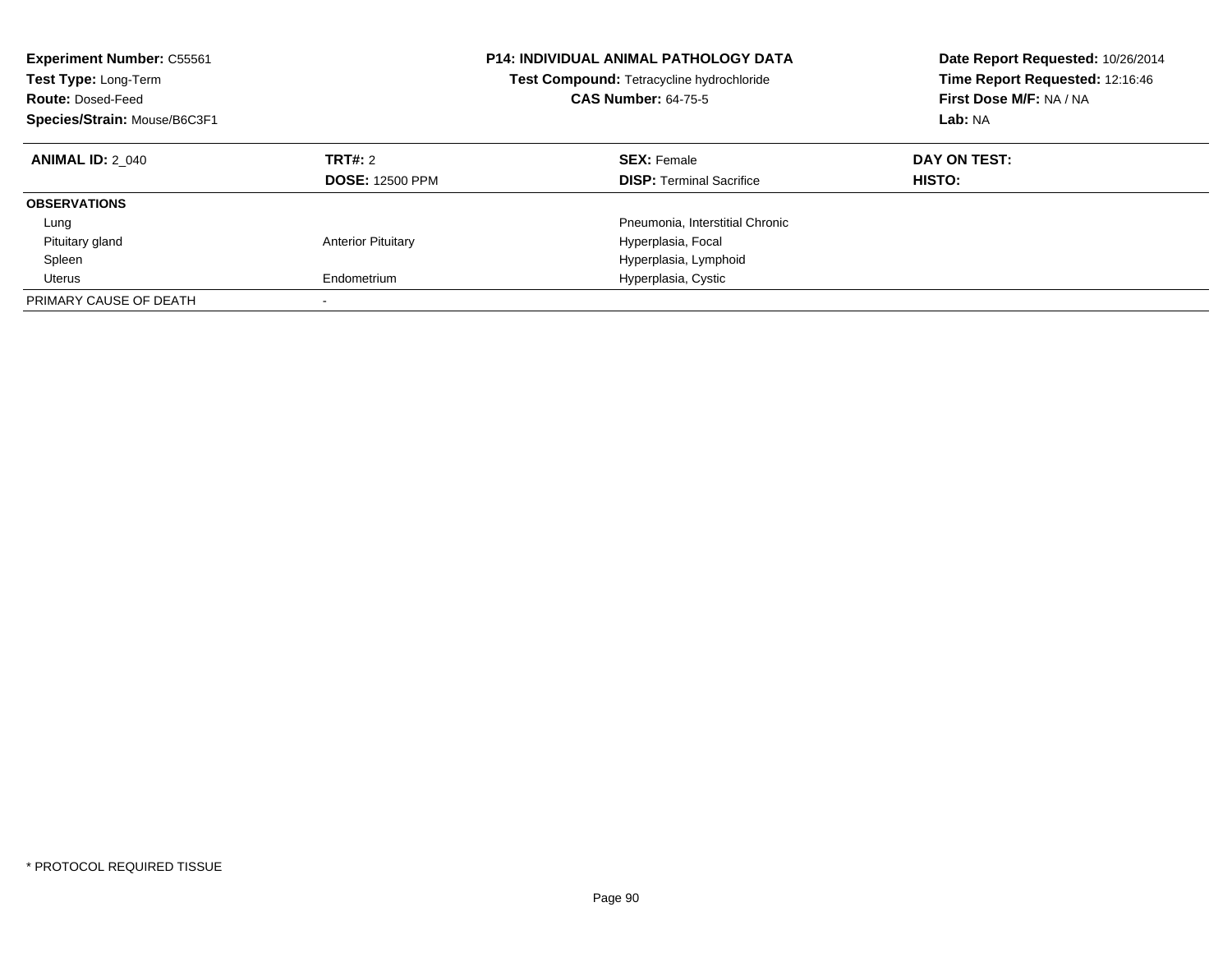**Experiment Number:** C55561
**Test Type:** Long-Term
**Route:** Dosed-Feed
**Species/Strain:** Mouse/B6C3F1

**P14: INDIVIDUAL ANIMAL PATHOLOGY DATA**
**Test Compound:** Tetracycline hydrochloride
**CAS Number:** 64-75-5

**Date Report Requested:** 10/26/2014
**Time Report Requested:** 12:16:46
**First Dose M/F:** NA / NA
**Lab:** NA

| **ANIMAL ID:** 2_040 | **TRT#:** 2 | **SEX:** Female | **DAY ON TEST:** |
|---|---|---|---|
| | **DOSE:** 12500 PPM | **DISP:** Terminal Sacrifice | **HISTO:** |
| **OBSERVATIONS** | | | |
| Lung | | Pneumonia, Interstitial Chronic | |
| Pituitary gland | Anterior Pituitary | Hyperplasia, Focal | |
| Spleen | | Hyperplasia, Lymphoid | |
| Uterus | Endometrium | Hyperplasia, Cystic | |
| PRIMARY CAUSE OF DEATH | - | | |

* PROTOCOL REQUIRED TISSUE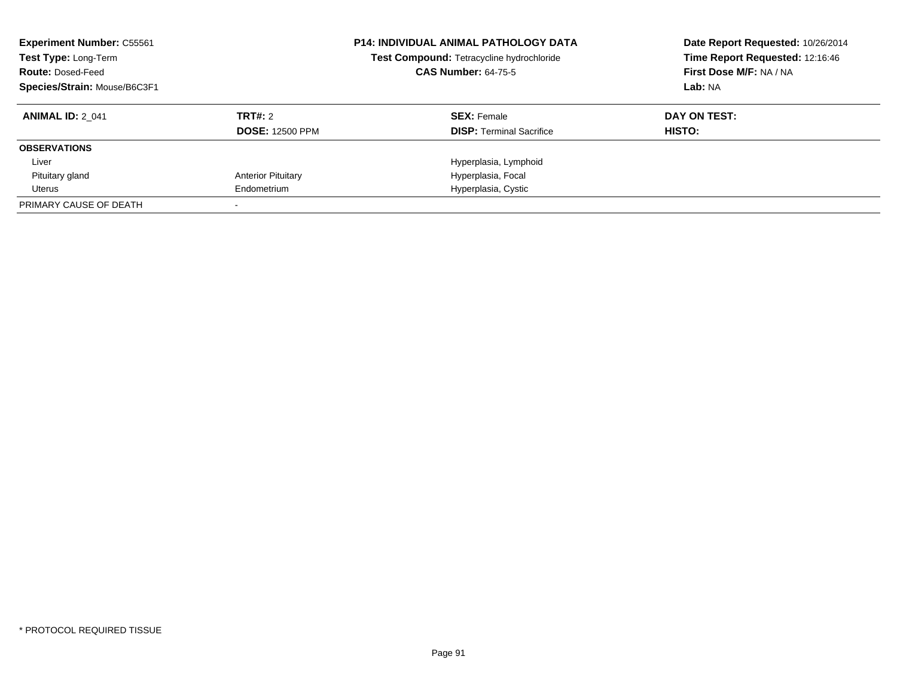**Experiment Number:** C55561
**Test Type:** Long-Term
**Route:** Dosed-Feed
**Species/Strain:** Mouse/B6C3F1

**P14: INDIVIDUAL ANIMAL PATHOLOGY DATA**
**Test Compound:** Tetracycline hydrochloride
**CAS Number:** 64-75-5

**Date Report Requested:** 10/26/2014
**Time Report Requested:** 12:16:46
**First Dose M/F:** NA / NA
**Lab:** NA

| **ANIMAL ID:** 2_041 | **TRT#:** 2 | **SEX:** Female | **DAY ON TEST:** |
|---|---|---|---|
| | **DOSE:** 12500 PPM | **DISP:** Terminal Sacrifice | **HISTO:** |
| **OBSERVATIONS** | | | |
| Liver | | Hyperplasia, Lymphoid | |
| Pituitary gland | Anterior Pituitary | Hyperplasia, Focal | |
| Uterus | Endometrium | Hyperplasia, Cystic | |
| PRIMARY CAUSE OF DEATH | - | | |

* PROTOCOL REQUIRED TISSUE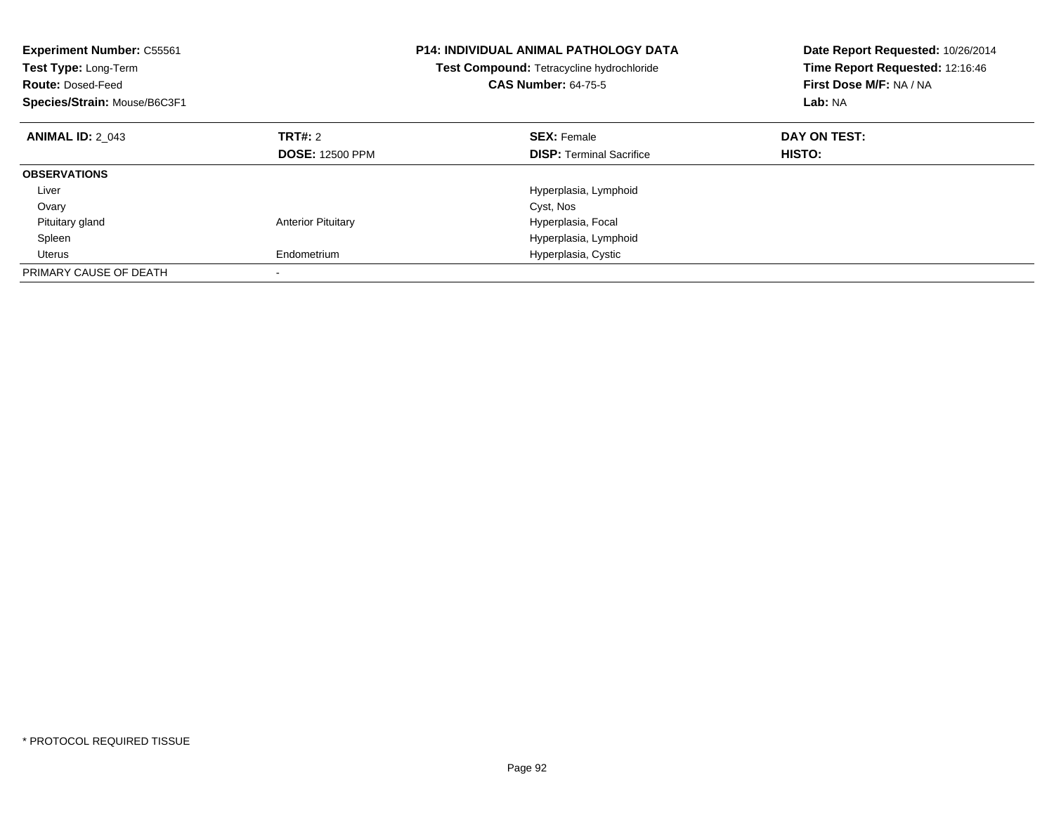**Experiment Number:** C55561
**Test Type:** Long-Term
**Route:** Dosed-Feed
**Species/Strain:** Mouse/B6C3F1

**P14: INDIVIDUAL ANIMAL PATHOLOGY DATA**
**Test Compound:** Tetracycline hydrochloride
**CAS Number:** 64-75-5

**Date Report Requested:** 10/26/2014
**Time Report Requested:** 12:16:46
**First Dose M/F:** NA / NA
**Lab:** NA

| **ANIMAL ID:** 2_043 | **TRT#:** 2 | **SEX:** Female | **DAY ON TEST:** |
|---|---|---|---|
| | **DOSE:** 12500 PPM | **DISP:** Terminal Sacrifice | **HISTO:** |
| **OBSERVATIONS** | | | |
| Liver | | Hyperplasia, Lymphoid | |
| Ovary | | Cyst, Nos | |
| Pituitary gland | Anterior Pituitary | Hyperplasia, Focal | |
| Spleen | | Hyperplasia, Lymphoid | |
| Uterus | Endometrium | Hyperplasia, Cystic | |
| PRIMARY CAUSE OF DEATH | - | | |

* PROTOCOL REQUIRED TISSUE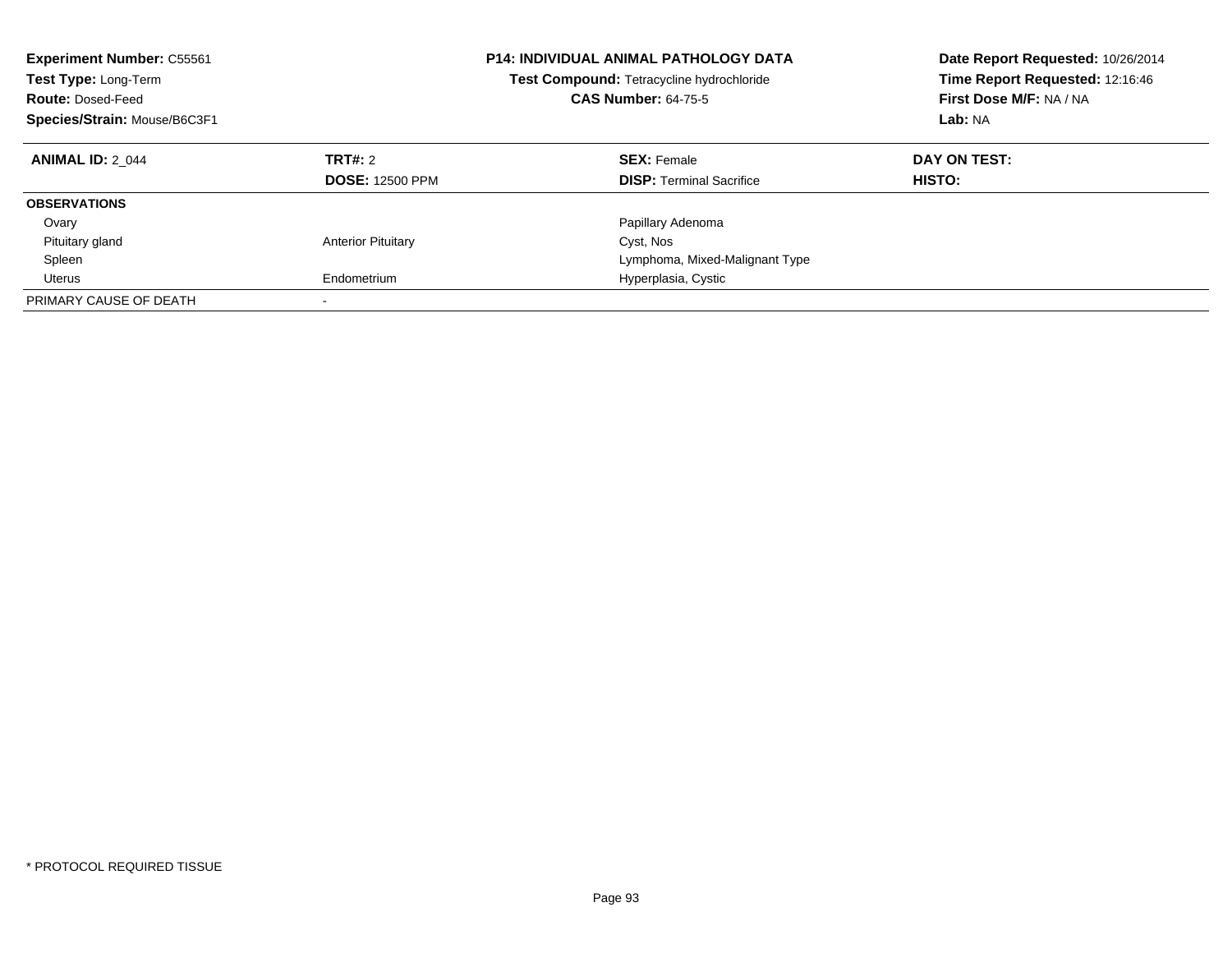**Experiment Number:** C55561
**Test Type:** Long-Term
**Route:** Dosed-Feed
**Species/Strain:** Mouse/B6C3F1

**P14: INDIVIDUAL ANIMAL PATHOLOGY DATA**
**Test Compound:** Tetracycline hydrochloride
**CAS Number:** 64-75-5

**Date Report Requested:** 10/26/2014
**Time Report Requested:** 12:16:46
**First Dose M/F:** NA / NA
**Lab:** NA

| **ANIMAL ID:** 2_044 | **TRT#:** 2 | **SEX:** Female | **DAY ON TEST:** |
|---|---|---|---|
| | **DOSE:** 12500 PPM | **DISP:** Terminal Sacrifice | **HISTO:** |
| **OBSERVATIONS** | | | |
| Ovary | | Papillary Adenoma | |
| Pituitary gland | Anterior Pituitary | Cyst, Nos | |
| Spleen | | Lymphoma, Mixed-Malignant Type | |
| Uterus | Endometrium | Hyperplasia, Cystic | |
| PRIMARY CAUSE OF DEATH | - | | |

* PROTOCOL REQUIRED TISSUE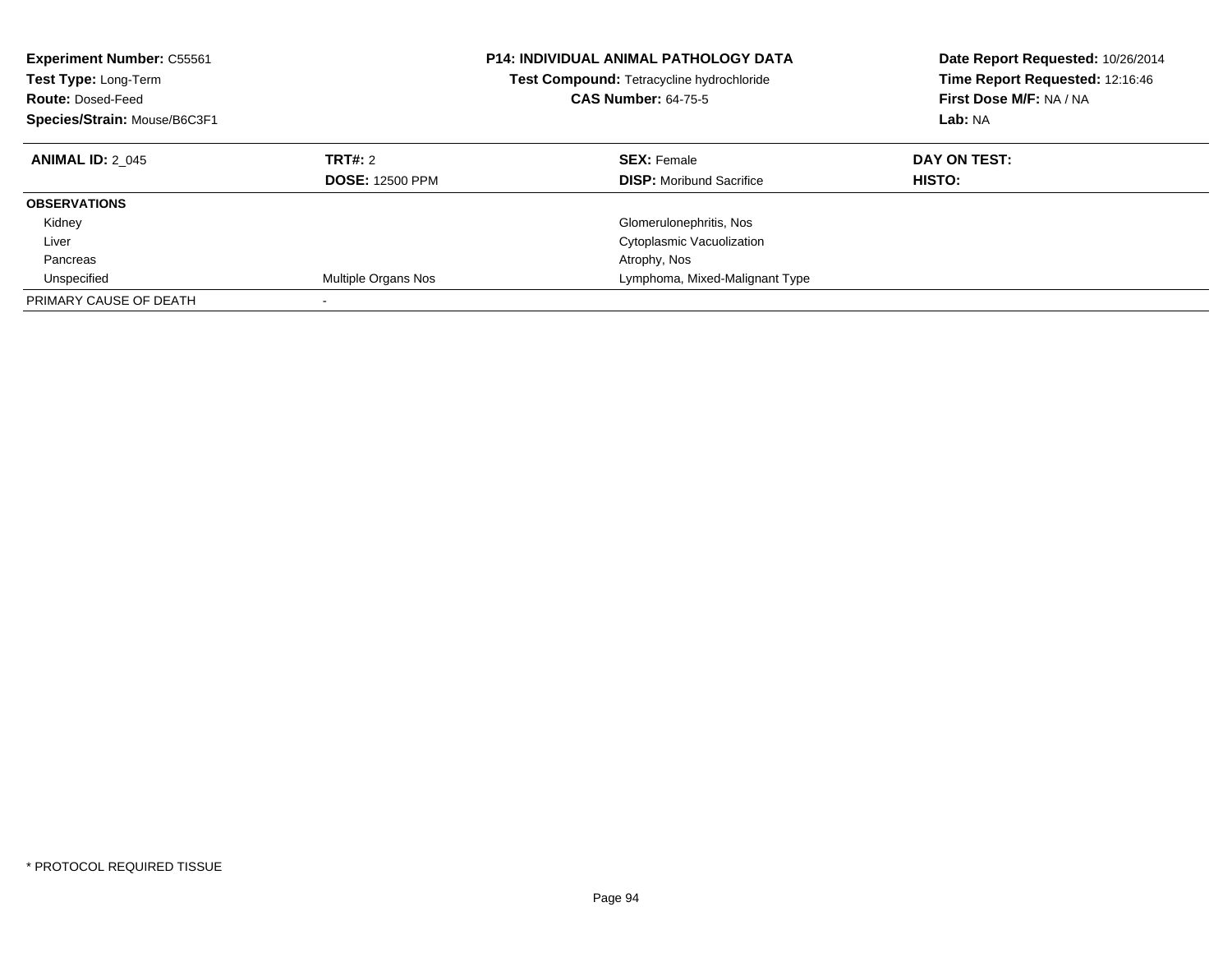**Experiment Number:** C55561
**Test Type:** Long-Term
**Route:** Dosed-Feed
**Species/Strain:** Mouse/B6C3F1

**P14: INDIVIDUAL ANIMAL PATHOLOGY DATA**
**Test Compound:** Tetracycline hydrochloride
**CAS Number:** 64-75-5

**Date Report Requested:** 10/26/2014
**Time Report Requested:** 12:16:46
**First Dose M/F:** NA / NA
**Lab:** NA

| **ANIMAL ID:** 2_045 | **TRT#:** 2 | **SEX:** Female | **DAY ON TEST:** |
|---|---|---|---|
| | **DOSE:** 12500 PPM | **DISP:** Moribund Sacrifice | **HISTO:** |
| **OBSERVATIONS** | | | |
| Kidney | | Glomerulonephritis, Nos | |
| Liver | | Cytoplasmic Vacuolization | |
| Pancreas | | Atrophy, Nos | |
| Unspecified | Multiple Organs Nos | Lymphoma, Mixed-Malignant Type | |
| PRIMARY CAUSE OF DEATH | - | | |

* PROTOCOL REQUIRED TISSUE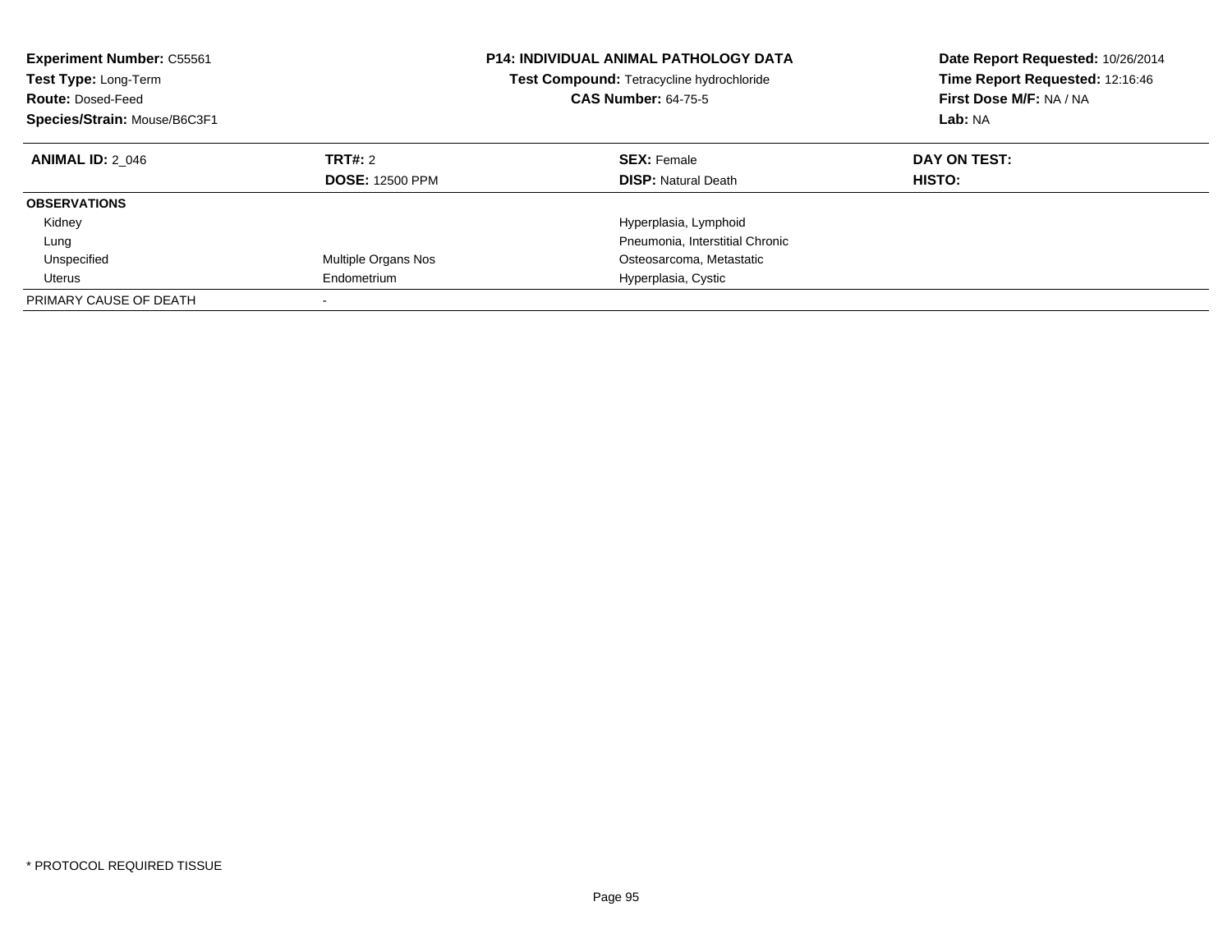**Experiment Number:** C55561
**Test Type:** Long-Term
**Route:** Dosed-Feed
**Species/Strain:** Mouse/B6C3F1

**P14: INDIVIDUAL ANIMAL PATHOLOGY DATA**
**Test Compound:** Tetracycline hydrochloride
**CAS Number:** 64-75-5

**Date Report Requested:** 10/26/2014
**Time Report Requested:** 12:16:46
**First Dose M/F:** NA / NA
**Lab:** NA

| **ANIMAL ID:** 2_046 | **TRT#:** 2 | **SEX:** Female | **DAY ON TEST:** |
|---|---|---|---|
| | **DOSE:** 12500 PPM | **DISP:** Natural Death | **HISTO:** |
| **OBSERVATIONS** | | | |
| Kidney | | Hyperplasia, Lymphoid | |
| Lung | | Pneumonia, Interstitial Chronic | |
| Unspecified | Multiple Organs Nos | Osteosarcoma, Metastatic | |
| Uterus | Endometrium | Hyperplasia, Cystic | |
| PRIMARY CAUSE OF DEATH | - | | |

* PROTOCOL REQUIRED TISSUE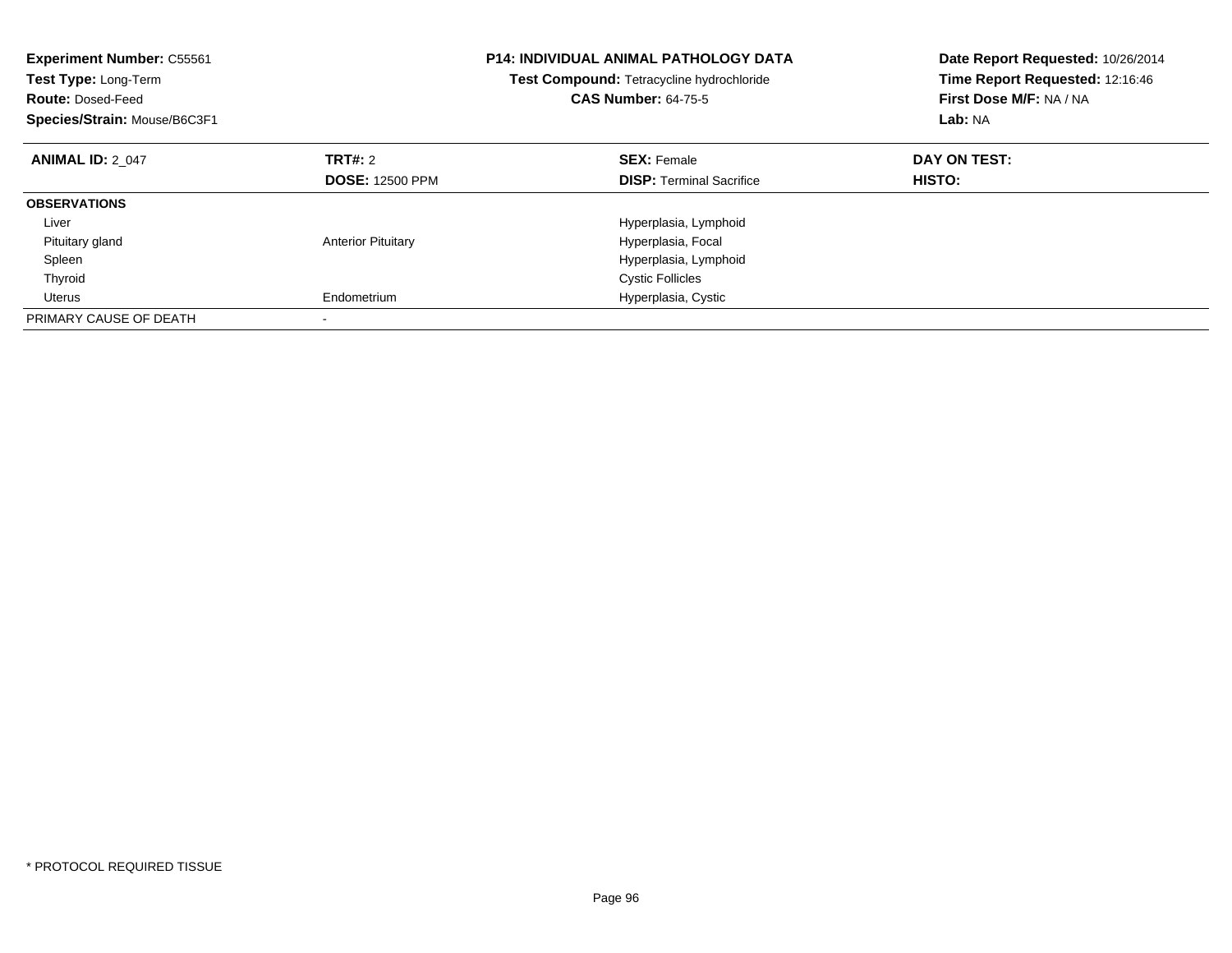**Experiment Number:** C55561
**Test Type:** Long-Term
**Route:** Dosed-Feed
**Species/Strain:** Mouse/B6C3F1

**P14: INDIVIDUAL ANIMAL PATHOLOGY DATA**
**Test Compound:** Tetracycline hydrochloride
**CAS Number:** 64-75-5

**Date Report Requested:** 10/26/2014
**Time Report Requested:** 12:16:46
**First Dose M/F:** NA / NA
**Lab:** NA

| **ANIMAL ID:** 2_047 | **TRT#:** 2 | **SEX:** Female | **DAY ON TEST:** |
|---|---|---|---|
| | **DOSE:** 12500 PPM | **DISP:** Terminal Sacrifice | **HISTO:** |
| **OBSERVATIONS** | | | |
| Liver | | Hyperplasia, Lymphoid | |
| Pituitary gland | Anterior Pituitary | Hyperplasia, Focal | |
| Spleen | | Hyperplasia, Lymphoid | |
| Thyroid | | Cystic Follicles | |
| Uterus | Endometrium | Hyperplasia, Cystic | |
| PRIMARY CAUSE OF DEATH | - | | |

* PROTOCOL REQUIRED TISSUE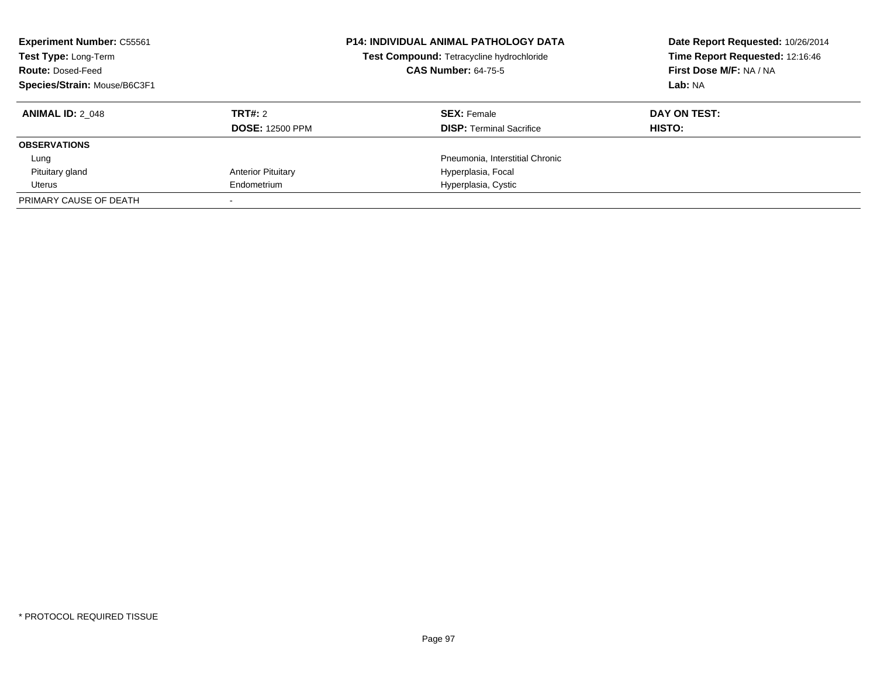**Experiment Number:** C55561
**Test Type:** Long-Term
**Route:** Dosed-Feed
**Species/Strain:** Mouse/B6C3F1

**P14: INDIVIDUAL ANIMAL PATHOLOGY DATA**
**Test Compound:** Tetracycline hydrochloride
**CAS Number:** 64-75-5

**Date Report Requested:** 10/26/2014
**Time Report Requested:** 12:16:46
**First Dose M/F:** NA / NA
**Lab:** NA

| **ANIMAL ID:** 2_048 | **TRT#:** 2 | **SEX:** Female | **DAY ON TEST:** |
|---|---|---|---|
| | **DOSE:** 12500 PPM | **DISP:** Terminal Sacrifice | **HISTO:** |
| **OBSERVATIONS** | | | |
| Lung | | Pneumonia, Interstitial Chronic | |
| Pituitary gland | Anterior Pituitary | Hyperplasia, Focal | |
| Uterus | Endometrium | Hyperplasia, Cystic | |
| PRIMARY CAUSE OF DEATH | - | | |

\* PROTOCOL REQUIRED TISSUE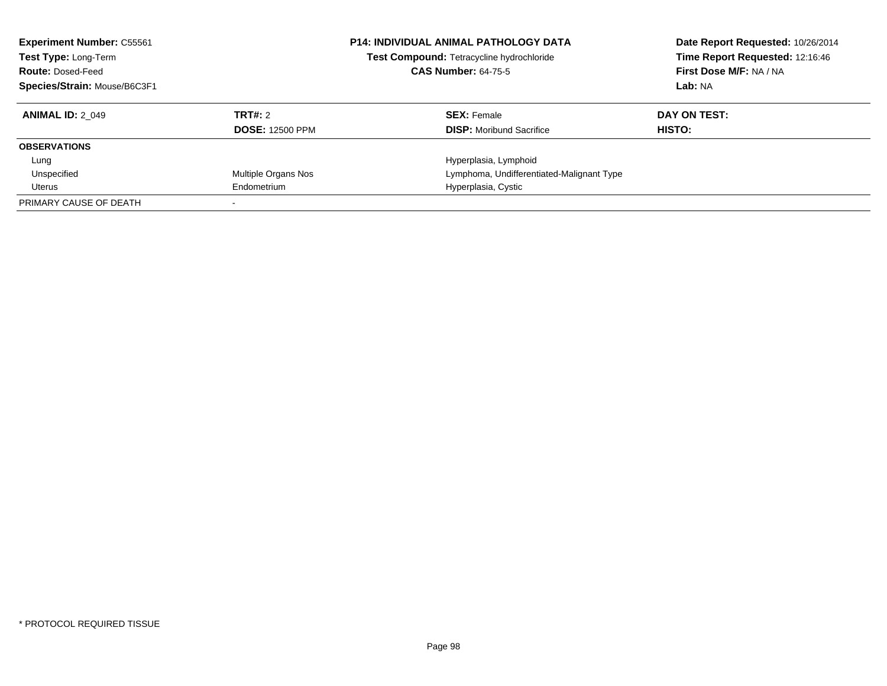**Experiment Number:** C55561
**Test Type:** Long-Term
**Route:** Dosed-Feed
**Species/Strain:** Mouse/B6C3F1

**P14: INDIVIDUAL ANIMAL PATHOLOGY DATA**
**Test Compound:** Tetracycline hydrochloride
**CAS Number:** 64-75-5

**Date Report Requested:** 10/26/2014
**Time Report Requested:** 12:16:46
**First Dose M/F:** NA / NA
**Lab:** NA

| **ANIMAL ID:** 2_049 | **TRT#:** 2 | **SEX:** Female | **DAY ON TEST:** |
|---|---|---|---|
| | **DOSE:** 12500 PPM | **DISP:** Moribund Sacrifice | **HISTO:** |
| **OBSERVATIONS** | | | |
| Lung | | Hyperplasia, Lymphoid | |
| Unspecified | Multiple Organs Nos | Lymphoma, Undifferentiated-Malignant Type | |
| Uterus | Endometrium | Hyperplasia, Cystic | |
| PRIMARY CAUSE OF DEATH | - | | |

* PROTOCOL REQUIRED TISSUE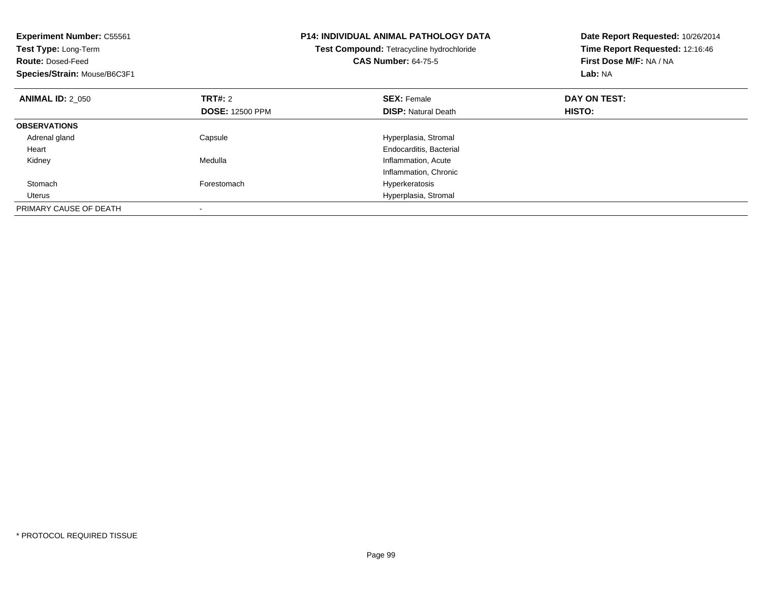**Experiment Number:** C55561
**Test Type:** Long-Term
**Route:** Dosed-Feed
**Species/Strain:** Mouse/B6C3F1

**P14: INDIVIDUAL ANIMAL PATHOLOGY DATA**
**Test Compound:** Tetracycline hydrochloride
**CAS Number:** 64-75-5

**Date Report Requested:** 10/26/2014
**Time Report Requested:** 12:16:46
**First Dose M/F:** NA / NA
**Lab:** NA

| **ANIMAL ID:** 2_050 | **TRT#:** 2 | **SEX:** Female | **DAY ON TEST:** |
|---|---|---|---|
| | **DOSE:** 12500 PPM | **DISP:** Natural Death | **HISTO:** |
| **OBSERVATIONS** | | | |
| Adrenal gland | Capsule | Hyperplasia, Stromal | |
| Heart | | Endocarditis, Bacterial | |
| Kidney | Medulla | Inflammation, Acute | |
| | | Inflammation, Chronic | |
| Stomach | Forestomach | Hyperkeratosis | |
| Uterus | | Hyperplasia, Stromal | |
| PRIMARY CAUSE OF DEATH | - | | |

* PROTOCOL REQUIRED TISSUE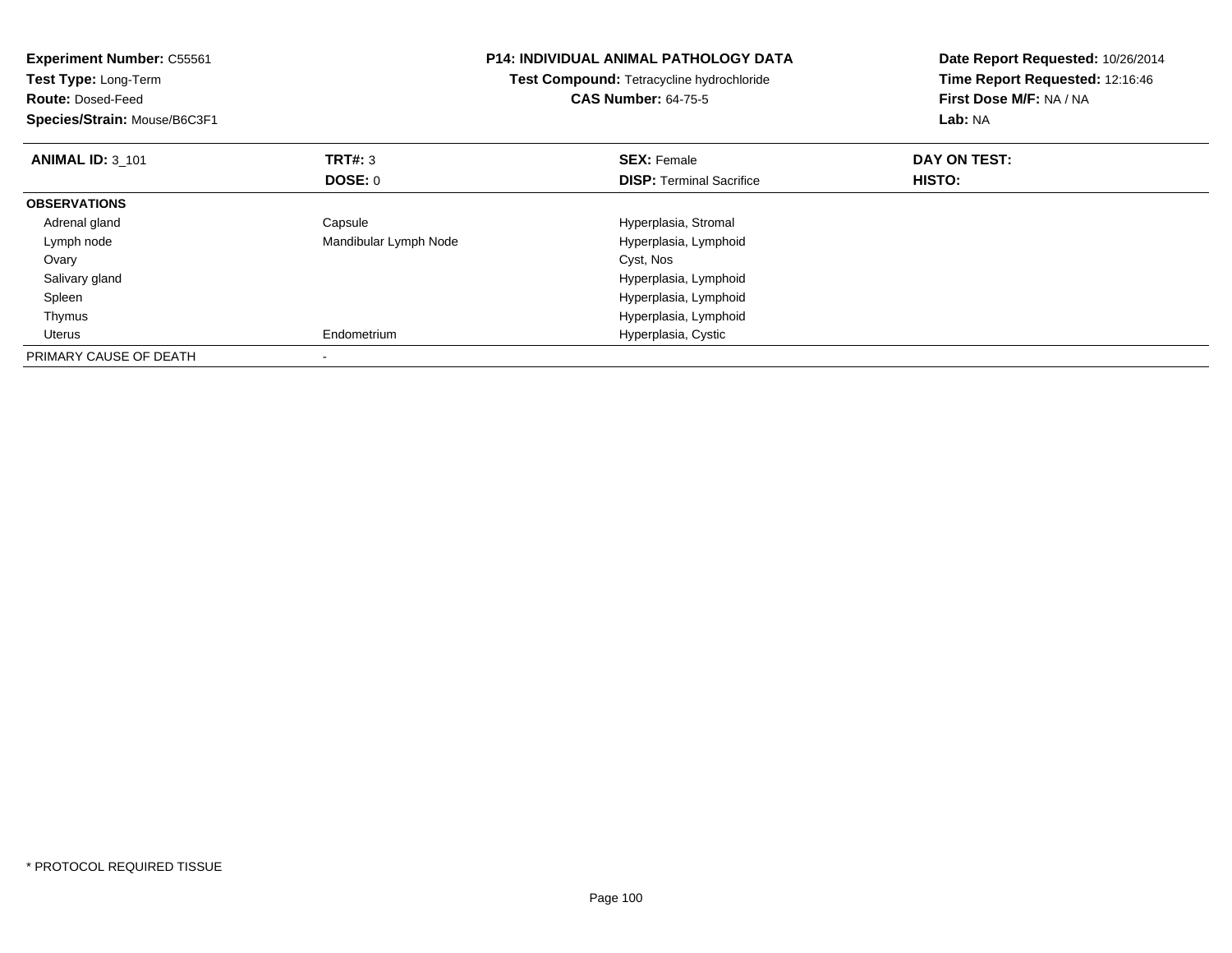**Experiment Number:** C55561
**Test Type:** Long-Term
**Route:** Dosed-Feed
**Species/Strain:** Mouse/B6C3F1

**P14: INDIVIDUAL ANIMAL PATHOLOGY DATA**
**Test Compound:** Tetracycline hydrochloride
**CAS Number:** 64-75-5

**Date Report Requested:** 10/26/2014
**Time Report Requested:** 12:16:46
**First Dose M/F:** NA / NA
**Lab:** NA

| **ANIMAL ID:** 3_101 | **TRT#:** 3 | **SEX:** Female | **DAY ON TEST:** |
|---|---|---|---|
| | **DOSE:** 0 | **DISP:** Terminal Sacrifice | **HISTO:** |
| **OBSERVATIONS** | | | |
| Adrenal gland | Capsule | Hyperplasia, Stromal | |
| Lymph node | Mandibular Lymph Node | Hyperplasia, Lymphoid | |
| Ovary | | Cyst, Nos | |
| Salivary gland | | Hyperplasia, Lymphoid | |
| Spleen | | Hyperplasia, Lymphoid | |
| Thymus | | Hyperplasia, Lymphoid | |
| Uterus | Endometrium | Hyperplasia, Cystic | |
| PRIMARY CAUSE OF DEATH | - | | |

* PROTOCOL REQUIRED TISSUE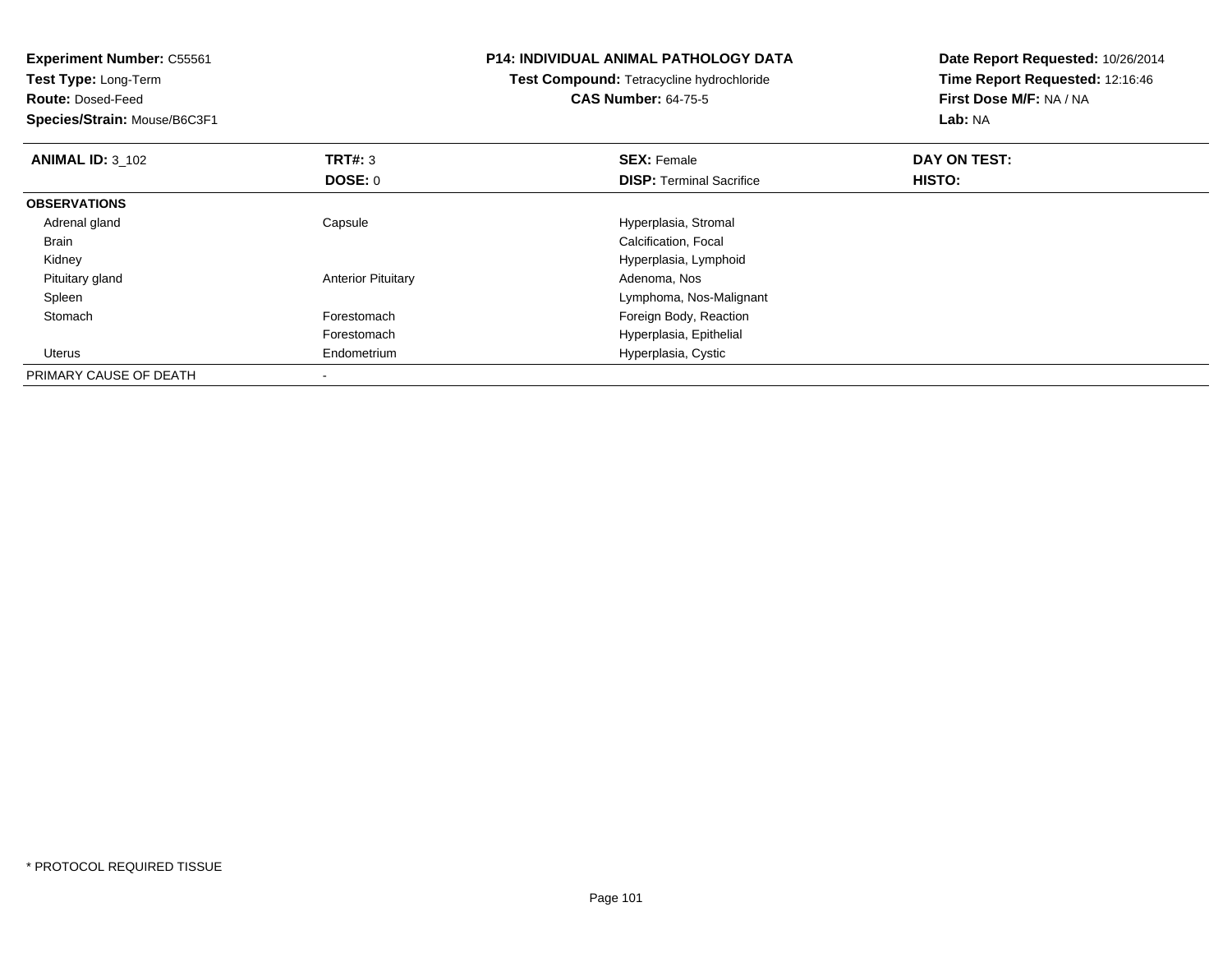**Experiment Number:** C55561
**Test Type:** Long-Term
**Route:** Dosed-Feed
**Species/Strain:** Mouse/B6C3F1

**P14: INDIVIDUAL ANIMAL PATHOLOGY DATA**
**Test Compound:** Tetracycline hydrochloride
**CAS Number:** 64-75-5

**Date Report Requested:** 10/26/2014
**Time Report Requested:** 12:16:46
**First Dose M/F:** NA / NA
**Lab:** NA

| **ANIMAL ID:** 3_102 | **TRT#:** 3 | **SEX:** Female | **DAY ON TEST:** |
|---|---|---|---|
| | **DOSE:** 0 | **DISP:** Terminal Sacrifice | **HISTO:** |
| **OBSERVATIONS** | | | |
| Adrenal gland | Capsule | Hyperplasia, Stromal | |
| Brain | | Calcification, Focal | |
| Kidney | | Hyperplasia, Lymphoid | |
| Pituitary gland | Anterior Pituitary | Adenoma, Nos | |
| Spleen | | Lymphoma, Nos-Malignant | |
| Stomach | Forestomach | Foreign Body, Reaction | |
| | Forestomach | Hyperplasia, Epithelial | |
| Uterus | Endometrium | Hyperplasia, Cystic | |
| PRIMARY CAUSE OF DEATH | - | | |

* PROTOCOL REQUIRED TISSUE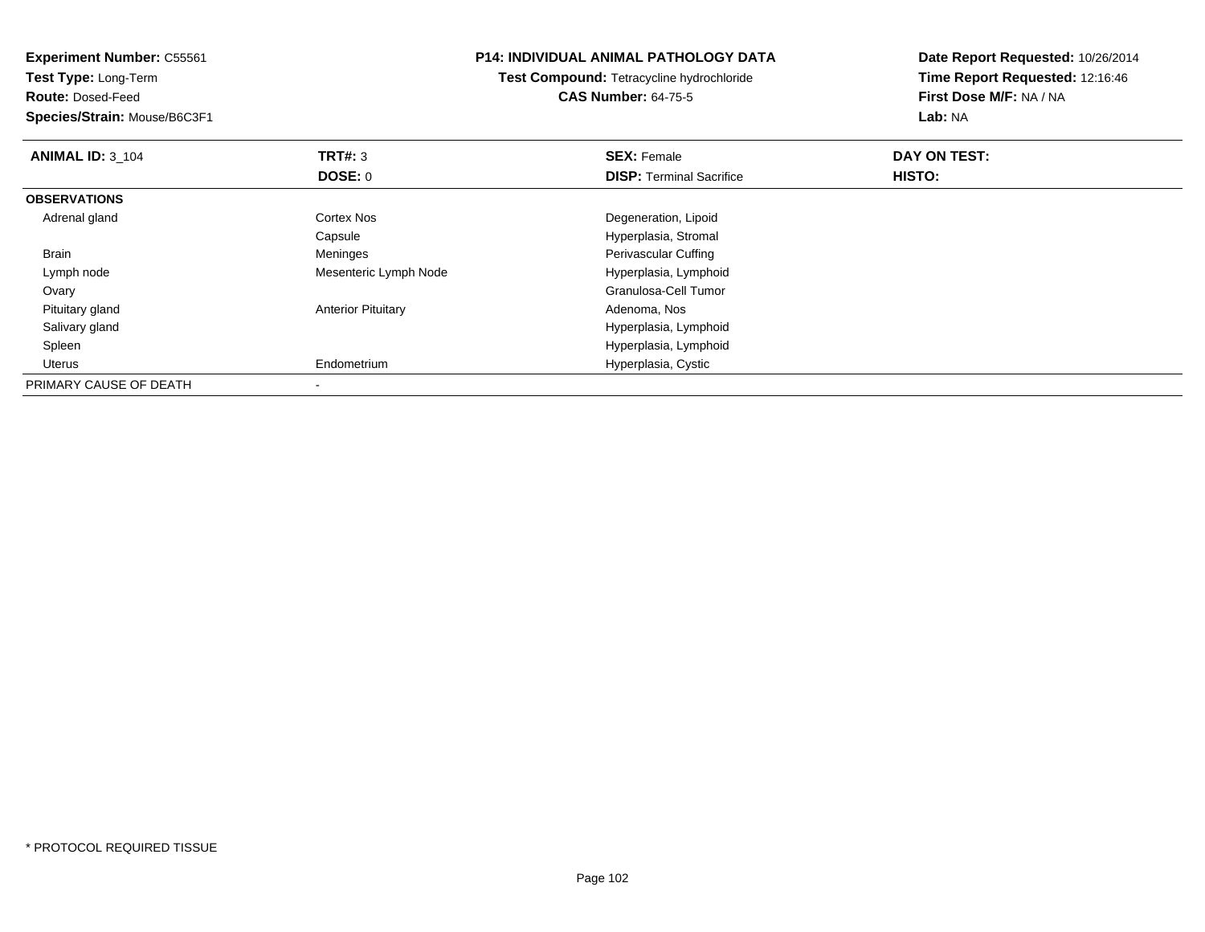**Experiment Number:** C55561
**Test Type:** Long-Term
**Route:** Dosed-Feed
**Species/Strain:** Mouse/B6C3F1

**P14: INDIVIDUAL ANIMAL PATHOLOGY DATA**
**Test Compound:** Tetracycline hydrochloride
**CAS Number:** 64-75-5

**Date Report Requested:** 10/26/2014
**Time Report Requested:** 12:16:46
**First Dose M/F:** NA / NA
**Lab:** NA

| **ANIMAL ID:** 3_104 | **TRT#:** 3 | **SEX:** Female | **DAY ON TEST:** |
|---|---|---|---|
| | **DOSE:** 0 | **DISP:** Terminal Sacrifice | **HISTO:** |
| **OBSERVATIONS** | | | |
| Adrenal gland | Cortex Nos | Degeneration, Lipoid | |
| | Capsule | Hyperplasia, Stromal | |
| Brain | Meninges | Perivascular Cuffing | |
| Lymph node | Mesenteric Lymph Node | Hyperplasia, Lymphoid | |
| Ovary | | Granulosa-Cell Tumor | |
| Pituitary gland | Anterior Pituitary | Adenoma, Nos | |
| Salivary gland | | Hyperplasia, Lymphoid | |
| Spleen | | Hyperplasia, Lymphoid | |
| Uterus | Endometrium | Hyperplasia, Cystic | |
| PRIMARY CAUSE OF DEATH | - | | |

* PROTOCOL REQUIRED TISSUE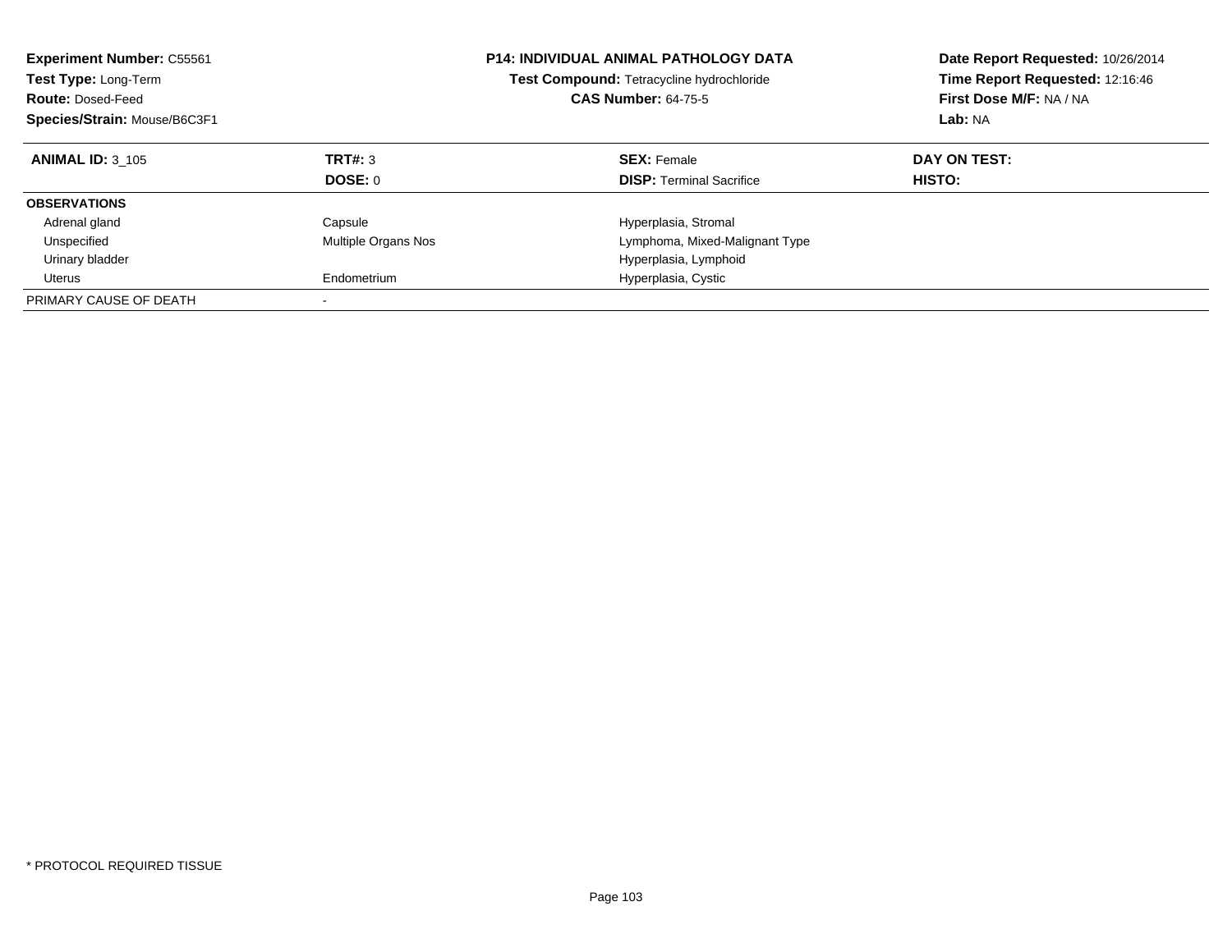**Experiment Number:** C55561
**Test Type:** Long-Term
**Route:** Dosed-Feed
**Species/Strain:** Mouse/B6C3F1

**P14: INDIVIDUAL ANIMAL PATHOLOGY DATA**
**Test Compound:** Tetracycline hydrochloride
**CAS Number:** 64-75-5

**Date Report Requested:** 10/26/2014
**Time Report Requested:** 12:16:46
**First Dose M/F:** NA / NA
**Lab:** NA

| **ANIMAL ID:** 3_105 | **TRT#:** 3 | **SEX:** Female | **DAY ON TEST:** |
|---|---|---|---|
| | **DOSE:** 0 | **DISP:** Terminal Sacrifice | **HISTO:** |
| **OBSERVATIONS** | | | |
| Adrenal gland | Capsule | Hyperplasia, Stromal | |
| Unspecified | Multiple Organs Nos | Lymphoma, Mixed-Malignant Type | |
| Urinary bladder | | Hyperplasia, Lymphoid | |
| Uterus | Endometrium | Hyperplasia, Cystic | |
| PRIMARY CAUSE OF DEATH | - | | |

* PROTOCOL REQUIRED TISSUE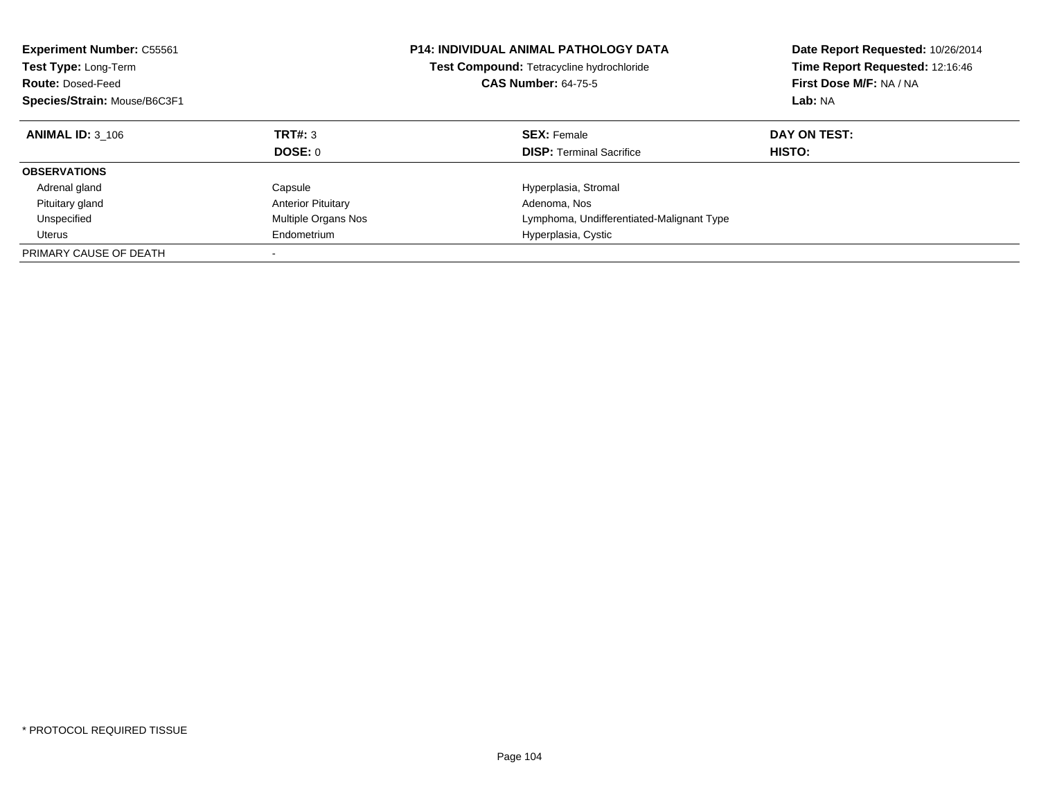**Experiment Number:** C55561
**Test Type:** Long-Term
**Route:** Dosed-Feed
**Species/Strain:** Mouse/B6C3F1

**P14: INDIVIDUAL ANIMAL PATHOLOGY DATA**
**Test Compound:** Tetracycline hydrochloride
**CAS Number:** 64-75-5

**Date Report Requested:** 10/26/2014
**Time Report Requested:** 12:16:46
**First Dose M/F:** NA / NA
**Lab:** NA

| **ANIMAL ID:** 3_106 | **TRT#:** 3 | **SEX:** Female | **DAY ON TEST:** |
|---|---|---|---|
| | **DOSE:** 0 | **DISP:** Terminal Sacrifice | **HISTO:** |
| **OBSERVATIONS** | | | |
| Adrenal gland | Capsule | Hyperplasia, Stromal | |
| Pituitary gland | Anterior Pituitary | Adenoma, Nos | |
| Unspecified | Multiple Organs Nos | Lymphoma, Undifferentiated-Malignant Type | |
| Uterus | Endometrium | Hyperplasia, Cystic | |
| PRIMARY CAUSE OF DEATH | - | | |

* PROTOCOL REQUIRED TISSUE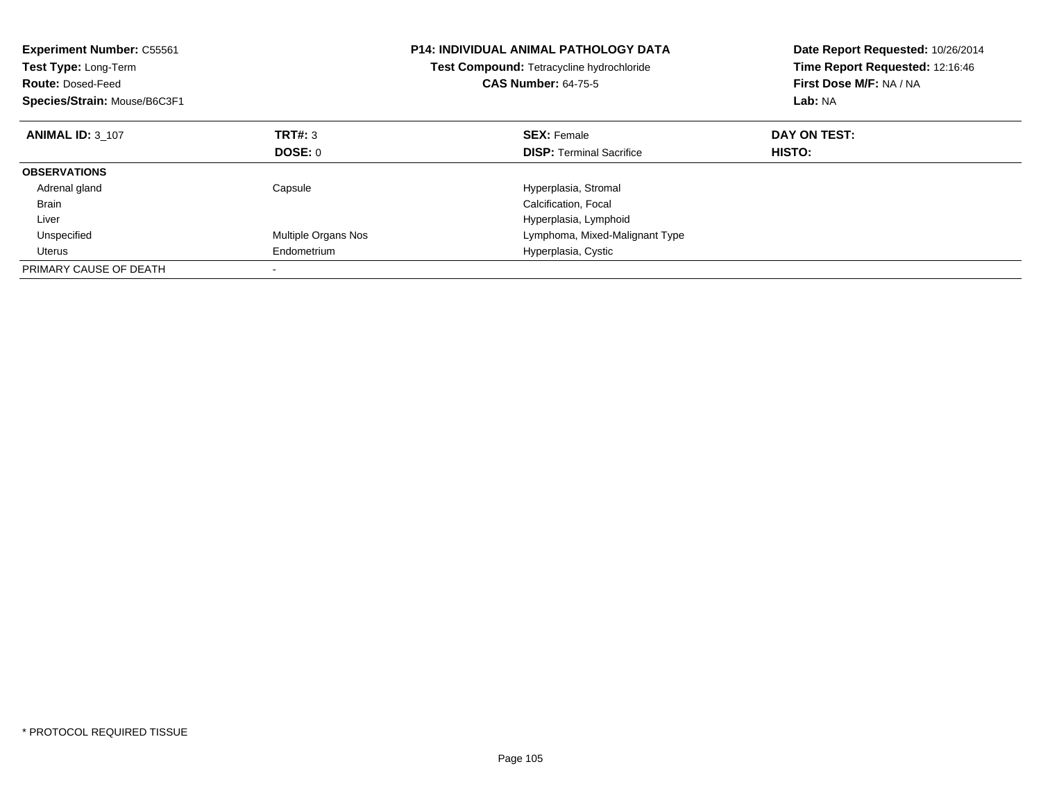**Experiment Number:** C55561
**Test Type:** Long-Term
**Route:** Dosed-Feed
**Species/Strain:** Mouse/B6C3F1

**P14: INDIVIDUAL ANIMAL PATHOLOGY DATA**
**Test Compound:** Tetracycline hydrochloride
**CAS Number:** 64-75-5

**Date Report Requested:** 10/26/2014
**Time Report Requested:** 12:16:46
**First Dose M/F:** NA / NA
**Lab:** NA

| **ANIMAL ID:** 3_107 | **TRT#:** 3<br>**DOSE:** 0 | **SEX:** Female<br>**DISP:** Terminal Sacrifice | **DAY ON TEST:**<br>**HISTO:** |
|---|---|---|---|
| **OBSERVATIONS** | | | |
| Adrenal gland | Capsule | Hyperplasia, Stromal | |
| Brain | | Calcification, Focal | |
| Liver | | Hyperplasia, Lymphoid | |
| Unspecified | Multiple Organs Nos | Lymphoma, Mixed-Malignant Type | |
| Uterus | Endometrium | Hyperplasia, Cystic | |
| PRIMARY CAUSE OF DEATH | - | | |

* PROTOCOL REQUIRED TISSUE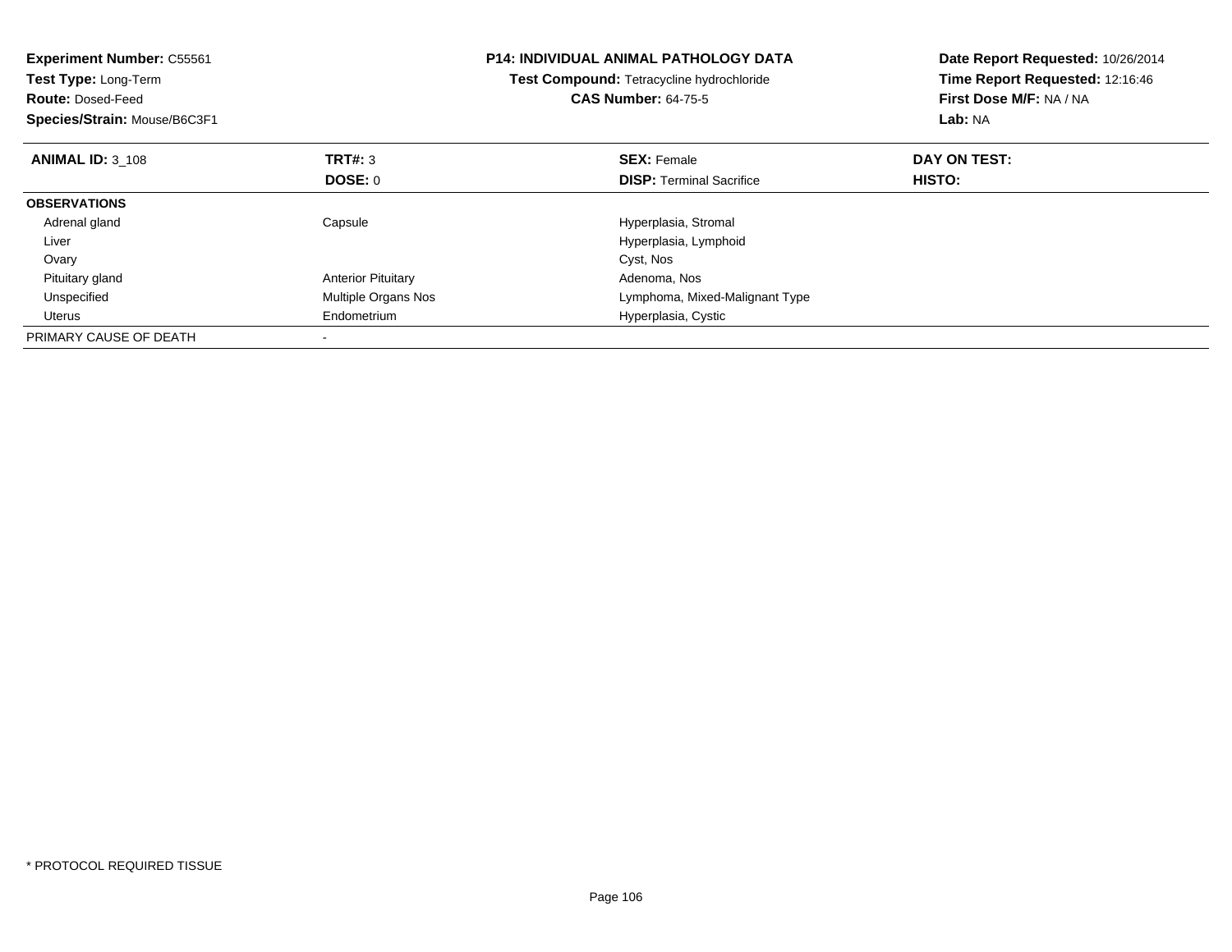**Experiment Number:** C55561
**Test Type:** Long-Term
**Route:** Dosed-Feed
**Species/Strain:** Mouse/B6C3F1

**P14: INDIVIDUAL ANIMAL PATHOLOGY DATA**
**Test Compound:** Tetracycline hydrochloride
**CAS Number:** 64-75-5

**Date Report Requested:** 10/26/2014
**Time Report Requested:** 12:16:46
**First Dose M/F:** NA / NA
**Lab:** NA

| **ANIMAL ID:** 3_108 | **TRT#:** 3 | **SEX:** Female | **DAY ON TEST:** |
|---|---|---|---|
| | **DOSE:** 0 | **DISP:** Terminal Sacrifice | **HISTO:** |
| **OBSERVATIONS** | | | |
| Adrenal gland | Capsule | Hyperplasia, Stromal | |
| Liver | | Hyperplasia, Lymphoid | |
| Ovary | | Cyst, Nos | |
| Pituitary gland | Anterior Pituitary | Adenoma, Nos | |
| Unspecified | Multiple Organs Nos | Lymphoma, Mixed-Malignant Type | |
| Uterus | Endometrium | Hyperplasia, Cystic | |
| PRIMARY CAUSE OF DEATH | - | | |

* PROTOCOL REQUIRED TISSUE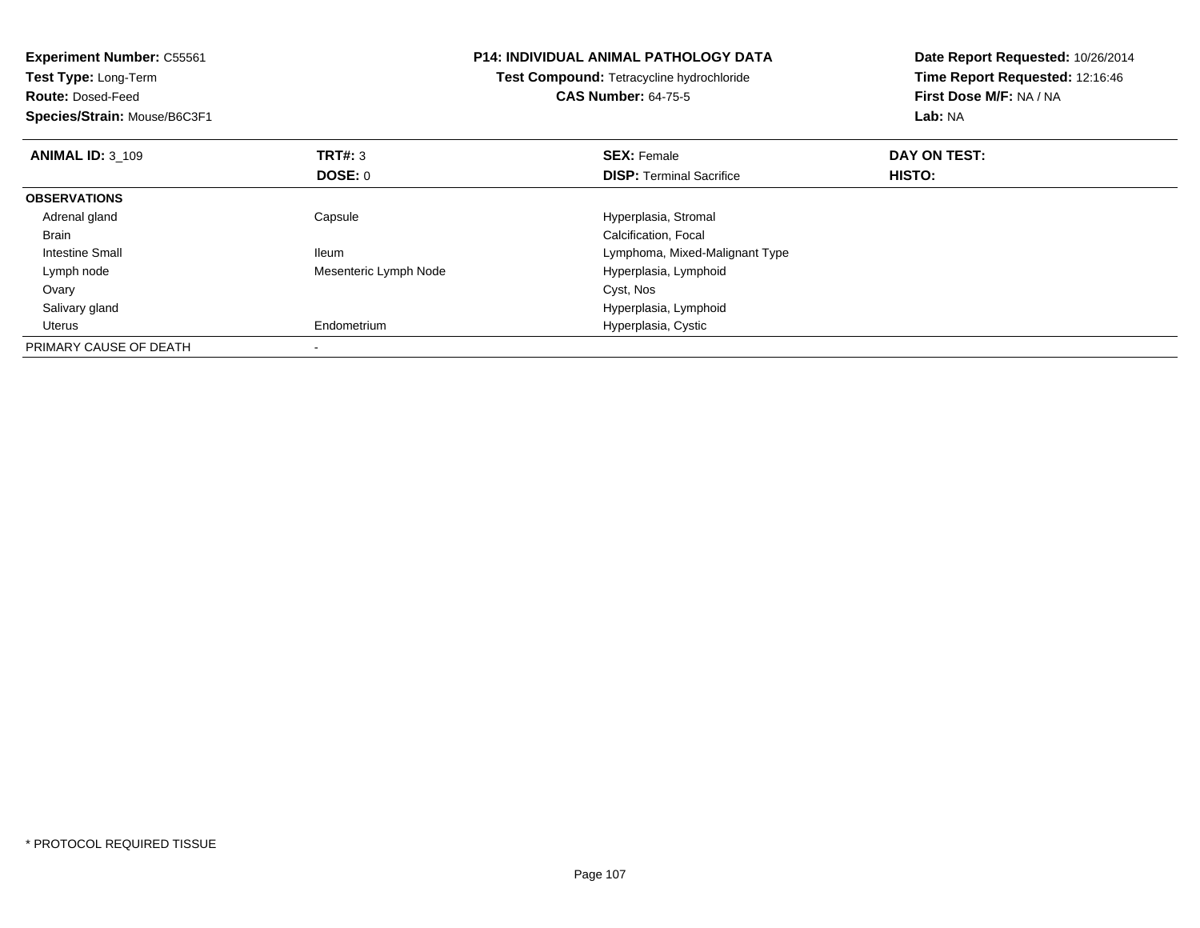**Experiment Number:** C55561
**Test Type:** Long-Term
**Route:** Dosed-Feed
**Species/Strain:** Mouse/B6C3F1

**P14: INDIVIDUAL ANIMAL PATHOLOGY DATA**
**Test Compound:** Tetracycline hydrochloride
**CAS Number:** 64-75-5

**Date Report Requested:** 10/26/2014
**Time Report Requested:** 12:16:46
**First Dose M/F:** NA / NA
**Lab:** NA

| **ANIMAL ID:** 3_109 | **TRT#:** 3 | **SEX:** Female | **DAY ON TEST:** |
|---|---|---|---|
| | **DOSE:** 0 | **DISP:** Terminal Sacrifice | **HISTO:** |
| **OBSERVATIONS** | | | |
| Adrenal gland | Capsule | Hyperplasia, Stromal | |
| Brain | | Calcification, Focal | |
| Intestine Small | Ileum | Lymphoma, Mixed-Malignant Type | |
| Lymph node | Mesenteric Lymph Node | Hyperplasia, Lymphoid | |
| Ovary | | Cyst, Nos | |
| Salivary gland | | Hyperplasia, Lymphoid | |
| Uterus | Endometrium | Hyperplasia, Cystic | |
| PRIMARY CAUSE OF DEATH | - | | |

* PROTOCOL REQUIRED TISSUE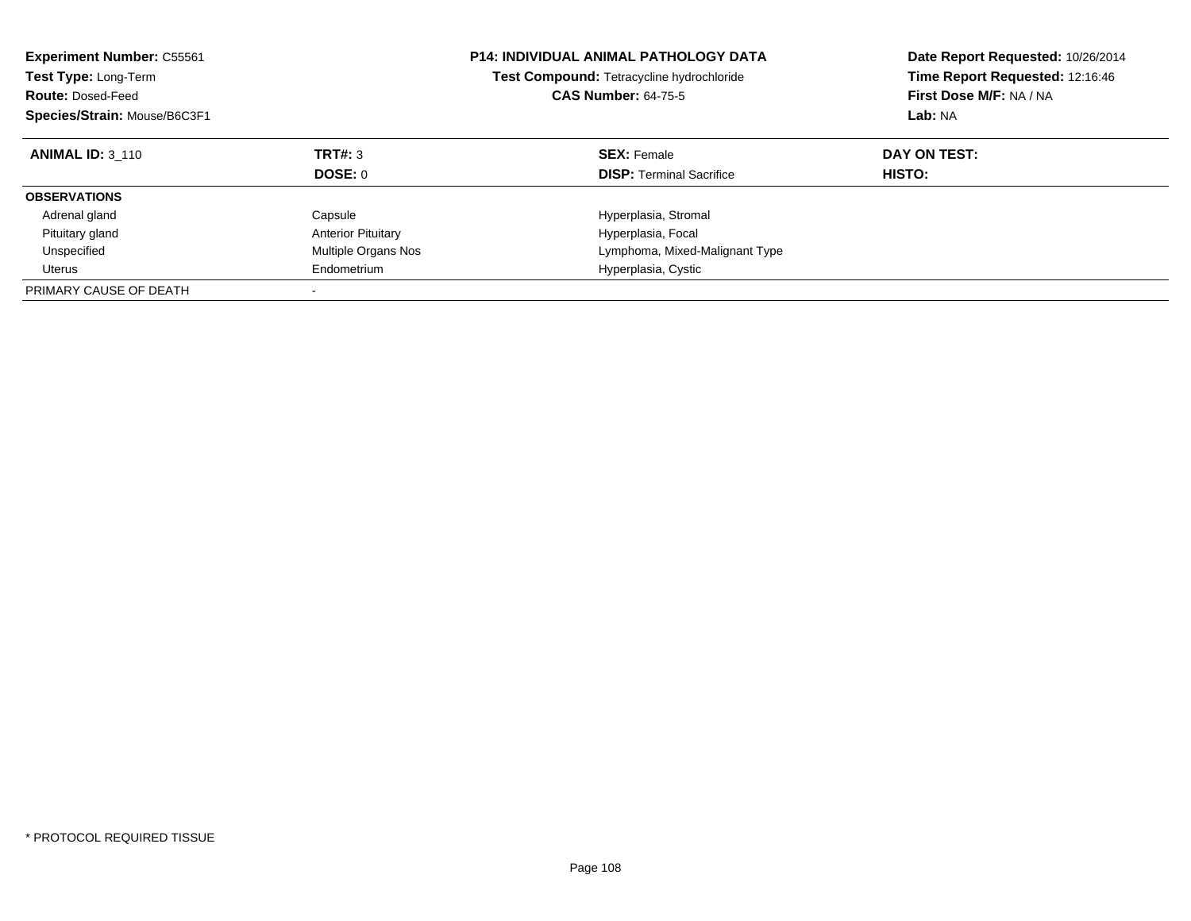**Experiment Number:** C55561
**Test Type:** Long-Term
**Route:** Dosed-Feed
**Species/Strain:** Mouse/B6C3F1

**P14: INDIVIDUAL ANIMAL PATHOLOGY DATA**
**Test Compound:** Tetracycline hydrochloride
**CAS Number:** 64-75-5

**Date Report Requested:** 10/26/2014
**Time Report Requested:** 12:16:46
**First Dose M/F:** NA / NA
**Lab:** NA

| **ANIMAL ID:** 3_110 | **TRT#:** 3 | **SEX:** Female | **DAY ON TEST:** |
|---|---|---|---|
| | **DOSE:** 0 | **DISP:** Terminal Sacrifice | **HISTO:** |
| **OBSERVATIONS** | | | |
| Adrenal gland | Capsule | Hyperplasia, Stromal | |
| Pituitary gland | Anterior Pituitary | Hyperplasia, Focal | |
| Unspecified | Multiple Organs Nos | Lymphoma, Mixed-Malignant Type | |
| Uterus | Endometrium | Hyperplasia, Cystic | |
| PRIMARY CAUSE OF DEATH | - | | |

* PROTOCOL REQUIRED TISSUE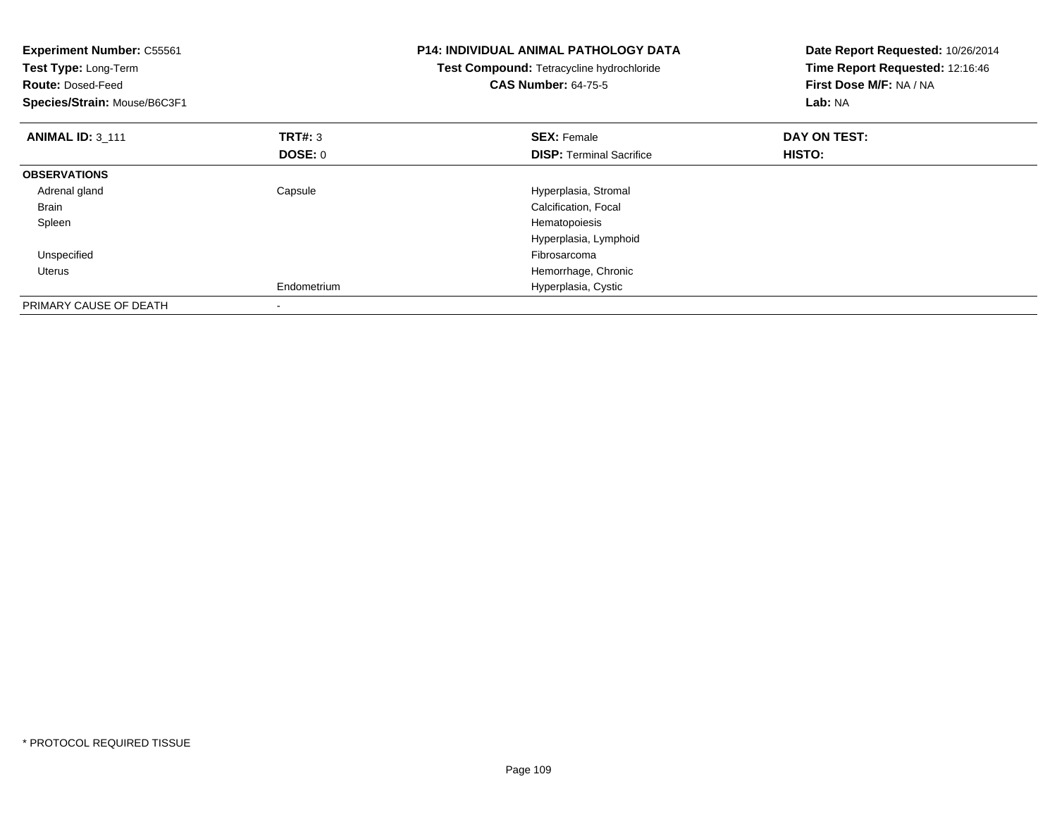**Experiment Number:** C55561
**Test Type:** Long-Term
**Route:** Dosed-Feed
**Species/Strain:** Mouse/B6C3F1

**P14: INDIVIDUAL ANIMAL PATHOLOGY DATA**
**Test Compound:** Tetracycline hydrochloride
**CAS Number:** 64-75-5

**Date Report Requested:** 10/26/2014
**Time Report Requested:** 12:16:46
**First Dose M/F:** NA / NA
**Lab:** NA

| **ANIMAL ID:** 3_111 | **TRT#:** 3 | **SEX:** Female | **DAY ON TEST:** |
|---|---|---|---|
| | **DOSE:** 0 | **DISP:** Terminal Sacrifice | **HISTO:** |
| **OBSERVATIONS** | | | |
| Adrenal gland | Capsule | Hyperplasia, Stromal | |
| Brain | | Calcification, Focal | |
| Spleen | | Hematopoiesis | |
| | | Hyperplasia, Lymphoid | |
| Unspecified | | Fibrosarcoma | |
| Uterus | | Hemorrhage, Chronic | |
| | Endometrium | Hyperplasia, Cystic | |
| PRIMARY CAUSE OF DEATH | - | | |

* PROTOCOL REQUIRED TISSUE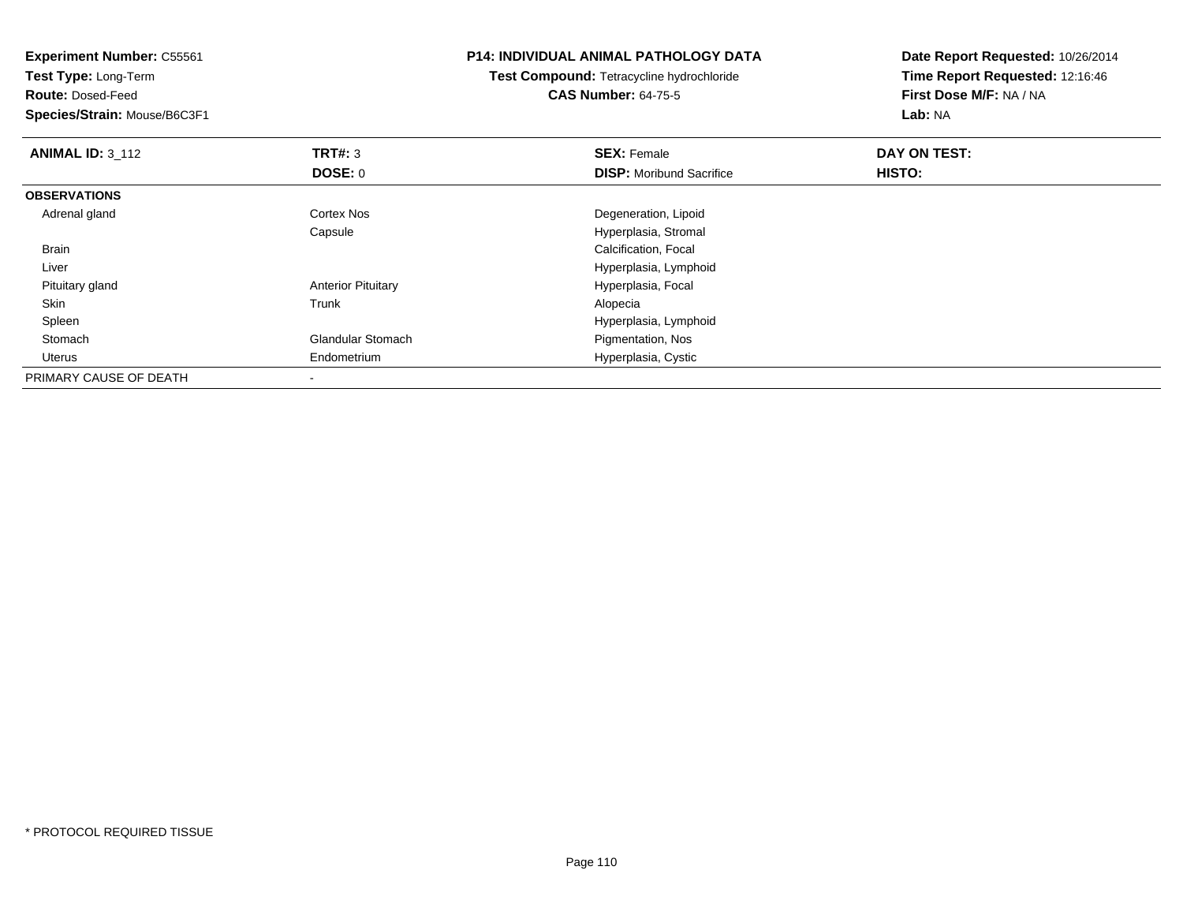**Experiment Number:** C55561
**Test Type:** Long-Term
**Route:** Dosed-Feed
**Species/Strain:** Mouse/B6C3F1

**P14: INDIVIDUAL ANIMAL PATHOLOGY DATA**
**Test Compound:** Tetracycline hydrochloride
**CAS Number:** 64-75-5

**Date Report Requested:** 10/26/2014
**Time Report Requested:** 12:16:46
**First Dose M/F:** NA / NA
**Lab:** NA

| **ANIMAL ID:** 3_112 | **TRT#:** 3 | **SEX:** Female | **DAY ON TEST:** |
|---|---|---|---|
| | **DOSE:** 0 | **DISP:** Moribund Sacrifice | **HISTO:** |
| **OBSERVATIONS** | | | |
| Adrenal gland | Cortex Nos | Degeneration, Lipoid | |
| | Capsule | Hyperplasia, Stromal | |
| Brain | | Calcification, Focal | |
| Liver | | Hyperplasia, Lymphoid | |
| Pituitary gland | Anterior Pituitary | Hyperplasia, Focal | |
| Skin | Trunk | Alopecia | |
| Spleen | | Hyperplasia, Lymphoid | |
| Stomach | Glandular Stomach | Pigmentation, Nos | |
| Uterus | Endometrium | Hyperplasia, Cystic | |
| PRIMARY CAUSE OF DEATH | - | | |

\* PROTOCOL REQUIRED TISSUE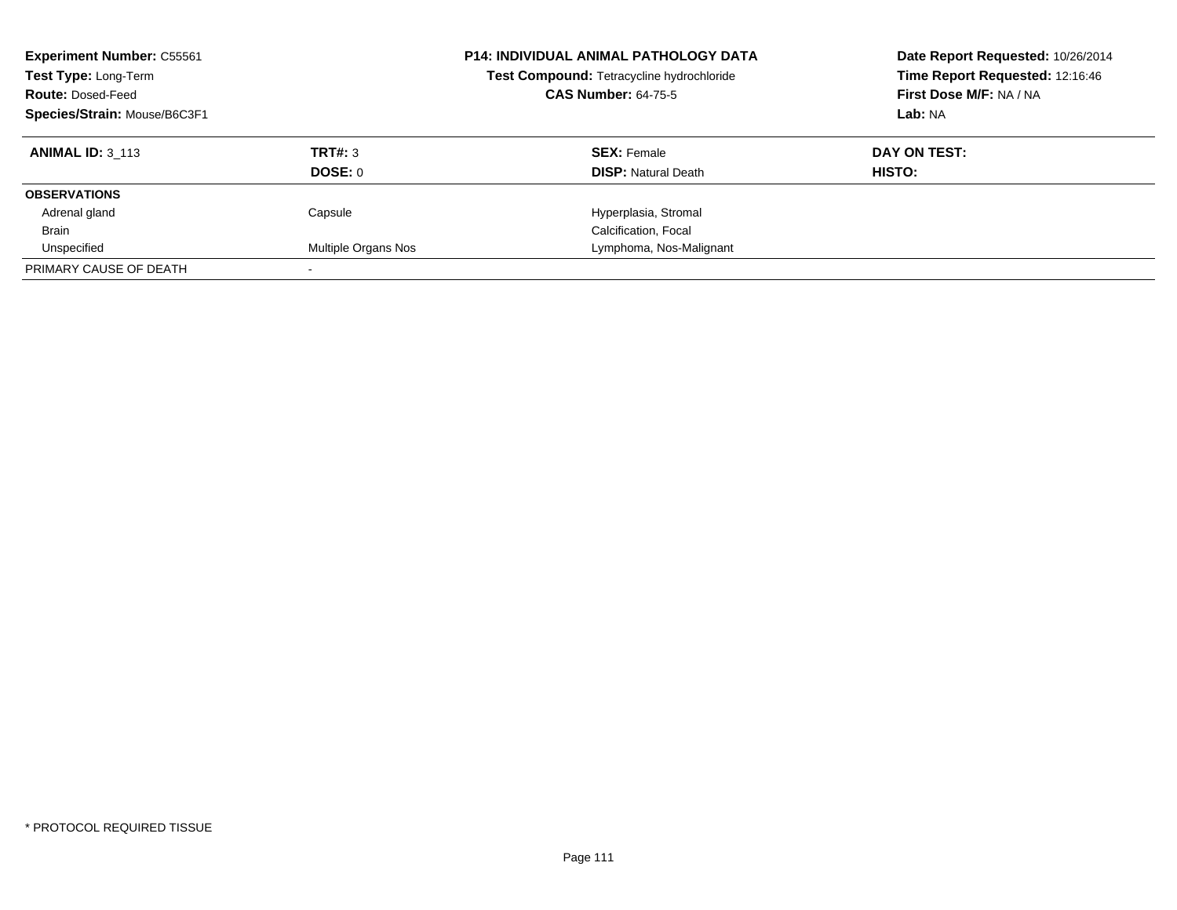**Experiment Number:** C55561
**Test Type:** Long-Term
**Route:** Dosed-Feed
**Species/Strain:** Mouse/B6C3F1

**P14: INDIVIDUAL ANIMAL PATHOLOGY DATA**
**Test Compound:** Tetracycline hydrochloride
**CAS Number:** 64-75-5

**Date Report Requested:** 10/26/2014
**Time Report Requested:** 12:16:46
**First Dose M/F:** NA / NA
**Lab:** NA

| **ANIMAL ID:** 3_113 | **TRT#:** 3 | **SEX:** Female | **DAY ON TEST:** |
|---|---|---|---|
| | **DOSE:** 0 | **DISP:** Natural Death | **HISTO:** |
| **OBSERVATIONS** | | | |
| Adrenal gland | Capsule | Hyperplasia, Stromal | |
| Brain | | Calcification, Focal | |
| Unspecified | Multiple Organs Nos | Lymphoma, Nos-Malignant | |
| PRIMARY CAUSE OF DEATH | - | | |

* PROTOCOL REQUIRED TISSUE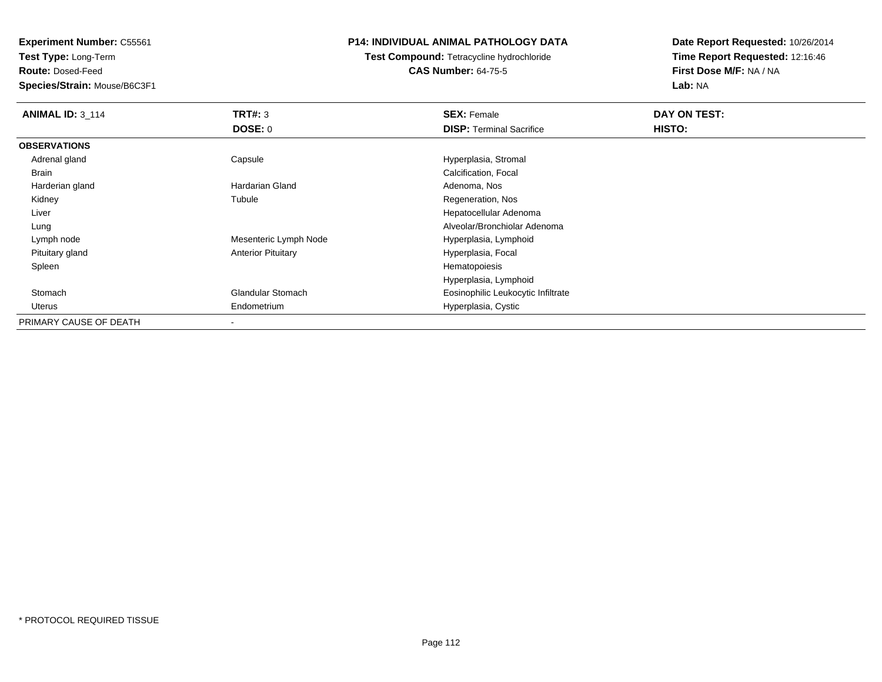**Experiment Number:** C55561
**Test Type:** Long-Term
**Route:** Dosed-Feed
**Species/Strain:** Mouse/B6C3F1

**P14: INDIVIDUAL ANIMAL PATHOLOGY DATA**
**Test Compound:** Tetracycline hydrochloride
**CAS Number:** 64-75-5

**Date Report Requested:** 10/26/2014
**Time Report Requested:** 12:16:46
**First Dose M/F:** NA / NA
**Lab:** NA

| **ANIMAL ID:** 3_114 | **TRT#:** 3 | **SEX:** Female | **DAY ON TEST:** |
|---|---|---|---|
| | **DOSE:** 0 | **DISP:** Terminal Sacrifice | **HISTO:** |
| **OBSERVATIONS** | | | |
| Adrenal gland | Capsule | Hyperplasia, Stromal | |
| Brain | | Calcification, Focal | |
| Harderian gland | Hardarian Gland | Adenoma, Nos | |
| Kidney | Tubule | Regeneration, Nos | |
| Liver | | Hepatocellular Adenoma | |
| Lung | | Alveolar/Bronchiolar Adenoma | |
| Lymph node | Mesenteric Lymph Node | Hyperplasia, Lymphoid | |
| Pituitary gland | Anterior Pituitary | Hyperplasia, Focal | |
| Spleen | | Hematopoiesis | |
| | | Hyperplasia, Lymphoid | |
| Stomach | Glandular Stomach | Eosinophilic Leukocytic Infiltrate | |
| Uterus | Endometrium | Hyperplasia, Cystic | |
| PRIMARY CAUSE OF DEATH | - | | |

* PROTOCOL REQUIRED TISSUE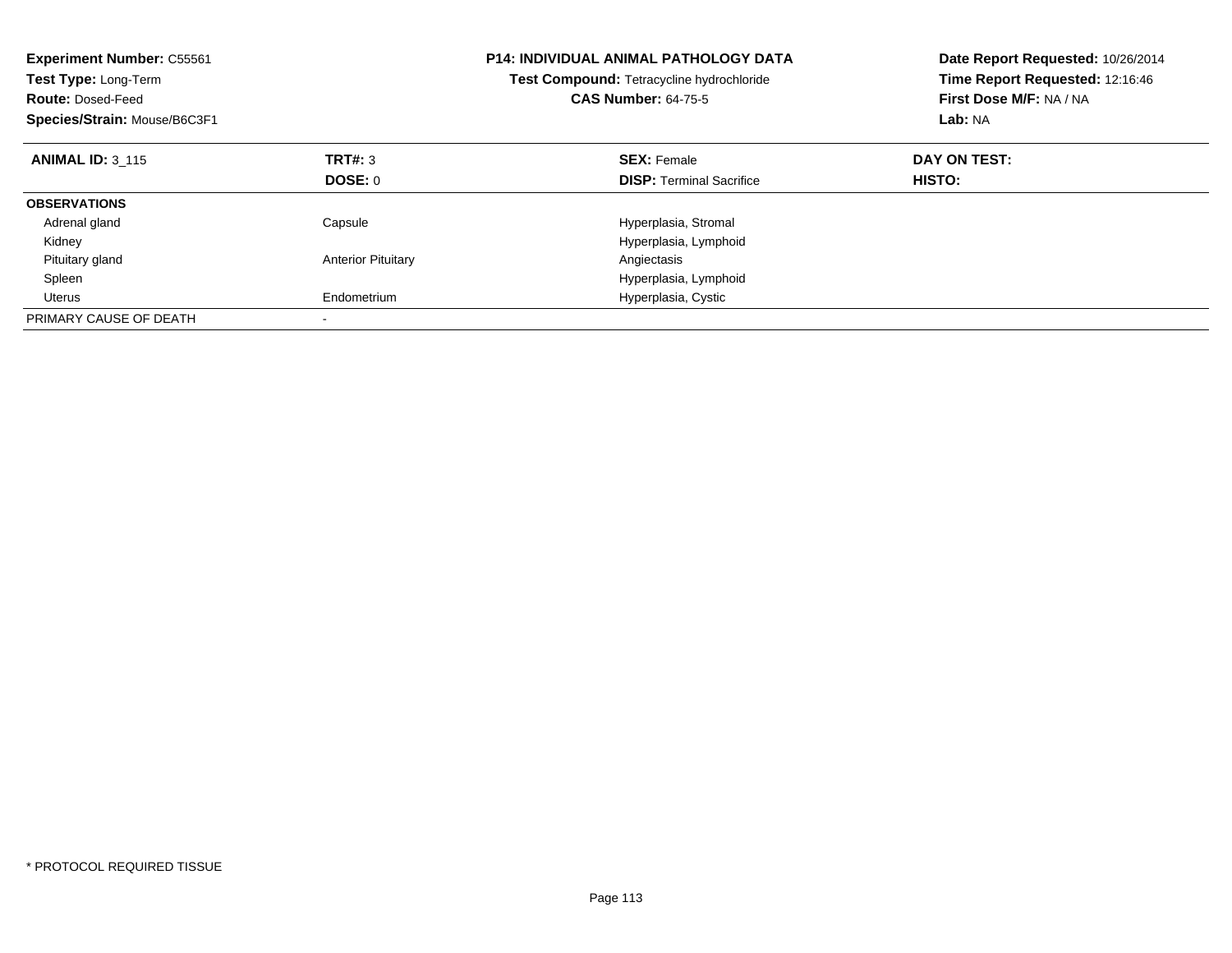**Experiment Number:** C55561
**Test Type:** Long-Term
**Route:** Dosed-Feed
**Species/Strain:** Mouse/B6C3F1

**P14: INDIVIDUAL ANIMAL PATHOLOGY DATA**
**Test Compound:** Tetracycline hydrochloride
**CAS Number:** 64-75-5

**Date Report Requested:** 10/26/2014
**Time Report Requested:** 12:16:46
**First Dose M/F:** NA / NA
**Lab:** NA

| **ANIMAL ID:** 3_115 | **TRT#:** 3 | **SEX:** Female | **DAY ON TEST:** |
|---|---|---|---|
| | **DOSE:** 0 | **DISP:** Terminal Sacrifice | **HISTO:** |
| **OBSERVATIONS** | | | |
| Adrenal gland | Capsule | Hyperplasia, Stromal | |
| Kidney | | Hyperplasia, Lymphoid | |
| Pituitary gland | Anterior Pituitary | Angiectasis | |
| Spleen | | Hyperplasia, Lymphoid | |
| Uterus | Endometrium | Hyperplasia, Cystic | |
| PRIMARY CAUSE OF DEATH | - | | |

* PROTOCOL REQUIRED TISSUE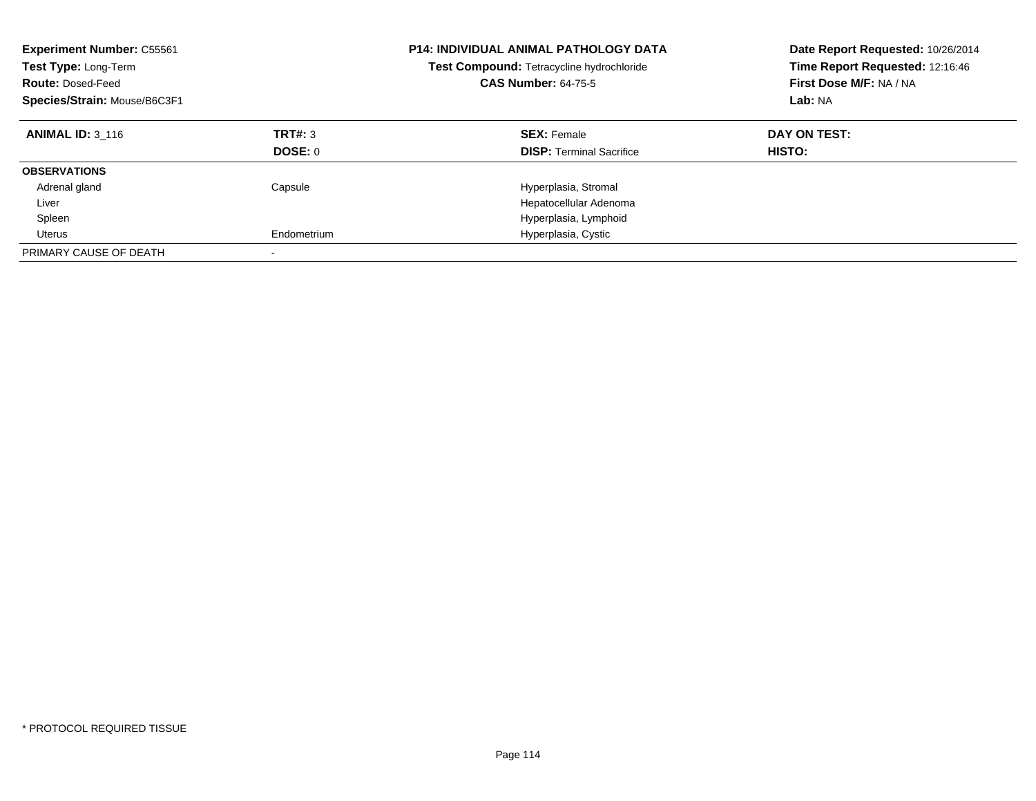**Experiment Number:** C55561
**Test Type:** Long-Term
**Route:** Dosed-Feed
**Species/Strain:** Mouse/B6C3F1

**P14: INDIVIDUAL ANIMAL PATHOLOGY DATA**
**Test Compound:** Tetracycline hydrochloride
**CAS Number:** 64-75-5

**Date Report Requested:** 10/26/2014
**Time Report Requested:** 12:16:46
**First Dose M/F:** NA / NA
**Lab:** NA

| **ANIMAL ID:** 3_116 | **TRT#:** 3 | **SEX:** Female | **DAY ON TEST:** |
|---|---|---|---|
| | **DOSE:** 0 | **DISP:** Terminal Sacrifice | **HISTO:** |
| **OBSERVATIONS** | | | |
| Adrenal gland | Capsule | Hyperplasia, Stromal | |
| Liver | | Hepatocellular Adenoma | |
| Spleen | | Hyperplasia, Lymphoid | |
| Uterus | Endometrium | Hyperplasia, Cystic | |
| PRIMARY CAUSE OF DEATH | - | | |

* PROTOCOL REQUIRED TISSUE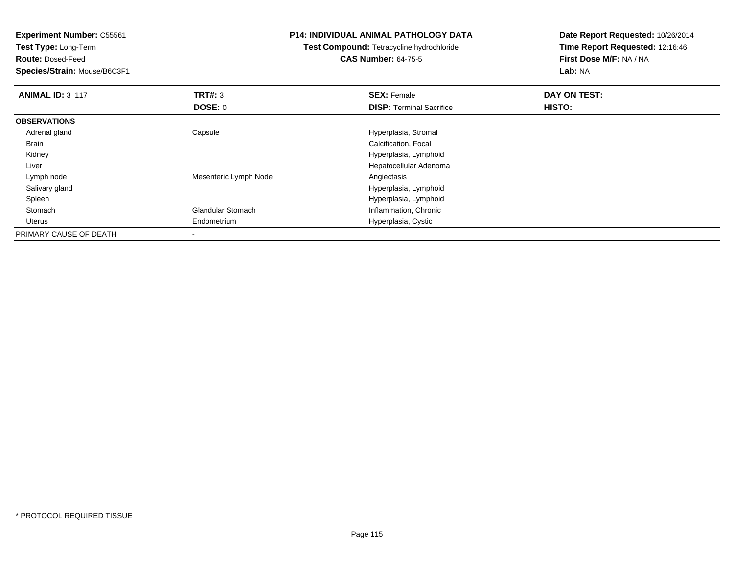**Experiment Number:** C55561
**Test Type:** Long-Term
**Route:** Dosed-Feed
**Species/Strain:** Mouse/B6C3F1

**P14: INDIVIDUAL ANIMAL PATHOLOGY DATA**
**Test Compound:** Tetracycline hydrochloride
**CAS Number:** 64-75-5

**Date Report Requested:** 10/26/2014
**Time Report Requested:** 12:16:46
**First Dose M/F:** NA / NA
**Lab:** NA

| **ANIMAL ID:** 3_117 | **TRT#:** 3 | **SEX:** Female | **DAY ON TEST:** |
|---|---|---|---|
| | **DOSE:** 0 | **DISP:** Terminal Sacrifice | **HISTO:** |
| **OBSERVATIONS** | | | |
| Adrenal gland | Capsule | Hyperplasia, Stromal | |
| Brain | | Calcification, Focal | |
| Kidney | | Hyperplasia, Lymphoid | |
| Liver | | Hepatocellular Adenoma | |
| Lymph node | Mesenteric Lymph Node | Angiectasis | |
| Salivary gland | | Hyperplasia, Lymphoid | |
| Spleen | | Hyperplasia, Lymphoid | |
| Stomach | Glandular Stomach | Inflammation, Chronic | |
| Uterus | Endometrium | Hyperplasia, Cystic | |
| PRIMARY CAUSE OF DEATH | - | | |

* PROTOCOL REQUIRED TISSUE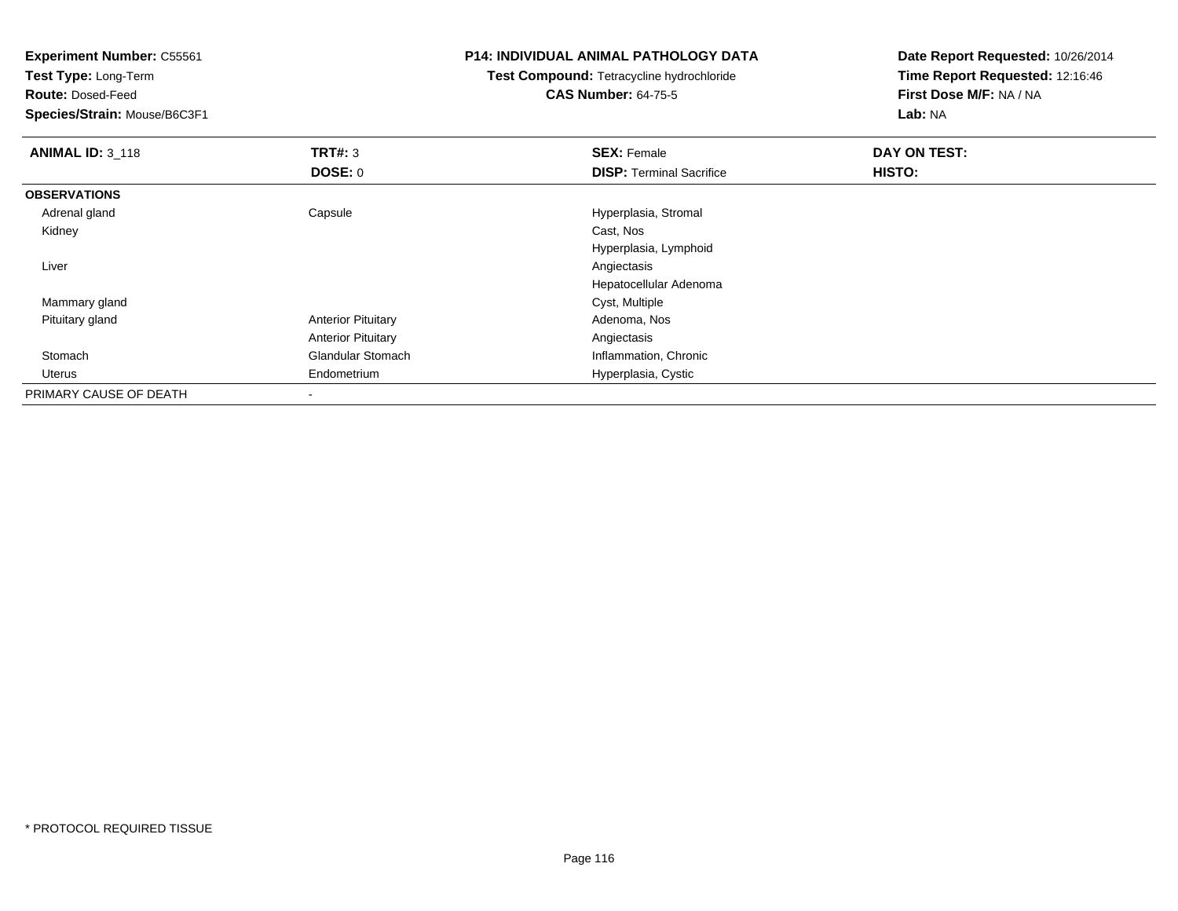**Experiment Number:** C55561
**Test Type:** Long-Term
**Route:** Dosed-Feed
**Species/Strain:** Mouse/B6C3F1

**P14: INDIVIDUAL ANIMAL PATHOLOGY DATA**
**Test Compound:** Tetracycline hydrochloride
**CAS Number:** 64-75-5

**Date Report Requested:** 10/26/2014
**Time Report Requested:** 12:16:46
**First Dose M/F:** NA / NA
**Lab:** NA

| **ANIMAL ID:** 3_118 | **TRT#:** 3 | **SEX:** Female | **DAY ON TEST:** |
|---|---|---|---|
| | **DOSE:** 0 | **DISP:** Terminal Sacrifice | **HISTO:** |
| **OBSERVATIONS** | | | |
| Adrenal gland | Capsule | Hyperplasia, Stromal | |
| Kidney | | Cast, Nos | |
| | | Hyperplasia, Lymphoid | |
| Liver | | Angiectasis | |
| | | Hepatocellular Adenoma | |
| Mammary gland | | Cyst, Multiple | |
| Pituitary gland | Anterior Pituitary | Adenoma, Nos | |
| | Anterior Pituitary | Angiectasis | |
| Stomach | Glandular Stomach | Inflammation, Chronic | |
| Uterus | Endometrium | Hyperplasia, Cystic | |
| PRIMARY CAUSE OF DEATH | - | | |

* PROTOCOL REQUIRED TISSUE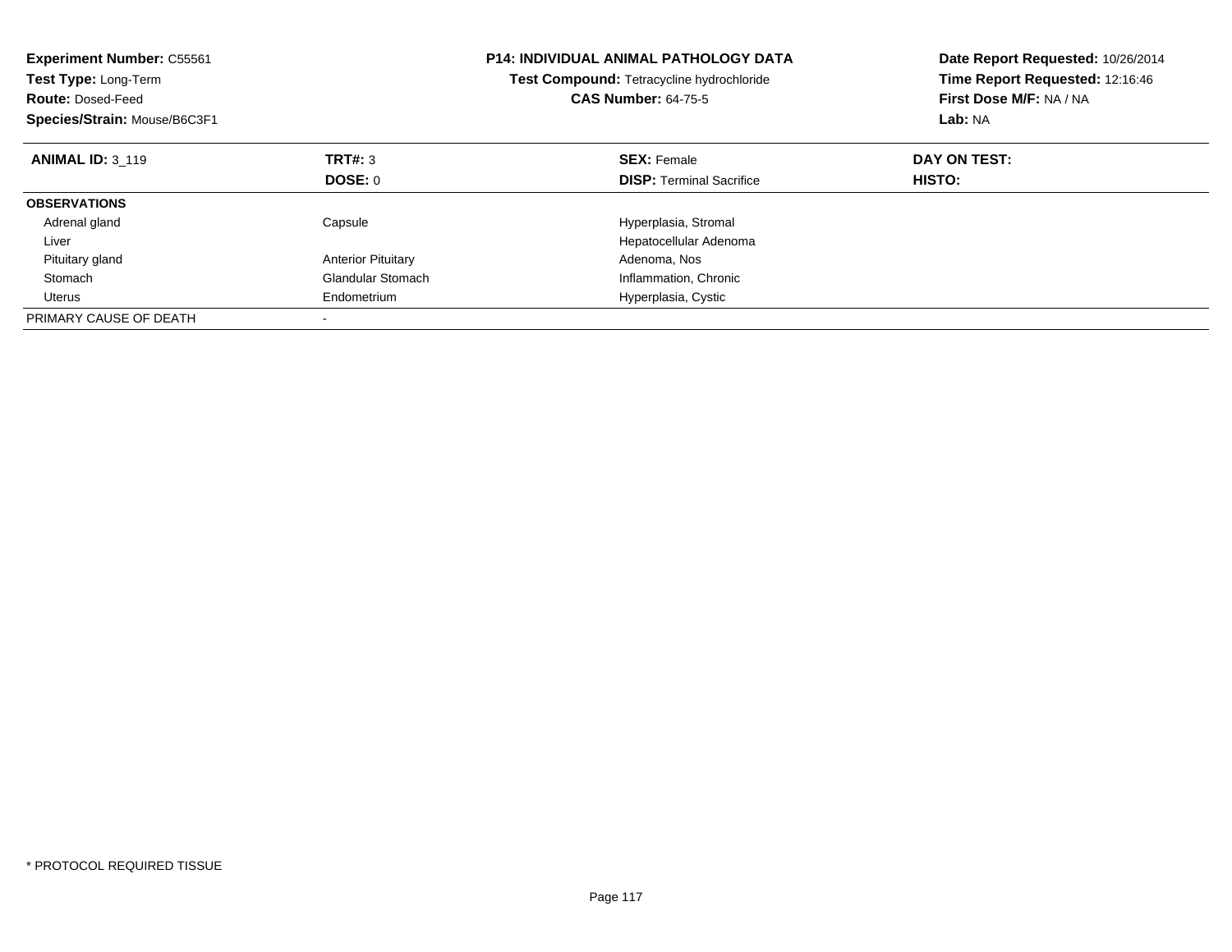**Experiment Number:** C55561
**Test Type:** Long-Term
**Route:** Dosed-Feed
**Species/Strain:** Mouse/B6C3F1

# P14: INDIVIDUAL ANIMAL PATHOLOGY DATA

**Test Compound:** Tetracycline hydrochloride
**CAS Number:** 64-75-5

**Date Report Requested:** 10/26/2014
**Time Report Requested:** 12:16:46
**First Dose M/F:** NA / NA
**Lab:** NA

| **ANIMAL ID:** 3_119 | **TRT#:** 3 | **SEX:** Female | **DAY ON TEST:** |
|---|---|---|---|
| | **DOSE:** 0 | **DISP:** Terminal Sacrifice | **HISTO:** |
| **OBSERVATIONS** | | | |
| Adrenal gland | Capsule | Hyperplasia, Stromal | |
| Liver | | Hepatocellular Adenoma | |
| Pituitary gland | Anterior Pituitary | Adenoma, Nos | |
| Stomach | Glandular Stomach | Inflammation, Chronic | |
| Uterus | Endometrium | Hyperplasia, Cystic | |
| PRIMARY CAUSE OF DEATH | - | | |

* PROTOCOL REQUIRED TISSUE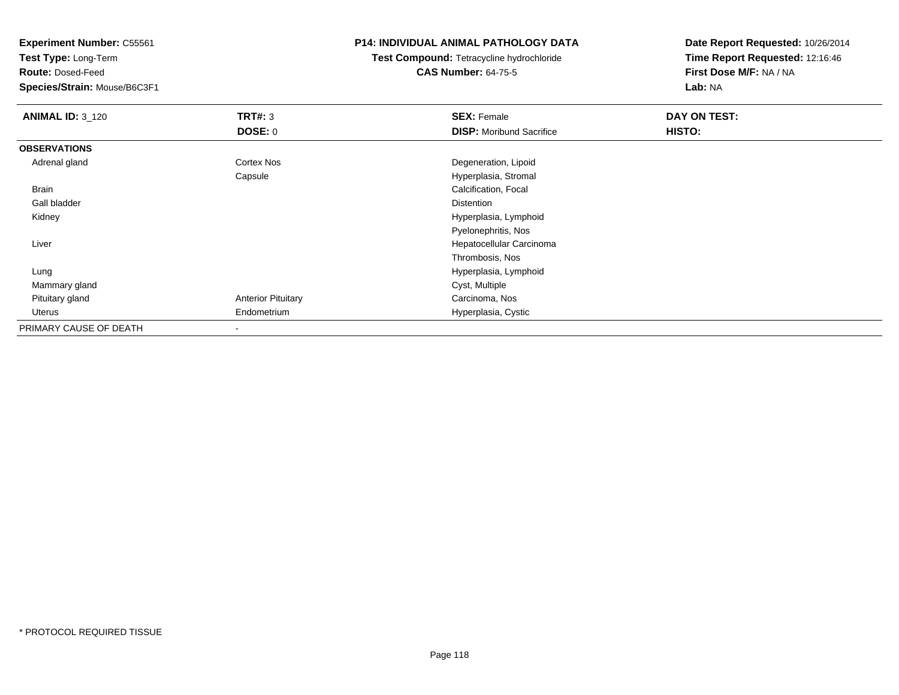**Experiment Number:** C55561
**Test Type:** Long-Term
**Route:** Dosed-Feed
**Species/Strain:** Mouse/B6C3F1

**P14: INDIVIDUAL ANIMAL PATHOLOGY DATA**
**Test Compound:** Tetracycline hydrochloride
**CAS Number:** 64-75-5

**Date Report Requested:** 10/26/2014
**Time Report Requested:** 12:16:46
**First Dose M/F:** NA / NA
**Lab:** NA

| **ANIMAL ID:** 3_120 | **TRT#:** 3 | **SEX:** Female | **DAY ON TEST:** |
|---|---|---|---|
| | **DOSE:** 0 | **DISP:** Moribund Sacrifice | **HISTO:** |
| **OBSERVATIONS** | | | |
| Adrenal gland | Cortex Nos | Degeneration, Lipoid | |
| | Capsule | Hyperplasia, Stromal | |
| Brain | | Calcification, Focal | |
| Gall bladder | | Distention | |
| Kidney | | Hyperplasia, Lymphoid | |
| | | Pyelonephritis, Nos | |
| Liver | | Hepatocellular Carcinoma | |
| | | Thrombosis, Nos | |
| Lung | | Hyperplasia, Lymphoid | |
| Mammary gland | | Cyst, Multiple | |
| Pituitary gland | Anterior Pituitary | Carcinoma, Nos | |
| Uterus | Endometrium | Hyperplasia, Cystic | |
| PRIMARY CAUSE OF DEATH | - | | |

* PROTOCOL REQUIRED TISSUE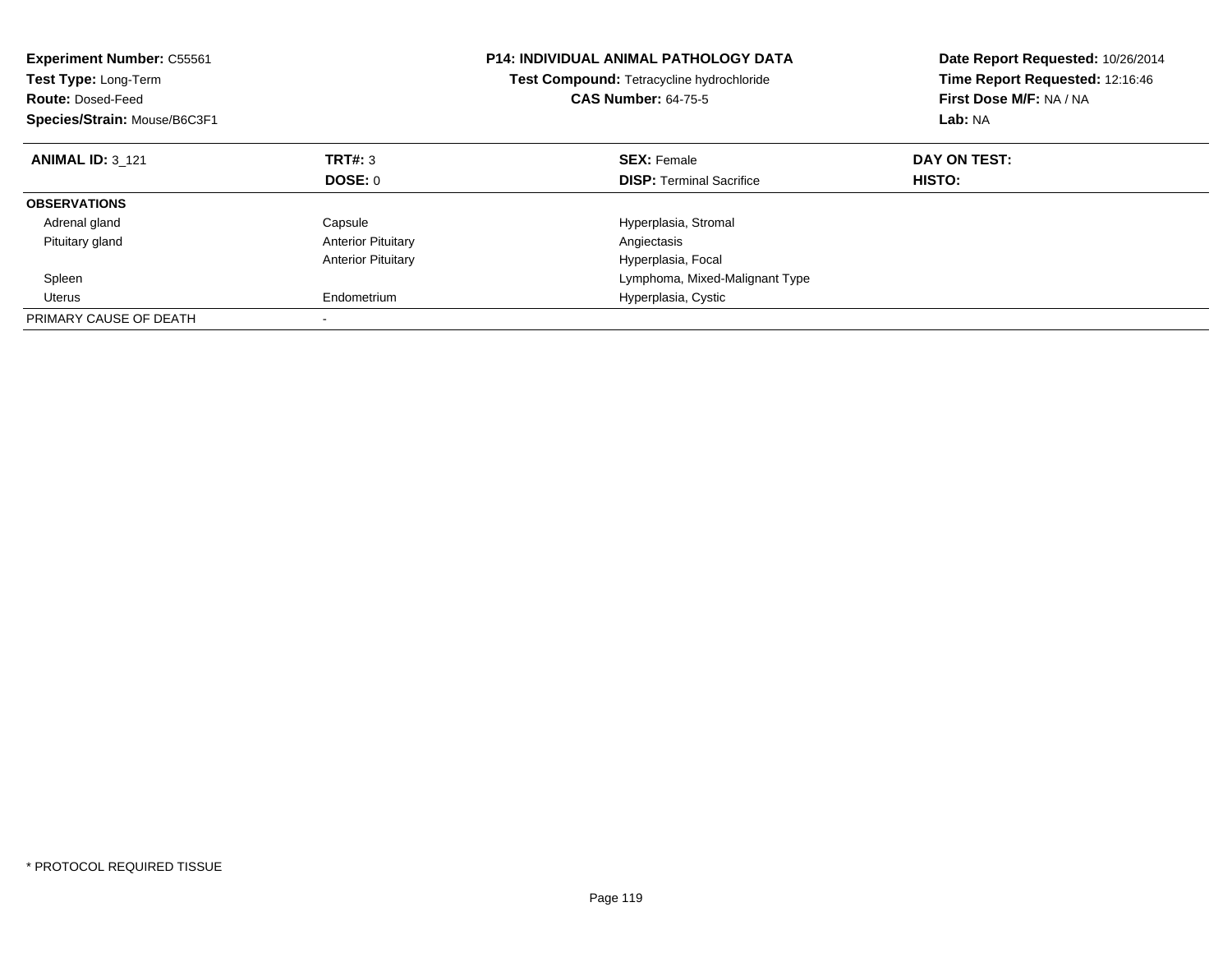**Experiment Number:** C55561
**Test Type:** Long-Term
**Route:** Dosed-Feed
**Species/Strain:** Mouse/B6C3F1

**P14: INDIVIDUAL ANIMAL PATHOLOGY DATA**
**Test Compound:** Tetracycline hydrochloride
**CAS Number:** 64-75-5

**Date Report Requested:** 10/26/2014
**Time Report Requested:** 12:16:46
**First Dose M/F:** NA / NA
**Lab:** NA

| **ANIMAL ID:** 3_121 | **TRT#:** 3 | **SEX:** Female | **DAY ON TEST:** |
|---|---|---|---|
| | **DOSE:** 0 | **DISP:** Terminal Sacrifice | **HISTO:** |
| **OBSERVATIONS** | | | |
| Adrenal gland | Capsule | Hyperplasia, Stromal | |
| Pituitary gland | Anterior Pituitary | Angiectasis | |
| | Anterior Pituitary | Hyperplasia, Focal | |
| Spleen | | Lymphoma, Mixed-Malignant Type | |
| Uterus | Endometrium | Hyperplasia, Cystic | |
| PRIMARY CAUSE OF DEATH | - | | |

* PROTOCOL REQUIRED TISSUE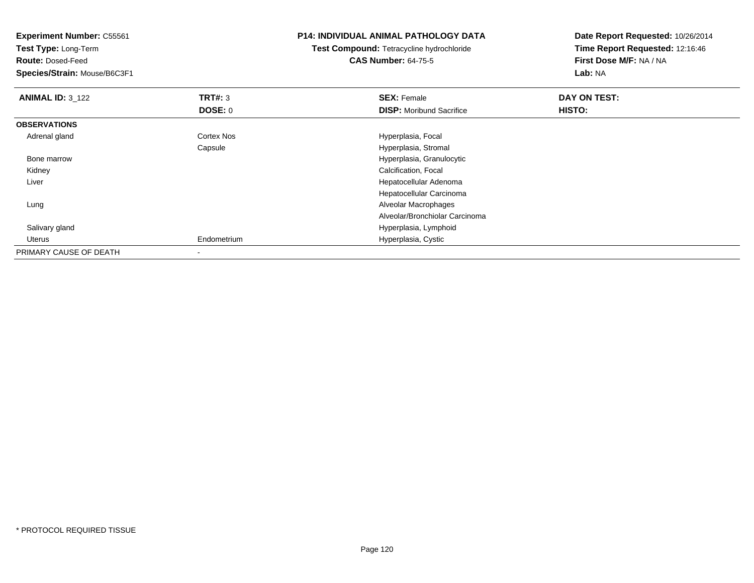**Experiment Number:** C55561
**Test Type:** Long-Term
**Route:** Dosed-Feed
**Species/Strain:** Mouse/B6C3F1

**P14: INDIVIDUAL ANIMAL PATHOLOGY DATA**
**Test Compound:** Tetracycline hydrochloride
**CAS Number:** 64-75-5

**Date Report Requested:** 10/26/2014
**Time Report Requested:** 12:16:46
**First Dose M/F:** NA / NA
**Lab:** NA

| **ANIMAL ID:** 3_122 | **TRT#:** 3 | **SEX:** Female | **DAY ON TEST:** |
|---|---|---|---|
| | **DOSE:** 0 | **DISP:** Moribund Sacrifice | **HISTO:** |
| **OBSERVATIONS** | | | |
| Adrenal gland | Cortex Nos | Hyperplasia, Focal | |
| | Capsule | Hyperplasia, Stromal | |
| Bone marrow | | Hyperplasia, Granulocytic | |
| Kidney | | Calcification, Focal | |
| Liver | | Hepatocellular Adenoma | |
| | | Hepatocellular Carcinoma | |
| Lung | | Alveolar Macrophages | |
| | | Alveolar/Bronchiolar Carcinoma | |
| Salivary gland | | Hyperplasia, Lymphoid | |
| Uterus | Endometrium | Hyperplasia, Cystic | |
| PRIMARY CAUSE OF DEATH | - | | |

* PROTOCOL REQUIRED TISSUE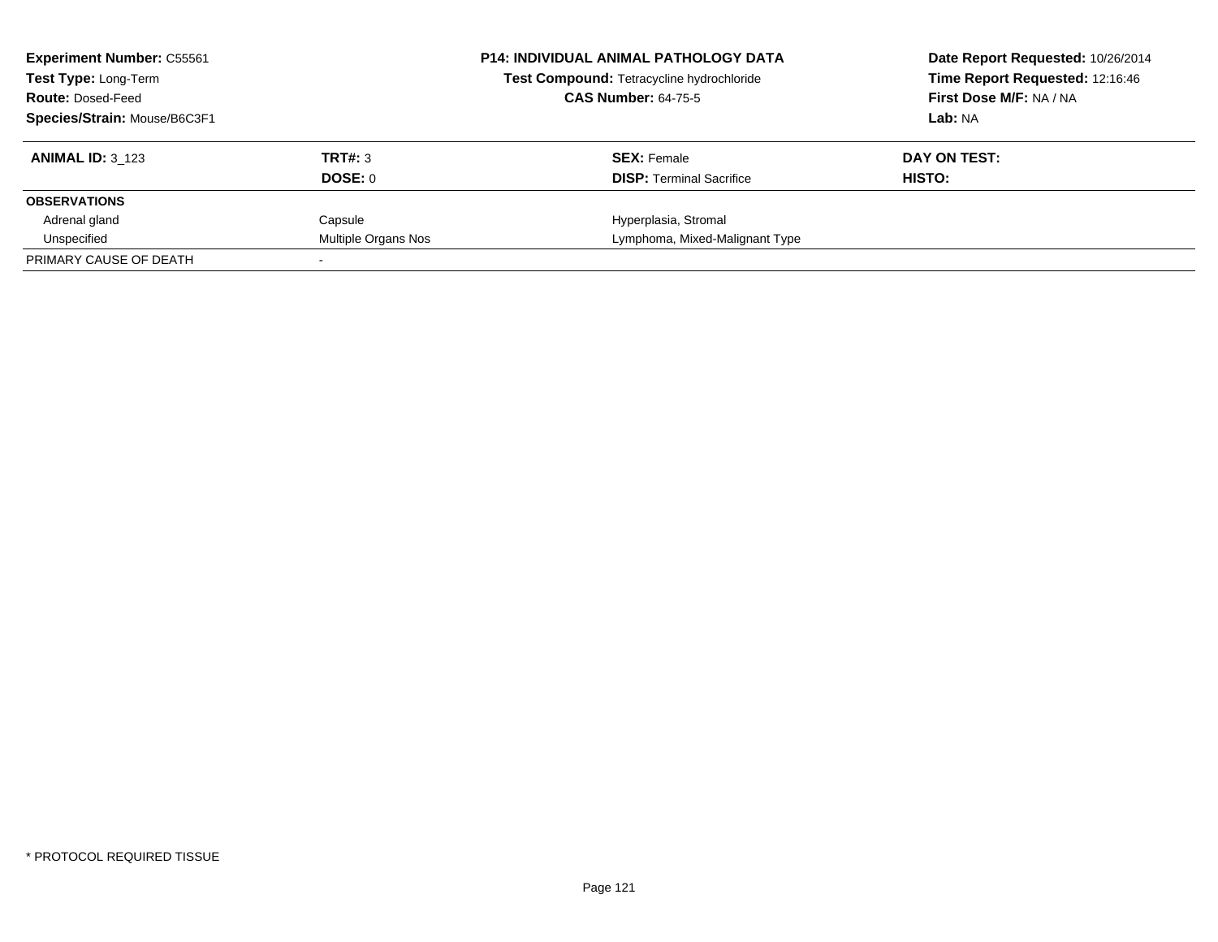**Experiment Number:** C55561
**Test Type:** Long-Term
**Route:** Dosed-Feed
**Species/Strain:** Mouse/B6C3F1

**P14: INDIVIDUAL ANIMAL PATHOLOGY DATA**
**Test Compound:** Tetracycline hydrochloride
**CAS Number:** 64-75-5

**Date Report Requested:** 10/26/2014
**Time Report Requested:** 12:16:46
**First Dose M/F:** NA / NA
**Lab:** NA

| **ANIMAL ID:** 3_123 | **TRT#:** 3 | **SEX:** Female | **DAY ON TEST:** |
|---|---|---|---|
| | **DOSE:** 0 | **DISP:** Terminal Sacrifice | **HISTO:** |
| **OBSERVATIONS** | | | |
| Adrenal gland | Capsule | Hyperplasia, Stromal | |
| Unspecified | Multiple Organs Nos | Lymphoma, Mixed-Malignant Type | |
| PRIMARY CAUSE OF DEATH | - | | |

* PROTOCOL REQUIRED TISSUE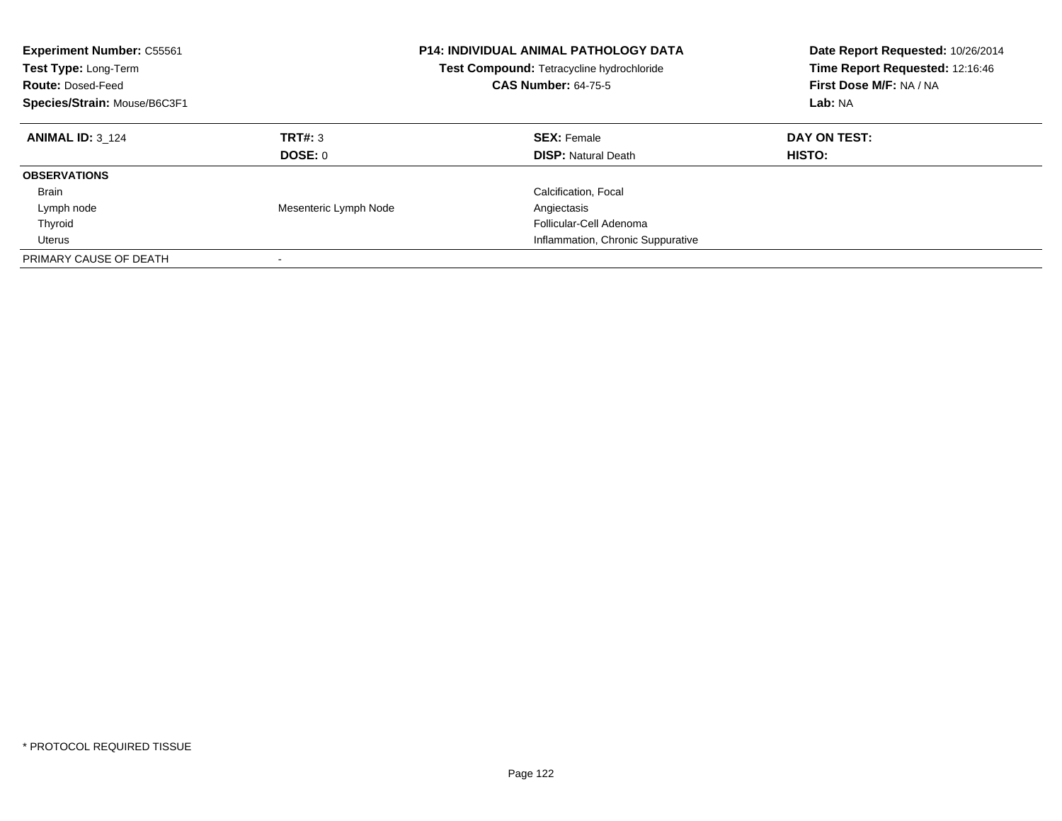**Experiment Number:** C55561
**Test Type:** Long-Term
**Route:** Dosed-Feed
**Species/Strain:** Mouse/B6C3F1

**P14: INDIVIDUAL ANIMAL PATHOLOGY DATA**
**Test Compound:** Tetracycline hydrochloride
**CAS Number:** 64-75-5

**Date Report Requested:** 10/26/2014
**Time Report Requested:** 12:16:46
**First Dose M/F:** NA / NA
**Lab:** NA

| **ANIMAL ID:** 3_124 | **TRT#:** 3 | **SEX:** Female | **DAY ON TEST:** |
|---|---|---|---|
| | **DOSE:** 0 | **DISP:** Natural Death | **HISTO:** |
| **OBSERVATIONS** | | | |
| Brain | | Calcification, Focal | |
| Lymph node | Mesenteric Lymph Node | Angiectasis | |
| Thyroid | | Follicular-Cell Adenoma | |
| Uterus | | Inflammation, Chronic Suppurative | |
| PRIMARY CAUSE OF DEATH | - | | |

* PROTOCOL REQUIRED TISSUE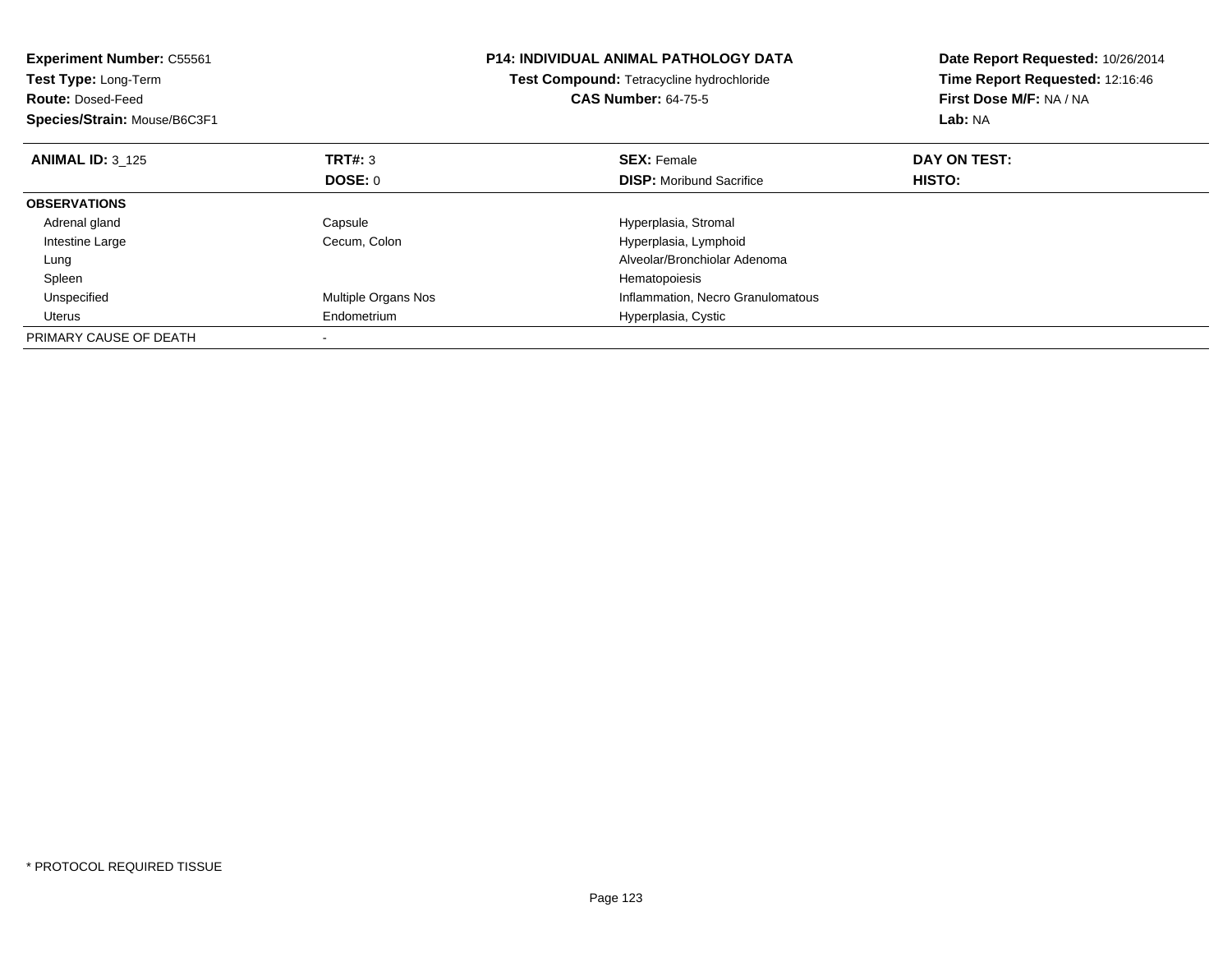**Experiment Number:** C55561
**Test Type:** Long-Term
**Route:** Dosed-Feed
**Species/Strain:** Mouse/B6C3F1

**P14: INDIVIDUAL ANIMAL PATHOLOGY DATA**
**Test Compound:** Tetracycline hydrochloride
**CAS Number:** 64-75-5

**Date Report Requested:** 10/26/2014
**Time Report Requested:** 12:16:46
**First Dose M/F:** NA / NA
**Lab:** NA

| **ANIMAL ID:** 3_125 | **TRT#:** 3 | **SEX:** Female | **DAY ON TEST:** |
|---|---|---|---|
| | **DOSE:** 0 | **DISP:** Moribund Sacrifice | **HISTO:** |
| **OBSERVATIONS** | | | |
| Adrenal gland | Capsule | Hyperplasia, Stromal | |
| Intestine Large | Cecum, Colon | Hyperplasia, Lymphoid | |
| Lung | | Alveolar/Bronchiolar Adenoma | |
| Spleen | | Hematopoiesis | |
| Unspecified | Multiple Organs Nos | Inflammation, Necro Granulomatous | |
| Uterus | Endometrium | Hyperplasia, Cystic | |
| PRIMARY CAUSE OF DEATH | - | | |

* PROTOCOL REQUIRED TISSUE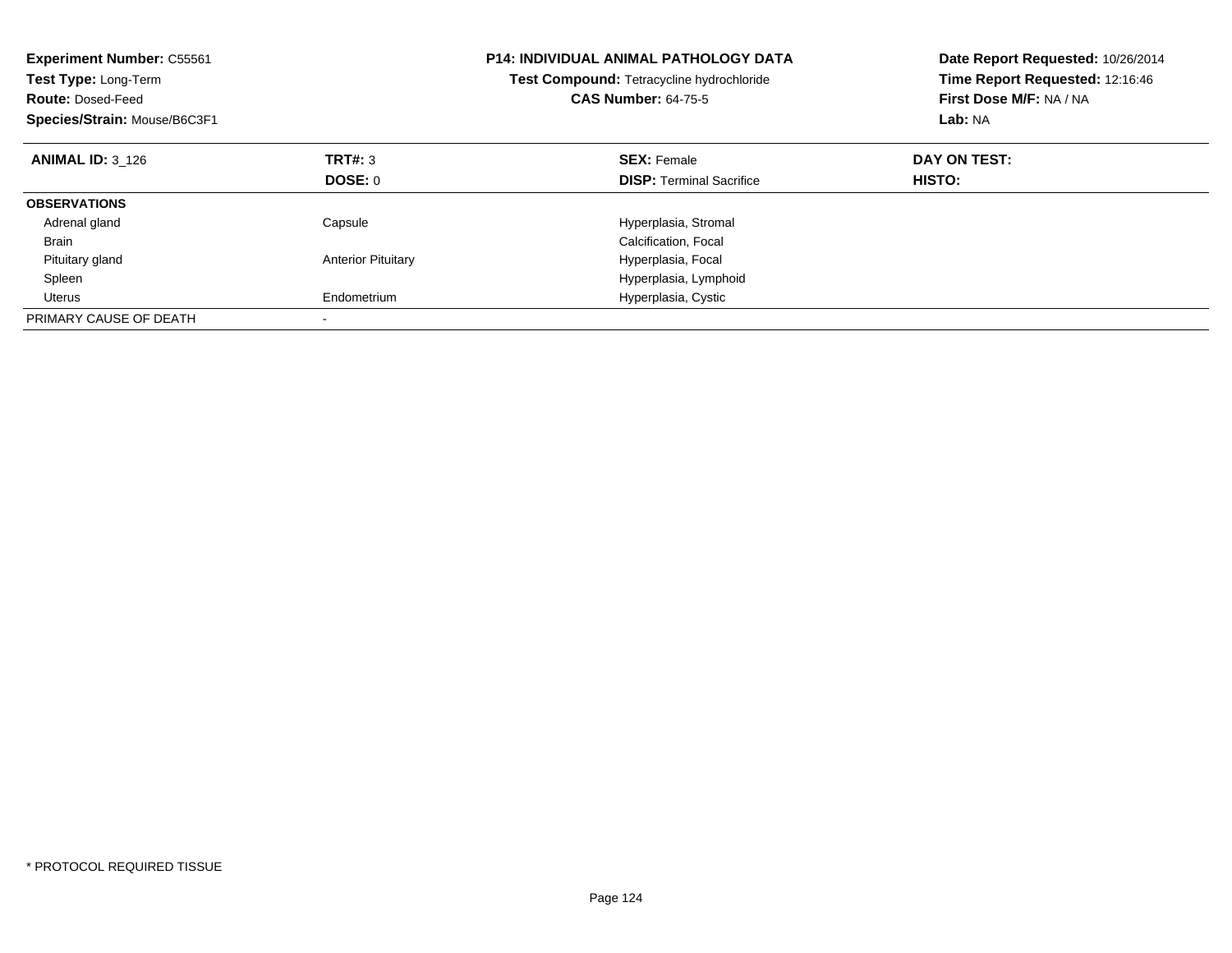**Experiment Number:** C55561
**Test Type:** Long-Term
**Route:** Dosed-Feed
**Species/Strain:** Mouse/B6C3F1

**P14: INDIVIDUAL ANIMAL PATHOLOGY DATA**
**Test Compound:** Tetracycline hydrochloride
**CAS Number:** 64-75-5

**Date Report Requested:** 10/26/2014
**Time Report Requested:** 12:16:46
**First Dose M/F:** NA / NA
**Lab:** NA

| **ANIMAL ID:** 3_126 | **TRT#:** 3 | **SEX:** Female | **DAY ON TEST:** |
|---|---|---|---|
| | **DOSE:** 0 | **DISP:** Terminal Sacrifice | **HISTO:** |
| **OBSERVATIONS** | | | |
| Adrenal gland | Capsule | Hyperplasia, Stromal | |
| Brain | | Calcification, Focal | |
| Pituitary gland | Anterior Pituitary | Hyperplasia, Focal | |
| Spleen | | Hyperplasia, Lymphoid | |
| Uterus | Endometrium | Hyperplasia, Cystic | |
| PRIMARY CAUSE OF DEATH | - | | |

* PROTOCOL REQUIRED TISSUE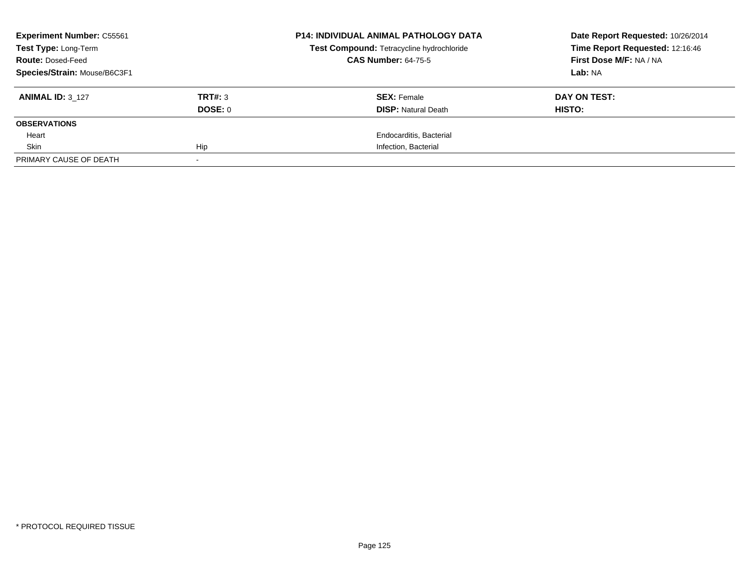| **Experiment Number:** C55561 | | **P14: INDIVIDUAL ANIMAL PATHOLOGY DATA** | **Date Report Requested:** 10/26/2014 |
|---|---|---|---|
| **Test Type:** Long-Term | | **Test Compound:** Tetracycline hydrochloride | **Time Report Requested:** 12:16:46 |
| **Route:** Dosed-Feed | | **CAS Number:** 64-75-5 | **First Dose M/F:** NA / NA |
| **Species/Strain:** Mouse/B6C3F1 | | | **Lab:** NA |

| **ANIMAL ID:** 3_127 | **TRT#:** 3 | **SEX:** Female | **DAY ON TEST:** |
|---|---|---|---|
| | **DOSE:** 0 | **DISP:** Natural Death | **HISTO:** |
| **OBSERVATIONS** | | | |
| Heart | | Endocarditis, Bacterial | |
| Skin | Hip | Infection, Bacterial | |
| PRIMARY CAUSE OF DEATH | - | | |

\* PROTOCOL REQUIRED TISSUE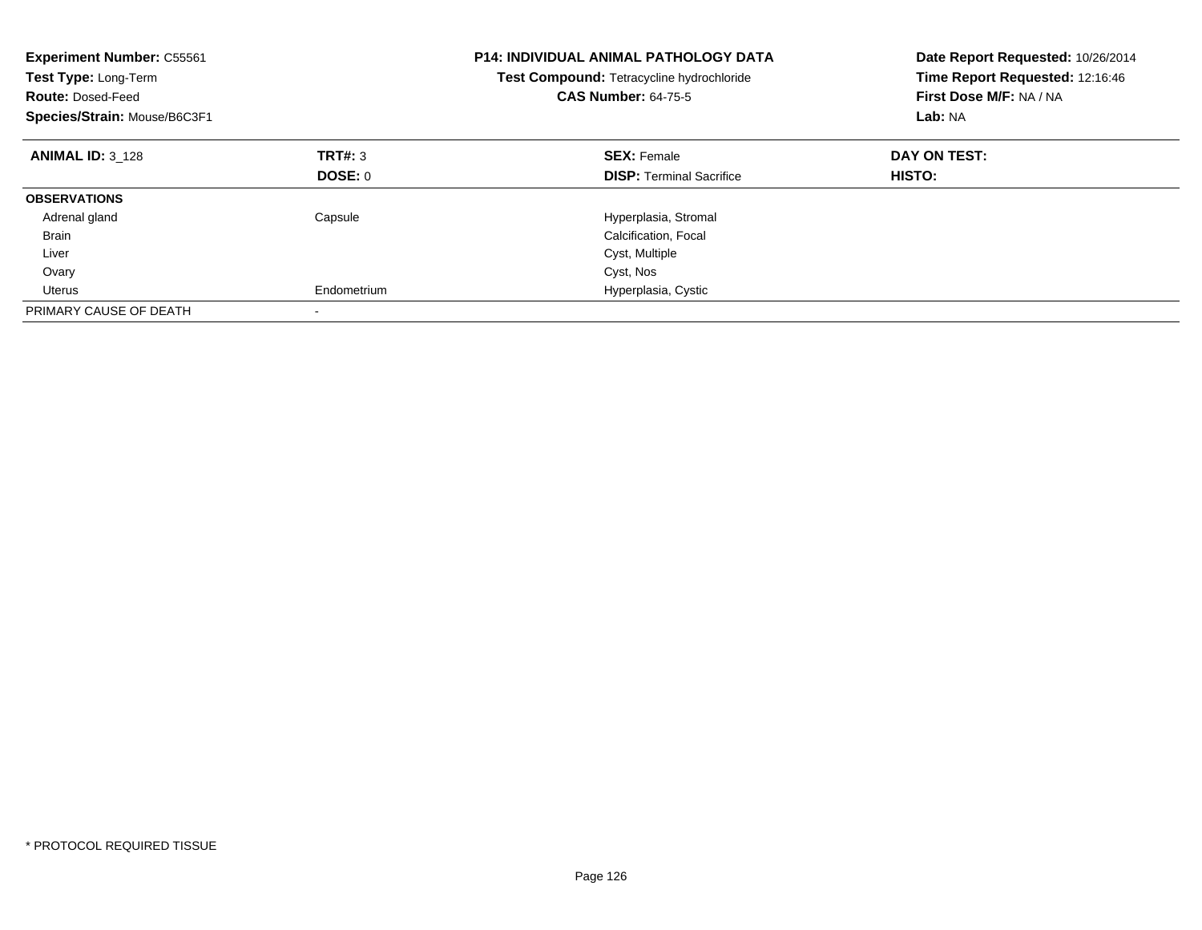**Experiment Number:** C55561
**Test Type:** Long-Term
**Route:** Dosed-Feed
**Species/Strain:** Mouse/B6C3F1

**P14: INDIVIDUAL ANIMAL PATHOLOGY DATA**
**Test Compound:** Tetracycline hydrochloride
**CAS Number:** 64-75-5

**Date Report Requested:** 10/26/2014
**Time Report Requested:** 12:16:46
**First Dose M/F:** NA / NA
**Lab:** NA

| **ANIMAL ID:** 3_128 | **TRT#:** 3 | **SEX:** Female | **DAY ON TEST:** |
|---|---|---|---|
| | **DOSE:** 0 | **DISP:** Terminal Sacrifice | **HISTO:** |
| **OBSERVATIONS** | | | |
| Adrenal gland | Capsule | Hyperplasia, Stromal | |
| Brain | | Calcification, Focal | |
| Liver | | Cyst, Multiple | |
| Ovary | | Cyst, Nos | |
| Uterus | Endometrium | Hyperplasia, Cystic | |
| PRIMARY CAUSE OF DEATH | - | | |

* PROTOCOL REQUIRED TISSUE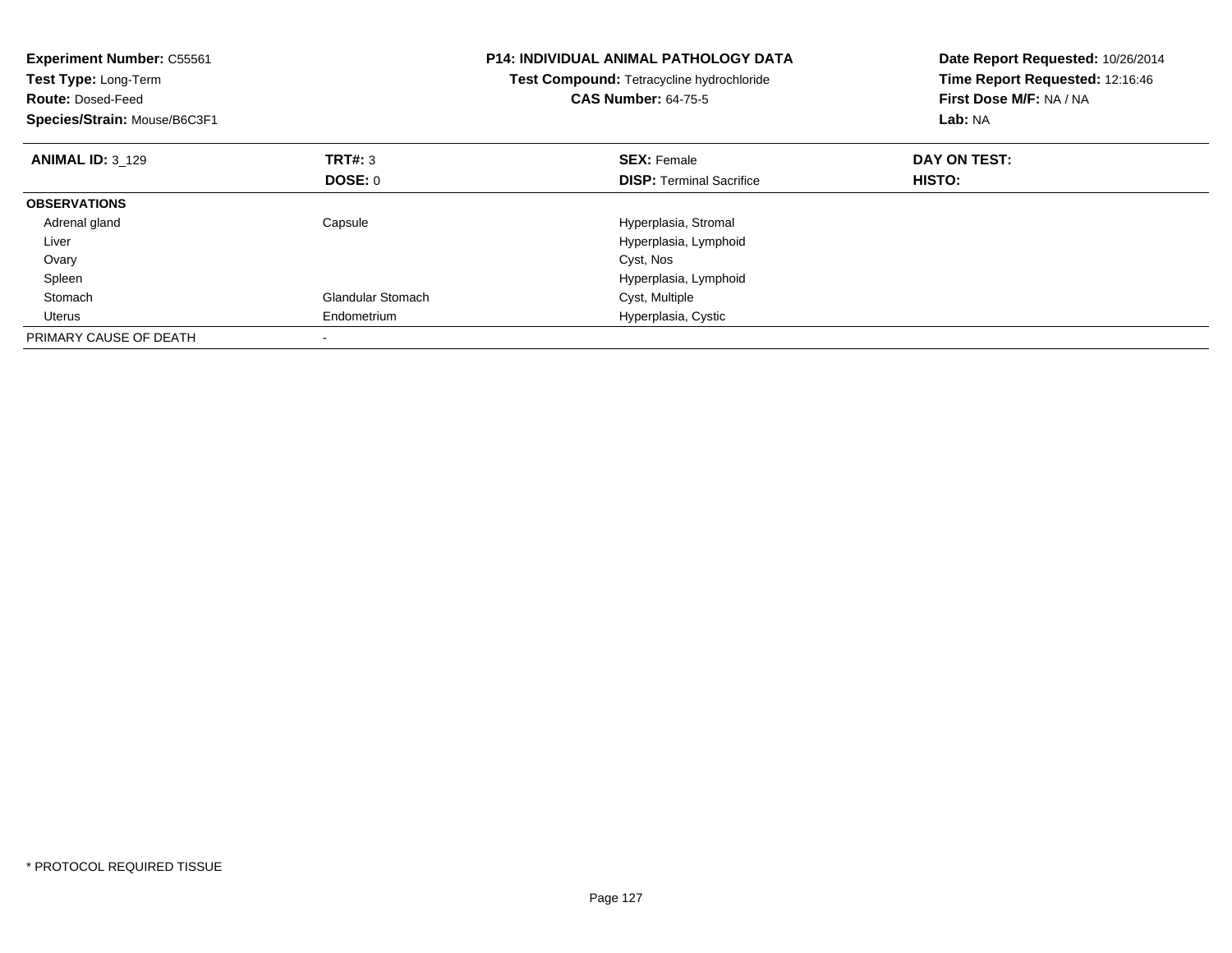**Experiment Number:** C55561
**Test Type:** Long-Term
**Route:** Dosed-Feed
**Species/Strain:** Mouse/B6C3F1

**P14: INDIVIDUAL ANIMAL PATHOLOGY DATA**
**Test Compound:** Tetracycline hydrochloride
**CAS Number:** 64-75-5

**Date Report Requested:** 10/26/2014
**Time Report Requested:** 12:16:46
**First Dose M/F:** NA / NA
**Lab:** NA

| **ANIMAL ID:** 3_129 | **TRT#:** 3 | **SEX:** Female | **DAY ON TEST:** |
|---|---|---|---|
| | **DOSE:** 0 | **DISP:** Terminal Sacrifice | **HISTO:** |
| **OBSERVATIONS** | | | |
| Adrenal gland | Capsule | Hyperplasia, Stromal | |
| Liver | | Hyperplasia, Lymphoid | |
| Ovary | | Cyst, Nos | |
| Spleen | | Hyperplasia, Lymphoid | |
| Stomach | Glandular Stomach | Cyst, Multiple | |
| Uterus | Endometrium | Hyperplasia, Cystic | |
| PRIMARY CAUSE OF DEATH | - | | |

* PROTOCOL REQUIRED TISSUE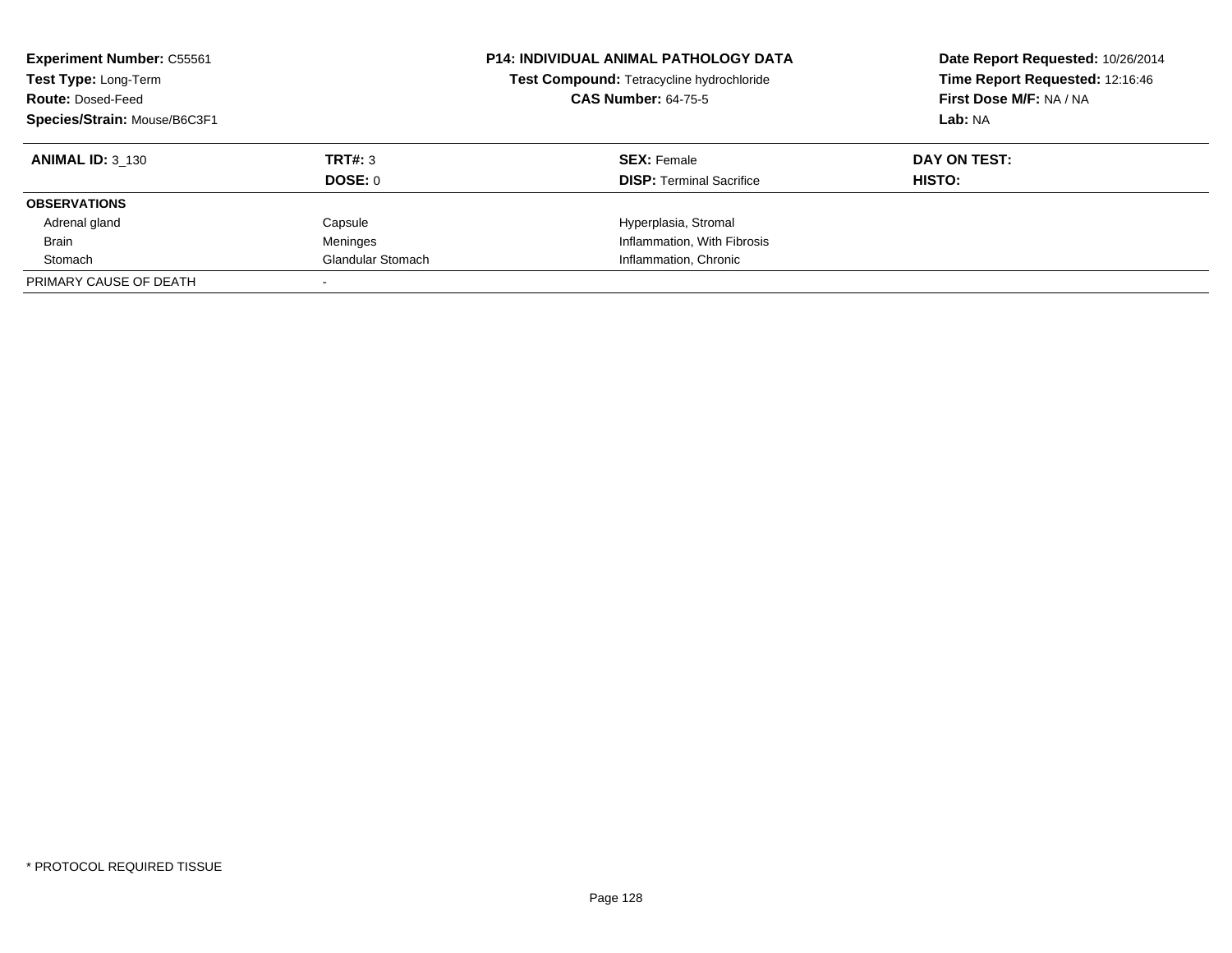**Experiment Number:** C55561
**Test Type:** Long-Term
**Route:** Dosed-Feed
**Species/Strain:** Mouse/B6C3F1

**P14: INDIVIDUAL ANIMAL PATHOLOGY DATA**
**Test Compound:** Tetracycline hydrochloride
**CAS Number:** 64-75-5

**Date Report Requested:** 10/26/2014
**Time Report Requested:** 12:16:46
**First Dose M/F:** NA / NA
**Lab:** NA

| **ANIMAL ID:** 3_130 | **TRT#:** 3<br>**DOSE:** 0 | **SEX:** Female<br>**DISP:** Terminal Sacrifice | **DAY ON TEST:**<br>**HISTO:** |
|---|---|---|---|
| **OBSERVATIONS** | | | |
| Adrenal gland | Capsule | Hyperplasia, Stromal | |
| Brain | Meninges | Inflammation, With Fibrosis | |
| Stomach | Glandular Stomach | Inflammation, Chronic | |
| PRIMARY CAUSE OF DEATH | - | | |

* PROTOCOL REQUIRED TISSUE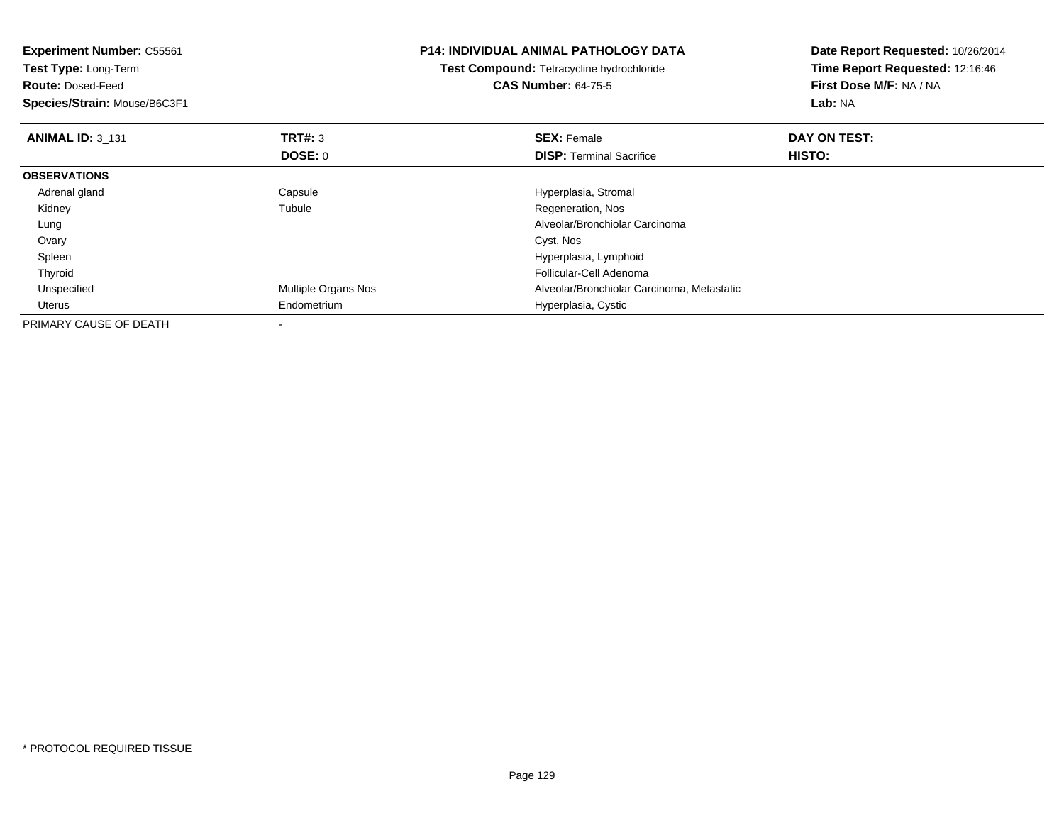**Experiment Number:** C55561
**Test Type:** Long-Term
**Route:** Dosed-Feed
**Species/Strain:** Mouse/B6C3F1

**P14: INDIVIDUAL ANIMAL PATHOLOGY DATA**
**Test Compound:** Tetracycline hydrochloride
**CAS Number:** 64-75-5

**Date Report Requested:** 10/26/2014
**Time Report Requested:** 12:16:46
**First Dose M/F:** NA / NA
**Lab:** NA

| **ANIMAL ID:** 3_131 | **TRT#:** 3 | **SEX:** Female | **DAY ON TEST:** |
|---|---|---|---|
| | **DOSE:** 0 | **DISP:** Terminal Sacrifice | **HISTO:** |
| **OBSERVATIONS** | | | |
| Adrenal gland | Capsule | Hyperplasia, Stromal | |
| Kidney | Tubule | Regeneration, Nos | |
| Lung | | Alveolar/Bronchiolar Carcinoma | |
| Ovary | | Cyst, Nos | |
| Spleen | | Hyperplasia, Lymphoid | |
| Thyroid | | Follicular-Cell Adenoma | |
| Unspecified | Multiple Organs Nos | Alveolar/Bronchiolar Carcinoma, Metastatic | |
| Uterus | Endometrium | Hyperplasia, Cystic | |
| PRIMARY CAUSE OF DEATH | - | | |

* PROTOCOL REQUIRED TISSUE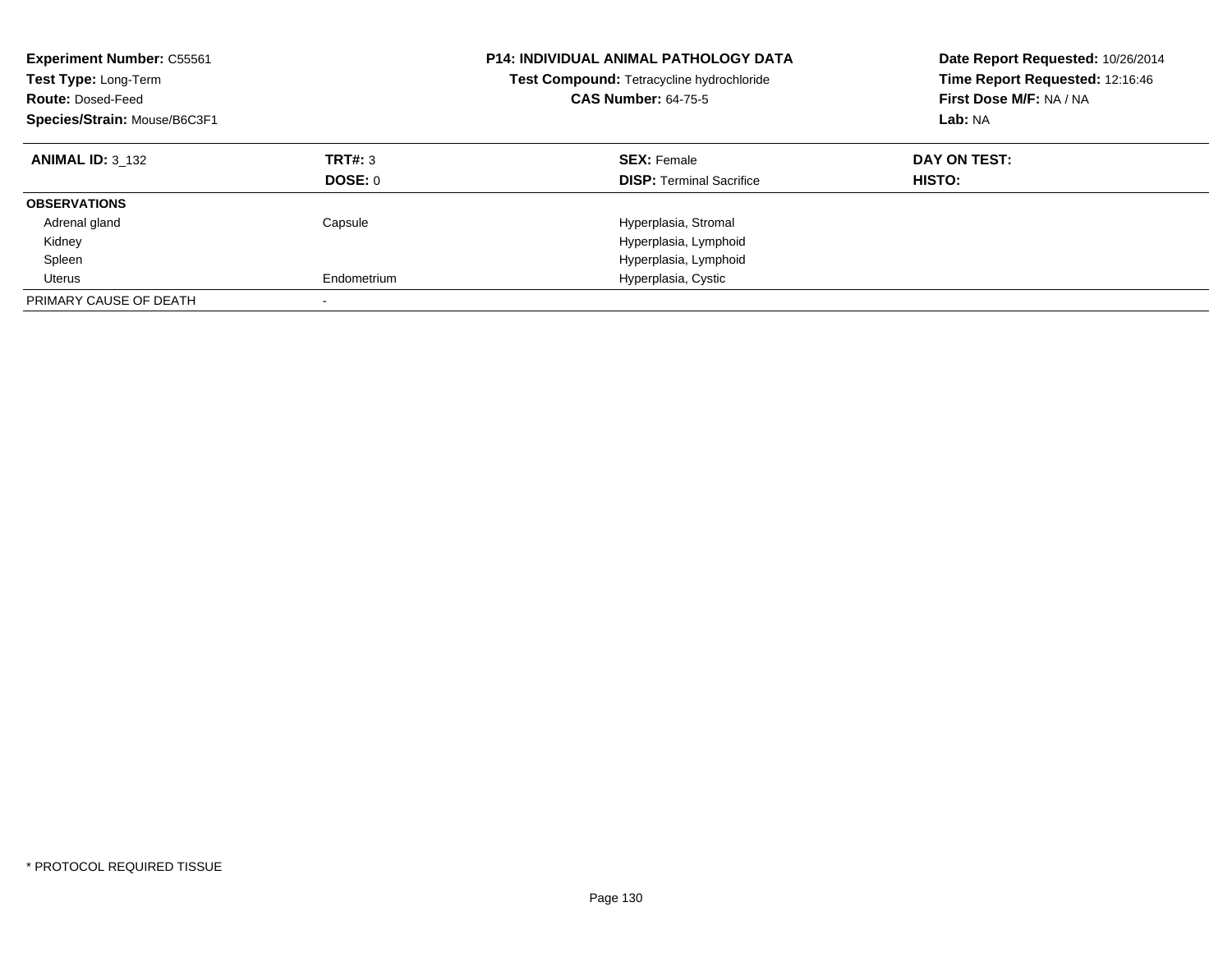**Experiment Number:** C55561
**Test Type:** Long-Term
**Route:** Dosed-Feed
**Species/Strain:** Mouse/B6C3F1

**P14: INDIVIDUAL ANIMAL PATHOLOGY DATA**
**Test Compound:** Tetracycline hydrochloride
**CAS Number:** 64-75-5

**Date Report Requested:** 10/26/2014
**Time Report Requested:** 12:16:46
**First Dose M/F:** NA / NA
**Lab:** NA

| **ANIMAL ID:** 3_132 | **TRT#:** 3 | **SEX:** Female | **DAY ON TEST:** |
|---|---|---|---|
| | **DOSE:** 0 | **DISP:** Terminal Sacrifice | **HISTO:** |
| **OBSERVATIONS** | | | |
| Adrenal gland | Capsule | Hyperplasia, Stromal | |
| Kidney | | Hyperplasia, Lymphoid | |
| Spleen | | Hyperplasia, Lymphoid | |
| Uterus | Endometrium | Hyperplasia, Cystic | |
| PRIMARY CAUSE OF DEATH | - | | |

\* PROTOCOL REQUIRED TISSUE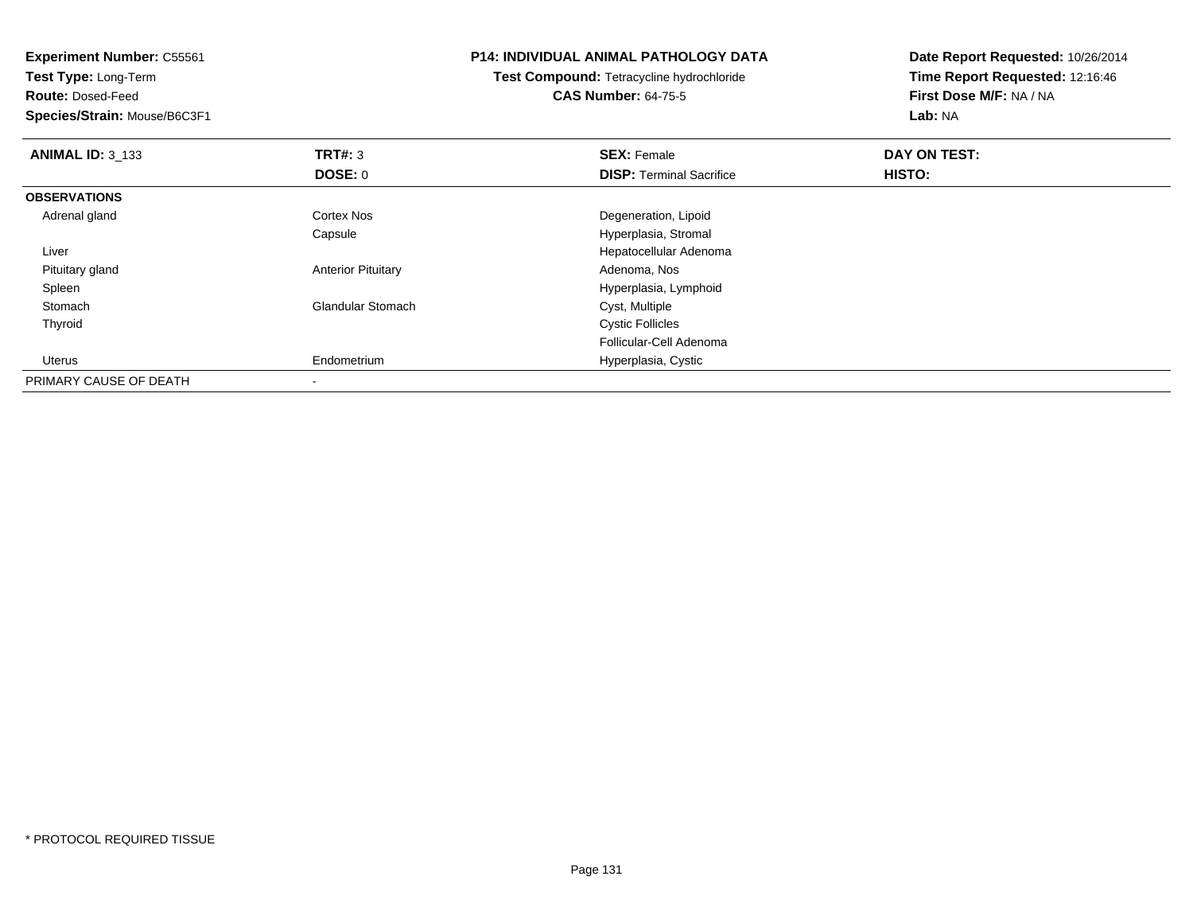**Experiment Number:** C55561
**Test Type:** Long-Term
**Route:** Dosed-Feed
**Species/Strain:** Mouse/B6C3F1

**P14: INDIVIDUAL ANIMAL PATHOLOGY DATA**
**Test Compound:** Tetracycline hydrochloride
**CAS Number:** 64-75-5

**Date Report Requested:** 10/26/2014
**Time Report Requested:** 12:16:46
**First Dose M/F:** NA / NA
**Lab:** NA

| **ANIMAL ID:** 3_133 | **TRT#:** 3 | **SEX:** Female | **DAY ON TEST:** |
|---|---|---|---|
| | **DOSE:** 0 | **DISP:** Terminal Sacrifice | **HISTO:** |
| **OBSERVATIONS** | | | |
| Adrenal gland | Cortex Nos | Degeneration, Lipoid | |
| | Capsule | Hyperplasia, Stromal | |
| Liver | | Hepatocellular Adenoma | |
| Pituitary gland | Anterior Pituitary | Adenoma, Nos | |
| Spleen | | Hyperplasia, Lymphoid | |
| Stomach | Glandular Stomach | Cyst, Multiple | |
| Thyroid | | Cystic Follicles | |
| | | Follicular-Cell Adenoma | |
| Uterus | Endometrium | Hyperplasia, Cystic | |
| PRIMARY CAUSE OF DEATH | - | | |

* PROTOCOL REQUIRED TISSUE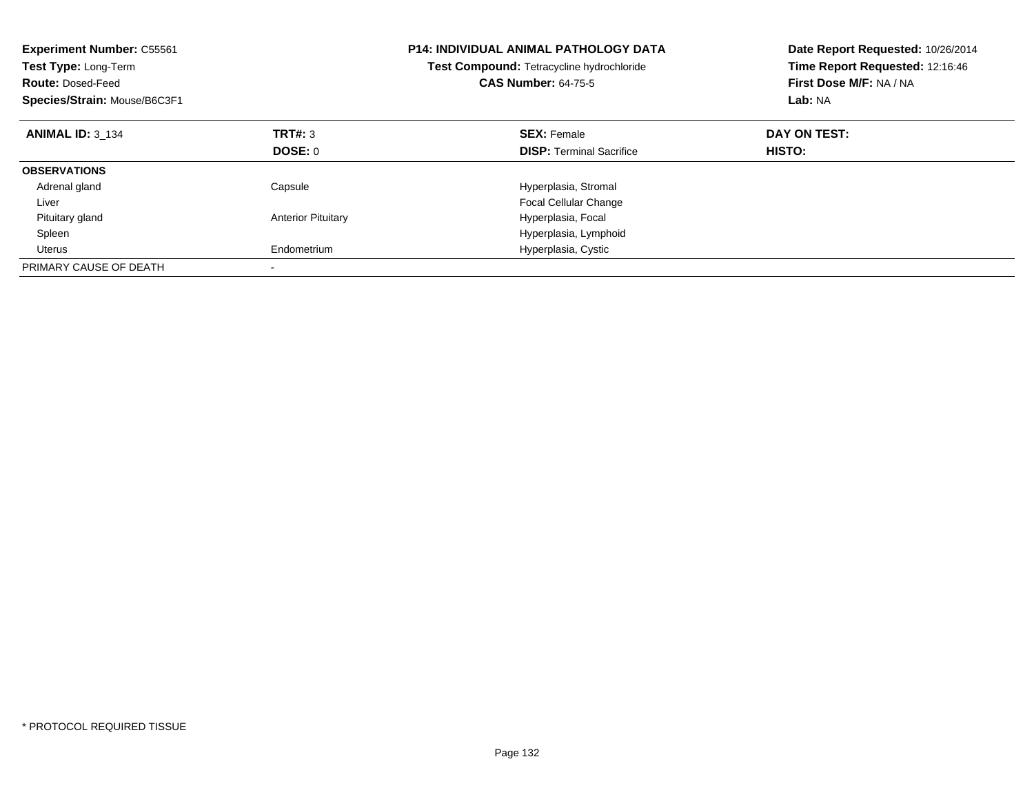**Experiment Number:** C55561
**Test Type:** Long-Term
**Route:** Dosed-Feed
**Species/Strain:** Mouse/B6C3F1

**P14: INDIVIDUAL ANIMAL PATHOLOGY DATA**
**Test Compound:** Tetracycline hydrochloride
**CAS Number:** 64-75-5

**Date Report Requested:** 10/26/2014
**Time Report Requested:** 12:16:46
**First Dose M/F:** NA / NA
**Lab:** NA

| **ANIMAL ID:** 3_134 | **TRT#:** 3 | **SEX:** Female | **DAY ON TEST:** |
|---|---|---|---|
| | **DOSE:** 0 | **DISP:** Terminal Sacrifice | **HISTO:** |
| **OBSERVATIONS** | | | |
| Adrenal gland | Capsule | Hyperplasia, Stromal | |
| Liver | | Focal Cellular Change | |
| Pituitary gland | Anterior Pituitary | Hyperplasia, Focal | |
| Spleen | | Hyperplasia, Lymphoid | |
| Uterus | Endometrium | Hyperplasia, Cystic | |
| PRIMARY CAUSE OF DEATH | - | | |

* PROTOCOL REQUIRED TISSUE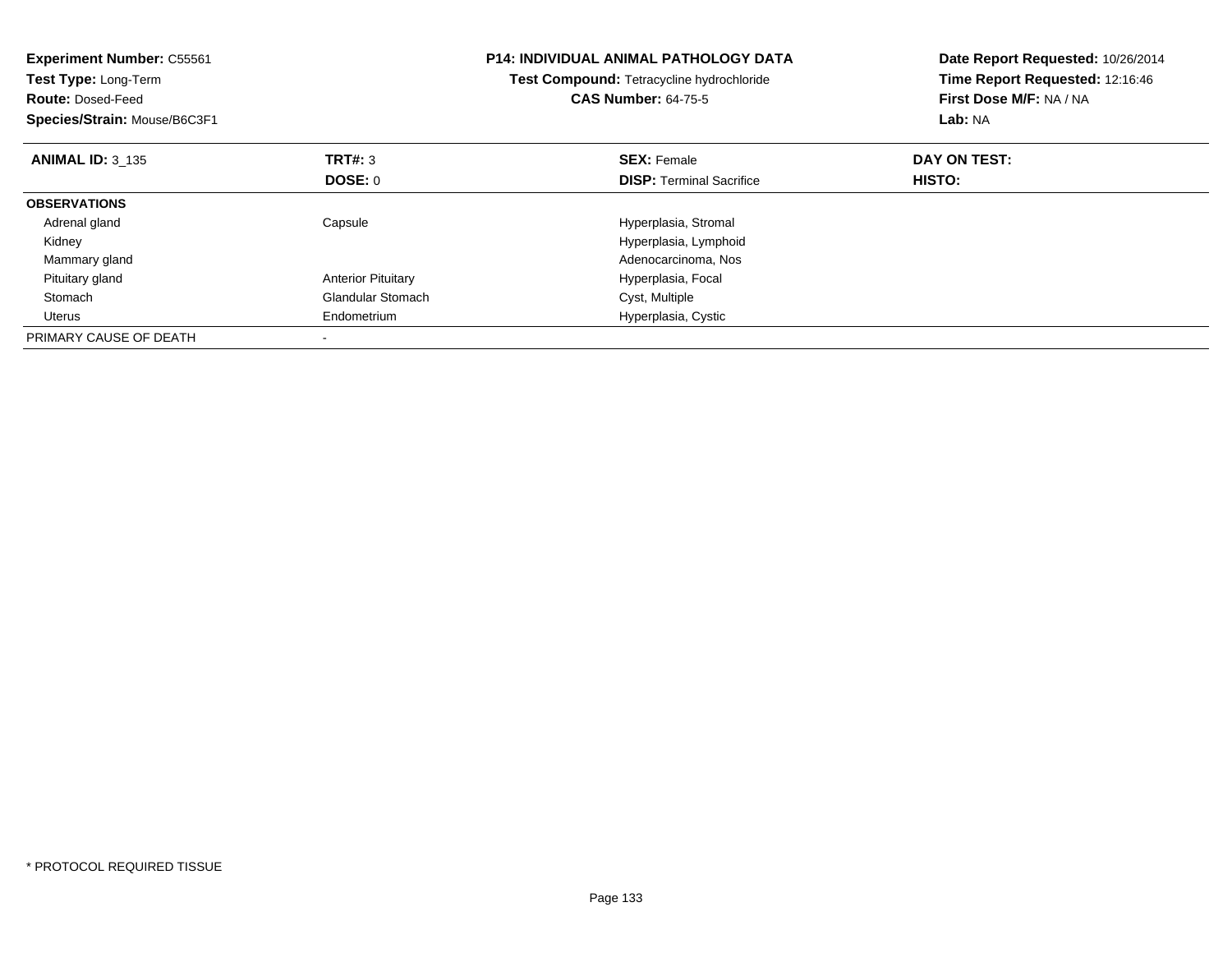**Experiment Number:** C55561
**Test Type:** Long-Term
**Route:** Dosed-Feed
**Species/Strain:** Mouse/B6C3F1

**P14: INDIVIDUAL ANIMAL PATHOLOGY DATA**
**Test Compound:** Tetracycline hydrochloride
**CAS Number:** 64-75-5

**Date Report Requested:** 10/26/2014
**Time Report Requested:** 12:16:46
**First Dose M/F:** NA / NA
**Lab:** NA

| **ANIMAL ID:** 3_135 | **TRT#:** 3 | **SEX:** Female | **DAY ON TEST:** |
|---|---|---|---|
| | **DOSE:** 0 | **DISP:** Terminal Sacrifice | **HISTO:** |
| **OBSERVATIONS** | | | |
| Adrenal gland | Capsule | Hyperplasia, Stromal | |
| Kidney | | Hyperplasia, Lymphoid | |
| Mammary gland | | Adenocarcinoma, Nos | |
| Pituitary gland | Anterior Pituitary | Hyperplasia, Focal | |
| Stomach | Glandular Stomach | Cyst, Multiple | |
| Uterus | Endometrium | Hyperplasia, Cystic | |
| PRIMARY CAUSE OF DEATH | - | | |

* PROTOCOL REQUIRED TISSUE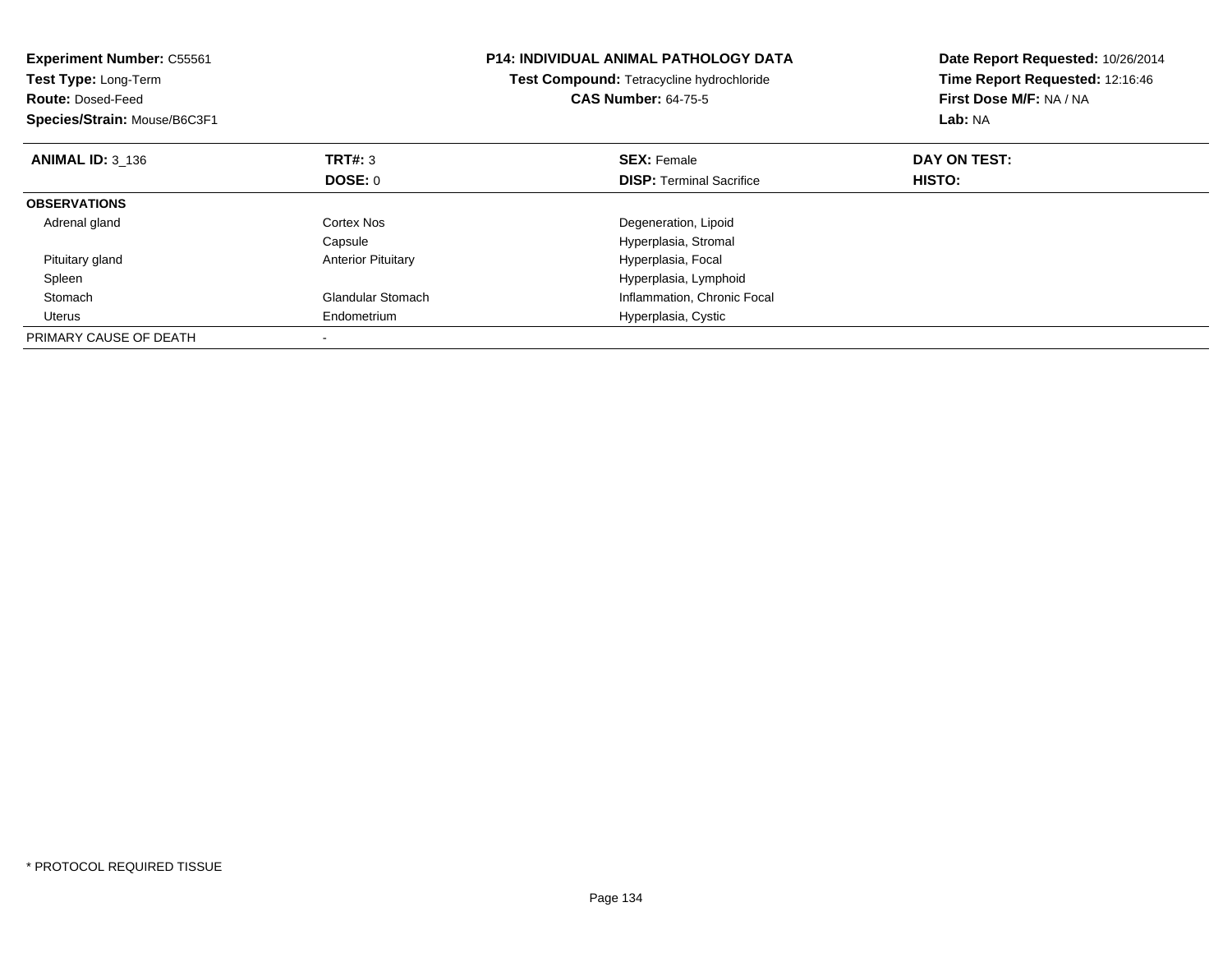**Experiment Number:** C55561
**Test Type:** Long-Term
**Route:** Dosed-Feed
**Species/Strain:** Mouse/B6C3F1

**P14: INDIVIDUAL ANIMAL PATHOLOGY DATA**
**Test Compound:** Tetracycline hydrochloride
**CAS Number:** 64-75-5

**Date Report Requested:** 10/26/2014
**Time Report Requested:** 12:16:46
**First Dose M/F:** NA / NA
**Lab:** NA

| **ANIMAL ID:** 3_136 | **TRT#:** 3 | **SEX:** Female | **DAY ON TEST:** |
|---|---|---|---|
| | **DOSE:** 0 | **DISP:** Terminal Sacrifice | **HISTO:** |
| **OBSERVATIONS** | | | |
| Adrenal gland | Cortex Nos | Degeneration, Lipoid | |
| | Capsule | Hyperplasia, Stromal | |
| Pituitary gland | Anterior Pituitary | Hyperplasia, Focal | |
| Spleen | | Hyperplasia, Lymphoid | |
| Stomach | Glandular Stomach | Inflammation, Chronic Focal | |
| Uterus | Endometrium | Hyperplasia, Cystic | |
| PRIMARY CAUSE OF DEATH | - | | |

* PROTOCOL REQUIRED TISSUE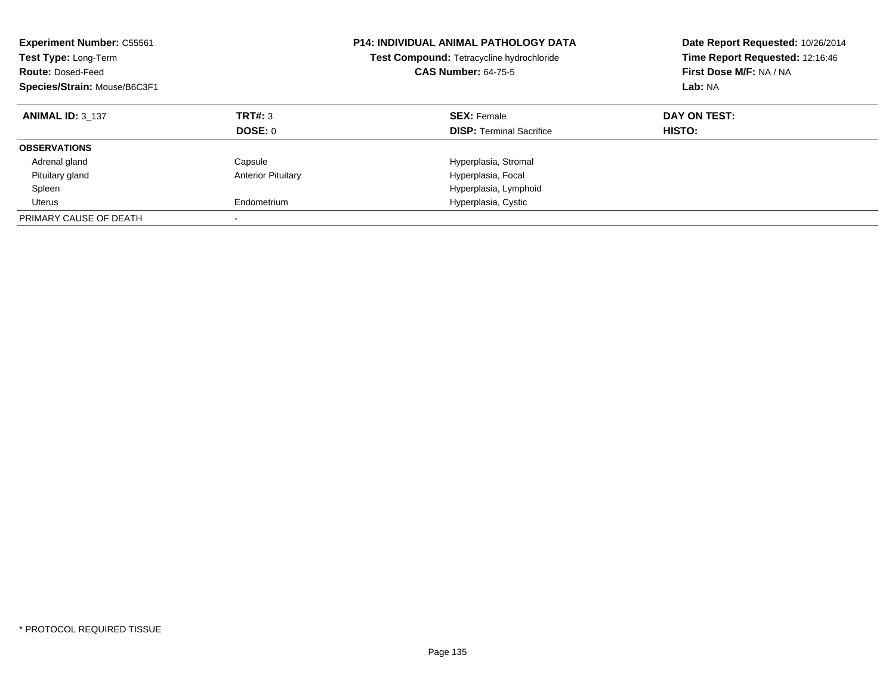**Experiment Number:** C55561
**Test Type:** Long-Term
**Route:** Dosed-Feed
**Species/Strain:** Mouse/B6C3F1

**P14: INDIVIDUAL ANIMAL PATHOLOGY DATA**
**Test Compound:** Tetracycline hydrochloride
**CAS Number:** 64-75-5

**Date Report Requested:** 10/26/2014
**Time Report Requested:** 12:16:46
**First Dose M/F:** NA / NA
**Lab:** NA

| **ANIMAL ID:** 3_137 | **TRT#:** 3 | **SEX:** Female | **DAY ON TEST:** |
|---|---|---|---|
| | **DOSE:** 0 | **DISP:** Terminal Sacrifice | **HISTO:** |
| **OBSERVATIONS** | | | |
| Adrenal gland | Capsule | Hyperplasia, Stromal | |
| Pituitary gland | Anterior Pituitary | Hyperplasia, Focal | |
| Spleen | | Hyperplasia, Lymphoid | |
| Uterus | Endometrium | Hyperplasia, Cystic | |
| PRIMARY CAUSE OF DEATH | - | | |

* PROTOCOL REQUIRED TISSUE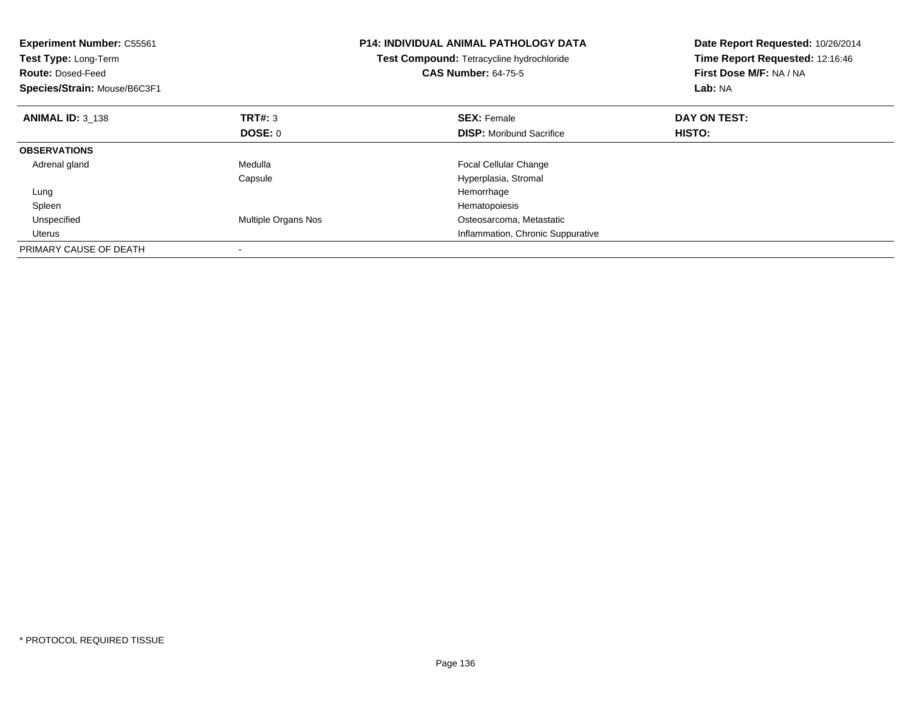**Experiment Number:** C55561
**Test Type:** Long-Term
**Route:** Dosed-Feed
**Species/Strain:** Mouse/B6C3F1

**P14: INDIVIDUAL ANIMAL PATHOLOGY DATA**
**Test Compound:** Tetracycline hydrochloride
**CAS Number:** 64-75-5

**Date Report Requested:** 10/26/2014
**Time Report Requested:** 12:16:46
**First Dose M/F:** NA / NA
**Lab:** NA

| **ANIMAL ID:** 3_138 | **TRT#:** 3 | **SEX:** Female | **DAY ON TEST:** |
|---|---|---|---|
| | **DOSE:** 0 | **DISP:** Moribund Sacrifice | **HISTO:** |
| **OBSERVATIONS** | | | |
| Adrenal gland | Medulla | Focal Cellular Change | |
| | Capsule | Hyperplasia, Stromal | |
| Lung | | Hemorrhage | |
| Spleen | | Hematopoiesis | |
| Unspecified | Multiple Organs Nos | Osteosarcoma, Metastatic | |
| Uterus | | Inflammation, Chronic Suppurative | |
| PRIMARY CAUSE OF DEATH | - | | |

* PROTOCOL REQUIRED TISSUE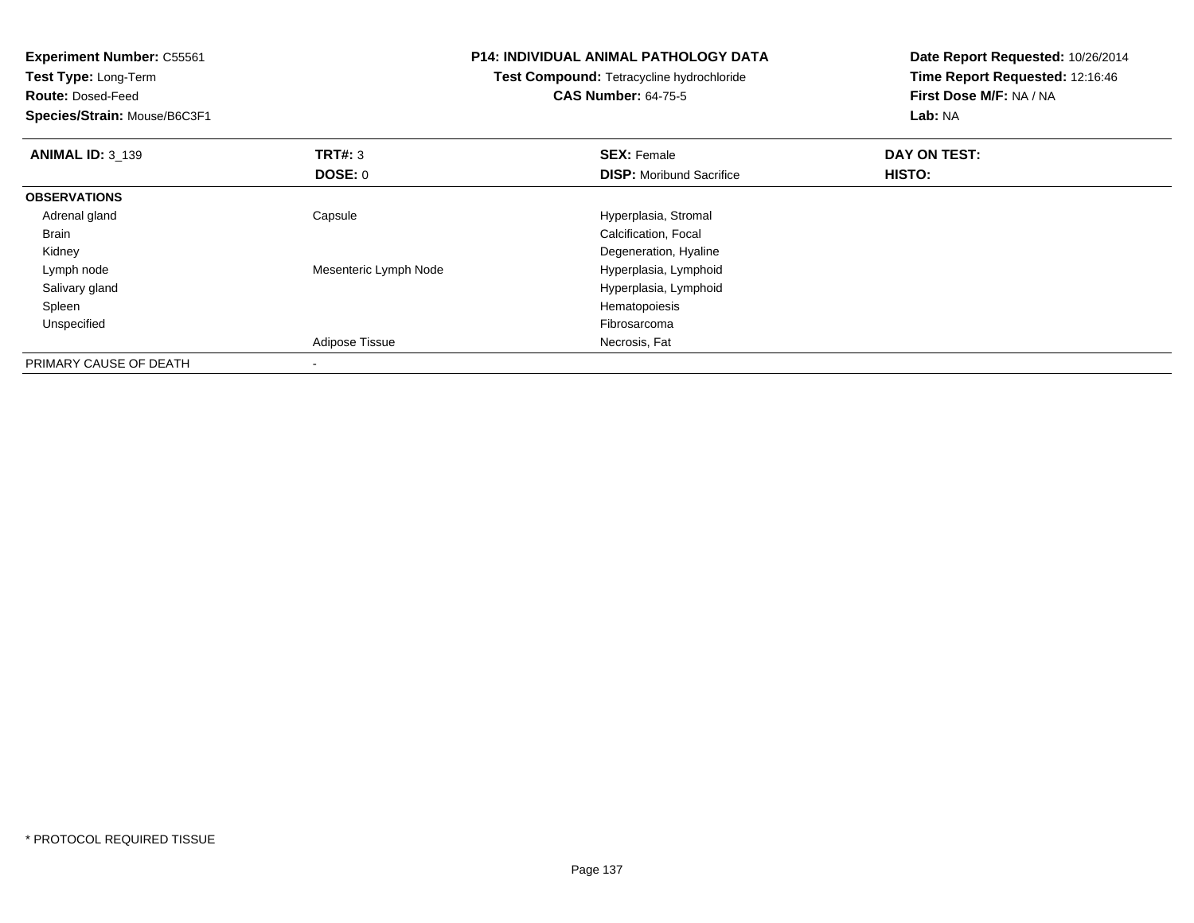**Experiment Number:** C55561
**Test Type:** Long-Term
**Route:** Dosed-Feed
**Species/Strain:** Mouse/B6C3F1

**P14: INDIVIDUAL ANIMAL PATHOLOGY DATA**
**Test Compound:** Tetracycline hydrochloride
**CAS Number:** 64-75-5

**Date Report Requested:** 10/26/2014
**Time Report Requested:** 12:16:46
**First Dose M/F:** NA / NA
**Lab:** NA

| **ANIMAL ID:** 3_139 | **TRT#:** 3 | **SEX:** Female | **DAY ON TEST:** |
|---|---|---|---|
| | **DOSE:** 0 | **DISP:** Moribund Sacrifice | **HISTO:** |
| **OBSERVATIONS** | | | |
| Adrenal gland | Capsule | Hyperplasia, Stromal | |
| Brain | | Calcification, Focal | |
| Kidney | | Degeneration, Hyaline | |
| Lymph node | Mesenteric Lymph Node | Hyperplasia, Lymphoid | |
| Salivary gland | | Hyperplasia, Lymphoid | |
| Spleen | | Hematopoiesis | |
| Unspecified | | Fibrosarcoma | |
| | Adipose Tissue | Necrosis, Fat | |
| PRIMARY CAUSE OF DEATH | - | | |

* PROTOCOL REQUIRED TISSUE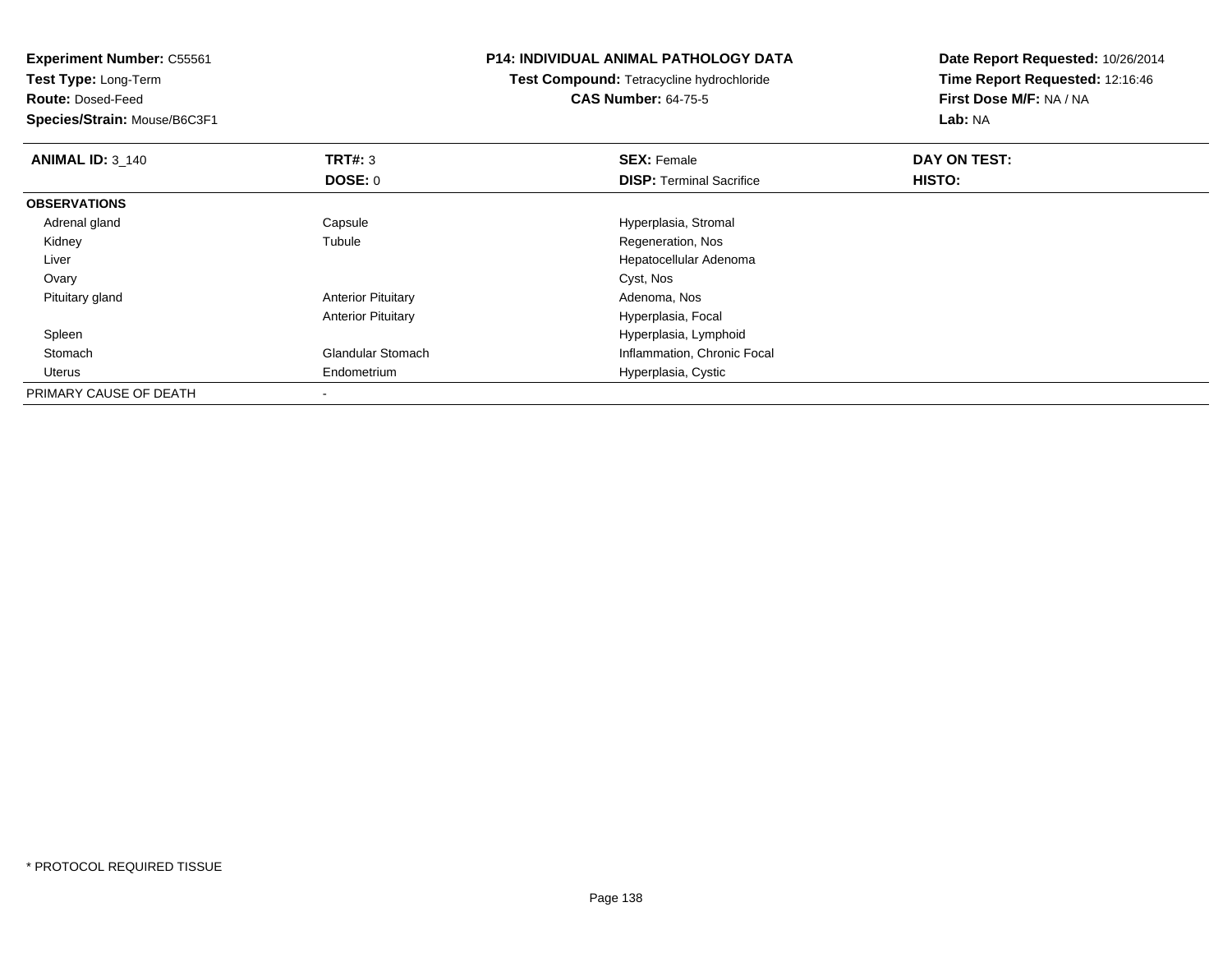**Experiment Number:** C55561
**Test Type:** Long-Term
**Route:** Dosed-Feed
**Species/Strain:** Mouse/B6C3F1

**P14: INDIVIDUAL ANIMAL PATHOLOGY DATA**
**Test Compound:** Tetracycline hydrochloride
**CAS Number:** 64-75-5

**Date Report Requested:** 10/26/2014
**Time Report Requested:** 12:16:46
**First Dose M/F:** NA / NA
**Lab:** NA

| **ANIMAL ID:** 3_140 | **TRT#:** 3 | **SEX:** Female | **DAY ON TEST:** |
|---|---|---|---|
| | **DOSE:** 0 | **DISP:** Terminal Sacrifice | **HISTO:** |
| **OBSERVATIONS** | | | |
| Adrenal gland | Capsule | Hyperplasia, Stromal | |
| Kidney | Tubule | Regeneration, Nos | |
| Liver | | Hepatocellular Adenoma | |
| Ovary | | Cyst, Nos | |
| Pituitary gland | Anterior Pituitary | Adenoma, Nos | |
| | Anterior Pituitary | Hyperplasia, Focal | |
| Spleen | | Hyperplasia, Lymphoid | |
| Stomach | Glandular Stomach | Inflammation, Chronic Focal | |
| Uterus | Endometrium | Hyperplasia, Cystic | |
| PRIMARY CAUSE OF DEATH | - | | |

* PROTOCOL REQUIRED TISSUE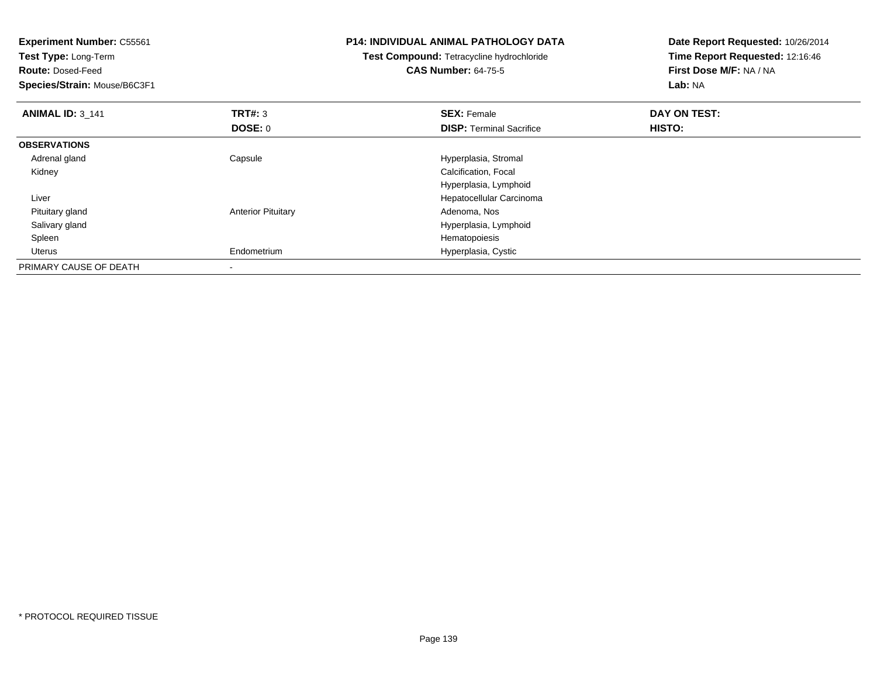**Experiment Number:** C55561
**Test Type:** Long-Term
**Route:** Dosed-Feed
**Species/Strain:** Mouse/B6C3F1

**P14: INDIVIDUAL ANIMAL PATHOLOGY DATA**
**Test Compound:** Tetracycline hydrochloride
**CAS Number:** 64-75-5

**Date Report Requested:** 10/26/2014
**Time Report Requested:** 12:16:46
**First Dose M/F:** NA / NA
**Lab:** NA

| **ANIMAL ID:** 3_141 | **TRT#:** 3 | **SEX:** Female | **DAY ON TEST:** |
|---|---|---|---|
| | **DOSE:** 0 | **DISP:** Terminal Sacrifice | **HISTO:** |
| **OBSERVATIONS** | | | |
| Adrenal gland | Capsule | Hyperplasia, Stromal | |
| Kidney | | Calcification, Focal | |
| | | Hyperplasia, Lymphoid | |
| Liver | | Hepatocellular Carcinoma | |
| Pituitary gland | Anterior Pituitary | Adenoma, Nos | |
| Salivary gland | | Hyperplasia, Lymphoid | |
| Spleen | | Hematopoiesis | |
| Uterus | Endometrium | Hyperplasia, Cystic | |
| PRIMARY CAUSE OF DEATH | - | | |

* PROTOCOL REQUIRED TISSUE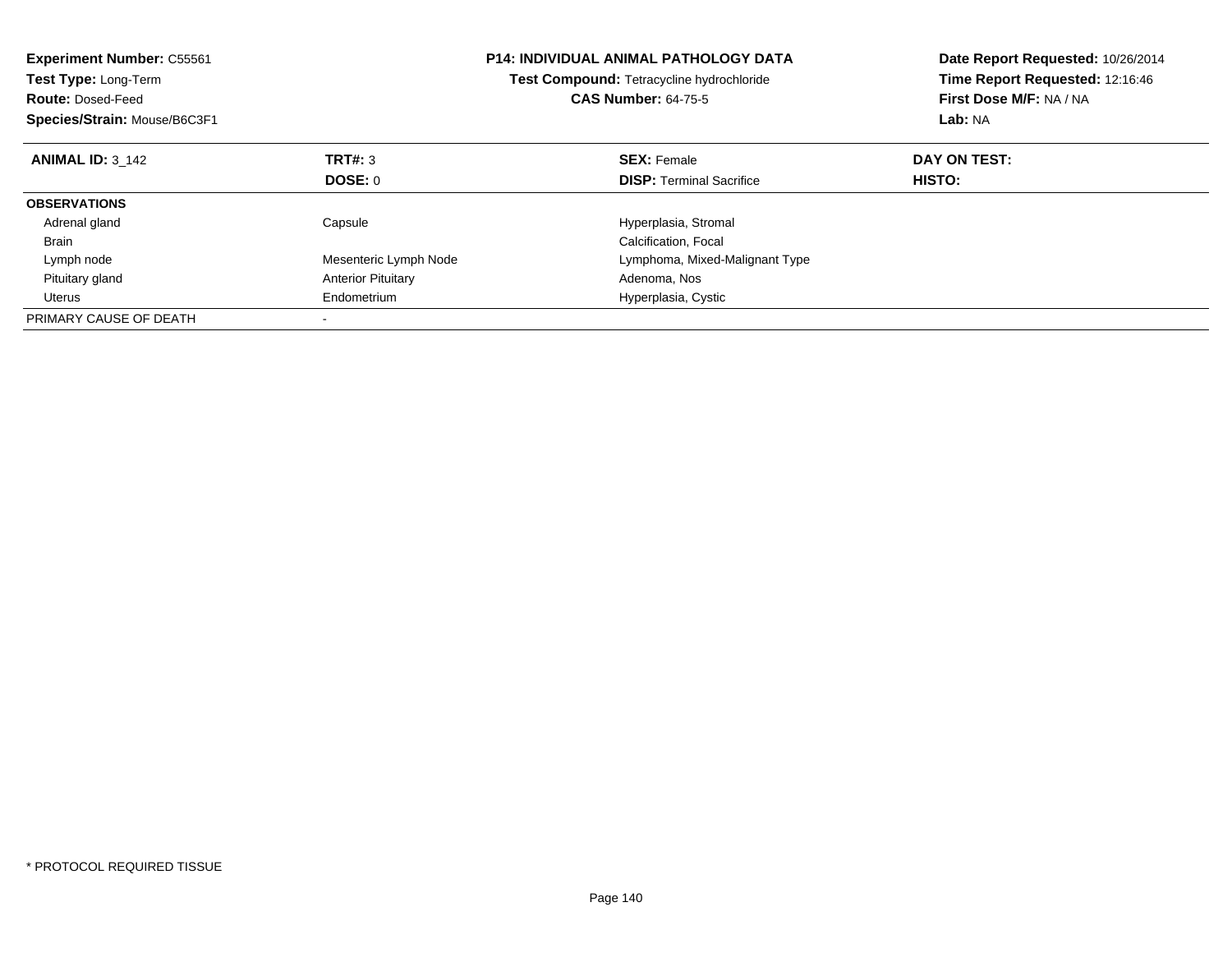**Experiment Number:** C55561
**Test Type:** Long-Term
**Route:** Dosed-Feed
**Species/Strain:** Mouse/B6C3F1

**P14: INDIVIDUAL ANIMAL PATHOLOGY DATA**
**Test Compound:** Tetracycline hydrochloride
**CAS Number:** 64-75-5

**Date Report Requested:** 10/26/2014
**Time Report Requested:** 12:16:46
**First Dose M/F:** NA / NA
**Lab:** NA

| **ANIMAL ID:** 3_142 | **TRT#:** 3 | **SEX:** Female | **DAY ON TEST:** |
|---|---|---|---|
| | **DOSE:** 0 | **DISP:** Terminal Sacrifice | **HISTO:** |
| **OBSERVATIONS** | | | |
| Adrenal gland | Capsule | Hyperplasia, Stromal | |
| Brain | | Calcification, Focal | |
| Lymph node | Mesenteric Lymph Node | Lymphoma, Mixed-Malignant Type | |
| Pituitary gland | Anterior Pituitary | Adenoma, Nos | |
| Uterus | Endometrium | Hyperplasia, Cystic | |
| PRIMARY CAUSE OF DEATH | - | | |

* PROTOCOL REQUIRED TISSUE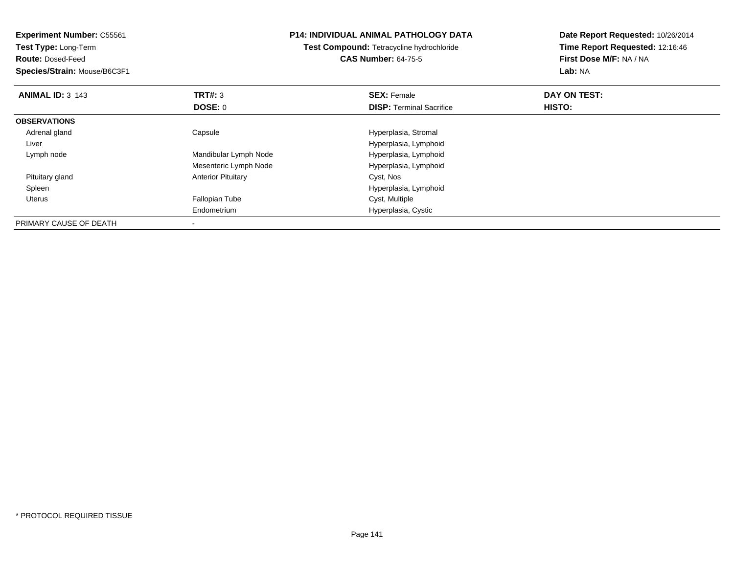**Experiment Number:** C55561
**Test Type:** Long-Term
**Route:** Dosed-Feed
**Species/Strain:** Mouse/B6C3F1

**P14: INDIVIDUAL ANIMAL PATHOLOGY DATA**
**Test Compound:** Tetracycline hydrochloride
**CAS Number:** 64-75-5

**Date Report Requested:** 10/26/2014
**Time Report Requested:** 12:16:46
**First Dose M/F:** NA / NA
**Lab:** NA

| **ANIMAL ID:** 3_143 | **TRT#:** 3 | **SEX:** Female | **DAY ON TEST:** |
|---|---|---|---|
| | **DOSE:** 0 | **DISP:** Terminal Sacrifice | **HISTO:** |
| **OBSERVATIONS** | | | |
| Adrenal gland | Capsule | Hyperplasia, Stromal | |
| Liver | | Hyperplasia, Lymphoid | |
| Lymph node | Mandibular Lymph Node | Hyperplasia, Lymphoid | |
| | Mesenteric Lymph Node | Hyperplasia, Lymphoid | |
| Pituitary gland | Anterior Pituitary | Cyst, Nos | |
| Spleen | | Hyperplasia, Lymphoid | |
| Uterus | Fallopian Tube | Cyst, Multiple | |
| | Endometrium | Hyperplasia, Cystic | |
| PRIMARY CAUSE OF DEATH | - | | |

* PROTOCOL REQUIRED TISSUE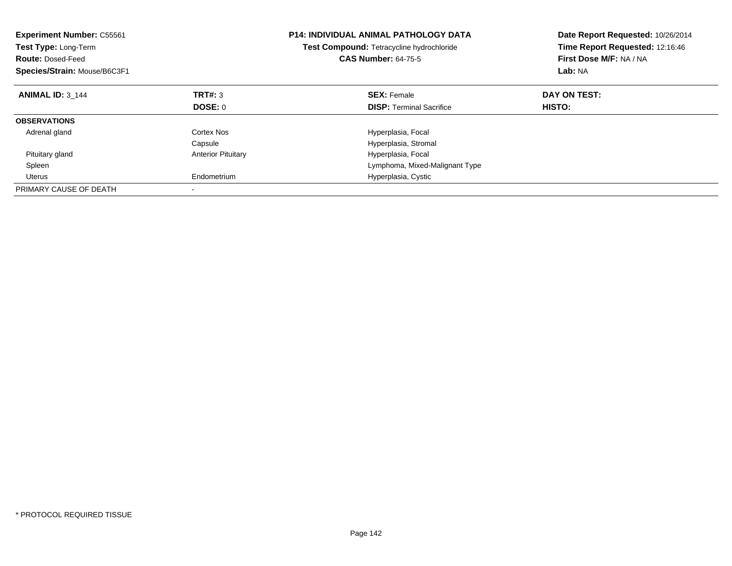**Experiment Number:** C55561
**Test Type:** Long-Term
**Route:** Dosed-Feed
**Species/Strain:** Mouse/B6C3F1

**P14: INDIVIDUAL ANIMAL PATHOLOGY DATA**
**Test Compound:** Tetracycline hydrochloride
**CAS Number:** 64-75-5

**Date Report Requested:** 10/26/2014
**Time Report Requested:** 12:16:46
**First Dose M/F:** NA / NA
**Lab:** NA

| **ANIMAL ID:** 3_144 | **TRT#:** 3 | **SEX:** Female | **DAY ON TEST:** |
|---|---|---|---|
| | **DOSE:** 0 | **DISP:** Terminal Sacrifice | **HISTO:** |
| **OBSERVATIONS** | | | |
| Adrenal gland | Cortex Nos | Hyperplasia, Focal | |
| | Capsule | Hyperplasia, Stromal | |
| Pituitary gland | Anterior Pituitary | Hyperplasia, Focal | |
| Spleen | | Lymphoma, Mixed-Malignant Type | |
| Uterus | Endometrium | Hyperplasia, Cystic | |
| PRIMARY CAUSE OF DEATH | - | | |

* PROTOCOL REQUIRED TISSUE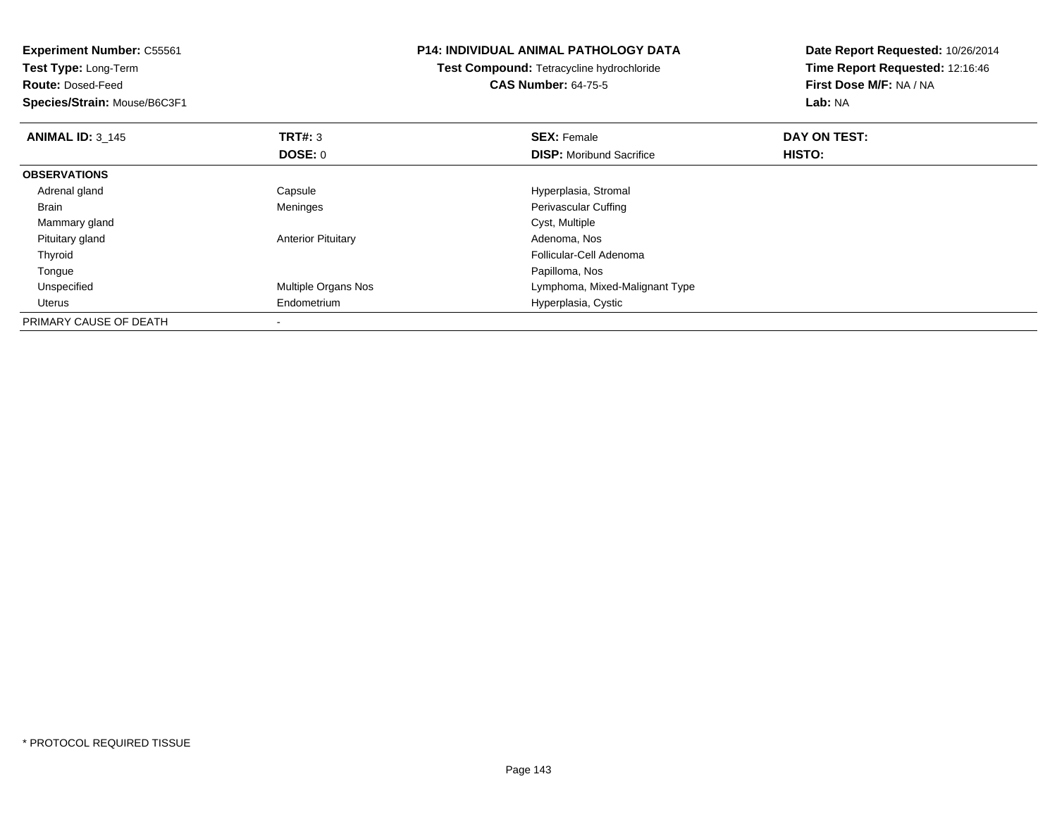**Experiment Number:** C55561
**Test Type:** Long-Term
**Route:** Dosed-Feed
**Species/Strain:** Mouse/B6C3F1

**P14: INDIVIDUAL ANIMAL PATHOLOGY DATA**
**Test Compound:** Tetracycline hydrochloride
**CAS Number:** 64-75-5

**Date Report Requested:** 10/26/2014
**Time Report Requested:** 12:16:46
**First Dose M/F:** NA / NA
**Lab:** NA

| **ANIMAL ID:** 3_145 | **TRT#:** 3 | **SEX:** Female | **DAY ON TEST:** |
|---|---|---|---|
| | **DOSE:** 0 | **DISP:** Moribund Sacrifice | **HISTO:** |
| **OBSERVATIONS** | | | |
| Adrenal gland | Capsule | Hyperplasia, Stromal | |
| Brain | Meninges | Perivascular Cuffing | |
| Mammary gland | | Cyst, Multiple | |
| Pituitary gland | Anterior Pituitary | Adenoma, Nos | |
| Thyroid | | Follicular-Cell Adenoma | |
| Tongue | | Papilloma, Nos | |
| Unspecified | Multiple Organs Nos | Lymphoma, Mixed-Malignant Type | |
| Uterus | Endometrium | Hyperplasia, Cystic | |
| PRIMARY CAUSE OF DEATH | - | | |

* PROTOCOL REQUIRED TISSUE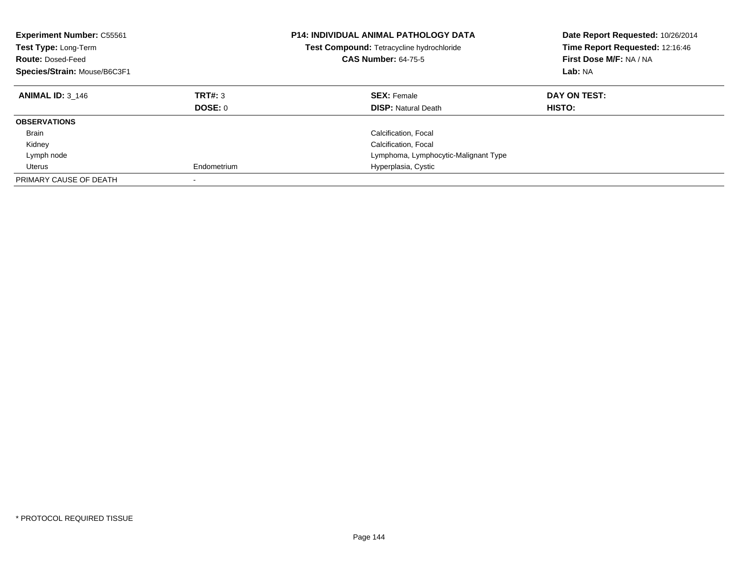**Experiment Number:** C55561
**Test Type:** Long-Term
**Route:** Dosed-Feed
**Species/Strain:** Mouse/B6C3F1

**P14: INDIVIDUAL ANIMAL PATHOLOGY DATA**
**Test Compound:** Tetracycline hydrochloride
**CAS Number:** 64-75-5

**Date Report Requested:** 10/26/2014
**Time Report Requested:** 12:16:46
**First Dose M/F:** NA / NA
**Lab:** NA

| **ANIMAL ID:** 3_146 | **TRT#:** 3 | **SEX:** Female | **DAY ON TEST:** |
|---|---|---|---|
| | **DOSE:** 0 | **DISP:** Natural Death | **HISTO:** |
| **OBSERVATIONS** | | | |
| Brain | | Calcification, Focal | |
| Kidney | | Calcification, Focal | |
| Lymph node | | Lymphoma, Lymphocytic-Malignant Type | |
| Uterus | Endometrium | Hyperplasia, Cystic | |
| PRIMARY CAUSE OF DEATH | - | | |

\* PROTOCOL REQUIRED TISSUE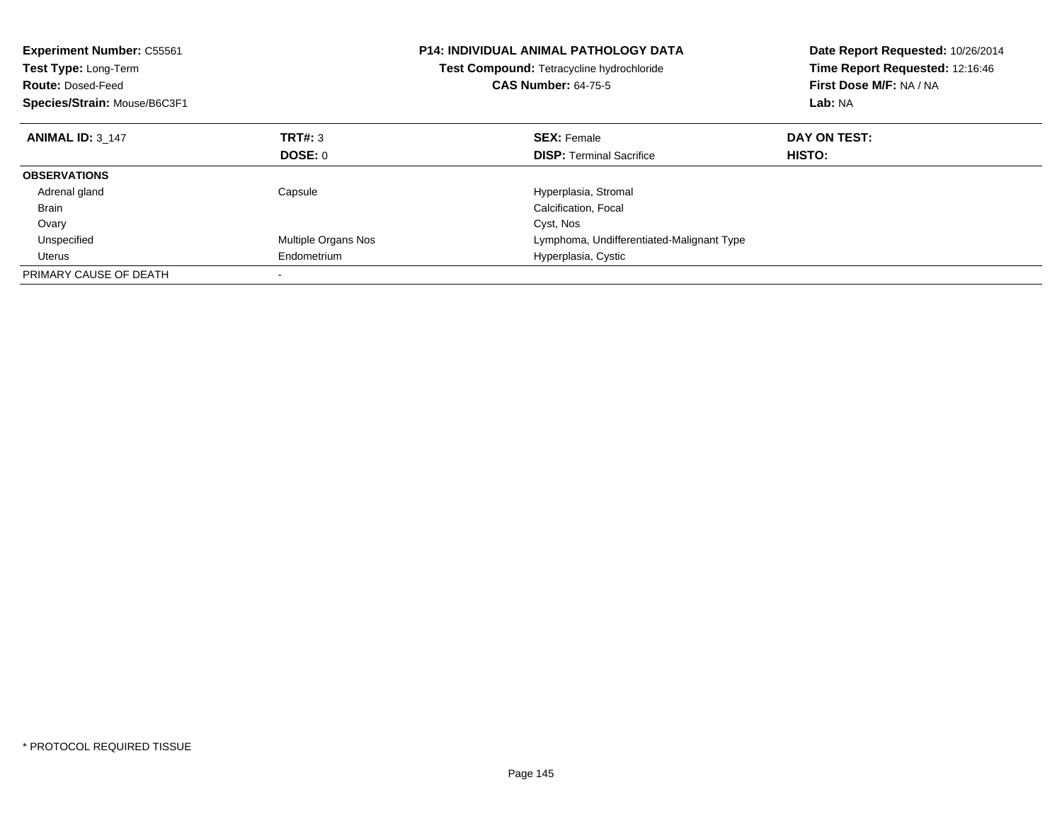**Experiment Number:** C55561
**Test Type:** Long-Term
**Route:** Dosed-Feed
**Species/Strain:** Mouse/B6C3F1

**P14: INDIVIDUAL ANIMAL PATHOLOGY DATA**
**Test Compound:** Tetracycline hydrochloride
**CAS Number:** 64-75-5

**Date Report Requested:** 10/26/2014
**Time Report Requested:** 12:16:46
**First Dose M/F:** NA / NA
**Lab:** NA

| **ANIMAL ID:** 3_147 | **TRT#:** 3 | **SEX:** Female | **DAY ON TEST:** |
|---|---|---|---|
| | **DOSE:** 0 | **DISP:** Terminal Sacrifice | **HISTO:** |
| **OBSERVATIONS** | | | |
| Adrenal gland | Capsule | Hyperplasia, Stromal | |
| Brain | | Calcification, Focal | |
| Ovary | | Cyst, Nos | |
| Unspecified | Multiple Organs Nos | Lymphoma, Undifferentiated-Malignant Type | |
| Uterus | Endometrium | Hyperplasia, Cystic | |
| PRIMARY CAUSE OF DEATH | - | | |

* PROTOCOL REQUIRED TISSUE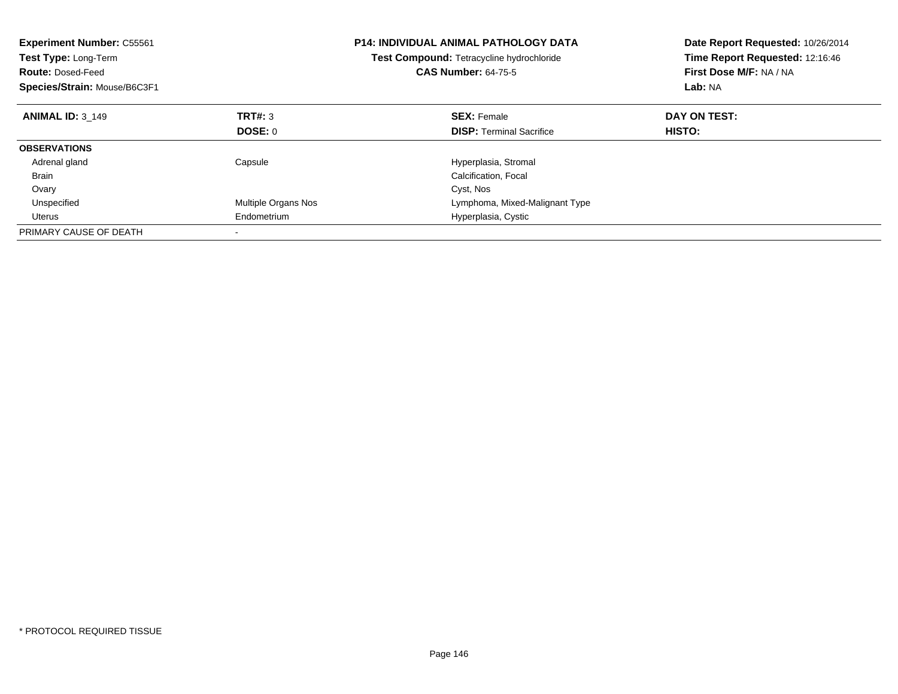**Experiment Number:** C55561
**Test Type:** Long-Term
**Route:** Dosed-Feed
**Species/Strain:** Mouse/B6C3F1

**P14: INDIVIDUAL ANIMAL PATHOLOGY DATA**
**Test Compound:** Tetracycline hydrochloride
**CAS Number:** 64-75-5

**Date Report Requested:** 10/26/2014
**Time Report Requested:** 12:16:46
**First Dose M/F:** NA / NA
**Lab:** NA

| **ANIMAL ID:** 3_149 | **TRT#:** 3 | **SEX:** Female | **DAY ON TEST:** |
|---|---|---|---|
| | **DOSE:** 0 | **DISP:** Terminal Sacrifice | **HISTO:** |
| **OBSERVATIONS** | | | |
| Adrenal gland | Capsule | Hyperplasia, Stromal | |
| Brain | | Calcification, Focal | |
| Ovary | | Cyst, Nos | |
| Unspecified | Multiple Organs Nos | Lymphoma, Mixed-Malignant Type | |
| Uterus | Endometrium | Hyperplasia, Cystic | |
| PRIMARY CAUSE OF DEATH | - | | |

* PROTOCOL REQUIRED TISSUE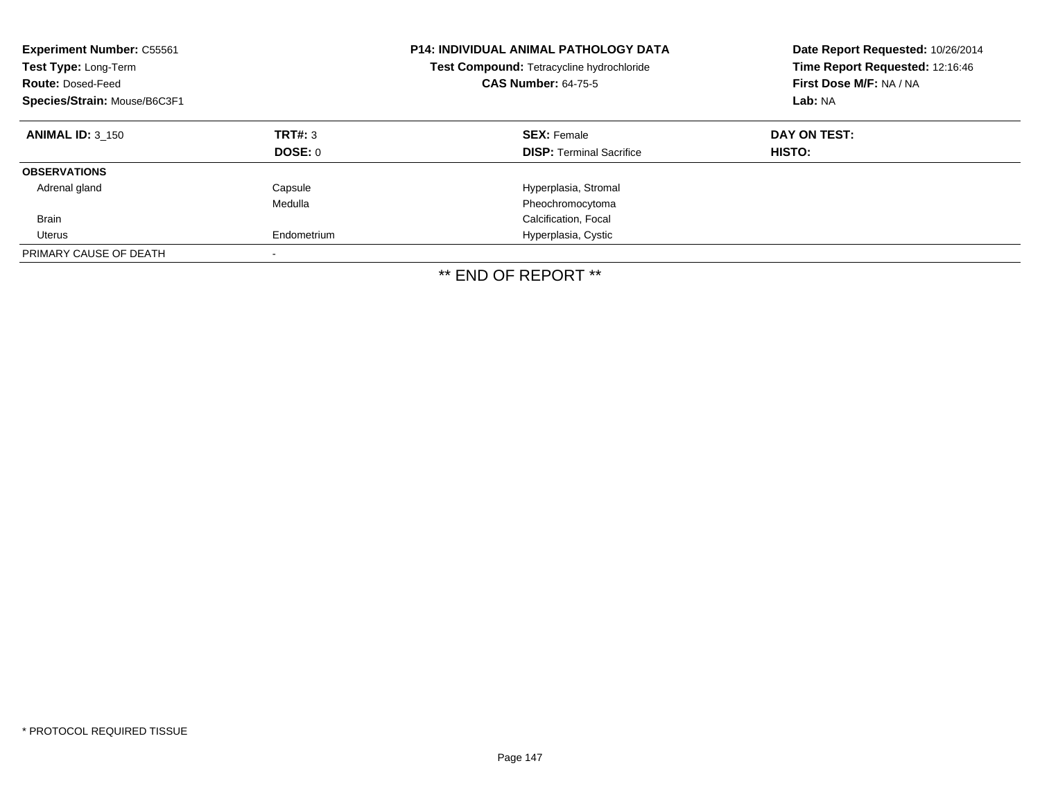**Experiment Number:** C55561
**Test Type:** Long-Term
**Route:** Dosed-Feed
**Species/Strain:** Mouse/B6C3F1

**P14: INDIVIDUAL ANIMAL PATHOLOGY DATA**
**Test Compound:** Tetracycline hydrochloride
**CAS Number:** 64-75-5

**Date Report Requested:** 10/26/2014
**Time Report Requested:** 12:16:46
**First Dose M/F:** NA / NA
**Lab:** NA

| **ANIMAL ID:** 3_150 | **TRT#:** 3 | **SEX:** Female | **DAY ON TEST:** |
|---|---|---|---|
| | **DOSE:** 0 | **DISP:** Terminal Sacrifice | **HISTO:** |
| **OBSERVATIONS** | | | |
| Adrenal gland | Capsule | Hyperplasia, Stromal | |
| | Medulla | Pheochromocytoma | |
| Brain | | Calcification, Focal | |
| Uterus | Endometrium | Hyperplasia, Cystic | |
| PRIMARY CAUSE OF DEATH | - | | |

** END OF REPORT **

* PROTOCOL REQUIRED TISSUE